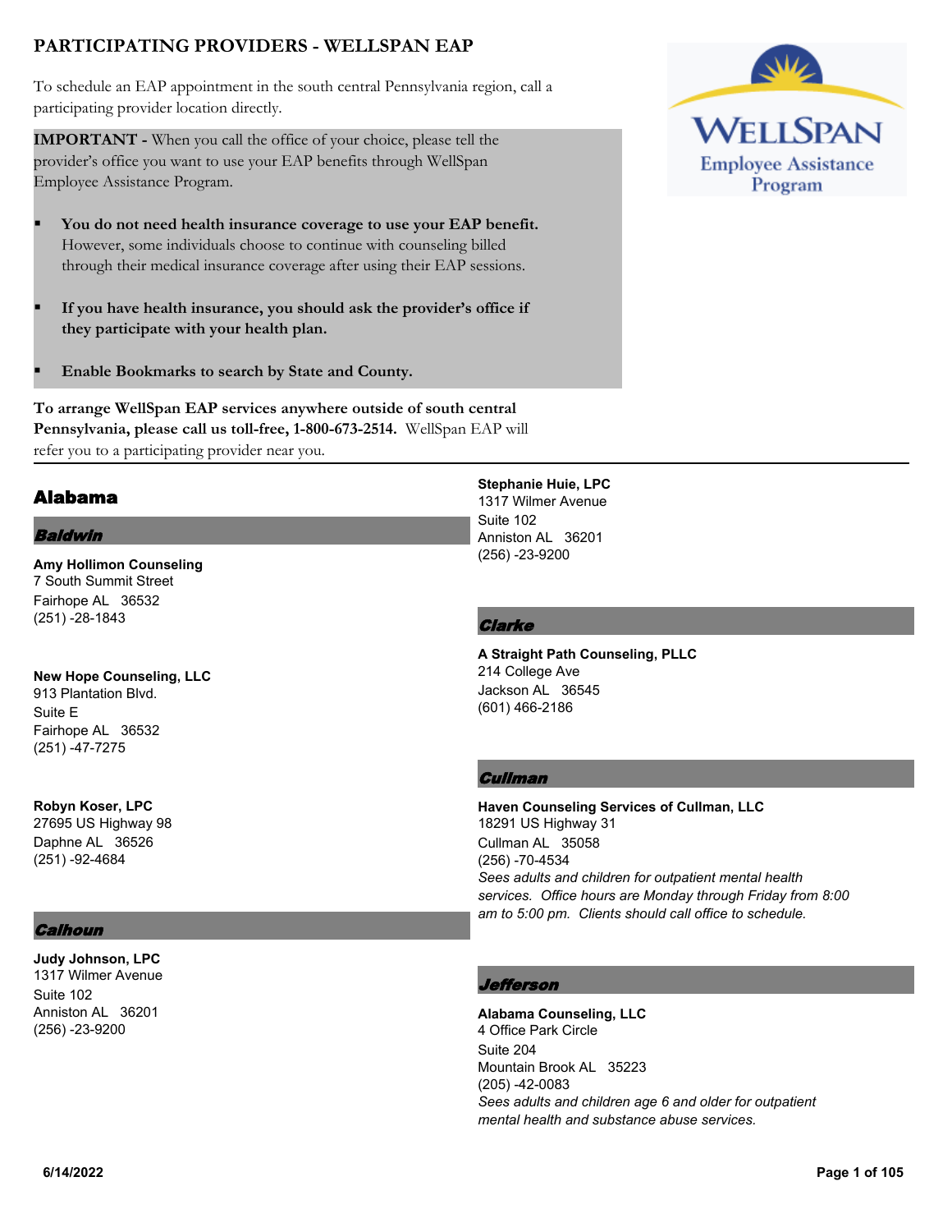# PARTICIPATING PROVIDERS - WELLSPAN EAP

To schedule an EAP appointment in the south central Pennsylvania region, call a participating provider location directly.

**IMPORTANT -** When you call the office of your choice, please tell the provider's office you want to use your EAP benefits through WellSpan Employee Assistance Program.

- **You do not need health insurance coverage to use your EAP benefit.** However, some individuals choose to continue with counseling billed through their medical insurance coverage after using their EAP sessions.
- **If you have health insurance, you should ask the provider's office if they participate with your health plan.**
- **Enable Bookmarks to search by State and County.**

**To arrange WellSpan EAP services anywhere outside of south central Pennsylvania, please call us toll-free, 1-800-673-2514.** WellSpan EAP will refer you to a participating provider near you.

## Alabama

### *Baldwin*

**Amy Hollimon Counseling**
7 South Summit Street
Fairhope AL 36532
(251) -28-1843

**New Hope Counseling, LLC**
913 Plantation Blvd.
Suite E
Fairhope AL 36532
(251) -47-7275

**Robyn Koser, LPC**
27695 US Highway 98
Daphne AL 36526
(251) -92-4684

### *Calhoun*

**Judy Johnson, LPC**
1317 Wilmer Avenue
Suite 102
Anniston AL 36201
(256) -23-9200

**Stephanie Huie, LPC**
1317 Wilmer Avenue
Suite 102
Anniston AL 36201
(256) -23-9200

### *Clarke*

**A Straight Path Counseling, PLLC**
214 College Ave
Jackson AL 36545
(601) 466-2186

### *Cullman*

**Haven Counseling Services of Cullman, LLC**
18291 US Highway 31
Cullman AL 35058
(256) -70-4534
*Sees adults and children for outpatient mental health services. Office hours are Monday through Friday from 8:00 am to 5:00 pm. Clients should call office to schedule.*

### *Jefferson*

**Alabama Counseling, LLC**
4 Office Park Circle
Suite 204
Mountain Brook AL 35223
(205) -42-0083
*Sees adults and children age 6 and older for outpatient mental health and substance abuse services.*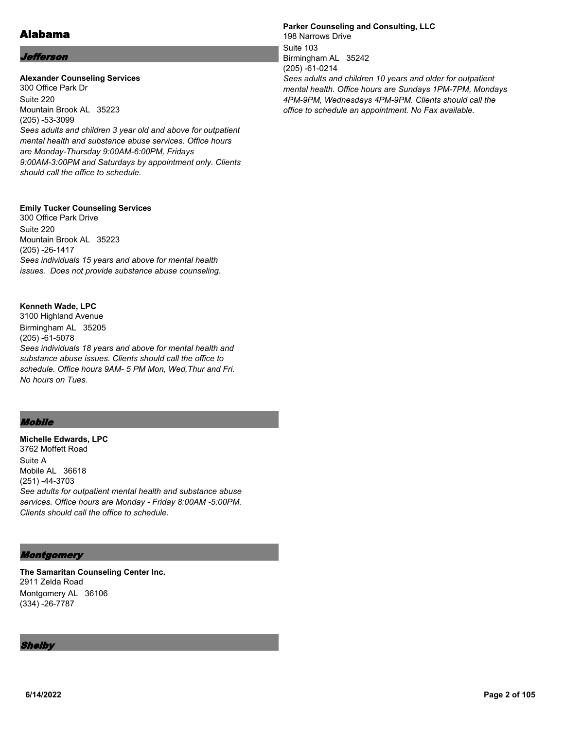# Alabama

## *Jefferson*

**Alexander Counseling Services**
300 Office Park Dr
Suite 220
Mountain Brook AL 35223
(205) -53-3099
*Sees adults and children 3 year old and above for outpatient mental health and substance abuse services. Office hours are Monday-Thursday 9:00AM-6:00PM, Fridays 9:00AM-3:00PM and Saturdays by appointment only. Clients should call the office to schedule.*

**Emily Tucker Counseling Services**
300 Office Park Drive
Suite 220
Mountain Brook AL 35223
(205) -26-1417
*Sees individuals 15 years and above for mental health issues. Does not provide substance abuse counseling.*

**Kenneth Wade, LPC**
3100 Highland Avenue
Birmingham AL 35205
(205) -61-5078
*Sees individuals 18 years and above for mental health and substance abuse issues. Clients should call the office to schedule. Office hours 9AM- 5 PM Mon, Wed,Thur and Fri. No hours on Tues.*

**Parker Counseling and Consulting, LLC**
198 Narrows Drive
Suite 103
Birmingham AL 35242
(205) -61-0214
*Sees adults and children 10 years and older for outpatient mental health. Office hours are Sundays 1PM-7PM, Mondays 4PM-9PM, Wednesdays 4PM-9PM. Clients should call the office to schedule an appointment. No Fax available.*

## *Mobile*

**Michelle Edwards, LPC**
3762 Moffett Road
Suite A
Mobile AL 36618
(251) -44-3703
*See adults for outpatient mental health and substance abuse services. Office hours are Monday - Friday 8:00AM -5:00PM. Clients should call the office to schedule.*

## *Montgomery*

**The Samaritan Counseling Center Inc.**
2911 Zelda Road
Montgomery AL 36106
(334) -26-7787

## *Shelby*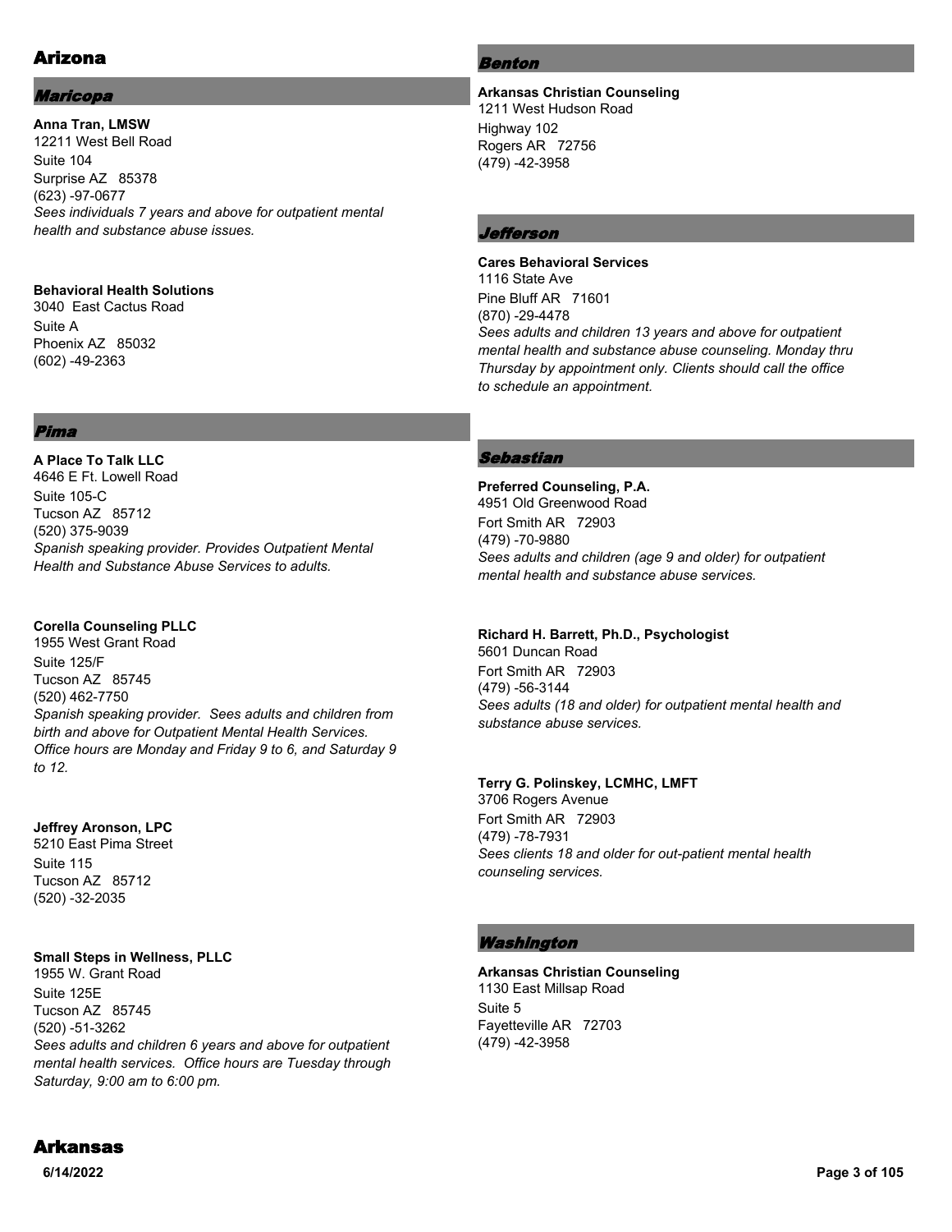# Arizona

## Maricopa

**Anna Tran, LMSW**
12211 West Bell Road
Suite 104
Surprise AZ 85378
(623) -97-0677
*Sees individuals 7 years and above for outpatient mental health and substance abuse issues.*

**Behavioral Health Solutions**
3040 East Cactus Road
Suite A
Phoenix AZ 85032
(602) -49-2363

## Pima

**A Place To Talk LLC**
4646 E Ft. Lowell Road
Suite 105-C
Tucson AZ 85712
(520) 375-9039
*Spanish speaking provider. Provides Outpatient Mental Health and Substance Abuse Services to adults.*

**Corella Counseling PLLC**
1955 West Grant Road
Suite 125/F
Tucson AZ 85745
(520) 462-7750
*Spanish speaking provider. Sees adults and children from birth and above for Outpatient Mental Health Services. Office hours are Monday and Friday 9 to 6, and Saturday 9 to 12.*

**Jeffrey Aronson, LPC**
5210 East Pima Street
Suite 115
Tucson AZ 85712
(520) -32-2035

**Small Steps in Wellness, PLLC**
1955 W. Grant Road
Suite 125E
Tucson AZ 85745
(520) -51-3262
*Sees adults and children 6 years and above for outpatient mental health services. Office hours are Tuesday through Saturday, 9:00 am to 6:00 pm.*

# Arkansas

## Benton

**Arkansas Christian Counseling**
1211 West Hudson Road
Highway 102
Rogers AR 72756
(479) -42-3958

## Jefferson

**Cares Behavioral Services**
1116 State Ave
Pine Bluff AR 71601
(870) -29-4478
*Sees adults and children 13 years and above for outpatient mental health and substance abuse counseling. Monday thru Thursday by appointment only. Clients should call the office to schedule an appointment.*

## Sebastian

**Preferred Counseling, P.A.**
4951 Old Greenwood Road
Fort Smith AR 72903
(479) -70-9880
*Sees adults and children (age 9 and older) for outpatient mental health and substance abuse services.*

**Richard H. Barrett, Ph.D., Psychologist**
5601 Duncan Road
Fort Smith AR 72903
(479) -56-3144
*Sees adults (18 and older) for outpatient mental health and substance abuse services.*

**Terry G. Polinskey, LCMHC, LMFT**
3706 Rogers Avenue
Fort Smith AR 72903
(479) -78-7931
*Sees clients 18 and older for out-patient mental health counseling services.*

## Washington

**Arkansas Christian Counseling**
1130 East Millsap Road
Suite 5
Fayetteville AR 72703
(479) -42-3958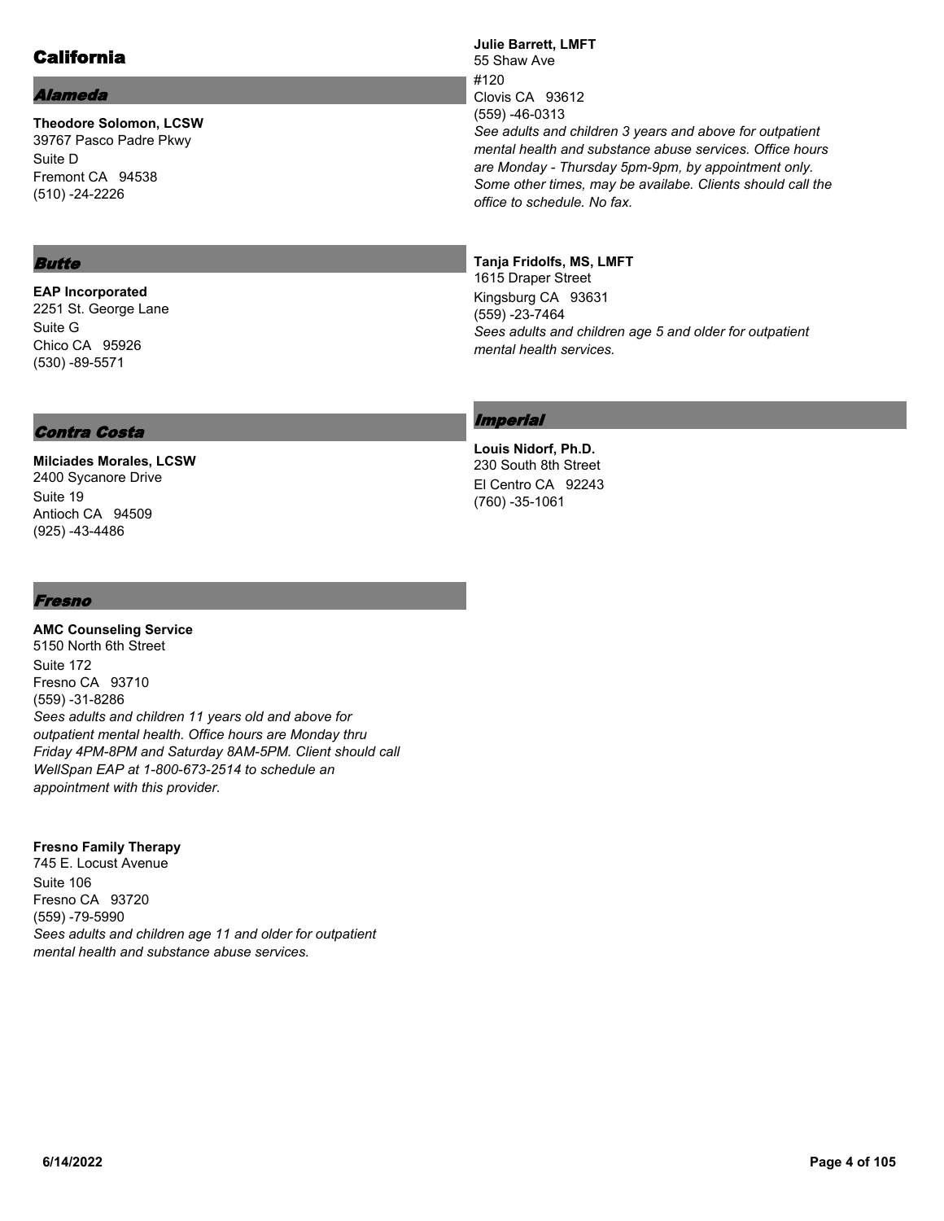# California

## Alameda

**Theodore Solomon, LCSW**
39767 Pasco Padre Pkwy
Suite D
Fremont CA 94538
(510) -24-2226

## Butte

**EAP Incorporated**
2251 St. George Lane
Suite G
Chico CA 95926
(530) -89-5571

## Contra Costa

**Milciades Morales, LCSW**
2400 Sycanore Drive
Suite 19
Antioch CA 94509
(925) -43-4486

## Fresno

**AMC Counseling Service**
5150 North 6th Street
Suite 172
Fresno CA 93710
(559) -31-8286
*Sees adults and children 11 years old and above for outpatient mental health. Office hours are Monday thru Friday 4PM-8PM and Saturday 8AM-5PM. Client should call WellSpan EAP at 1-800-673-2514 to schedule an appointment with this provider.*

**Fresno Family Therapy**
745 E. Locust Avenue
Suite 106
Fresno CA 93720
(559) -79-5990
*Sees adults and children age 11 and older for outpatient mental health and substance abuse services.*

**Julie Barrett, LMFT**
55 Shaw Ave
#120
Clovis CA 93612
(559) -46-0313
*See adults and children 3 years and above for outpatient mental health and substance abuse services. Office hours are Monday - Thursday 5pm-9pm, by appointment only. Some other times, may be availabe. Clients should call the office to schedule. No fax.*

**Tanja Fridolfs, MS, LMFT**
1615 Draper Street
Kingsburg CA 93631
(559) -23-7464
*Sees adults and children age 5 and older for outpatient mental health services.*

## Imperial

**Louis Nidorf, Ph.D.**
230 South 8th Street
El Centro CA 92243
(760) -35-1061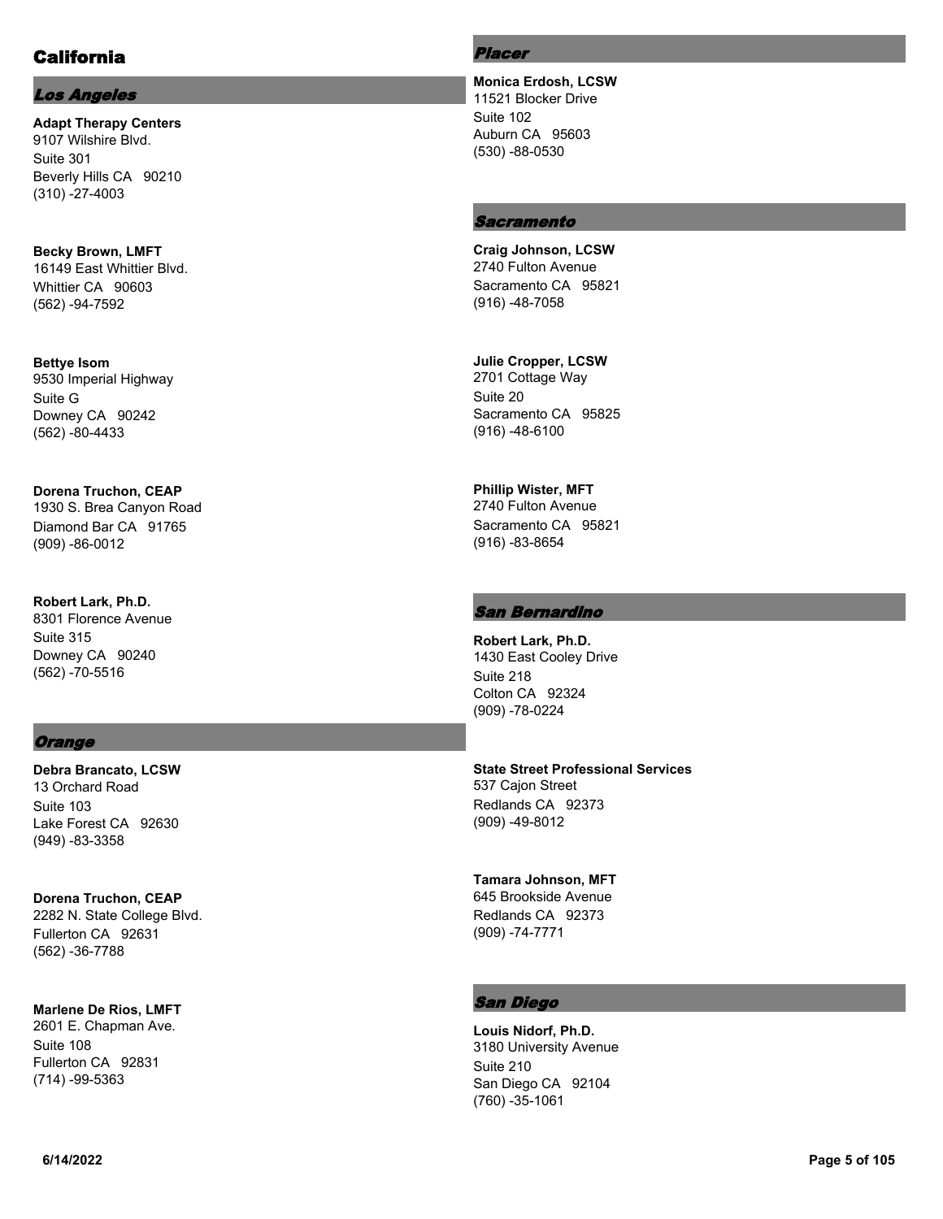# California

## *Los Angeles*

**Adapt Therapy Centers**
9107 Wilshire Blvd.
Suite 301
Beverly Hills CA 90210
(310) -27-4003

**Becky Brown, LMFT**
16149 East Whittier Blvd.
Whittier CA 90603
(562) -94-7592

**Bettye Isom**
9530 Imperial Highway
Suite G
Downey CA 90242
(562) -80-4433

**Dorena Truchon, CEAP**
1930 S. Brea Canyon Road
Diamond Bar CA 91765
(909) -86-0012

**Robert Lark, Ph.D.**
8301 Florence Avenue
Suite 315
Downey CA 90240
(562) -70-5516

## *Orange*

**Debra Brancato, LCSW**
13 Orchard Road
Suite 103
Lake Forest CA 92630
(949) -83-3358

**Dorena Truchon, CEAP**
2282 N. State College Blvd.
Fullerton CA 92631
(562) -36-7788

**Marlene De Rios, LMFT**
2601 E. Chapman Ave.
Suite 108
Fullerton CA 92831
(714) -99-5363

## *Placer*

**Monica Erdosh, LCSW**
11521 Blocker Drive
Suite 102
Auburn CA 95603
(530) -88-0530

## *Sacramento*

**Craig Johnson, LCSW**
2740 Fulton Avenue
Sacramento CA 95821
(916) -48-7058

**Julie Cropper, LCSW**
2701 Cottage Way
Suite 20
Sacramento CA 95825
(916) -48-6100

**Phillip Wister, MFT**
2740 Fulton Avenue
Sacramento CA 95821
(916) -83-8654

## *San Bernardino*

**Robert Lark, Ph.D.**
1430 East Cooley Drive
Suite 218
Colton CA 92324
(909) -78-0224

**State Street Professional Services**
537 Cajon Street
Redlands CA 92373
(909) -49-8012

**Tamara Johnson, MFT**
645 Brookside Avenue
Redlands CA 92373
(909) -74-7771

## *San Diego*

**Louis Nidorf, Ph.D.**
3180 University Avenue
Suite 210
San Diego CA 92104
(760) -35-1061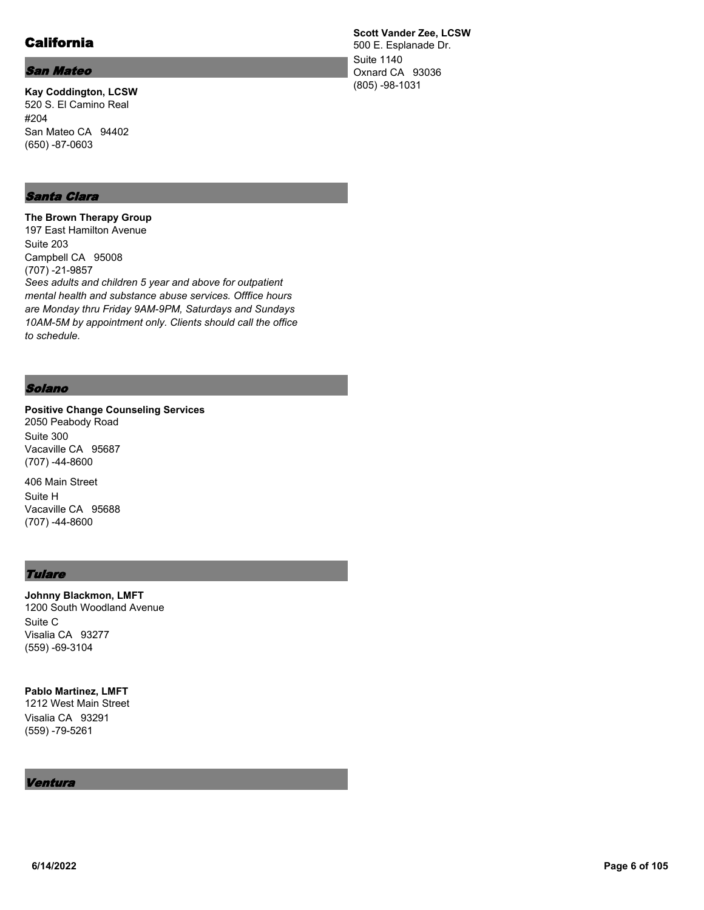# California

## *San Mateo*

**Kay Coddington, LCSW**
520 S. El Camino Real
#204
San Mateo CA 94402
(650) -87-0603

## *Santa Clara*

**The Brown Therapy Group**
197 East Hamilton Avenue
Suite 203
Campbell CA 95008
(707) -21-9857
*Sees adults and children 5 year and above for outpatient mental health and substance abuse services. Offfice hours are Monday thru Friday 9AM-9PM, Saturdays and Sundays 10AM-5M by appointment only. Clients should call the office to schedule.*

## *Solano*

**Positive Change Counseling Services**
2050 Peabody Road
Suite 300
Vacaville CA 95687
(707) -44-8600

406 Main Street
Suite H
Vacaville CA 95688
(707) -44-8600

## *Tulare*

**Johnny Blackmon, LMFT**
1200 South Woodland Avenue
Suite C
Visalia CA 93277
(559) -69-3104

**Pablo Martinez, LMFT**
1212 West Main Street
Visalia CA 93291
(559) -79-5261

## *Ventura*

**Scott Vander Zee, LCSW**
500 E. Esplanade Dr.
Suite 1140
Oxnard CA 93036
(805) -98-1031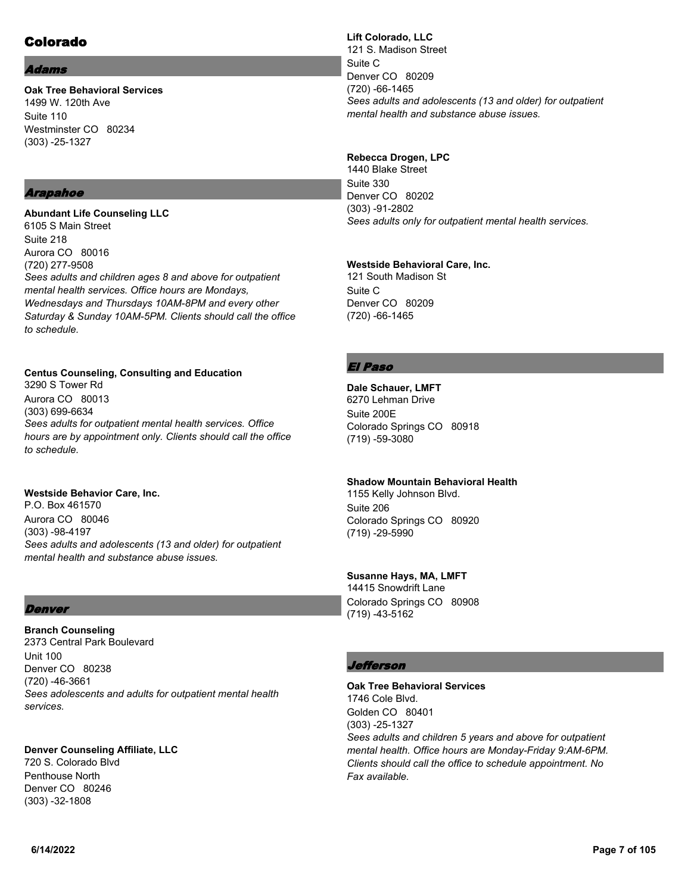# Colorado

## *Adams*

**Oak Tree Behavioral Services**
1499 W. 120th Ave
Suite 110
Westminster CO 80234
(303) -25-1327

## *Arapahoe*

**Abundant Life Counseling LLC**
6105 S Main Street
Suite 218
Aurora CO 80016
(720) 277-9508
*Sees adults and children ages 8 and above for outpatient mental health services. Office hours are Mondays, Wednesdays and Thursdays 10AM-8PM and every other Saturday & Sunday 10AM-5PM. Clients should call the office to schedule.*

**Centus Counseling, Consulting and Education**
3290 S Tower Rd
Aurora CO 80013
(303) 699-6634
*Sees adults for outpatient mental health services. Office hours are by appointment only. Clients should call the office to schedule.*

**Westside Behavior Care, Inc.**
P.O. Box 461570
Aurora CO 80046
(303) -98-4197
*Sees adults and adolescents (13 and older) for outpatient mental health and substance abuse issues.*

## *Denver*

**Branch Counseling**
2373 Central Park Boulevard
Unit 100
Denver CO 80238
(720) -46-3661
*Sees adolescents and adults for outpatient mental health services.*

**Denver Counseling Affiliate, LLC**
720 S. Colorado Blvd
Penthouse North
Denver CO 80246
(303) -32-1808

**Lift Colorado, LLC**
121 S. Madison Street
Suite C
Denver CO 80209
(720) -66-1465
*Sees adults and adolescents (13 and older) for outpatient mental health and substance abuse issues.*

**Rebecca Drogen, LPC**
1440 Blake Street
Suite 330
Denver CO 80202
(303) -91-2802
*Sees adults only for outpatient mental health services.*

**Westside Behavioral Care, Inc.**
121 South Madison St
Suite C
Denver CO 80209
(720) -66-1465

## *El Paso*

**Dale Schauer, LMFT**
6270 Lehman Drive
Suite 200E
Colorado Springs CO 80918
(719) -59-3080

**Shadow Mountain Behavioral Health**
1155 Kelly Johnson Blvd.
Suite 206
Colorado Springs CO 80920
(719) -29-5990

**Susanne Hays, MA, LMFT**
14415 Snowdrift Lane
Colorado Springs CO 80908
(719) -43-5162

## *Jefferson*

**Oak Tree Behavioral Services**
1746 Cole Blvd.
Golden CO 80401
(303) -25-1327
*Sees adults and children 5 years and above for outpatient mental health. Office hours are Monday-Friday 9:AM-6PM. Clients should call the office to schedule appointment. No Fax available.*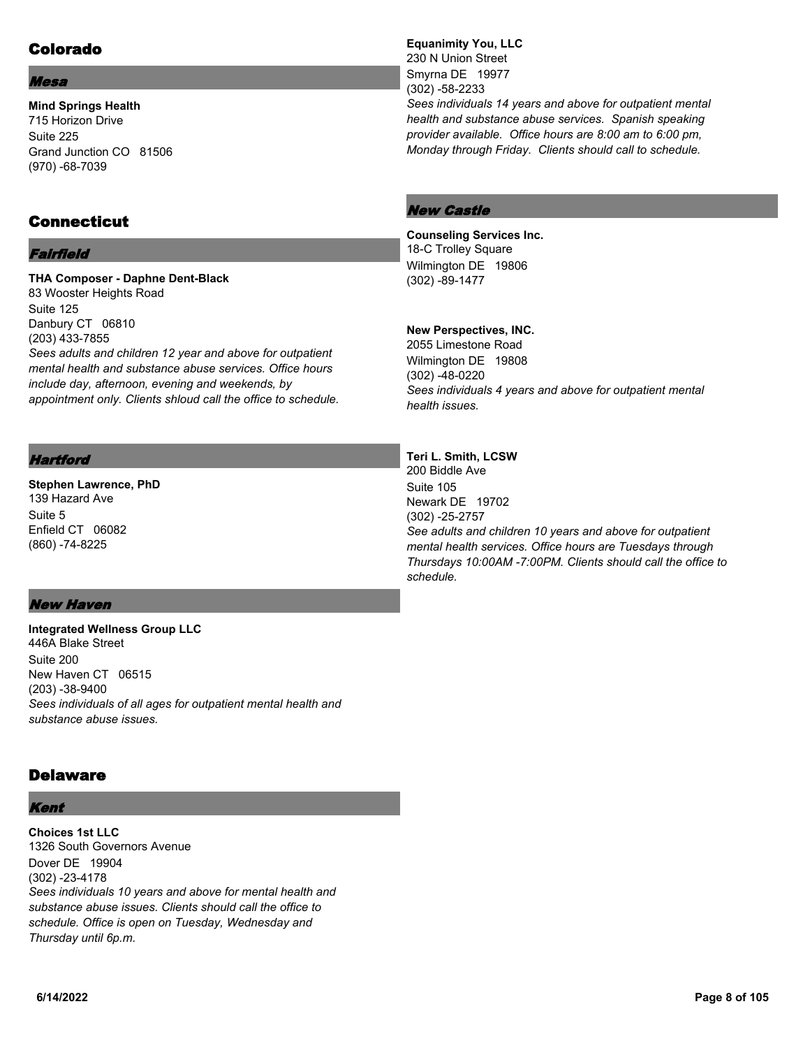## Colorado

### *Mesa*

**Mind Springs Health**
715 Horizon Drive
Suite 225
Grand Junction CO 81506
(970) -68-7039

## Connecticut

### *Fairfield*

**THA Composer - Daphne Dent-Black**
83 Wooster Heights Road
Suite 125
Danbury CT 06810
(203) 433-7855
*Sees adults and children 12 year and above for outpatient mental health and substance abuse services. Office hours include day, afternoon, evening and weekends, by appointment only. Clients shloud call the office to schedule.*

### *Hartford*

**Stephen Lawrence, PhD**
139 Hazard Ave
Suite 5
Enfield CT 06082
(860) -74-8225

### *New Haven*

**Integrated Wellness Group LLC**
446A Blake Street
Suite 200
New Haven CT 06515
(203) -38-9400
*Sees individuals of all ages for outpatient mental health and substance abuse issues.*

## Delaware

### *Kent*

**Choices 1st LLC**
1326 South Governors Avenue
Dover DE 19904
(302) -23-4178
*Sees individuals 10 years and above for mental health and substance abuse issues. Clients should call the office to schedule. Office is open on Tuesday, Wednesday and Thursday until 6p.m.*

**Equanimity You, LLC**
230 N Union Street
Smyrna DE 19977
(302) -58-2233
*Sees individuals 14 years and above for outpatient mental health and substance abuse services. Spanish speaking provider available. Office hours are 8:00 am to 6:00 pm, Monday through Friday. Clients should call to schedule.*

### *New Castle*

**Counseling Services Inc.**
18-C Trolley Square
Wilmington DE 19806
(302) -89-1477

**New Perspectives, INC.**
2055 Limestone Road
Wilmington DE 19808
(302) -48-0220
*Sees individuals 4 years and above for outpatient mental health issues.*

**Teri L. Smith, LCSW**
200 Biddle Ave
Suite 105
Newark DE 19702
(302) -25-2757
*See adults and children 10 years and above for outpatient mental health services. Office hours are Tuesdays through Thursdays 10:00AM -7:00PM. Clients should call the office to schedule.*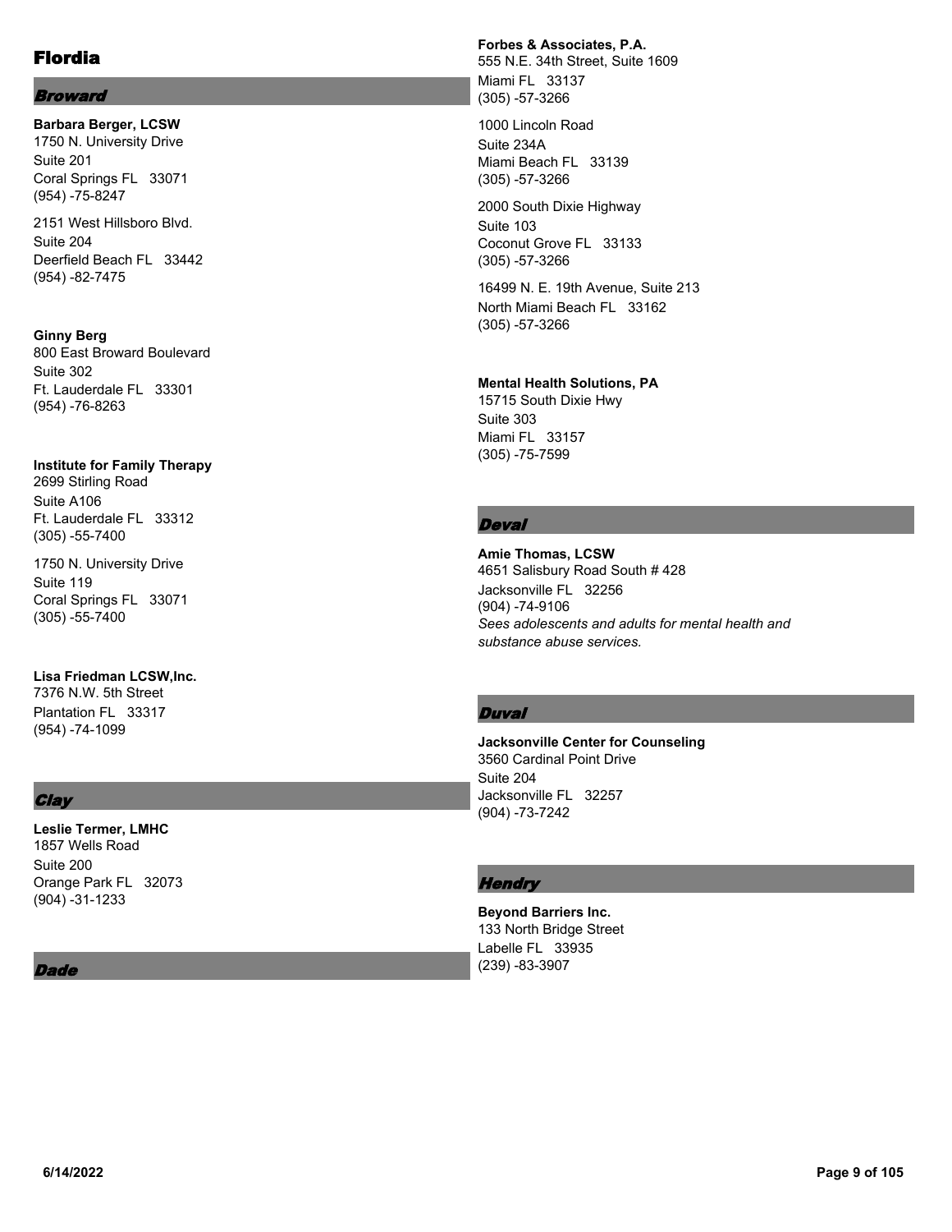# Flordia

## Broward

**Barbara Berger, LCSW**
1750 N. University Drive
Suite 201
Coral Springs FL 33071
(954) -75-8247

2151 West Hillsboro Blvd.
Suite 204
Deerfield Beach FL 33442
(954) -82-7475

**Ginny Berg**
800 East Broward Boulevard
Suite 302
Ft. Lauderdale FL 33301
(954) -76-8263

**Institute for Family Therapy**
2699 Stirling Road
Suite A106
Ft. Lauderdale FL 33312
(305) -55-7400

1750 N. University Drive
Suite 119
Coral Springs FL 33071
(305) -55-7400

**Lisa Friedman LCSW,Inc.**
7376 N.W. 5th Street
Plantation FL 33317
(954) -74-1099

## Clay

**Leslie Termer, LMHC**
1857 Wells Road
Suite 200
Orange Park FL 32073
(904) -31-1233

## Dade

**Forbes & Associates, P.A.**
555 N.E. 34th Street, Suite 1609
Miami FL 33137
(305) -57-3266

1000 Lincoln Road
Suite 234A
Miami Beach FL 33139
(305) -57-3266

2000 South Dixie Highway
Suite 103
Coconut Grove FL 33133
(305) -57-3266

16499 N. E. 19th Avenue, Suite 213
North Miami Beach FL 33162
(305) -57-3266

**Mental Health Solutions, PA**
15715 South Dixie Hwy
Suite 303
Miami FL 33157
(305) -75-7599

## Deval

**Amie Thomas, LCSW**
4651 Salisbury Road South # 428
Jacksonville FL 32256
(904) -74-9106
*Sees adolescents and adults for mental health and substance abuse services.*

## Duval

**Jacksonville Center for Counseling**
3560 Cardinal Point Drive
Suite 204
Jacksonville FL 32257
(904) -73-7242

## Hendry

**Beyond Barriers Inc.**
133 North Bridge Street
Labelle FL 33935
(239) -83-3907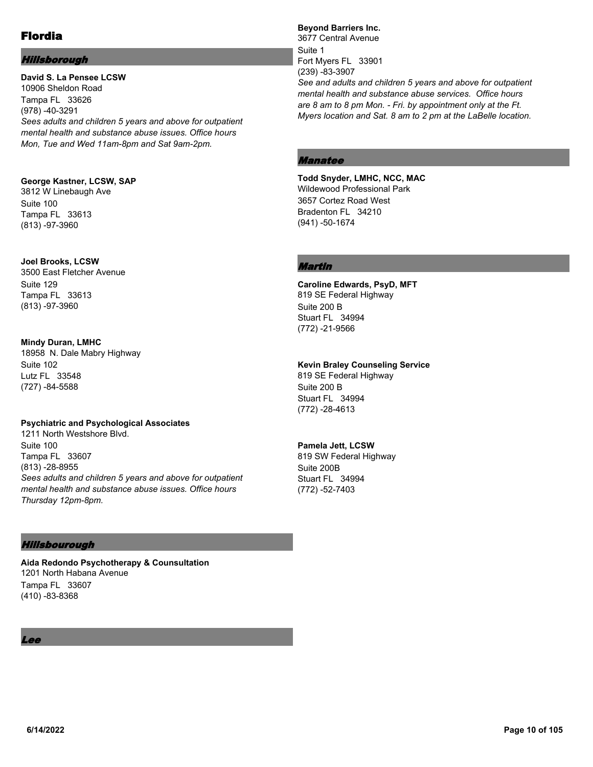# Flordia

## Hillsborough

**David S. La Pensee LCSW**
10906 Sheldon Road
Tampa FL 33626
(978) -40-3291
*Sees adults and children 5 years and above for outpatient mental health and substance abuse issues. Office hours Mon, Tue and Wed 11am-8pm and Sat 9am-2pm.*

**George Kastner, LCSW, SAP**
3812 W Linebaugh Ave
Suite 100
Tampa FL 33613
(813) -97-3960

**Joel Brooks, LCSW**
3500 East Fletcher Avenue
Suite 129
Tampa FL 33613
(813) -97-3960

**Mindy Duran, LMHC**
18958 N. Dale Mabry Highway
Suite 102
Lutz FL 33548
(727) -84-5588

**Psychiatric and Psychological Associates**
1211 North Westshore Blvd.
Suite 100
Tampa FL 33607
(813) -28-8955
*Sees adults and children 5 years and above for outpatient mental health and substance abuse issues. Office hours Thursday 12pm-8pm.*

## Hillsbourough

**Aida Redondo Psychotherapy & Counsultation**
1201 North Habana Avenue
Tampa FL 33607
(410) -83-8368

## Lee

**Beyond Barriers Inc.**
3677 Central Avenue
Suite 1
Fort Myers FL 33901
(239) -83-3907
*See and adults and children 5 years and above for outpatient mental health and substance abuse services. Office hours are 8 am to 8 pm Mon. - Fri. by appointment only at the Ft. Myers location and Sat. 8 am to 2 pm at the LaBelle location.*

## Manatee

**Todd Snyder, LMHC, NCC, MAC**
Wildewood Professional Park
3657 Cortez Road West
Bradenton FL 34210
(941) -50-1674

## Martin

**Caroline Edwards, PsyD, MFT**
819 SE Federal Highway
Suite 200 B
Stuart FL 34994
(772) -21-9566

**Kevin Braley Counseling Service**
819 SE Federal Highway
Suite 200 B
Stuart FL 34994
(772) -28-4613

**Pamela Jett, LCSW**
819 SW Federal Highway
Suite 200B
Stuart FL 34994
(772) -52-7403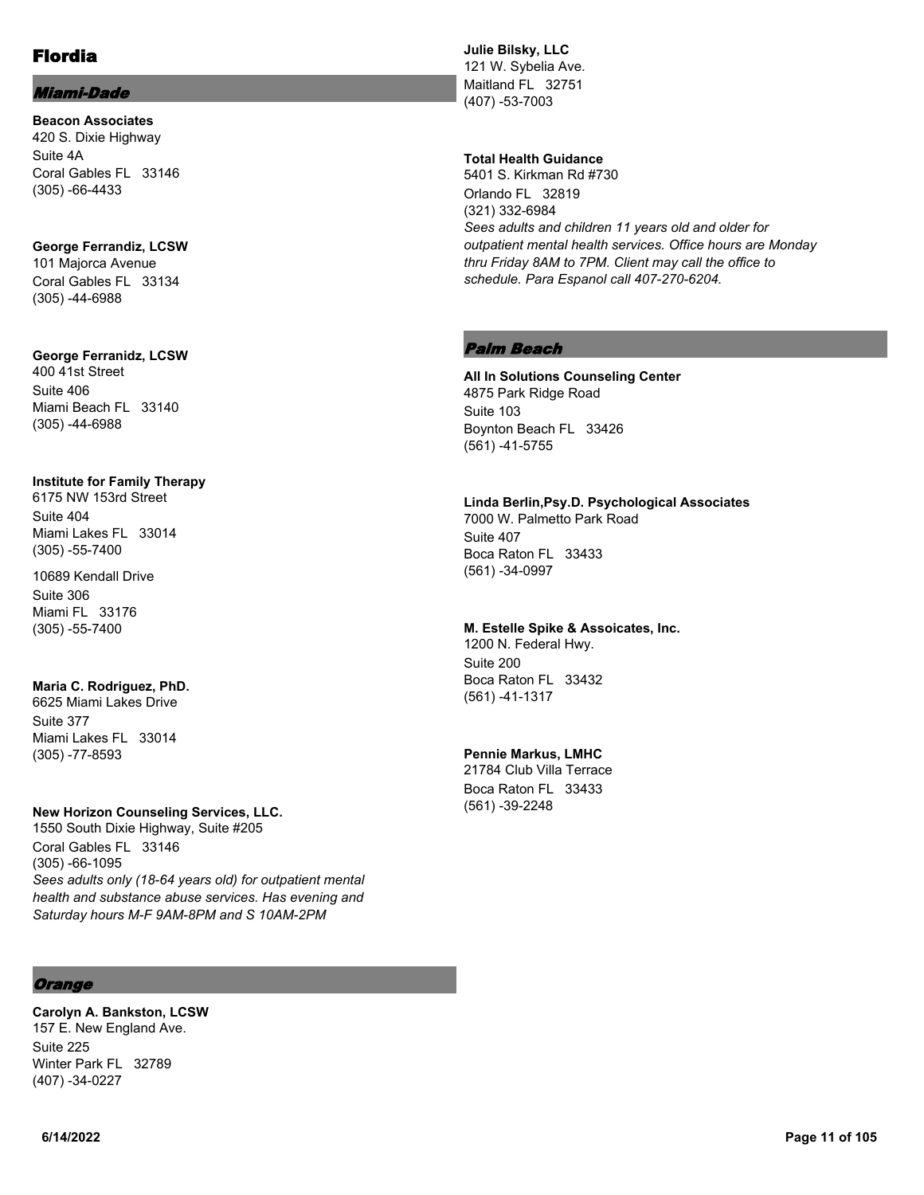# Flordia

## Miami-Dade

**Beacon Associates**
420 S. Dixie Highway
Suite 4A
Coral Gables FL 33146
(305) -66-4433

**George Ferrandiz, LCSW**
101 Majorca Avenue
Coral Gables FL 33134
(305) -44-6988

**George Ferranidz, LCSW**
400 41st Street
Suite 406
Miami Beach FL 33140
(305) -44-6988

**Institute for Family Therapy**
6175 NW 153rd Street
Suite 404
Miami Lakes FL 33014
(305) -55-7400

10689 Kendall Drive
Suite 306
Miami FL 33176
(305) -55-7400

**Maria C. Rodriguez, PhD.**
6625 Miami Lakes Drive
Suite 377
Miami Lakes FL 33014
(305) -77-8593

**New Horizon Counseling Services, LLC.**
1550 South Dixie Highway, Suite #205
Coral Gables FL 33146
(305) -66-1095
*Sees adults only (18-64 years old) for outpatient mental health and substance abuse services. Has evening and Saturday hours M-F 9AM-8PM and S 10AM-2PM*

## Orange

**Carolyn A. Bankston, LCSW**
157 E. New England Ave.
Suite 225
Winter Park FL 32789
(407) -34-0227

**Julie Bilsky, LLC**
121 W. Sybelia Ave.
Maitland FL 32751
(407) -53-7003

**Total Health Guidance**
5401 S. Kirkman Rd #730
Orlando FL 32819
(321) 332-6984
*Sees adults and children 11 years old and older for outpatient mental health services. Office hours are Monday thru Friday 8AM to 7PM. Client may call the office to schedule. Para Espanol call 407-270-6204.*

## Palm Beach

**All In Solutions Counseling Center**
4875 Park Ridge Road
Suite 103
Boynton Beach FL 33426
(561) -41-5755

**Linda Berlin,Psy.D. Psychological Associates**
7000 W. Palmetto Park Road
Suite 407
Boca Raton FL 33433
(561) -34-0997

**M. Estelle Spike & Assoicates, Inc.**
1200 N. Federal Hwy.
Suite 200
Boca Raton FL 33432
(561) -41-1317

**Pennie Markus, LMHC**
21784 Club Villa Terrace
Boca Raton FL 33433
(561) -39-2248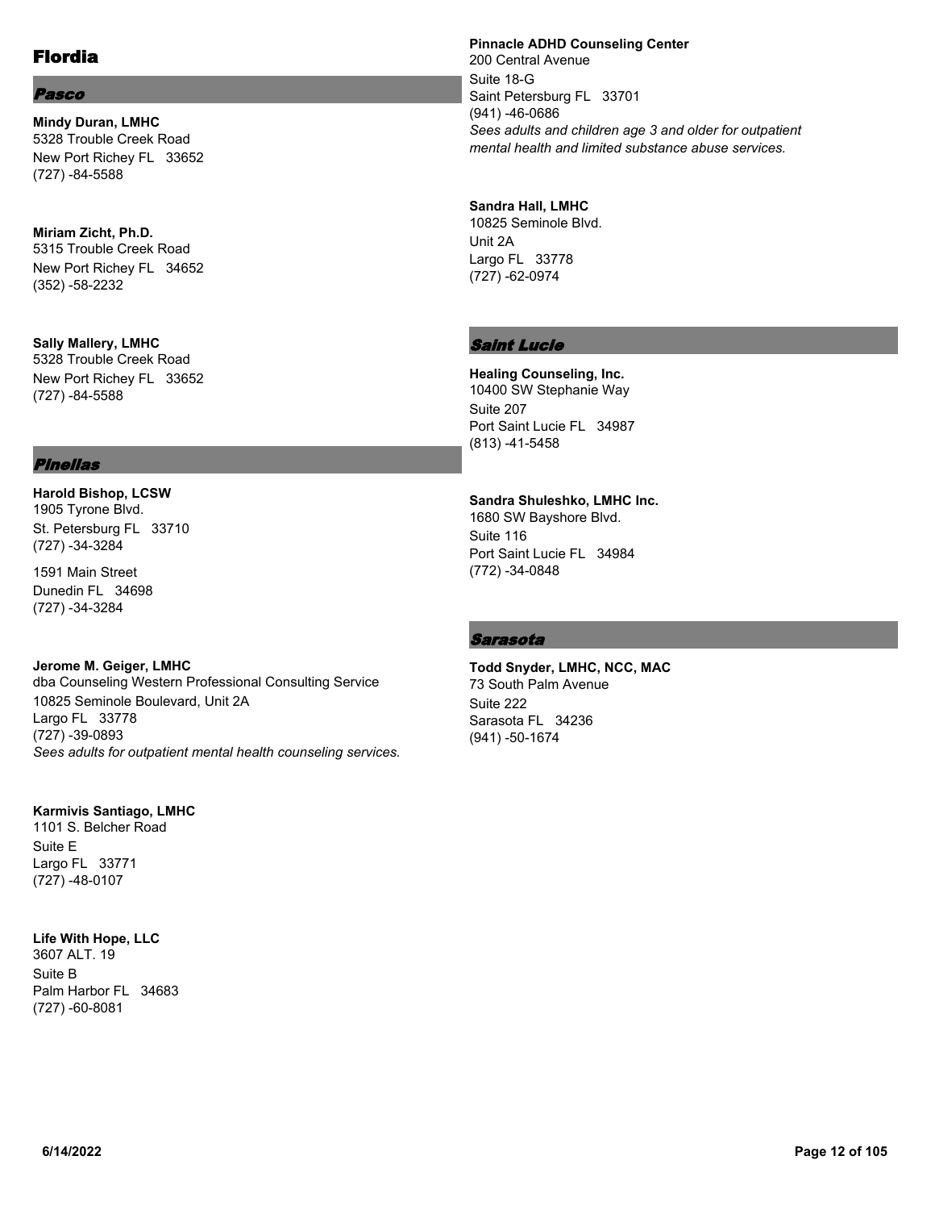# Flordia

## Pasco

**Mindy Duran, LMHC**
5328 Trouble Creek Road
New Port Richey FL 33652
(727) -84-5588

**Miriam Zicht, Ph.D.**
5315 Trouble Creek Road
New Port Richey FL 34652
(352) -58-2232

**Sally Mallery, LMHC**
5328 Trouble Creek Road
New Port Richey FL 33652
(727) -84-5588

## Pinellas

**Harold Bishop, LCSW**
1905 Tyrone Blvd.
St. Petersburg FL 33710
(727) -34-3284

1591 Main Street
Dunedin FL 34698
(727) -34-3284

**Jerome M. Geiger, LMHC**
dba Counseling Western Professional Consulting Service
10825 Seminole Boulevard, Unit 2A
Largo FL 33778
(727) -39-0893
*Sees adults for outpatient mental health counseling services.*

**Karmivis Santiago, LMHC**
1101 S. Belcher Road
Suite E
Largo FL 33771
(727) -48-0107

**Life With Hope, LLC**
3607 ALT. 19
Suite B
Palm Harbor FL 34683
(727) -60-8081

**Pinnacle ADHD Counseling Center**
200 Central Avenue
Suite 18-G
Saint Petersburg FL 33701
(941) -46-0686
*Sees adults and children age 3 and older for outpatient mental health and limited substance abuse services.*

**Sandra Hall, LMHC**
10825 Seminole Blvd.
Unit 2A
Largo FL 33778
(727) -62-0974

## Saint Lucie

**Healing Counseling, Inc.**
10400 SW Stephanie Way
Suite 207
Port Saint Lucie FL 34987
(813) -41-5458

**Sandra Shuleshko, LMHC Inc.**
1680 SW Bayshore Blvd.
Suite 116
Port Saint Lucie FL 34984
(772) -34-0848

## Sarasota

**Todd Snyder, LMHC, NCC, MAC**
73 South Palm Avenue
Suite 222
Sarasota FL 34236
(941) -50-1674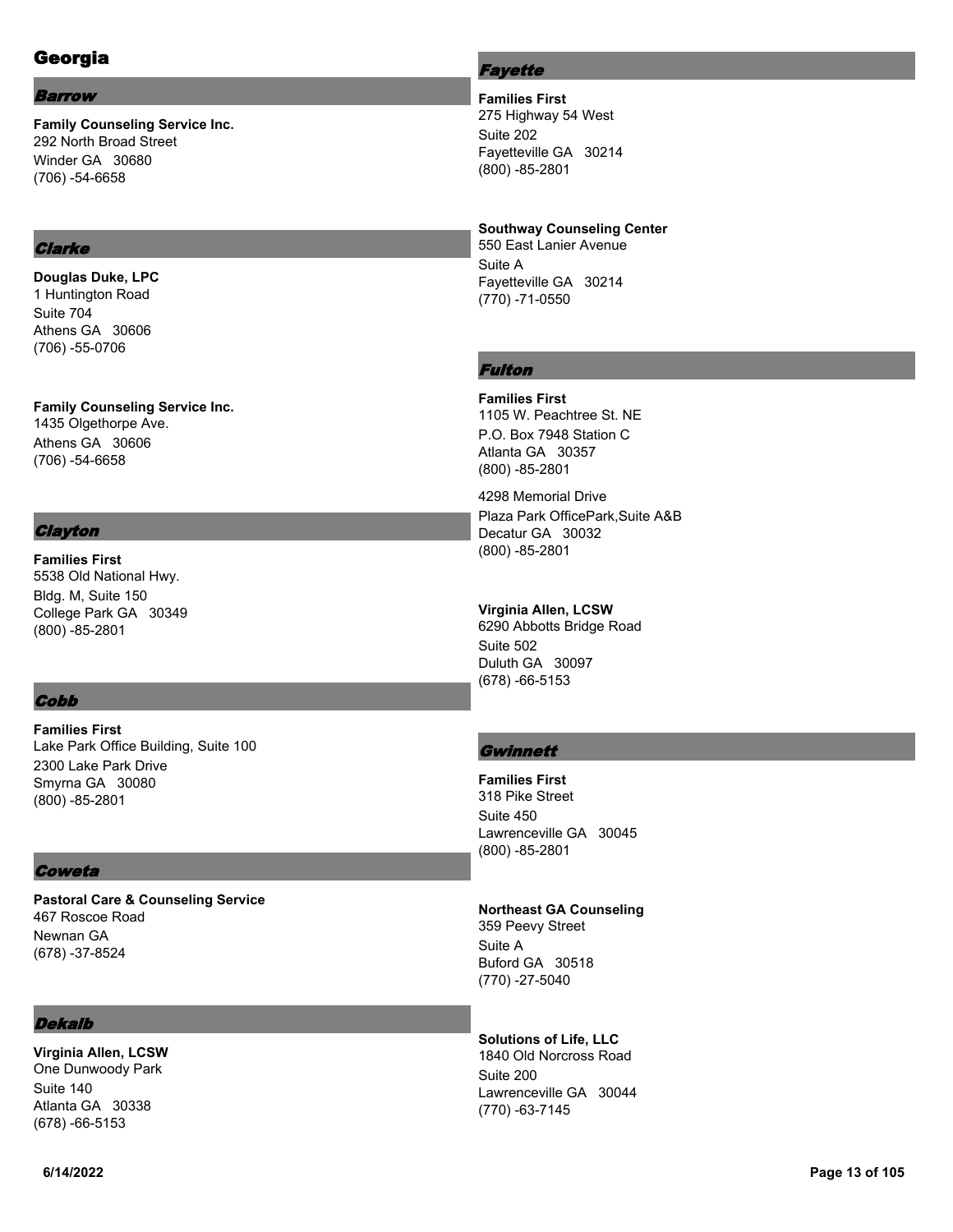# Georgia

## *Barrow*

**Family Counseling Service Inc.**
292 North Broad Street
Winder GA 30680
(706) -54-6658

## *Clarke*

**Douglas Duke, LPC**
1 Huntington Road
Suite 704
Athens GA 30606
(706) -55-0706

**Family Counseling Service Inc.**
1435 Olgethorpe Ave.
Athens GA 30606
(706) -54-6658

## *Clayton*

**Families First**
5538 Old National Hwy.
Bldg. M, Suite 150
College Park GA 30349
(800) -85-2801

## *Cobb*

**Families First**
Lake Park Office Building, Suite 100
2300 Lake Park Drive
Smyrna GA 30080
(800) -85-2801

## *Coweta*

**Pastoral Care & Counseling Service**
467 Roscoe Road
Newnan GA
(678) -37-8524

## *Dekalb*

**Virginia Allen, LCSW**
One Dunwoody Park
Suite 140
Atlanta GA 30338
(678) -66-5153

## *Fayette*

**Families First**
275 Highway 54 West
Suite 202
Fayetteville GA 30214
(800) -85-2801

**Southway Counseling Center**
550 East Lanier Avenue
Suite A
Fayetteville GA 30214
(770) -71-0550

## *Fulton*

**Families First**
1105 W. Peachtree St. NE
P.O. Box 7948 Station C
Atlanta GA 30357
(800) -85-2801

4298 Memorial Drive
Plaza Park OfficePark,Suite A&B
Decatur GA 30032
(800) -85-2801

**Virginia Allen, LCSW**
6290 Abbotts Bridge Road
Suite 502
Duluth GA 30097
(678) -66-5153

## *Gwinnett*

**Families First**
318 Pike Street
Suite 450
Lawrenceville GA 30045
(800) -85-2801

**Northeast GA Counseling**
359 Peevy Street
Suite A
Buford GA 30518
(770) -27-5040

**Solutions of Life, LLC**
1840 Old Norcross Road
Suite 200
Lawrenceville GA 30044
(770) -63-7145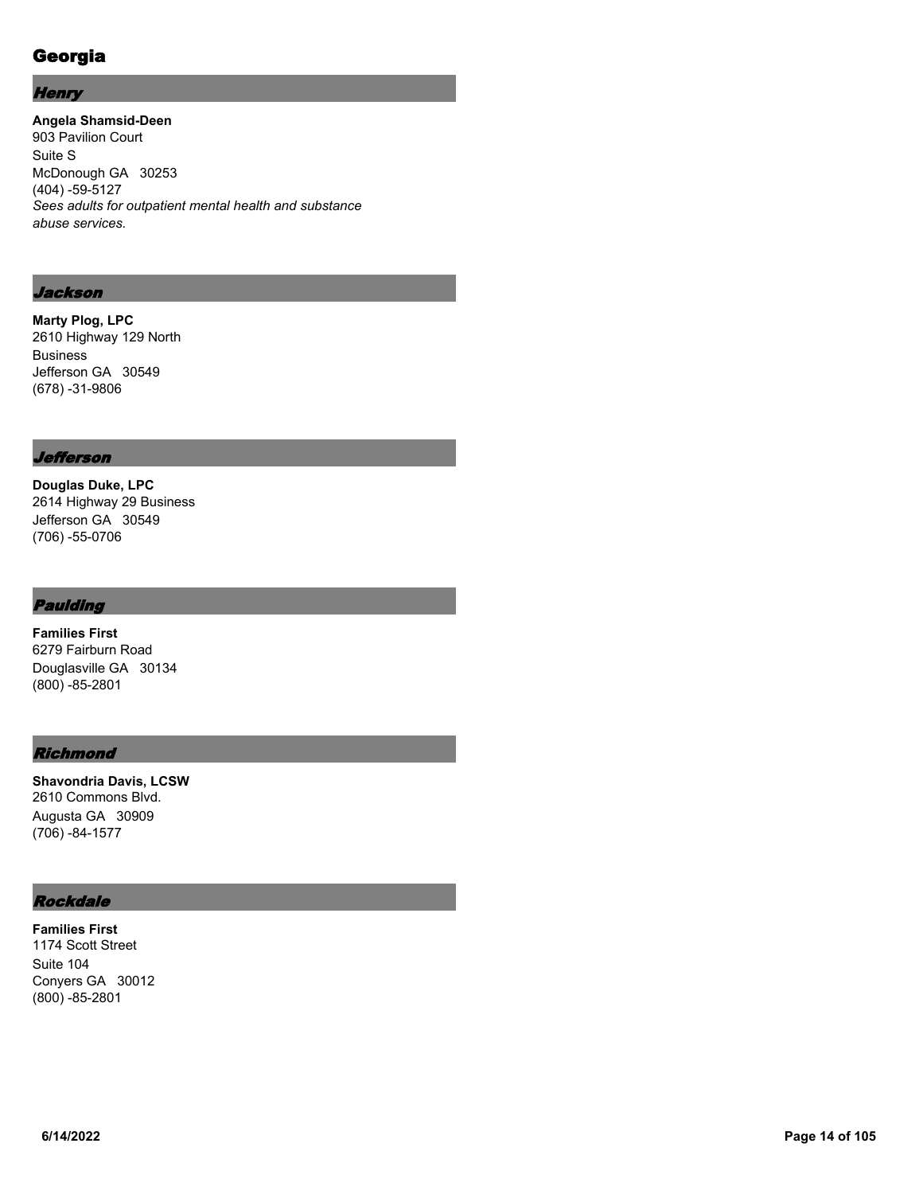# Georgia

## *Henry*

**Angela Shamsid-Deen**
903 Pavilion Court
Suite S
McDonough GA 30253
(404) -59-5127
*Sees adults for outpatient mental health and substance abuse services.*

## *Jackson*

**Marty Plog, LPC**
2610 Highway 129 North Business
Jefferson GA 30549
(678) -31-9806

## *Jefferson*

**Douglas Duke, LPC**
2614 Highway 29 Business
Jefferson GA 30549
(706) -55-0706

## *Paulding*

**Families First**
6279 Fairburn Road
Douglasville GA 30134
(800) -85-2801

## *Richmond*

**Shavondria Davis, LCSW**
2610 Commons Blvd.
Augusta GA 30909
(706) -84-1577

## *Rockdale*

**Families First**
1174 Scott Street
Suite 104
Conyers GA 30012
(800) -85-2801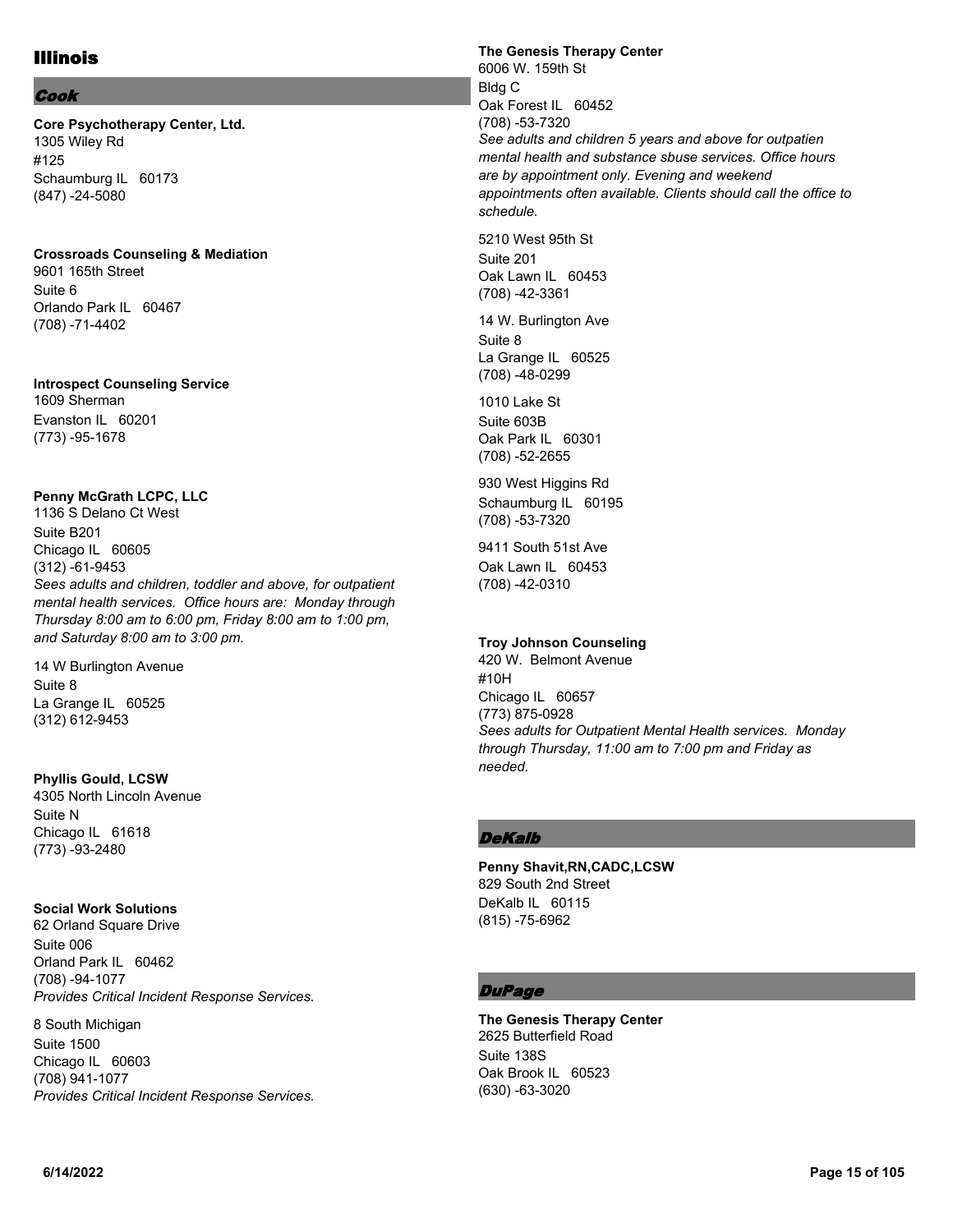# Illinois

## Cook

**Core Psychotherapy Center, Ltd.**
1305 Wiley Rd
#125
Schaumburg IL 60173
(847) -24-5080

**Crossroads Counseling & Mediation**
9601 165th Street
Suite 6
Orlando Park IL 60467
(708) -71-4402

**Introspect Counseling Service**
1609 Sherman
Evanston IL 60201
(773) -95-1678

**Penny McGrath LCPC, LLC**
1136 S Delano Ct West
Suite B201
Chicago IL 60605
(312) -61-9453
*Sees adults and children, toddler and above, for outpatient mental health services. Office hours are: Monday through Thursday 8:00 am to 6:00 pm, Friday 8:00 am to 1:00 pm, and Saturday 8:00 am to 3:00 pm.*

14 W Burlington Avenue
Suite 8
La Grange IL 60525
(312) 612-9453

**Phyllis Gould, LCSW**
4305 North Lincoln Avenue
Suite N
Chicago IL 61618
(773) -93-2480

**Social Work Solutions**
62 Orland Square Drive
Suite 006
Orland Park IL 60462
(708) -94-1077
*Provides Critical Incident Response Services.*

8 South Michigan
Suite 1500
Chicago IL 60603
(708) 941-1077
*Provides Critical Incident Response Services.*

**The Genesis Therapy Center**
6006 W. 159th St
Bldg C
Oak Forest IL 60452
(708) -53-7320
*See adults and children 5 years and above for outpatien mental health and substance sbuse services. Office hours are by appointment only. Evening and weekend appointments often available. Clients should call the office to schedule.*

5210 West 95th St
Suite 201
Oak Lawn IL 60453
(708) -42-3361

14 W. Burlington Ave
Suite 8
La Grange IL 60525
(708) -48-0299

1010 Lake St
Suite 603B
Oak Park IL 60301
(708) -52-2655

930 West Higgins Rd
Schaumburg IL 60195
(708) -53-7320

9411 South 51st Ave
Oak Lawn IL 60453
(708) -42-0310

**Troy Johnson Counseling**
420 W. Belmont Avenue
#10H
Chicago IL 60657
(773) 875-0928
*Sees adults for Outpatient Mental Health services. Monday through Thursday, 11:00 am to 7:00 pm and Friday as needed.*

## DeKalb

**Penny Shavit,RN,CADC,LCSW**
829 South 2nd Street
DeKalb IL 60115
(815) -75-6962

## DuPage

**The Genesis Therapy Center**
2625 Butterfield Road
Suite 138S
Oak Brook IL 60523
(630) -63-3020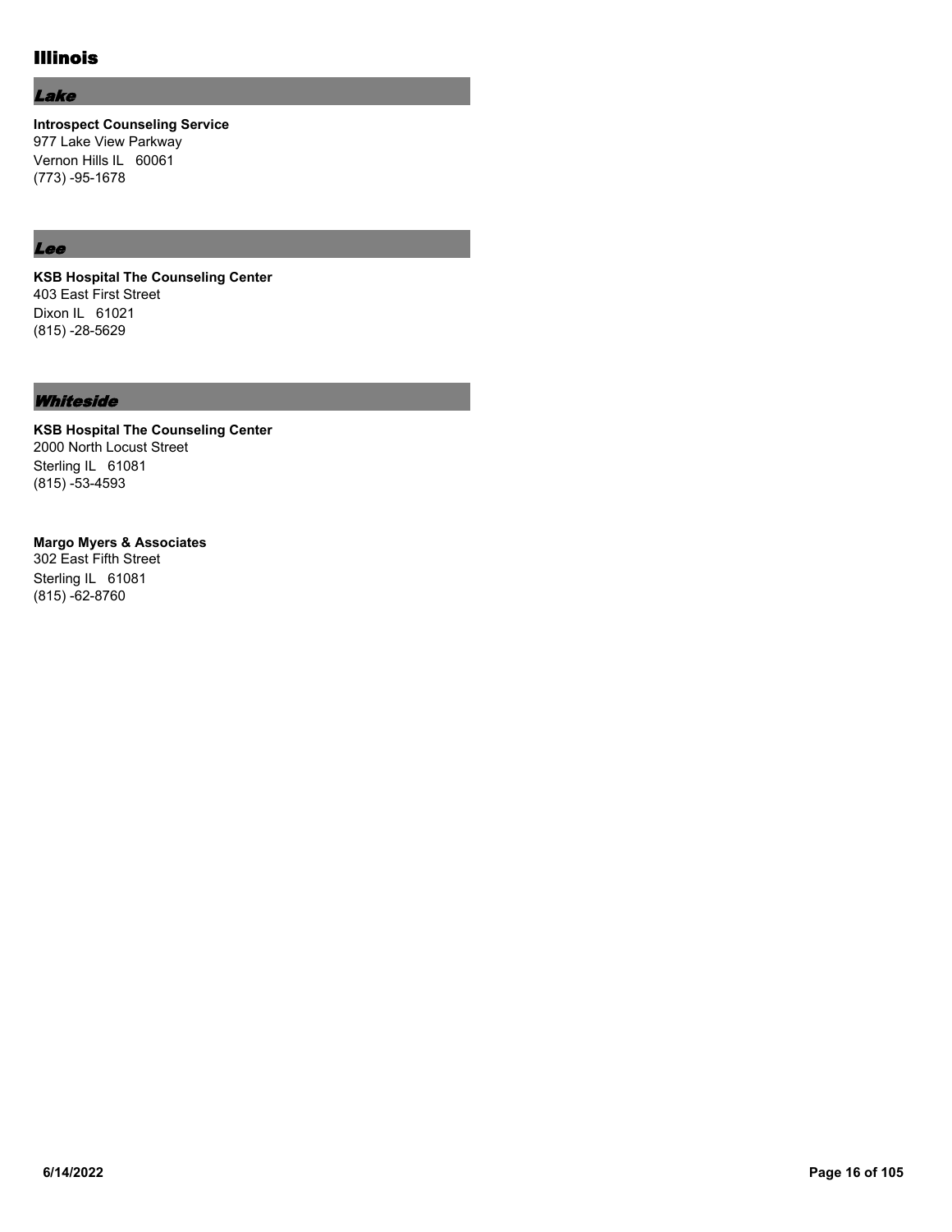# Illinois

## *Lake*

**Introspect Counseling Service**
977 Lake View Parkway
Vernon Hills IL 60061
(773) -95-1678

## *Lee*

**KSB Hospital The Counseling Center**
403 East First Street
Dixon IL 61021
(815) -28-5629

## *Whiteside*

**KSB Hospital The Counseling Center**
2000 North Locust Street
Sterling IL 61081
(815) -53-4593

**Margo Myers & Associates**
302 East Fifth Street
Sterling IL 61081
(815) -62-8760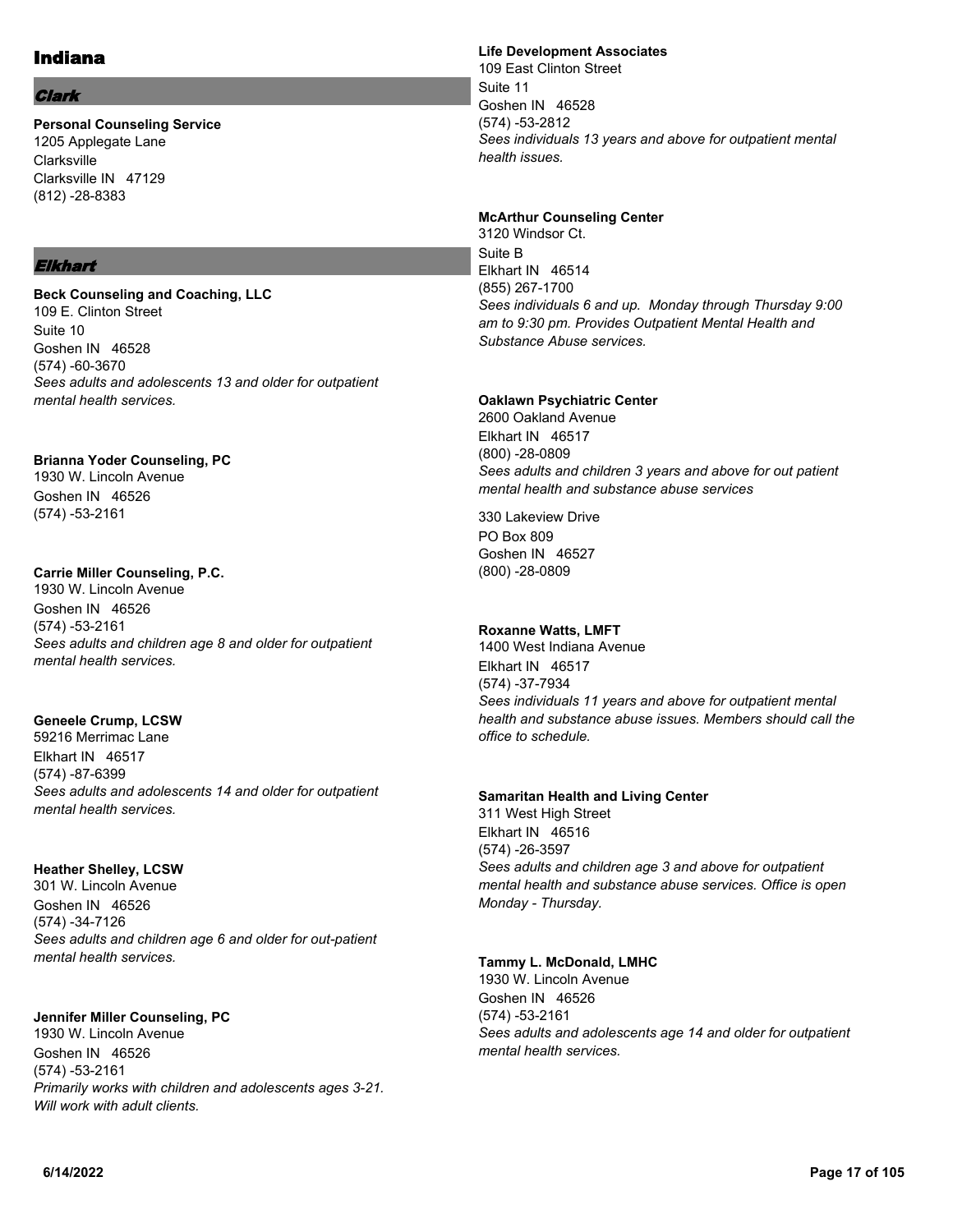# Indiana

## *Clark*

**Personal Counseling Service**
1205 Applegate Lane
Clarksville
Clarksville IN 47129
(812) -28-8383

## *Elkhart*

**Beck Counseling and Coaching, LLC**
109 E. Clinton Street
Suite 10
Goshen IN 46528
(574) -60-3670
*Sees adults and adolescents 13 and older for outpatient mental health services.*

**Brianna Yoder Counseling, PC**
1930 W. Lincoln Avenue
Goshen IN 46526
(574) -53-2161

**Carrie Miller Counseling, P.C.**
1930 W. Lincoln Avenue
Goshen IN 46526
(574) -53-2161
*Sees adults and children age 8 and older for outpatient mental health services.*

**Geneele Crump, LCSW**
59216 Merrimac Lane
Elkhart IN 46517
(574) -87-6399
*Sees adults and adolescents 14 and older for outpatient mental health services.*

**Heather Shelley, LCSW**
301 W. Lincoln Avenue
Goshen IN 46526
(574) -34-7126
*Sees adults and children age 6 and older for out-patient mental health services.*

**Jennifer Miller Counseling, PC**
1930 W. Lincoln Avenue
Goshen IN 46526
(574) -53-2161
*Primarily works with children and adolescents ages 3-21. Will work with adult clients.*

**Life Development Associates**
109 East Clinton Street
Suite 11
Goshen IN 46528
(574) -53-2812
*Sees individuals 13 years and above for outpatient mental health issues.*

**McArthur Counseling Center**
3120 Windsor Ct.
Suite B
Elkhart IN 46514
(855) 267-1700
*Sees individuals 6 and up. Monday through Thursday 9:00 am to 9:30 pm. Provides Outpatient Mental Health and Substance Abuse services.*

**Oaklawn Psychiatric Center**
2600 Oakland Avenue
Elkhart IN 46517
(800) -28-0809
*Sees adults and children 3 years and above for out patient mental health and substance abuse services*

330 Lakeview Drive
PO Box 809
Goshen IN 46527
(800) -28-0809

**Roxanne Watts, LMFT**
1400 West Indiana Avenue
Elkhart IN 46517
(574) -37-7934
*Sees individuals 11 years and above for outpatient mental health and substance abuse issues. Members should call the office to schedule.*

**Samaritan Health and Living Center**
311 West High Street
Elkhart IN 46516
(574) -26-3597
*Sees adults and children age 3 and above for outpatient mental health and substance abuse services. Office is open Monday - Thursday.*

**Tammy L. McDonald, LMHC**
1930 W. Lincoln Avenue
Goshen IN 46526
(574) -53-2161
*Sees adults and adolescents age 14 and older for outpatient mental health services.*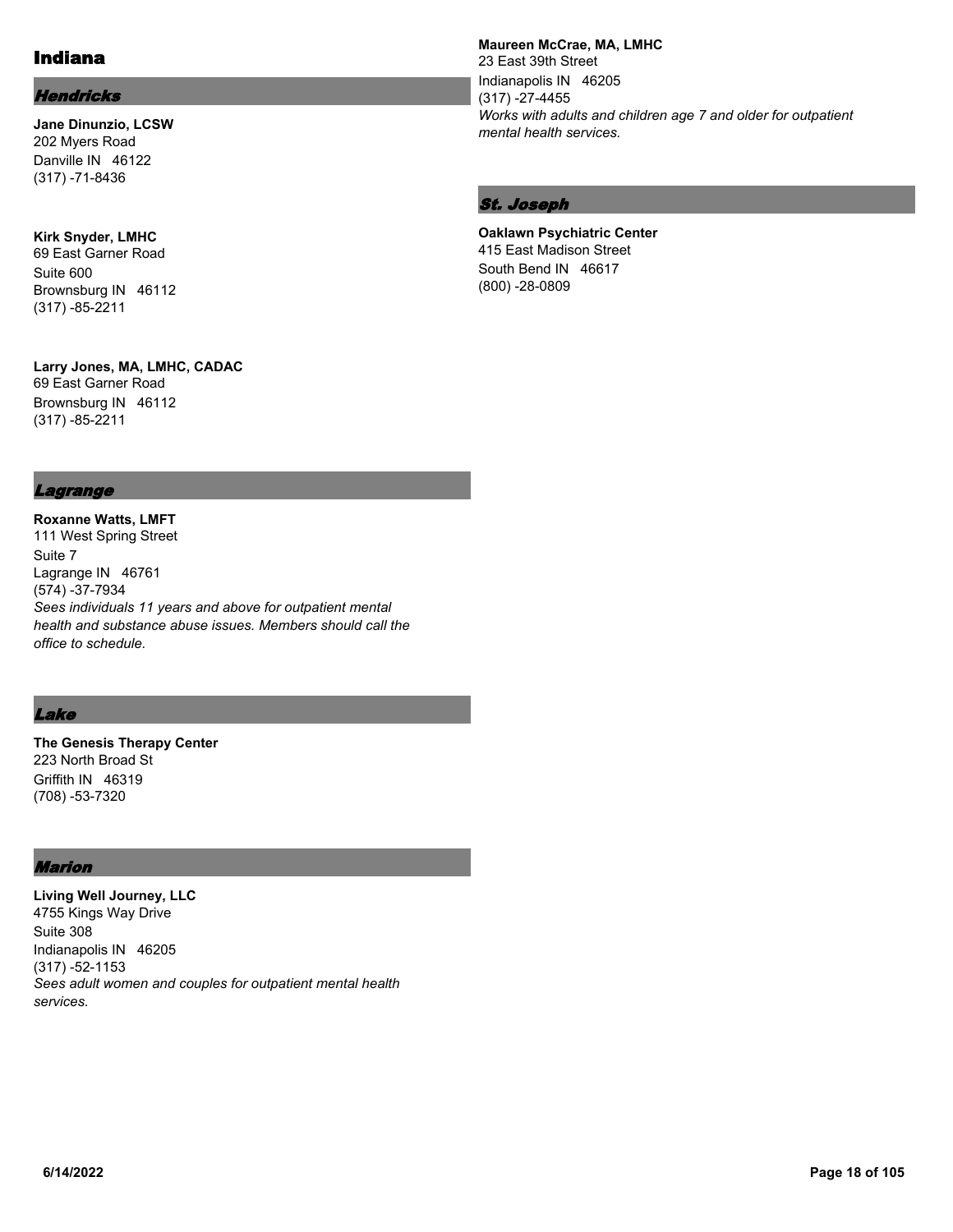# Indiana

## *Hendricks*

**Jane Dinunzio, LCSW**
202 Myers Road
Danville IN 46122
(317) -71-8436

**Kirk Snyder, LMHC**
69 East Garner Road
Suite 600
Brownsburg IN 46112
(317) -85-2211

**Larry Jones, MA, LMHC, CADAC**
69 East Garner Road
Brownsburg IN 46112
(317) -85-2211

## *Lagrange*

**Roxanne Watts, LMFT**
111 West Spring Street
Suite 7
Lagrange IN 46761
(574) -37-7934
*Sees individuals 11 years and above for outpatient mental health and substance abuse issues. Members should call the office to schedule.*

## *Lake*

**The Genesis Therapy Center**
223 North Broad St
Griffith IN 46319
(708) -53-7320

## *Marion*

**Living Well Journey, LLC**
4755 Kings Way Drive
Suite 308
Indianapolis IN 46205
(317) -52-1153
*Sees adult women and couples for outpatient mental health services.*

**Maureen McCrae, MA, LMHC**
23 East 39th Street
Indianapolis IN 46205
(317) -27-4455
*Works with adults and children age 7 and older for outpatient mental health services.*

## *St. Joseph*

**Oaklawn Psychiatric Center**
415 East Madison Street
South Bend IN 46617
(800) -28-0809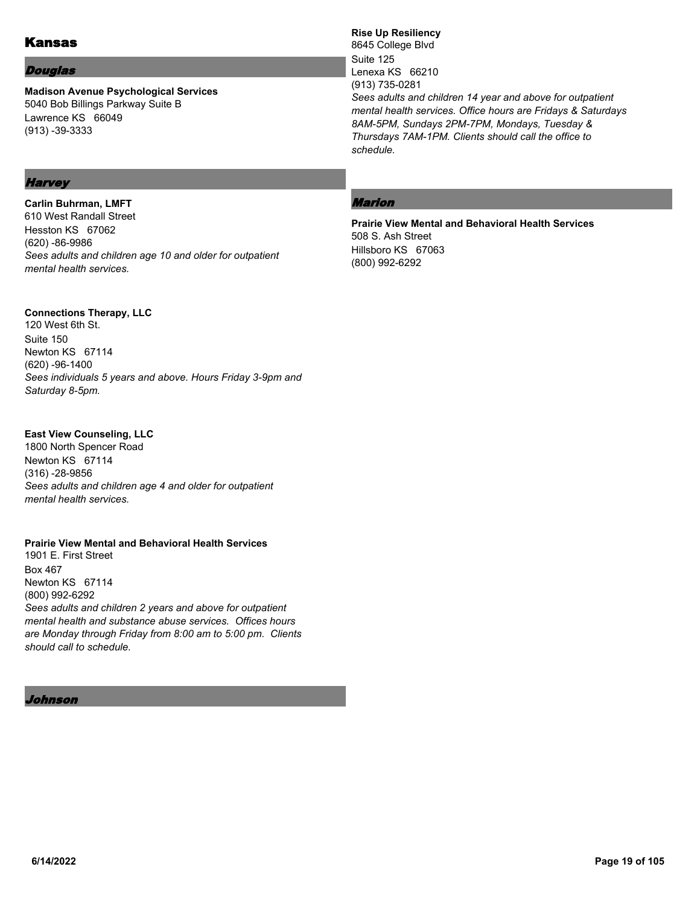# Kansas

## *Douglas*

**Madison Avenue Psychological Services**
5040 Bob Billings Parkway Suite B
Lawrence KS 66049
(913) -39-3333

## *Harvey*

**Carlin Buhrman, LMFT**
610 West Randall Street
Hesston KS 67062
(620) -86-9986
*Sees adults and children age 10 and older for outpatient mental health services.*

**Connections Therapy, LLC**
120 West 6th St.
Suite 150
Newton KS 67114
(620) -96-1400
*Sees individuals 5 years and above. Hours Friday 3-9pm and Saturday 8-5pm.*

**East View Counseling, LLC**
1800 North Spencer Road
Newton KS 67114
(316) -28-9856
*Sees adults and children age 4 and older for outpatient mental health services.*

**Prairie View Mental and Behavioral Health Services**
1901 E. First Street
Box 467
Newton KS 67114
(800) 992-6292
*Sees adults and children 2 years and above for outpatient mental health and substance abuse services. Offices hours are Monday through Friday from 8:00 am to 5:00 pm. Clients should call to schedule.*

## *Johnson*

**Rise Up Resiliency**
8645 College Blvd
Suite 125
Lenexa KS 66210
(913) 735-0281
*Sees adults and children 14 year and above for outpatient mental health services. Office hours are Fridays & Saturdays 8AM-5PM, Sundays 2PM-7PM, Mondays, Tuesday & Thursdays 7AM-1PM. Clients should call the office to schedule.*

## *Marion*

**Prairie View Mental and Behavioral Health Services**
508 S. Ash Street
Hillsboro KS 67063
(800) 992-6292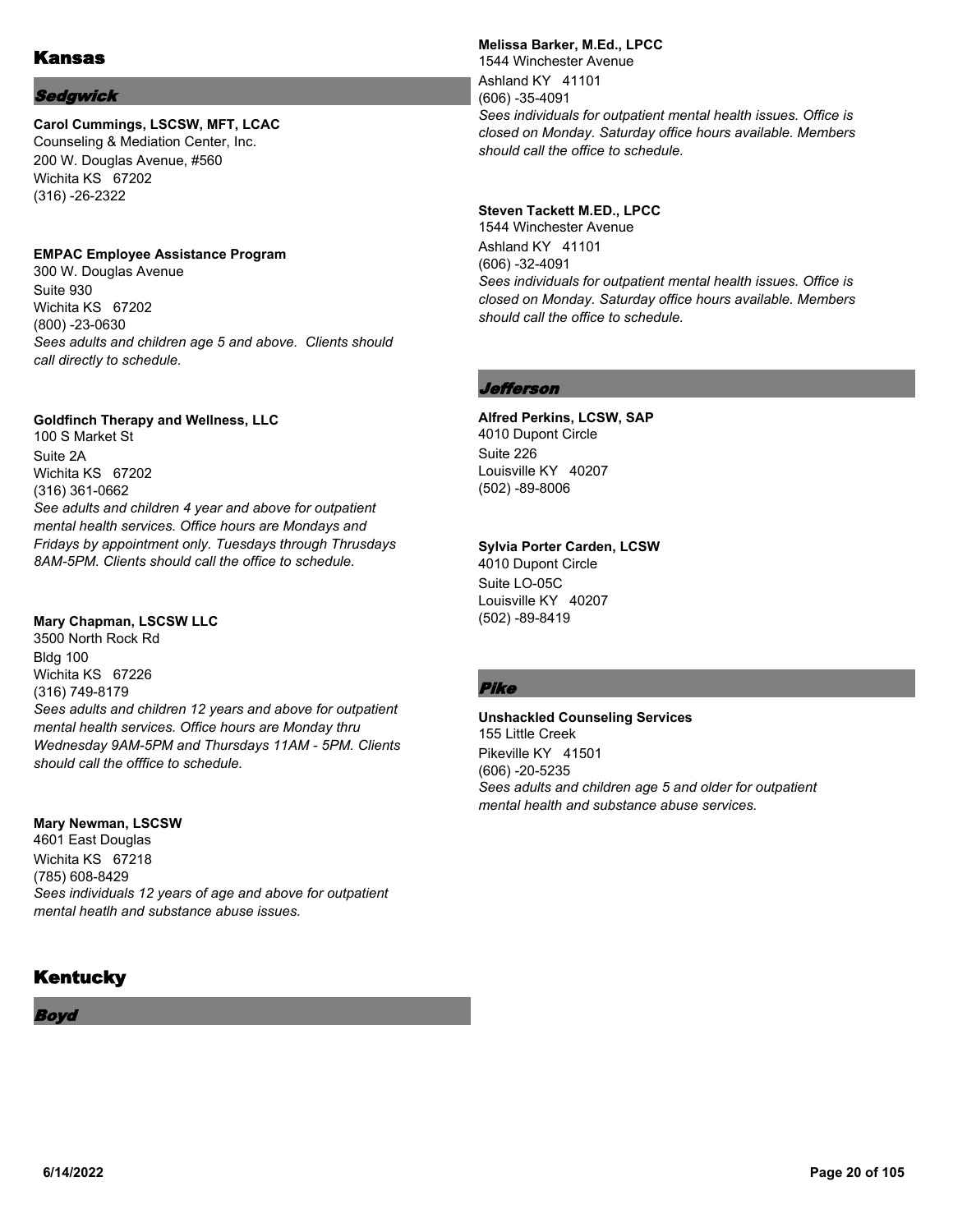# Kansas

## *Sedgwick*

**Carol Cummings, LSCSW, MFT, LCAC**
Counseling & Mediation Center, Inc.
200 W. Douglas Avenue, #560
Wichita KS 67202
(316) -26-2322

**EMPAC Employee Assistance Program**
300 W. Douglas Avenue
Suite 930
Wichita KS 67202
(800) -23-0630
*Sees adults and children age 5 and above. Clients should call directly to schedule.*

**Goldfinch Therapy and Wellness, LLC**
100 S Market St
Suite 2A
Wichita KS 67202
(316) 361-0662
*See adults and children 4 year and above for outpatient mental health services. Office hours are Mondays and Fridays by appointment only. Tuesdays through Thrusdays 8AM-5PM. Clients should call the office to schedule.*

**Mary Chapman, LSCSW LLC**
3500 North Rock Rd
Bldg 100
Wichita KS 67226
(316) 749-8179
*Sees adults and children 12 years and above for outpatient mental health services. Office hours are Monday thru Wednesday 9AM-5PM and Thursdays 11AM - 5PM. Clients should call the offfice to schedule.*

**Mary Newman, LSCSW**
4601 East Douglas
Wichita KS 67218
(785) 608-8429
*Sees individuals 12 years of age and above for outpatient mental heatlh and substance abuse issues.*

# Kentucky

## *Boyd*

**Melissa Barker, M.Ed., LPCC**
1544 Winchester Avenue
Ashland KY 41101
(606) -35-4091
*Sees individuals for outpatient mental health issues. Office is closed on Monday. Saturday office hours available. Members should call the office to schedule.*

**Steven Tackett M.ED., LPCC**
1544 Winchester Avenue
Ashland KY 41101
(606) -32-4091
*Sees individuals for outpatient mental health issues. Office is closed on Monday. Saturday office hours available. Members should call the office to schedule.*

## *Jefferson*

**Alfred Perkins, LCSW, SAP**
4010 Dupont Circle
Suite 226
Louisville KY 40207
(502) -89-8006

**Sylvia Porter Carden, LCSW**
4010 Dupont Circle
Suite LO-05C
Louisville KY 40207
(502) -89-8419

## *Pike*

**Unshackled Counseling Services**
155 Little Creek
Pikeville KY 41501
(606) -20-5235
*Sees adults and children age 5 and older for outpatient mental health and substance abuse services.*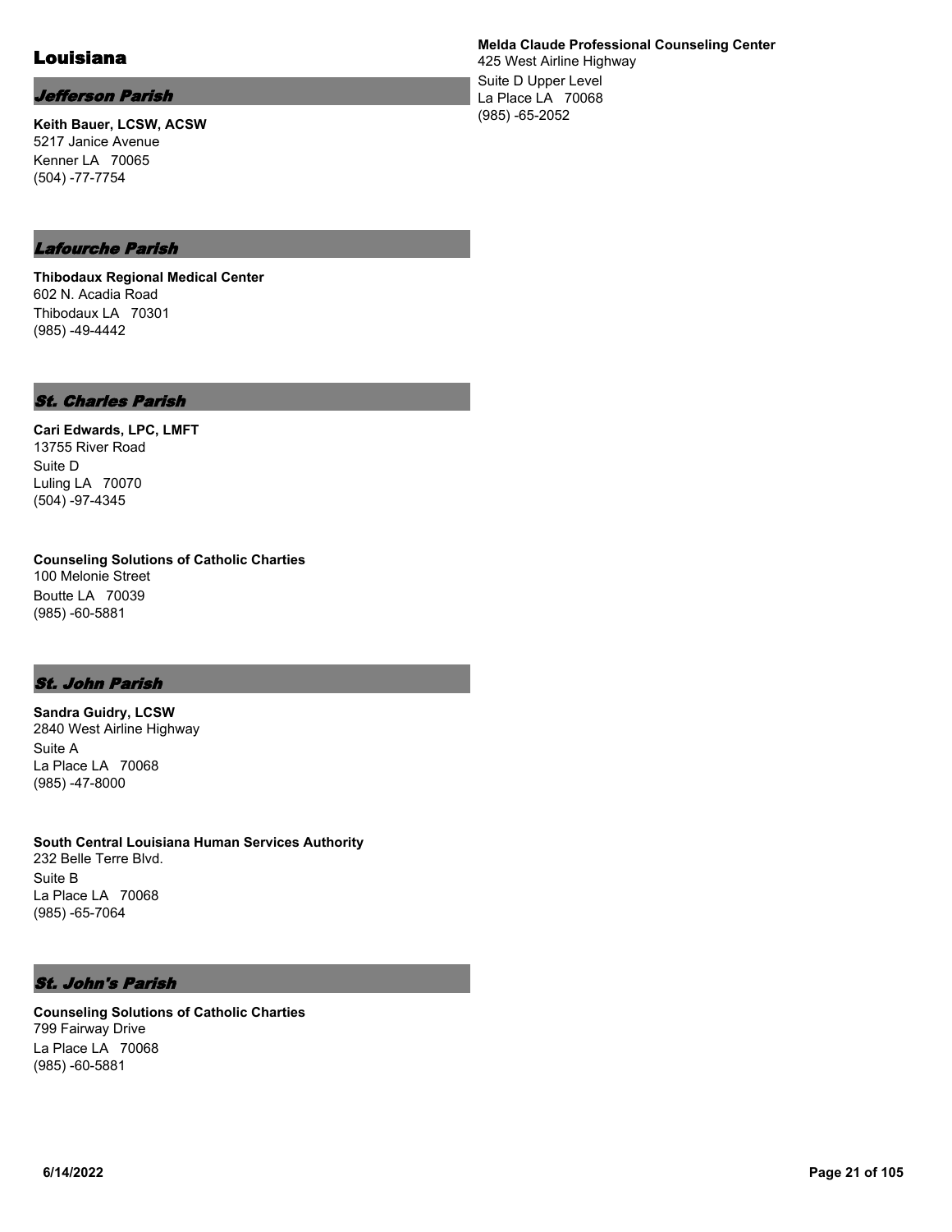# Louisiana

## *Jefferson Parish*

**Keith Bauer, LCSW, ACSW**
5217 Janice Avenue
Kenner LA 70065
(504) -77-7754

## *Lafourche Parish*

**Thibodaux Regional Medical Center**
602 N. Acadia Road
Thibodaux LA 70301
(985) -49-4442

## *St. Charles Parish*

**Cari Edwards, LPC, LMFT**
13755 River Road
Suite D
Luling LA 70070
(504) -97-4345

**Counseling Solutions of Catholic Charties**
100 Melonie Street
Boutte LA 70039
(985) -60-5881

## *St. John Parish*

**Sandra Guidry, LCSW**
2840 West Airline Highway
Suite A
La Place LA 70068
(985) -47-8000

**South Central Louisiana Human Services Authority**
232 Belle Terre Blvd.
Suite B
La Place LA 70068
(985) -65-7064

## *St. John's Parish*

**Counseling Solutions of Catholic Charties**
799 Fairway Drive
La Place LA 70068
(985) -60-5881

**Melda Claude Professional Counseling Center**
425 West Airline Highway
Suite D Upper Level
La Place LA 70068
(985) -65-2052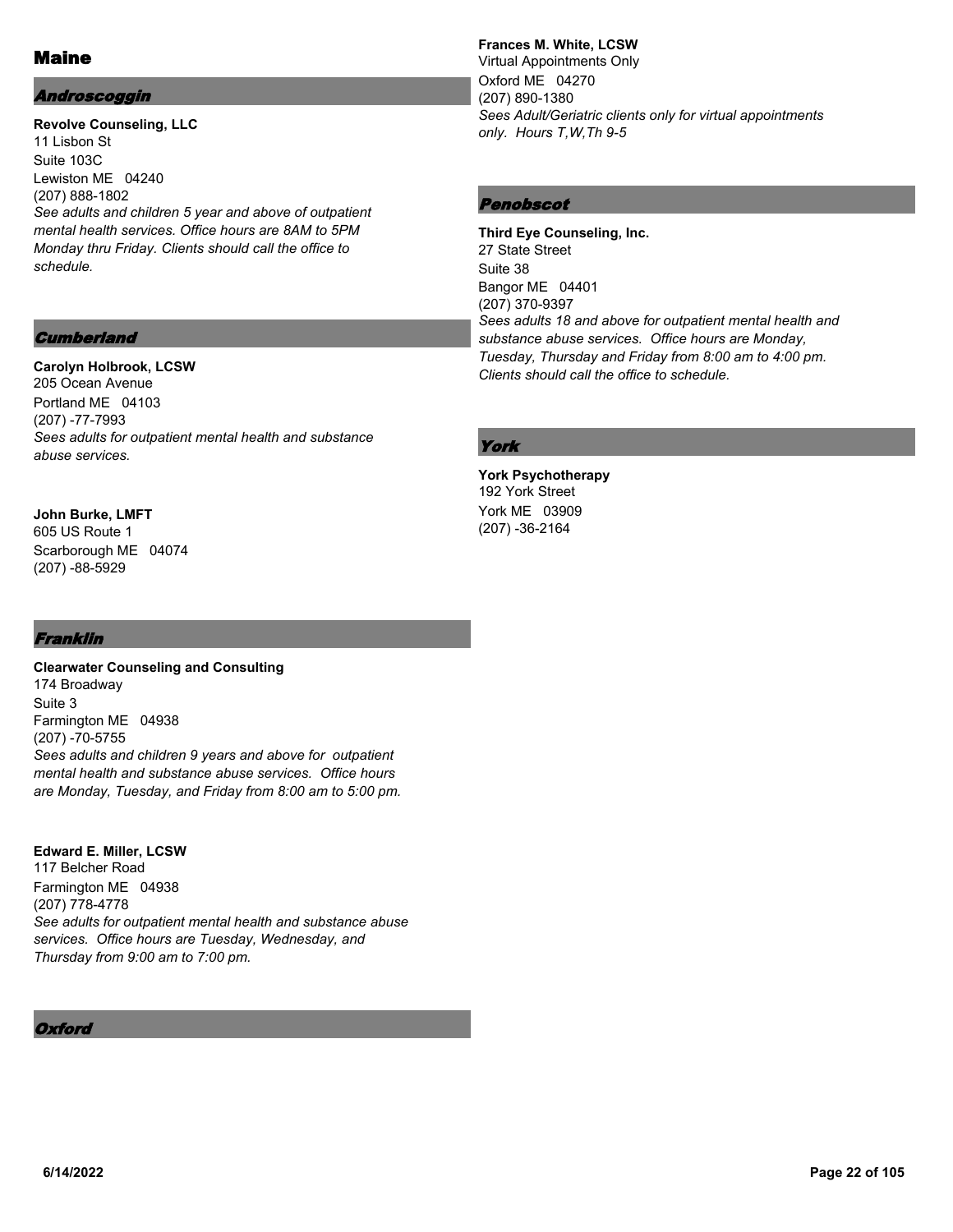# Maine

## *Androscoggin*

**Revolve Counseling, LLC**
11 Lisbon St
Suite 103C
Lewiston ME 04240
(207) 888-1802
*See adults and children 5 year and above of outpatient mental health services. Office hours are 8AM to 5PM Monday thru Friday. Clients should call the office to schedule.*

## *Cumberland*

**Carolyn Holbrook, LCSW**
205 Ocean Avenue
Portland ME 04103
(207) -77-7993
*Sees adults for outpatient mental health and substance abuse services.*

**John Burke, LMFT**
605 US Route 1
Scarborough ME 04074
(207) -88-5929

## *Franklin*

**Clearwater Counseling and Consulting**
174 Broadway
Suite 3
Farmington ME 04938
(207) -70-5755
*Sees adults and children 9 years and above for outpatient mental health and substance abuse services. Office hours are Monday, Tuesday, and Friday from 8:00 am to 5:00 pm.*

**Edward E. Miller, LCSW**
117 Belcher Road
Farmington ME 04938
(207) 778-4778
*See adults for outpatient mental health and substance abuse services. Office hours are Tuesday, Wednesday, and Thursday from 9:00 am to 7:00 pm.*

## *Oxford*

**Frances M. White, LCSW**
Virtual Appointments Only
Oxford ME 04270
(207) 890-1380
*Sees Adult/Geriatric clients only for virtual appointments only. Hours T,W,Th 9-5*

## *Penobscot*

**Third Eye Counseling, Inc.**
27 State Street
Suite 38
Bangor ME 04401
(207) 370-9397
*Sees adults 18 and above for outpatient mental health and substance abuse services. Office hours are Monday, Tuesday, Thursday and Friday from 8:00 am to 4:00 pm. Clients should call the office to schedule.*

## *York*

**York Psychotherapy**
192 York Street
York ME 03909
(207) -36-2164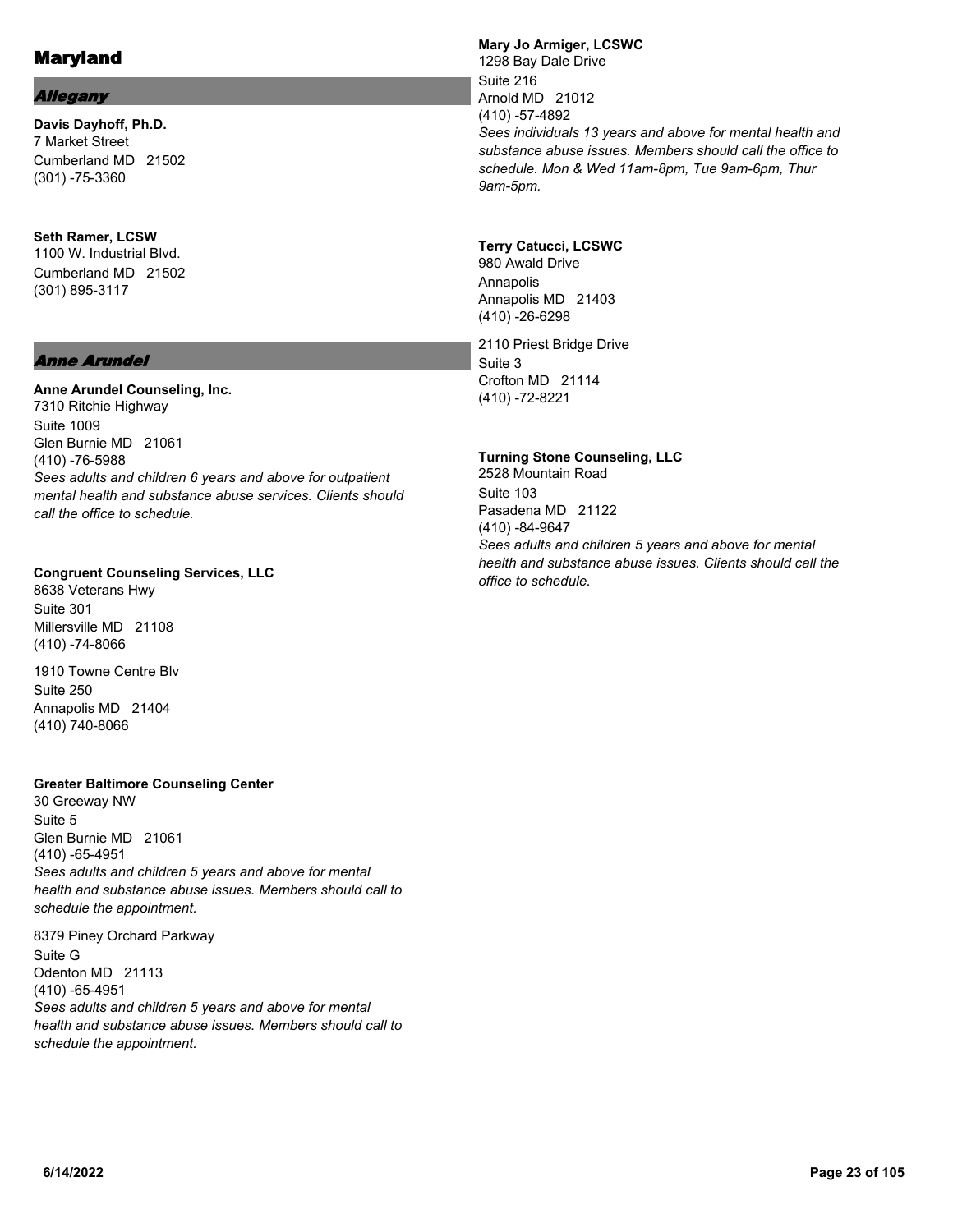# Maryland

## *Allegany*

**Davis Dayhoff, Ph.D.**
7 Market Street
Cumberland MD 21502
(301) -75-3360

**Seth Ramer, LCSW**
1100 W. Industrial Blvd.
Cumberland MD 21502
(301) 895-3117

## *Anne Arundel*

**Anne Arundel Counseling, Inc.**
7310 Ritchie Highway
Suite 1009
Glen Burnie MD 21061
(410) -76-5988
*Sees adults and children 6 years and above for outpatient mental health and substance abuse services. Clients should call the office to schedule.*

**Congruent Counseling Services, LLC**
8638 Veterans Hwy
Suite 301
Millersville MD 21108
(410) -74-8066

1910 Towne Centre Blv
Suite 250
Annapolis MD 21404
(410) 740-8066

**Greater Baltimore Counseling Center**
30 Greeway NW
Suite 5
Glen Burnie MD 21061
(410) -65-4951
*Sees adults and children 5 years and above for mental health and substance abuse issues. Members should call to schedule the appointment.*

8379 Piney Orchard Parkway
Suite G
Odenton MD 21113
(410) -65-4951
*Sees adults and children 5 years and above for mental health and substance abuse issues. Members should call to schedule the appointment.*

**Mary Jo Armiger, LCSWC**
1298 Bay Dale Drive
Suite 216
Arnold MD 21012
(410) -57-4892
*Sees individuals 13 years and above for mental health and substance abuse issues. Members should call the office to schedule. Mon & Wed 11am-8pm, Tue 9am-6pm, Thur 9am-5pm.*

**Terry Catucci, LCSWC**
980 Awald Drive
Annapolis
Annapolis MD 21403
(410) -26-6298

2110 Priest Bridge Drive
Suite 3
Crofton MD 21114
(410) -72-8221

**Turning Stone Counseling, LLC**
2528 Mountain Road
Suite 103
Pasadena MD 21122
(410) -84-9647
*Sees adults and children 5 years and above for mental health and substance abuse issues. Clients should call the office to schedule.*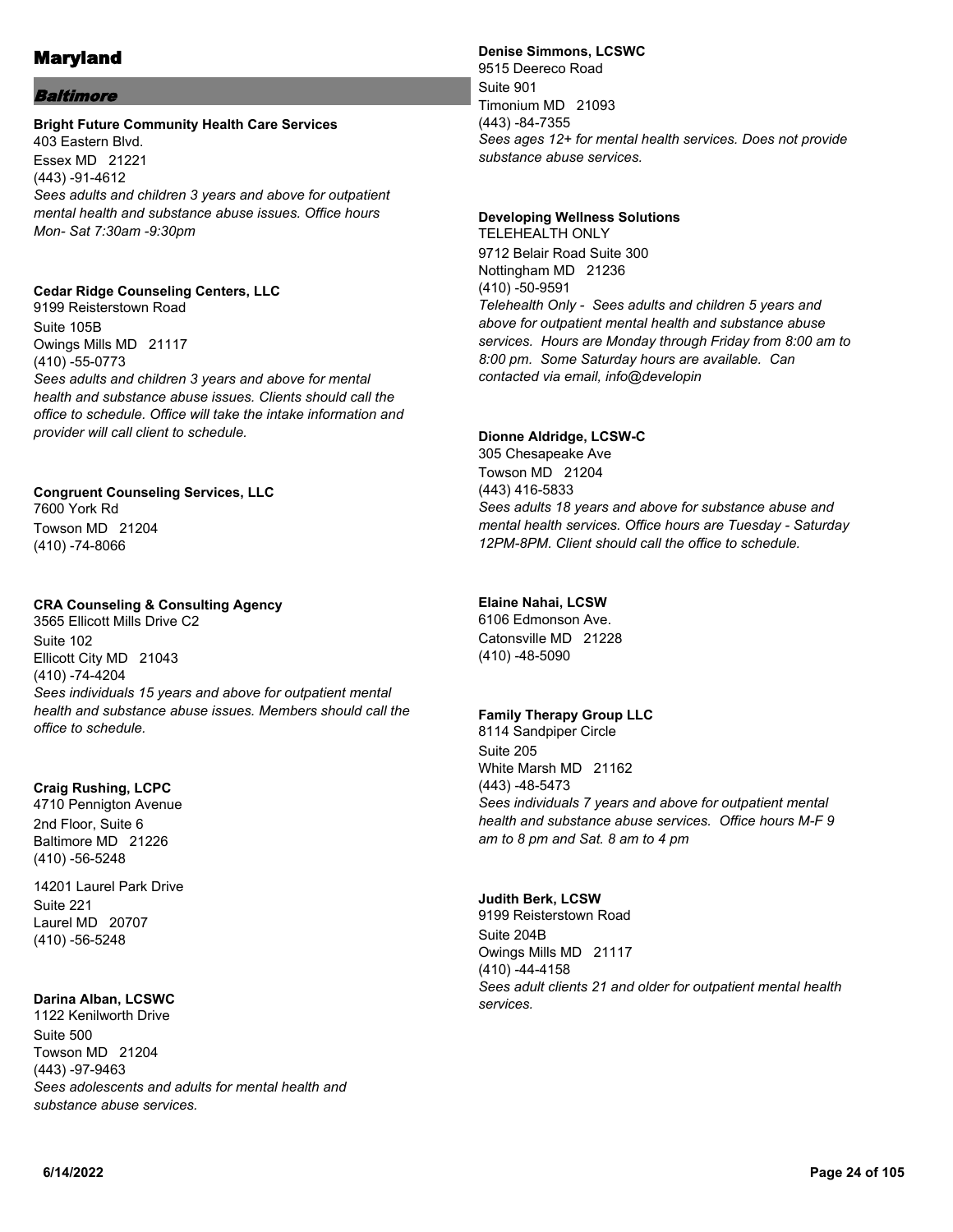# Maryland

## Baltimore

**Bright Future Community Health Care Services**
403 Eastern Blvd.
Essex MD 21221
(443) -91-4612
*Sees adults and children 3 years and above for outpatient mental health and substance abuse issues. Office hours Mon- Sat 7:30am -9:30pm*

**Cedar Ridge Counseling Centers, LLC**
9199 Reisterstown Road
Suite 105B
Owings Mills MD 21117
(410) -55-0773
*Sees adults and children 3 years and above for mental health and substance abuse issues. Clients should call the office to schedule. Office will take the intake information and provider will call client to schedule.*

**Congruent Counseling Services, LLC**
7600 York Rd
Towson MD 21204
(410) -74-8066

**CRA Counseling & Consulting Agency**
3565 Ellicott Mills Drive C2
Suite 102
Ellicott City MD 21043
(410) -74-4204
*Sees individuals 15 years and above for outpatient mental health and substance abuse issues. Members should call the office to schedule.*

**Craig Rushing, LCPC**
4710 Pennigton Avenue
2nd Floor, Suite 6
Baltimore MD 21226
(410) -56-5248

14201 Laurel Park Drive
Suite 221
Laurel MD 20707
(410) -56-5248

**Darina Alban, LCSWC**
1122 Kenilworth Drive
Suite 500
Towson MD 21204
(443) -97-9463
*Sees adolescents and adults for mental health and substance abuse services.*

**Denise Simmons, LCSWC**
9515 Deereco Road
Suite 901
Timonium MD 21093
(443) -84-7355
*Sees ages 12+ for mental health services. Does not provide substance abuse services.*

**Developing Wellness Solutions**
TELEHEALTH ONLY
9712 Belair Road Suite 300
Nottingham MD 21236
(410) -50-9591
*Telehealth Only - Sees adults and children 5 years and above for outpatient mental health and substance abuse services. Hours are Monday through Friday from 8:00 am to 8:00 pm. Some Saturday hours are available. Can contacted via email, info@developin*

**Dionne Aldridge, LCSW-C**
305 Chesapeake Ave
Towson MD 21204
(443) 416-5833
*Sees adults 18 years and above for substance abuse and mental health services. Office hours are Tuesday - Saturday 12PM-8PM. Client should call the office to schedule.*

**Elaine Nahai, LCSW**
6106 Edmonson Ave.
Catonsville MD 21228
(410) -48-5090

**Family Therapy Group LLC**
8114 Sandpiper Circle
Suite 205
White Marsh MD 21162
(443) -48-5473
*Sees individuals 7 years and above for outpatient mental health and substance abuse services. Office hours M-F 9 am to 8 pm and Sat. 8 am to 4 pm*

**Judith Berk, LCSW**
9199 Reisterstown Road
Suite 204B
Owings Mills MD 21117
(410) -44-4158
*Sees adult clients 21 and older for outpatient mental health services.*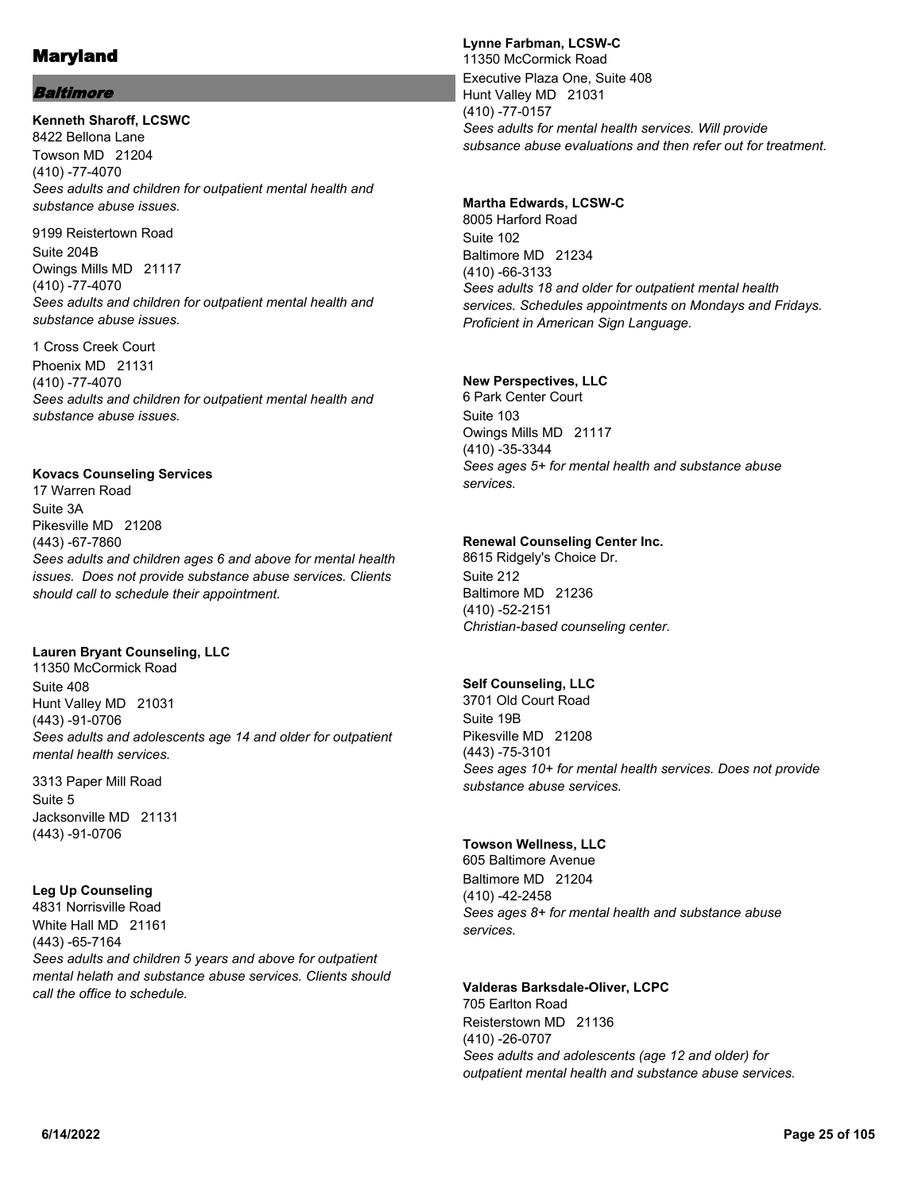# Maryland

## Baltimore

**Kenneth Sharoff, LCSWC**
8422 Bellona Lane
Towson MD 21204
(410) -77-4070
*Sees adults and children for outpatient mental health and substance abuse issues.*

9199 Reistertown Road
Suite 204B
Owings Mills MD 21117
(410) -77-4070
*Sees adults and children for outpatient mental health and substance abuse issues.*

1 Cross Creek Court
Phoenix MD 21131
(410) -77-4070
*Sees adults and children for outpatient mental health and substance abuse issues.*

**Kovacs Counseling Services**
17 Warren Road
Suite 3A
Pikesville MD 21208
(443) -67-7860
*Sees adults and children ages 6 and above for mental health issues. Does not provide substance abuse services. Clients should call to schedule their appointment.*

**Lauren Bryant Counseling, LLC**
11350 McCormick Road
Suite 408
Hunt Valley MD 21031
(443) -91-0706
*Sees adults and adolescents age 14 and older for outpatient mental health services.*

3313 Paper Mill Road
Suite 5
Jacksonville MD 21131
(443) -91-0706

**Leg Up Counseling**
4831 Norrisville Road
White Hall MD 21161
(443) -65-7164
*Sees adults and children 5 years and above for outpatient mental helath and substance abuse services. Clients should call the office to schedule.*

**Lynne Farbman, LCSW-C**
11350 McCormick Road
Executive Plaza One, Suite 408
Hunt Valley MD 21031
(410) -77-0157
*Sees adults for mental health services. Will provide subsance abuse evaluations and then refer out for treatment.*

**Martha Edwards, LCSW-C**
8005 Harford Road
Suite 102
Baltimore MD 21234
(410) -66-3133
*Sees adults 18 and older for outpatient mental health services. Schedules appointments on Mondays and Fridays. Proficient in American Sign Language.*

**New Perspectives, LLC**
6 Park Center Court
Suite 103
Owings Mills MD 21117
(410) -35-3344
*Sees ages 5+ for mental health and substance abuse services.*

**Renewal Counseling Center Inc.**
8615 Ridgely's Choice Dr.
Suite 212
Baltimore MD 21236
(410) -52-2151
*Christian-based counseling center.*

**Self Counseling, LLC**
3701 Old Court Road
Suite 19B
Pikesville MD 21208
(443) -75-3101
*Sees ages 10+ for mental health services. Does not provide substance abuse services.*

**Towson Wellness, LLC**
605 Baltimore Avenue
Baltimore MD 21204
(410) -42-2458
*Sees ages 8+ for mental health and substance abuse services.*

**Valderas Barksdale-Oliver, LCPC**
705 Earlton Road
Reisterstown MD 21136
(410) -26-0707
*Sees adults and adolescents (age 12 and older) for outpatient mental health and substance abuse services.*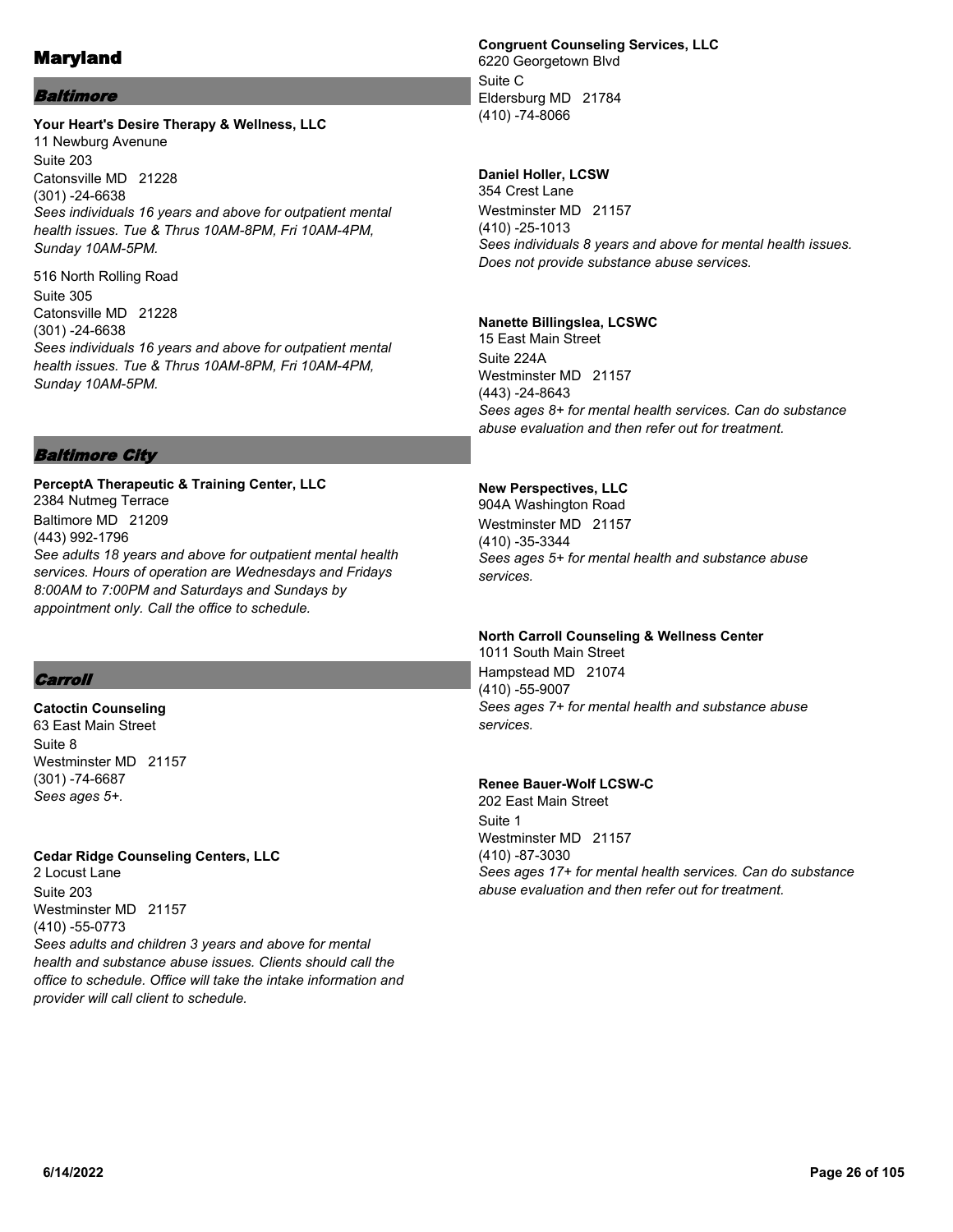# Maryland

## Baltimore

**Your Heart's Desire Therapy & Wellness, LLC**
11 Newburg Avenune
Suite 203
Catonsville MD 21228
(301) -24-6638
*Sees individuals 16 years and above for outpatient mental health issues. Tue & Thrus 10AM-8PM, Fri 10AM-4PM, Sunday 10AM-5PM.*

516 North Rolling Road
Suite 305
Catonsville MD 21228
(301) -24-6638
*Sees individuals 16 years and above for outpatient mental health issues. Tue & Thrus 10AM-8PM, Fri 10AM-4PM, Sunday 10AM-5PM.*

## Baltimore City

**PerceptA Therapeutic & Training Center, LLC**
2384 Nutmeg Terrace
Baltimore MD 21209
(443) 992-1796
*See adults 18 years and above for outpatient mental health services. Hours of operation are Wednesdays and Fridays 8:00AM to 7:00PM and Saturdays and Sundays by appointment only. Call the office to schedule.*

## Carroll

**Catoctin Counseling**
63 East Main Street
Suite 8
Westminster MD 21157
(301) -74-6687
*Sees ages 5+.*

**Cedar Ridge Counseling Centers, LLC**
2 Locust Lane
Suite 203
Westminster MD 21157
(410) -55-0773
*Sees adults and children 3 years and above for mental health and substance abuse issues. Clients should call the office to schedule. Office will take the intake information and provider will call client to schedule.*

**Congruent Counseling Services, LLC**
6220 Georgetown Blvd
Suite C
Eldersburg MD 21784
(410) -74-8066

**Daniel Holler, LCSW**
354 Crest Lane
Westminster MD 21157
(410) -25-1013
*Sees individuals 8 years and above for mental health issues. Does not provide substance abuse services.*

**Nanette Billingslea, LCSWC**
15 East Main Street
Suite 224A
Westminster MD 21157
(443) -24-8643
*Sees ages 8+ for mental health services. Can do substance abuse evaluation and then refer out for treatment.*

**New Perspectives, LLC**
904A Washington Road
Westminster MD 21157
(410) -35-3344
*Sees ages 5+ for mental health and substance abuse services.*

**North Carroll Counseling & Wellness Center**
1011 South Main Street
Hampstead MD 21074
(410) -55-9007
*Sees ages 7+ for mental health and substance abuse services.*

**Renee Bauer-Wolf LCSW-C**
202 East Main Street
Suite 1
Westminster MD 21157
(410) -87-3030
*Sees ages 17+ for mental health services. Can do substance abuse evaluation and then refer out for treatment.*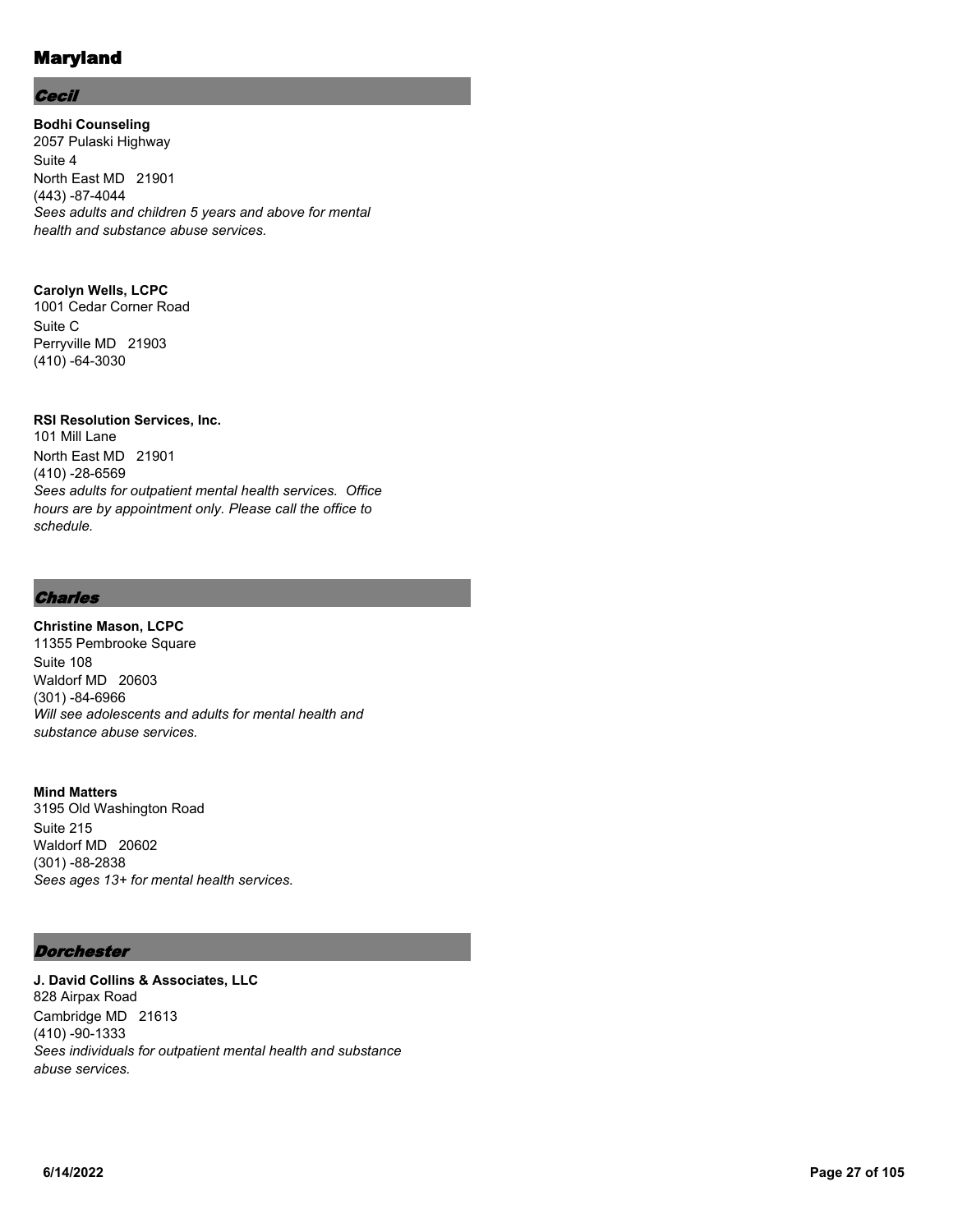# Maryland

## *Cecil*

**Bodhi Counseling**
2057 Pulaski Highway
Suite 4
North East MD 21901
(443) -87-4044
*Sees adults and children 5 years and above for mental health and substance abuse services.*

**Carolyn Wells, LCPC**
1001 Cedar Corner Road
Suite C
Perryville MD 21903
(410) -64-3030

**RSI Resolution Services, Inc.**
101 Mill Lane
North East MD 21901
(410) -28-6569
*Sees adults for outpatient mental health services. Office hours are by appointment only. Please call the office to schedule.*

## *Charles*

**Christine Mason, LCPC**
11355 Pembrooke Square
Suite 108
Waldorf MD 20603
(301) -84-6966
*Will see adolescents and adults for mental health and substance abuse services.*

**Mind Matters**
3195 Old Washington Road
Suite 215
Waldorf MD 20602
(301) -88-2838
*Sees ages 13+ for mental health services.*

## *Dorchester*

**J. David Collins & Associates, LLC**
828 Airpax Road
Cambridge MD 21613
(410) -90-1333
*Sees individuals for outpatient mental health and substance abuse services.*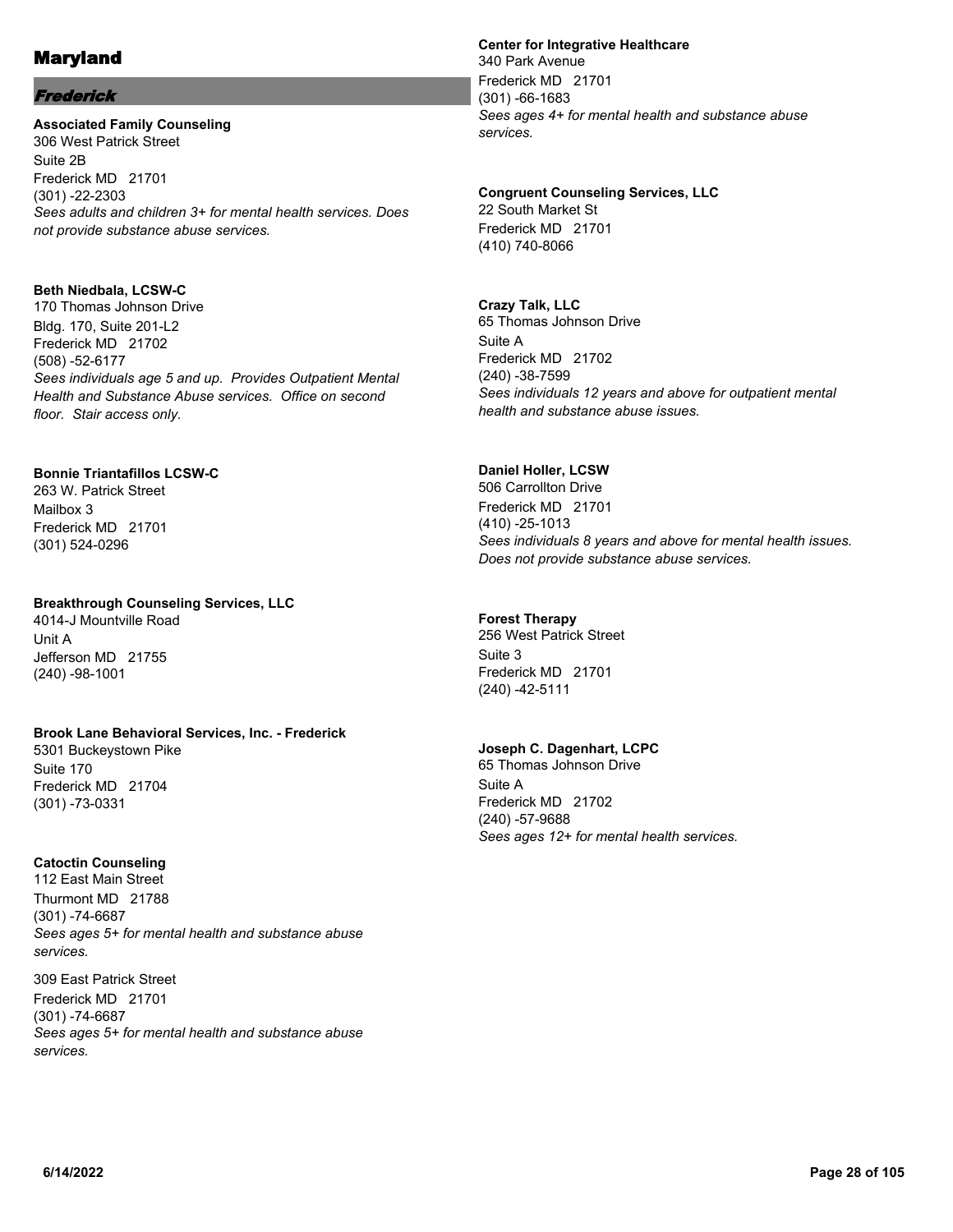# Maryland

## *Frederick*

**Associated Family Counseling**
306 West Patrick Street
Suite 2B
Frederick MD 21701
(301) -22-2303
*Sees adults and children 3+ for mental health services. Does not provide substance abuse services.*

**Beth Niedbala, LCSW-C**
170 Thomas Johnson Drive
Bldg. 170, Suite 201-L2
Frederick MD 21702
(508) -52-6177
*Sees individuals age 5 and up. Provides Outpatient Mental Health and Substance Abuse services. Office on second floor. Stair access only.*

**Bonnie Triantafillos LCSW-C**
263 W. Patrick Street
Mailbox 3
Frederick MD 21701
(301) 524-0296

**Breakthrough Counseling Services, LLC**
4014-J Mountville Road
Unit A
Jefferson MD 21755
(240) -98-1001

**Brook Lane Behavioral Services, Inc. - Frederick**
5301 Buckeystown Pike
Suite 170
Frederick MD 21704
(301) -73-0331

**Catoctin Counseling**
112 East Main Street
Thurmont MD 21788
(301) -74-6687
*Sees ages 5+ for mental health and substance abuse services.*

309 East Patrick Street
Frederick MD 21701
(301) -74-6687
*Sees ages 5+ for mental health and substance abuse services.*

**Center for Integrative Healthcare**
340 Park Avenue
Frederick MD 21701
(301) -66-1683
*Sees ages 4+ for mental health and substance abuse services.*

**Congruent Counseling Services, LLC**
22 South Market St
Frederick MD 21701
(410) 740-8066

**Crazy Talk, LLC**
65 Thomas Johnson Drive
Suite A
Frederick MD 21702
(240) -38-7599
*Sees individuals 12 years and above for outpatient mental health and substance abuse issues.*

**Daniel Holler, LCSW**
506 Carrollton Drive
Frederick MD 21701
(410) -25-1013
*Sees individuals 8 years and above for mental health issues. Does not provide substance abuse services.*

**Forest Therapy**
256 West Patrick Street
Suite 3
Frederick MD 21701
(240) -42-5111

**Joseph C. Dagenhart, LCPC**
65 Thomas Johnson Drive
Suite A
Frederick MD 21702
(240) -57-9688
*Sees ages 12+ for mental health services.*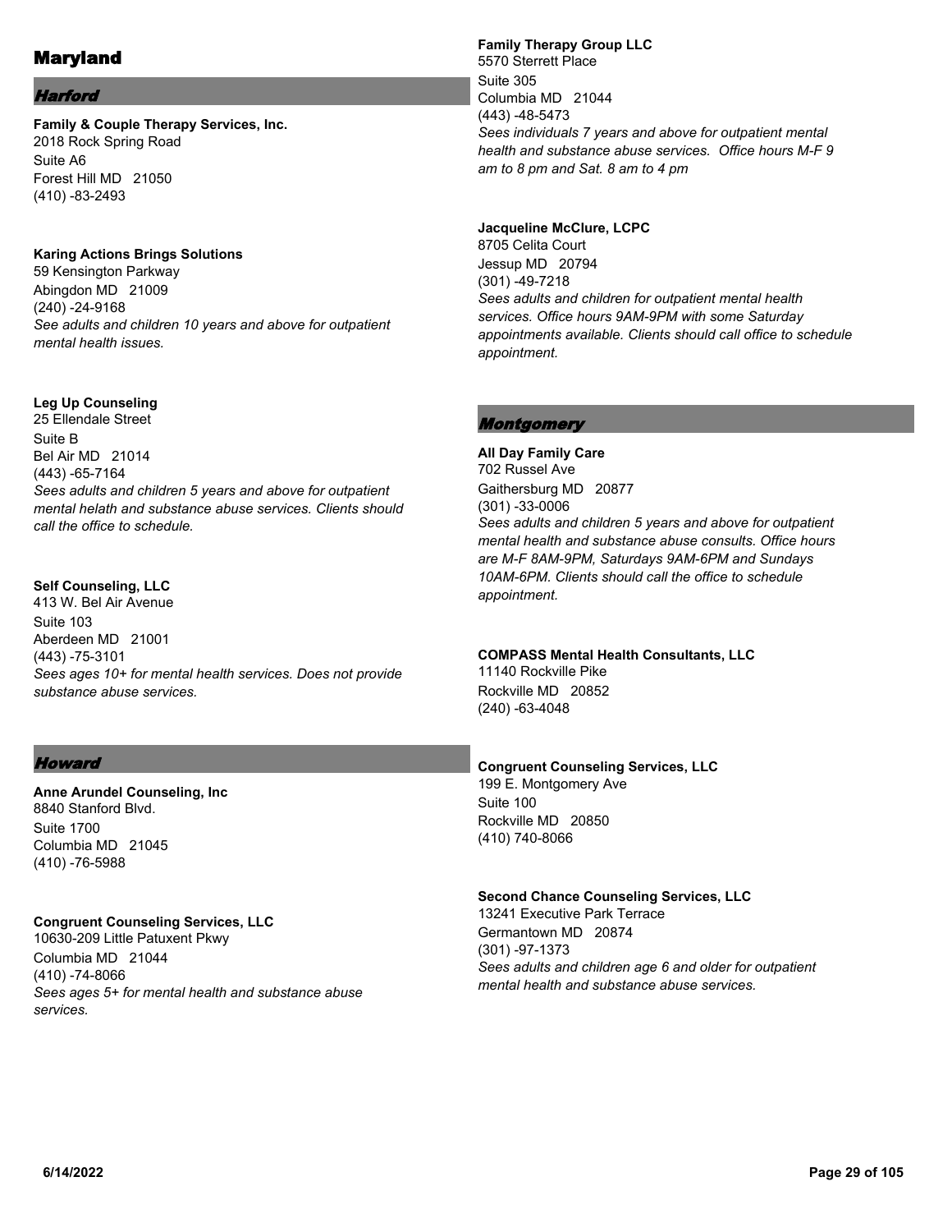# Maryland

## *Harford*

**Family & Couple Therapy Services, Inc.**
2018 Rock Spring Road
Suite A6
Forest Hill MD 21050
(410) -83-2493

**Karing Actions Brings Solutions**
59 Kensington Parkway
Abingdon MD 21009
(240) -24-9168
*See adults and children 10 years and above for outpatient mental health issues.*

**Leg Up Counseling**
25 Ellendale Street
Suite B
Bel Air MD 21014
(443) -65-7164
*Sees adults and children 5 years and above for outpatient mental helath and substance abuse services. Clients should call the office to schedule.*

**Self Counseling, LLC**
413 W. Bel Air Avenue
Suite 103
Aberdeen MD 21001
(443) -75-3101
*Sees ages 10+ for mental health services. Does not provide substance abuse services.*

## *Howard*

**Anne Arundel Counseling, Inc**
8840 Stanford Blvd.
Suite 1700
Columbia MD 21045
(410) -76-5988

**Congruent Counseling Services, LLC**
10630-209 Little Patuxent Pkwy
Columbia MD 21044
(410) -74-8066
*Sees ages 5+ for mental health and substance abuse services.*

**Family Therapy Group LLC**
5570 Sterrett Place
Suite 305
Columbia MD 21044
(443) -48-5473
*Sees individuals 7 years and above for outpatient mental health and substance abuse services. Office hours M-F 9 am to 8 pm and Sat. 8 am to 4 pm*

**Jacqueline McClure, LCPC**
8705 Celita Court
Jessup MD 20794
(301) -49-7218
*Sees adults and children for outpatient mental health services. Office hours 9AM-9PM with some Saturday appointments available. Clients should call office to schedule appointment.*

## *Montgomery*

**All Day Family Care**
702 Russel Ave
Gaithersburg MD 20877
(301) -33-0006
*Sees adults and children 5 years and above for outpatient mental health and substance abuse consults. Office hours are M-F 8AM-9PM, Saturdays 9AM-6PM and Sundays 10AM-6PM. Clients should call the office to schedule appointment.*

**COMPASS Mental Health Consultants, LLC**
11140 Rockville Pike
Rockville MD 20852
(240) -63-4048

**Congruent Counseling Services, LLC**
199 E. Montgomery Ave
Suite 100
Rockville MD 20850
(410) 740-8066

**Second Chance Counseling Services, LLC**
13241 Executive Park Terrace
Germantown MD 20874
(301) -97-1373
*Sees adults and children age 6 and older for outpatient mental health and substance abuse services.*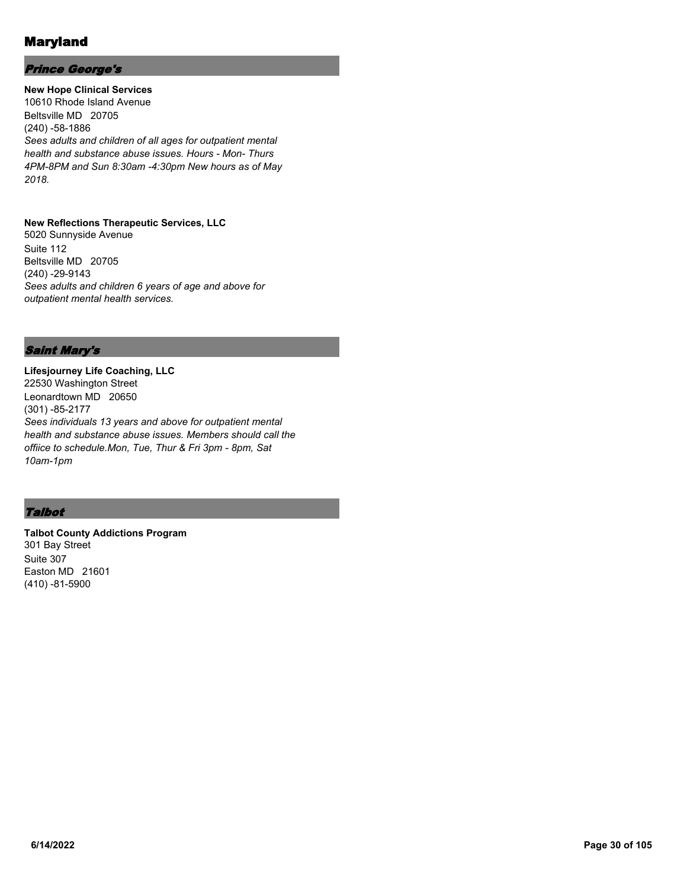# Maryland

## *Prince George's*

**New Hope Clinical Services**
10610 Rhode Island Avenue
Beltsville MD 20705
(240) -58-1886
*Sees adults and children of all ages for outpatient mental health and substance abuse issues. Hours - Mon- Thurs 4PM-8PM and Sun 8:30am -4:30pm New hours as of May 2018.*

**New Reflections Therapeutic Services, LLC**
5020 Sunnyside Avenue
Suite 112
Beltsville MD 20705
(240) -29-9143
*Sees adults and children 6 years of age and above for outpatient mental health services.*

## *Saint Mary's*

**Lifesjourney Life Coaching, LLC**
22530 Washington Street
Leonardtown MD 20650
(301) -85-2177
*Sees individuals 13 years and above for outpatient mental health and substance abuse issues. Members should call the offiice to schedule.Mon, Tue, Thur & Fri 3pm - 8pm, Sat 10am-1pm*

## *Talbot*

**Talbot County Addictions Program**
301 Bay Street
Suite 307
Easton MD 21601
(410) -81-5900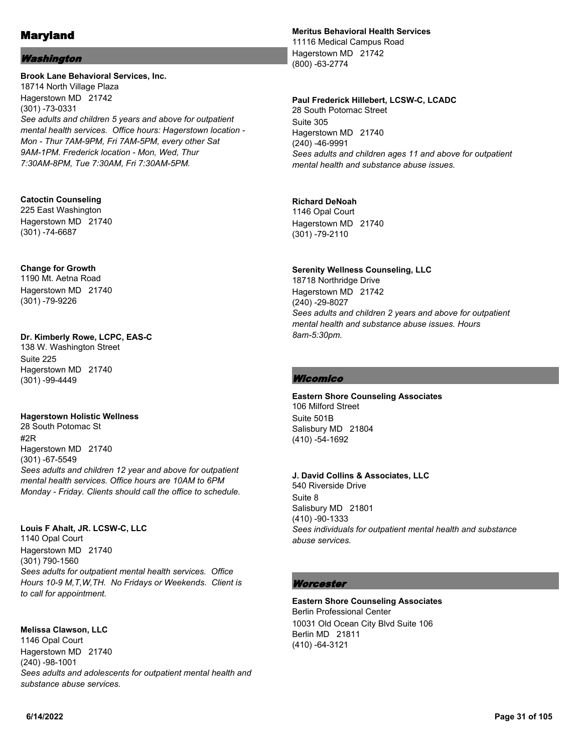# Maryland

## Washington

**Brook Lane Behavioral Services, Inc.**
18714 North Village Plaza
Hagerstown MD 21742
(301) -73-0331
*See adults and children 5 years and above for outpatient mental health services. Office hours: Hagerstown location - Mon - Thur 7AM-9PM, Fri 7AM-5PM, every other Sat 9AM-1PM. Frederick location - Mon, Wed, Thur 7:30AM-8PM, Tue 7:30AM, Fri 7:30AM-5PM.*

**Catoctin Counseling**
225 East Washington
Hagerstown MD 21740
(301) -74-6687

**Change for Growth**
1190 Mt. Aetna Road
Hagerstown MD 21740
(301) -79-9226

**Dr. Kimberly Rowe, LCPC, EAS-C**
138 W. Washington Street
Suite 225
Hagerstown MD 21740
(301) -99-4449

**Hagerstown Holistic Wellness**
28 South Potomac St
#2R
Hagerstown MD 21740
(301) -67-5549
*Sees adults and children 12 year and above for outpatient mental health services. Office hours are 10AM to 6PM Monday - Friday. Clients should call the office to schedule.*

**Louis F Ahalt, JR. LCSW-C, LLC**
1140 Opal Court
Hagerstown MD 21740
(301) 790-1560
*Sees adults for outpatient mental health services. Office Hours 10-9 M,T,W,TH. No Fridays or Weekends. Client is to call for appointment.*

**Melissa Clawson, LLC**
1146 Opal Court
Hagerstown MD 21740
(240) -98-1001
*Sees adults and adolescents for outpatient mental health and substance abuse services.*

**Meritus Behavioral Health Services**
11116 Medical Campus Road
Hagerstown MD 21742
(800) -63-2774

**Paul Frederick Hillebert, LCSW-C, LCADC**
28 South Potomac Street
Suite 305
Hagerstown MD 21740
(240) -46-9991
*Sees adults and children ages 11 and above for outpatient mental health and substance abuse issues.*

**Richard DeNoah**
1146 Opal Court
Hagerstown MD 21740
(301) -79-2110

**Serenity Wellness Counseling, LLC**
18718 Northridge Drive
Hagerstown MD 21742
(240) -29-8027
*Sees adults and children 2 years and above for outpatient mental health and substance abuse issues. Hours 8am-5:30pm.*

## Wicomico

**Eastern Shore Counseling Associates**
106 Milford Street
Suite 501B
Salisbury MD 21804
(410) -54-1692

**J. David Collins & Associates, LLC**
540 Riverside Drive
Suite 8
Salisbury MD 21801
(410) -90-1333
*Sees individuals for outpatient mental health and substance abuse services.*

## Worcester

**Eastern Shore Counseling Associates**
Berlin Professional Center
10031 Old Ocean City Blvd Suite 106
Berlin MD 21811
(410) -64-3121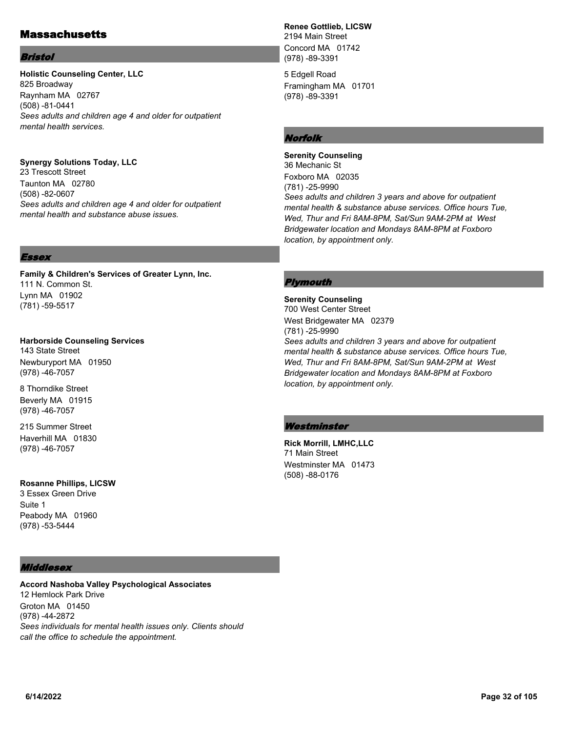# Massachusetts

## Bristol

**Holistic Counseling Center, LLC**
825 Broadway
Raynham MA 02767
(508) -81-0441
*Sees adults and children age 4 and older for outpatient mental health services.*

**Synergy Solutions Today, LLC**
23 Trescott Street
Taunton MA 02780
(508) -82-0607
*Sees adults and children age 4 and older for outpatient mental health and substance abuse issues.*

## Essex

**Family & Children's Services of Greater Lynn, Inc.**
111 N. Common St.
Lynn MA 01902
(781) -59-5517

**Harborside Counseling Services**
143 State Street
Newburyport MA 01950
(978) -46-7057

8 Thorndike Street
Beverly MA 01915
(978) -46-7057

215 Summer Street
Haverhill MA 01830
(978) -46-7057

**Rosanne Phillips, LICSW**
3 Essex Green Drive
Suite 1
Peabody MA 01960
(978) -53-5444

## Middlesex

**Accord Nashoba Valley Psychological Associates**
12 Hemlock Park Drive
Groton MA 01450
(978) -44-2872
*Sees individuals for mental health issues only. Clients should call the office to schedule the appointment.*

**Renee Gottlieb, LICSW**
2194 Main Street
Concord MA 01742
(978) -89-3391

5 Edgell Road
Framingham MA 01701
(978) -89-3391

## Norfolk

**Serenity Counseling**
36 Mechanic St
Foxboro MA 02035
(781) -25-9990
*Sees adults and children 3 years and above for outpatient mental health & substance abuse services. Office hours Tue, Wed, Thur and Fri 8AM-8PM, Sat/Sun 9AM-2PM at West Bridgewater location and Mondays 8AM-8PM at Foxboro location, by appointment only.*

## Plymouth

**Serenity Counseling**
700 West Center Street
West Bridgewater MA 02379
(781) -25-9990
*Sees adults and children 3 years and above for outpatient mental health & substance abuse services. Office hours Tue, Wed, Thur and Fri 8AM-8PM, Sat/Sun 9AM-2PM at West Bridgewater location and Mondays 8AM-8PM at Foxboro location, by appointment only.*

## Westminster

**Rick Morrill, LMHC,LLC**
71 Main Street
Westminster MA 01473
(508) -88-0176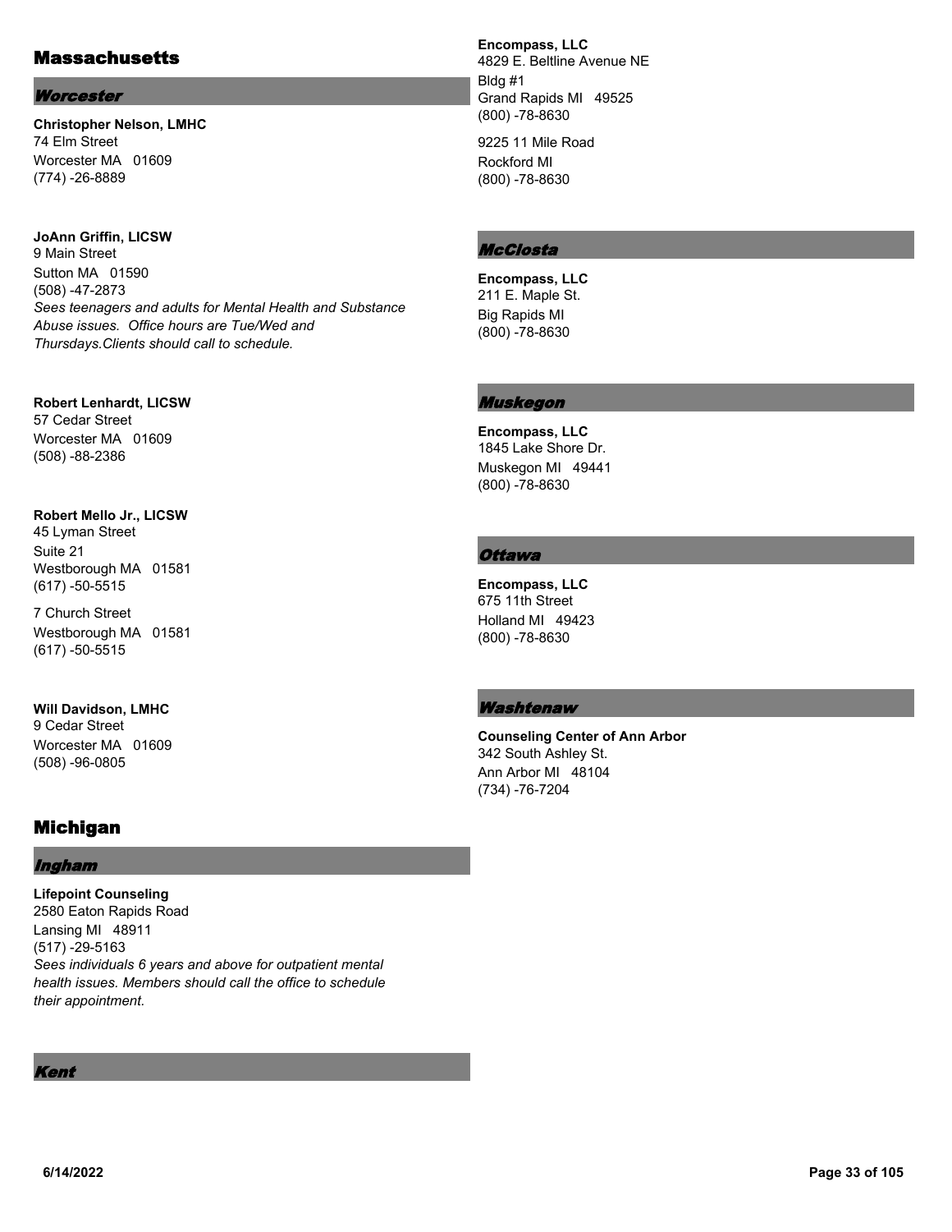## Massachusetts

### *Worcester*

**Christopher Nelson, LMHC**
74 Elm Street
Worcester MA 01609
(774) -26-8889

**JoAnn Griffin, LICSW**
9 Main Street
Sutton MA 01590
(508) -47-2873
*Sees teenagers and adults for Mental Health and Substance Abuse issues. Office hours are Tue/Wed and Thursdays.Clients should call to schedule.*

**Robert Lenhardt, LICSW**
57 Cedar Street
Worcester MA 01609
(508) -88-2386

**Robert Mello Jr., LICSW**
45 Lyman Street
Suite 21
Westborough MA 01581
(617) -50-5515

7 Church Street
Westborough MA 01581
(617) -50-5515

**Will Davidson, LMHC**
9 Cedar Street
Worcester MA 01609
(508) -96-0805

## Michigan

### *Ingham*

**Lifepoint Counseling**
2580 Eaton Rapids Road
Lansing MI 48911
(517) -29-5163
*Sees individuals 6 years and above for outpatient mental health issues. Members should call the office to schedule their appointment.*

### *Kent*

**Encompass, LLC**
4829 E. Beltline Avenue NE
Bldg #1
Grand Rapids MI 49525
(800) -78-8630

9225 11 Mile Road
Rockford MI
(800) -78-8630

### *McClosta*

**Encompass, LLC**
211 E. Maple St.
Big Rapids MI
(800) -78-8630

### *Muskegon*

**Encompass, LLC**
1845 Lake Shore Dr.
Muskegon MI 49441
(800) -78-8630

### *Ottawa*

**Encompass, LLC**
675 11th Street
Holland MI 49423
(800) -78-8630

### *Washtenaw*

**Counseling Center of Ann Arbor**
342 South Ashley St.
Ann Arbor MI 48104
(734) -76-7204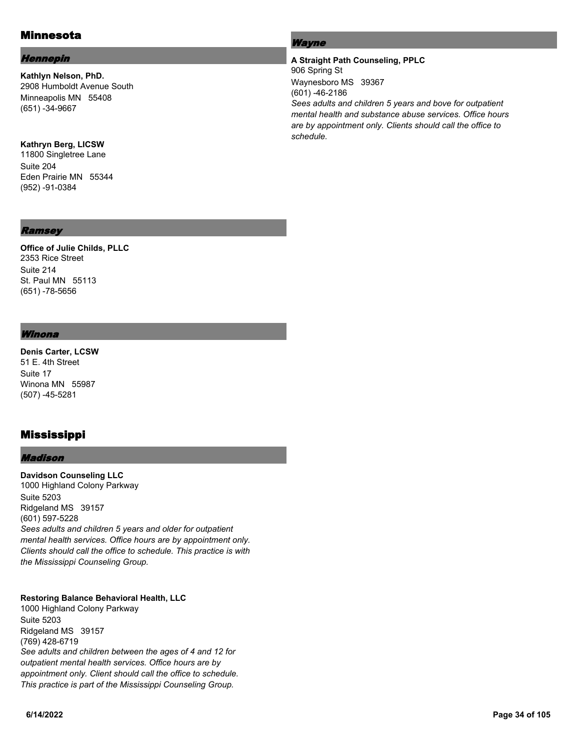## Minnesota

### *Hennepin*

**Kathlyn Nelson, PhD.**
2908 Humboldt Avenue South
Minneapolis MN 55408
(651) -34-9667

**Kathryn Berg, LICSW**
11800 Singletree Lane
Suite 204
Eden Prairie MN 55344
(952) -91-0384

### *Ramsey*

**Office of Julie Childs, PLLC**
2353 Rice Street
Suite 214
St. Paul MN 55113
(651) -78-5656

### *Winona*

**Denis Carter, LCSW**
51 E. 4th Street
Suite 17
Winona MN 55987
(507) -45-5281

## Mississippi

### *Madison*

**Davidson Counseling LLC**
1000 Highland Colony Parkway
Suite 5203
Ridgeland MS 39157
(601) 597-5228
*Sees adults and children 5 years and older for outpatient mental health services. Office hours are by appointment only. Clients should call the office to schedule. This practice is with the Mississippi Counseling Group.*

**Restoring Balance Behavioral Health, LLC**
1000 Highland Colony Parkway
Suite 5203
Ridgeland MS 39157
(769) 428-6719
*See adults and children between the ages of 4 and 12 for outpatient mental health services. Office hours are by appointment only. Client should call the office to schedule. This practice is part of the Mississippi Counseling Group.*

### *Wayne*

**A Straight Path Counseling, PPLC**
906 Spring St
Waynesboro MS 39367
(601) -46-2186
*Sees adults and children 5 years and bove for outpatient mental health and substance abuse services. Office hours are by appointment only. Clients should call the office to schedule.*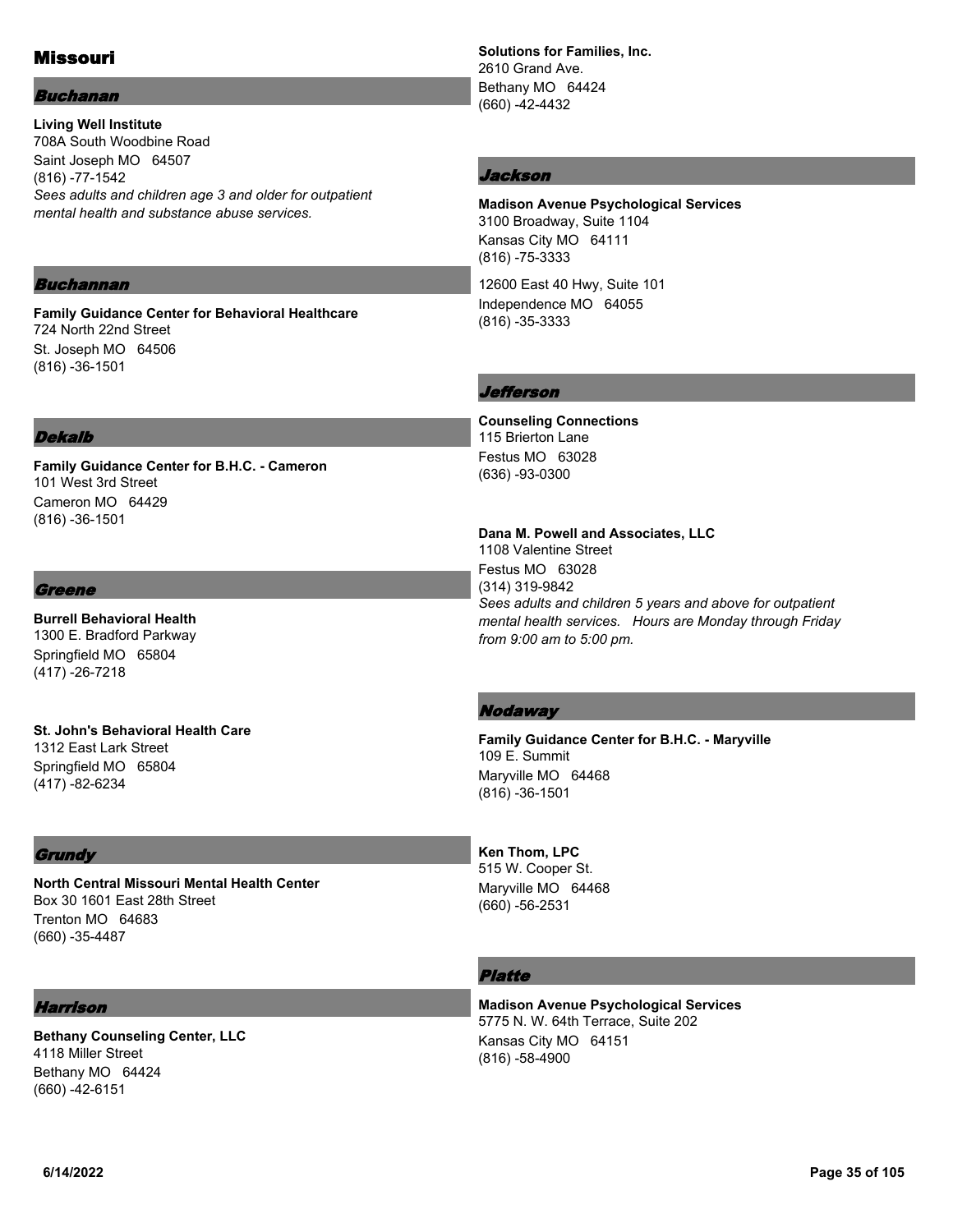# Missouri

## Buchanan

**Living Well Institute**
708A South Woodbine Road
Saint Joseph MO 64507
(816) -77-1542
*Sees adults and children age 3 and older for outpatient mental health and substance abuse services.*

## Buchannan

**Family Guidance Center for Behavioral Healthcare**
724 North 22nd Street
St. Joseph MO 64506
(816) -36-1501

## Dekalb

**Family Guidance Center for B.H.C. - Cameron**
101 West 3rd Street
Cameron MO 64429
(816) -36-1501

## Greene

**Burrell Behavioral Health**
1300 E. Bradford Parkway
Springfield MO 65804
(417) -26-7218

**St. John's Behavioral Health Care**
1312 East Lark Street
Springfield MO 65804
(417) -82-6234

## Grundy

**North Central Missouri Mental Health Center**
Box 30 1601 East 28th Street
Trenton MO 64683
(660) -35-4487

## Harrison

**Bethany Counseling Center, LLC**
4118 Miller Street
Bethany MO 64424
(660) -42-6151

**Solutions for Families, Inc.**
2610 Grand Ave.
Bethany MO 64424
(660) -42-4432

## Jackson

**Madison Avenue Psychological Services**
3100 Broadway, Suite 1104
Kansas City MO 64111
(816) -75-3333

12600 East 40 Hwy, Suite 101
Independence MO 64055
(816) -35-3333

## Jefferson

**Counseling Connections**
115 Brierton Lane
Festus MO 63028
(636) -93-0300

**Dana M. Powell and Associates, LLC**
1108 Valentine Street
Festus MO 63028
(314) 319-9842
*Sees adults and children 5 years and above for outpatient mental health services. Hours are Monday through Friday from 9:00 am to 5:00 pm.*

## Nodaway

**Family Guidance Center for B.H.C. - Maryville**
109 E. Summit
Maryville MO 64468
(816) -36-1501

**Ken Thom, LPC**
515 W. Cooper St.
Maryville MO 64468
(660) -56-2531

## Platte

**Madison Avenue Psychological Services**
5775 N. W. 64th Terrace, Suite 202
Kansas City MO 64151
(816) -58-4900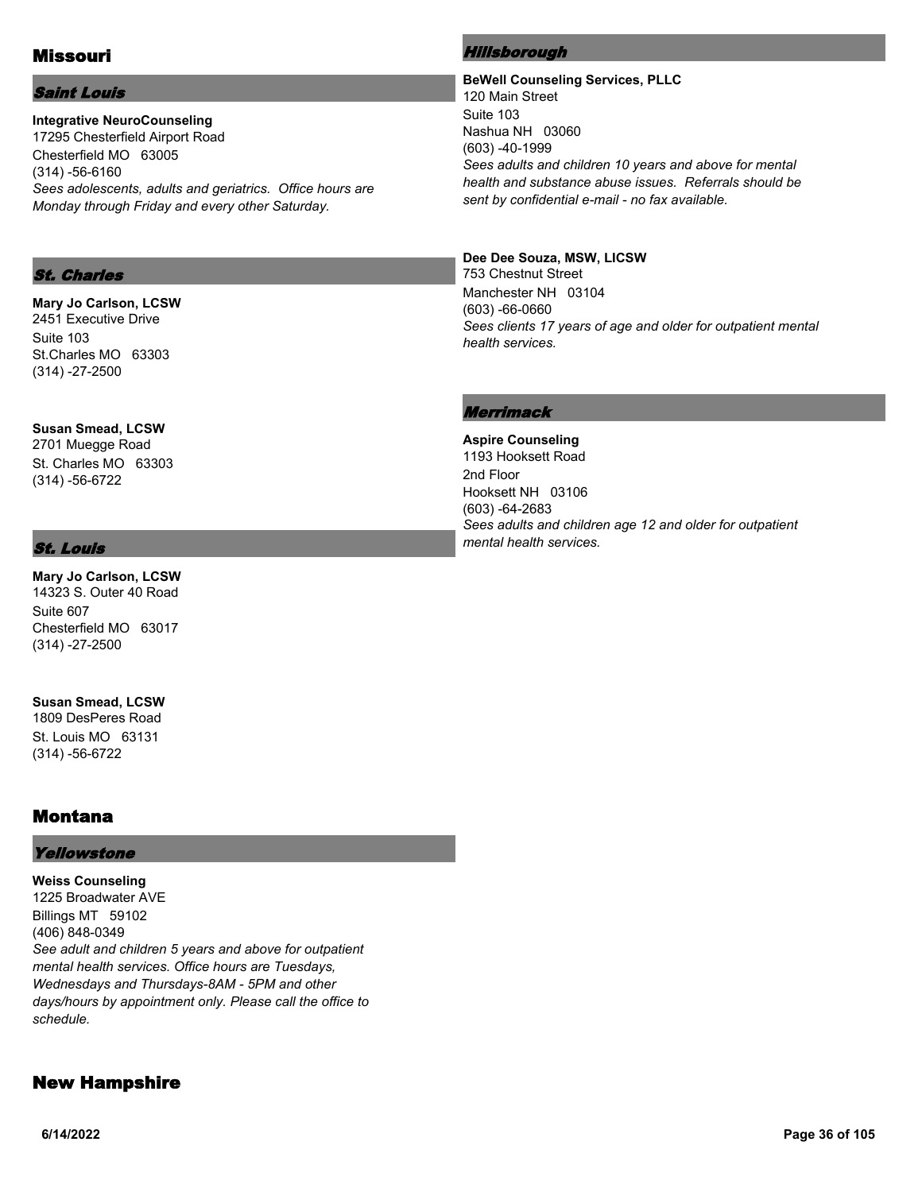## Missouri

### *Saint Louis*

**Integrative NeuroCounseling**
17295 Chesterfield Airport Road
Chesterfield MO 63005
(314) -56-6160
*Sees adolescents, adults and geriatrics. Office hours are Monday through Friday and every other Saturday.*

### *St. Charles*

**Mary Jo Carlson, LCSW**
2451 Executive Drive
Suite 103
St.Charles MO 63303
(314) -27-2500

**Susan Smead, LCSW**
2701 Muegge Road
St. Charles MO 63303
(314) -56-6722

### *St. Louis*

**Mary Jo Carlson, LCSW**
14323 S. Outer 40 Road
Suite 607
Chesterfield MO 63017
(314) -27-2500

**Susan Smead, LCSW**
1809 DesPeres Road
St. Louis MO 63131
(314) -56-6722

## Montana

### *Yellowstone*

**Weiss Counseling**
1225 Broadwater AVE
Billings MT 59102
(406) 848-0349
*See adult and children 5 years and above for outpatient mental health services. Office hours are Tuesdays, Wednesdays and Thursdays-8AM - 5PM and other days/hours by appointment only. Please call the office to schedule.*

## New Hampshire

### *Hillsborough*

**BeWell Counseling Services, PLLC**
120 Main Street
Suite 103
Nashua NH 03060
(603) -40-1999
*Sees adults and children 10 years and above for mental health and substance abuse issues. Referrals should be sent by confidential e-mail - no fax available.*

**Dee Dee Souza, MSW, LICSW**
753 Chestnut Street
Manchester NH 03104
(603) -66-0660
*Sees clients 17 years of age and older for outpatient mental health services.*

### *Merrimack*

**Aspire Counseling**
1193 Hooksett Road
2nd Floor
Hooksett NH 03106
(603) -64-2683
*Sees adults and children age 12 and older for outpatient mental health services.*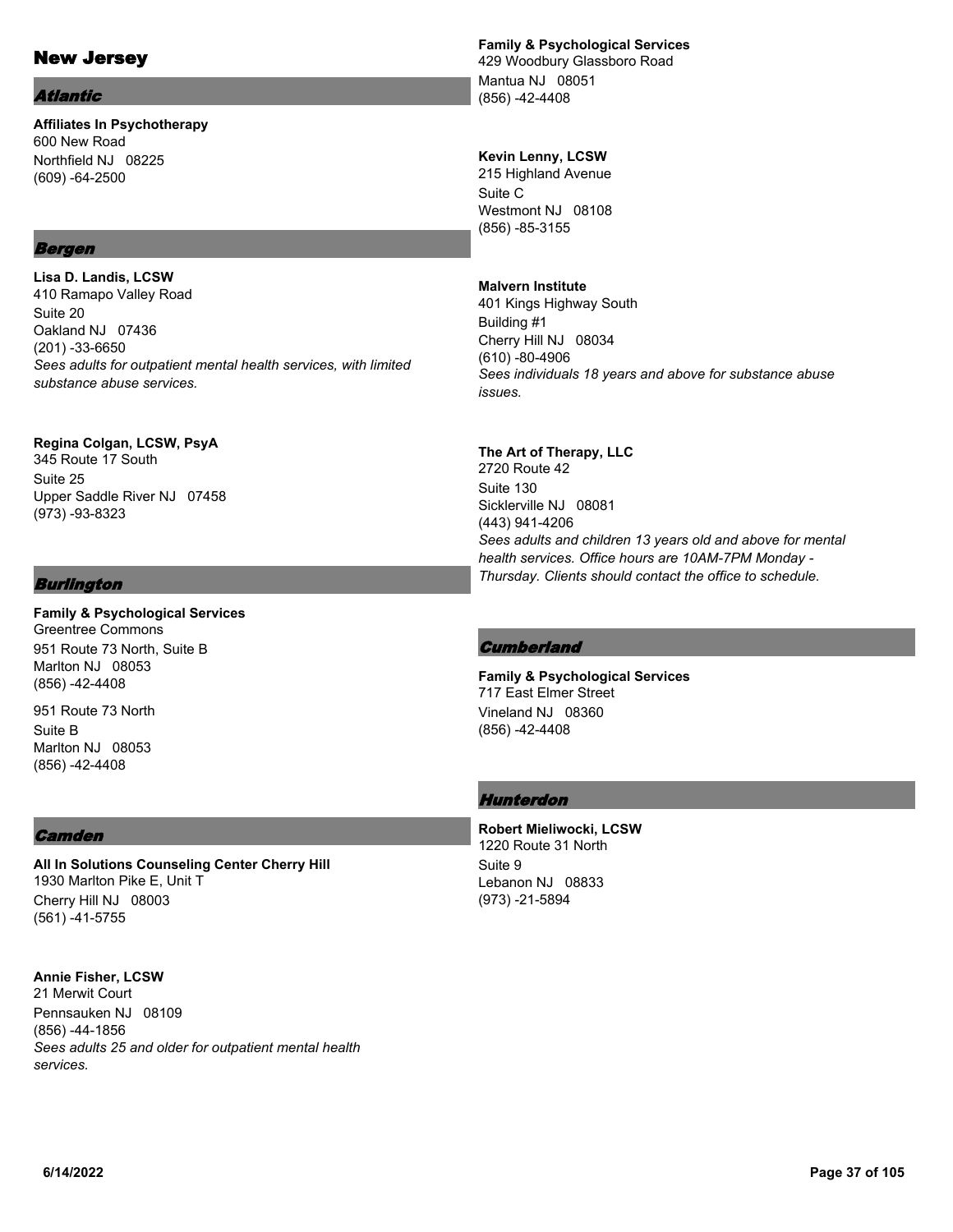# New Jersey

## Atlantic

**Affiliates In Psychotherapy**
600 New Road
Northfield NJ 08225
(609) -64-2500

## Bergen

**Lisa D. Landis, LCSW**
410 Ramapo Valley Road
Suite 20
Oakland NJ 07436
(201) -33-6650
*Sees adults for outpatient mental health services, with limited substance abuse services.*

**Regina Colgan, LCSW, PsyA**
345 Route 17 South
Suite 25
Upper Saddle River NJ 07458
(973) -93-8323

## Burlington

**Family & Psychological Services**
Greentree Commons
951 Route 73 North, Suite B
Marlton NJ 08053
(856) -42-4408

951 Route 73 North
Suite B
Marlton NJ 08053
(856) -42-4408

## Camden

**All In Solutions Counseling Center Cherry Hill**
1930 Marlton Pike E, Unit T
Cherry Hill NJ 08003
(561) -41-5755

**Annie Fisher, LCSW**
21 Merwit Court
Pennsauken NJ 08109
(856) -44-1856
*Sees adults 25 and older for outpatient mental health services.*

**Family & Psychological Services**
429 Woodbury Glassboro Road
Mantua NJ 08051
(856) -42-4408

**Kevin Lenny, LCSW**
215 Highland Avenue
Suite C
Westmont NJ 08108
(856) -85-3155

**Malvern Institute**
401 Kings Highway South
Building #1
Cherry Hill NJ 08034
(610) -80-4906
*Sees individuals 18 years and above for substance abuse issues.*

**The Art of Therapy, LLC**
2720 Route 42
Suite 130
Sicklerville NJ 08081
(443) 941-4206
*Sees adults and children 13 years old and above for mental health services. Office hours are 10AM-7PM Monday - Thursday. Clients should contact the office to schedule.*

## Cumberland

**Family & Psychological Services**
717 East Elmer Street
Vineland NJ 08360
(856) -42-4408

## Hunterdon

**Robert Mieliwocki, LCSW**
1220 Route 31 North
Suite 9
Lebanon NJ 08833
(973) -21-5894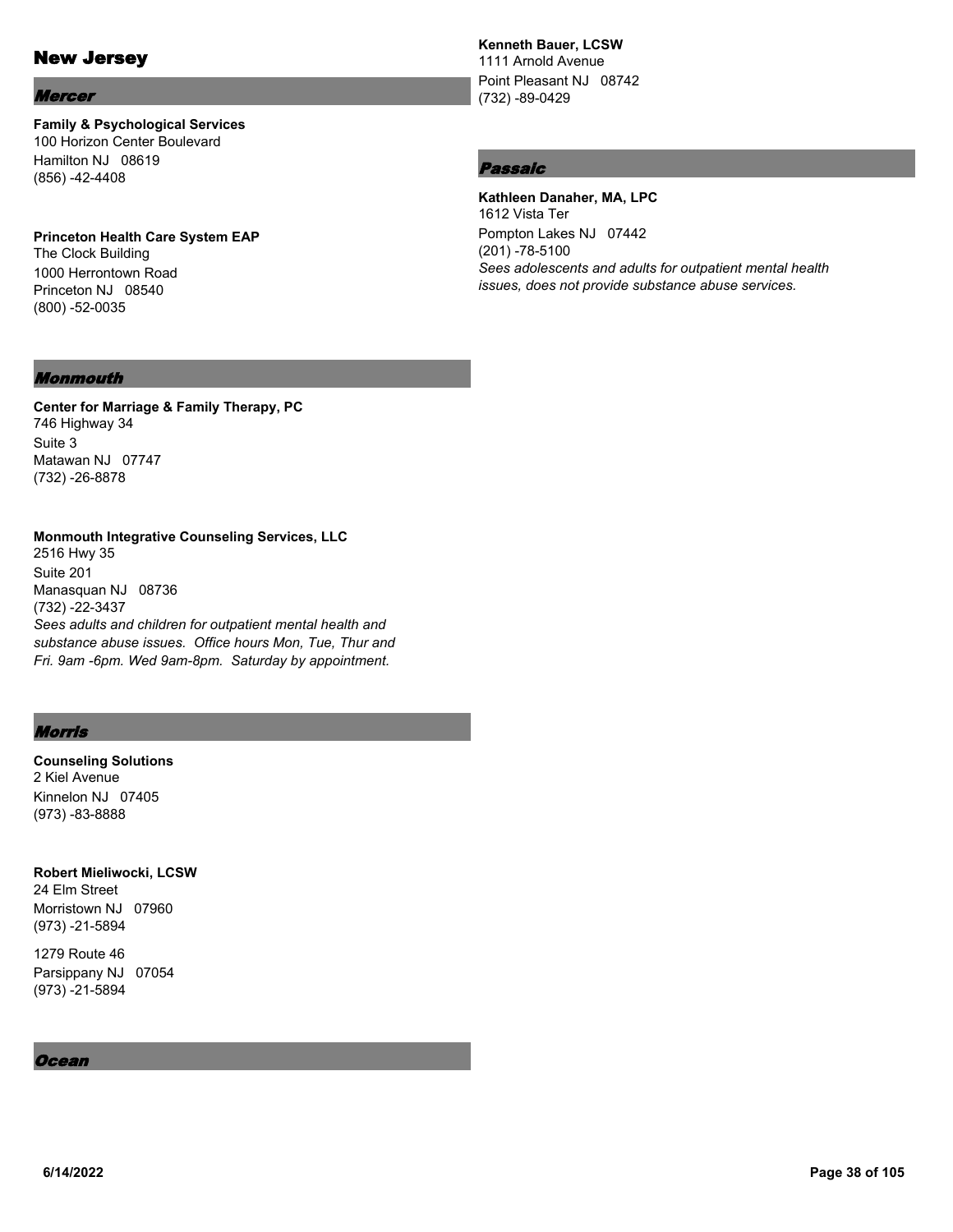# New Jersey

## Mercer

**Family & Psychological Services**
100 Horizon Center Boulevard
Hamilton NJ 08619
(856) -42-4408

**Princeton Health Care System EAP**
The Clock Building
1000 Herrontown Road
Princeton NJ 08540
(800) -52-0035

## Monmouth

**Center for Marriage & Family Therapy, PC**
746 Highway 34
Suite 3
Matawan NJ 07747
(732) -26-8878

**Monmouth Integrative Counseling Services, LLC**
2516 Hwy 35
Suite 201
Manasquan NJ 08736
(732) -22-3437
*Sees adults and children for outpatient mental health and substance abuse issues. Office hours Mon, Tue, Thur and Fri. 9am -6pm. Wed 9am-8pm. Saturday by appointment.*

## Morris

**Counseling Solutions**
2 Kiel Avenue
Kinnelon NJ 07405
(973) -83-8888

**Robert Mieliwocki, LCSW**
24 Elm Street
Morristown NJ 07960
(973) -21-5894

1279 Route 46
Parsippany NJ 07054
(973) -21-5894

## Ocean

**Kenneth Bauer, LCSW**
1111 Arnold Avenue
Point Pleasant NJ 08742
(732) -89-0429

## Passaic

**Kathleen Danaher, MA, LPC**
1612 Vista Ter
Pompton Lakes NJ 07442
(201) -78-5100
*Sees adolescents and adults for outpatient mental health issues, does not provide substance abuse services.*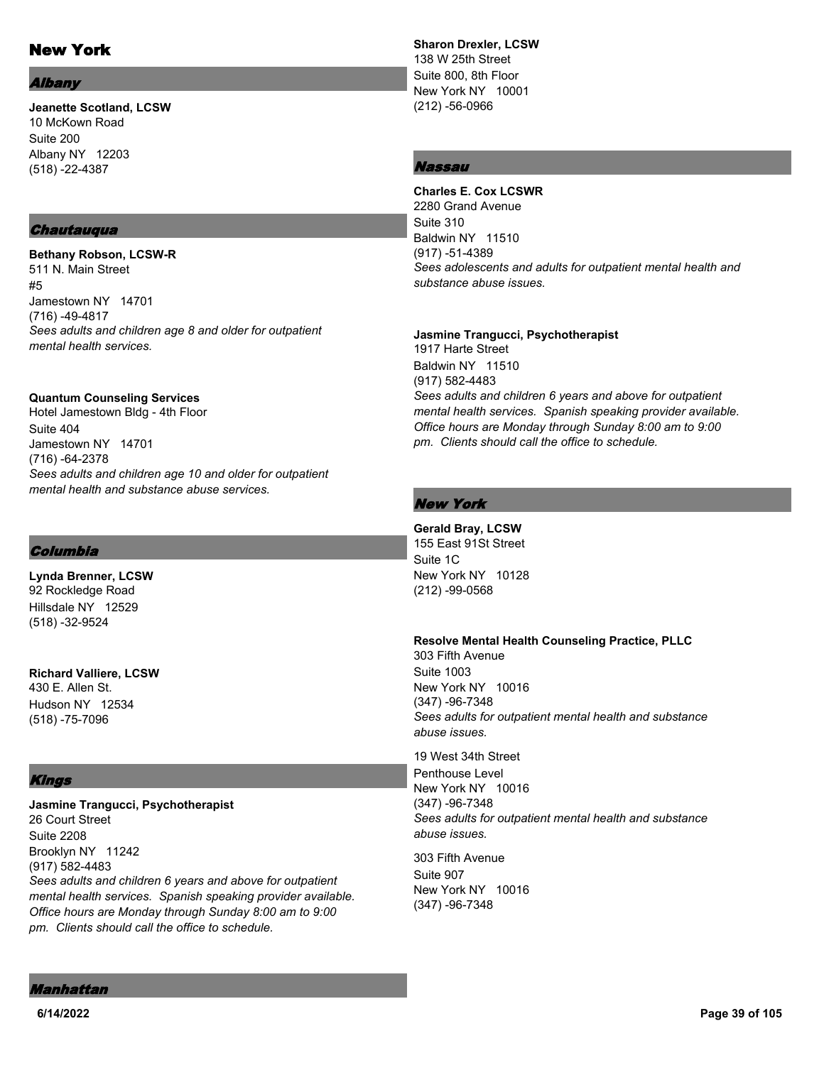# New York

## Albany

**Jeanette Scotland, LCSW**
10 McKown Road
Suite 200
Albany NY 12203
(518) -22-4387

## Chautauqua

**Bethany Robson, LCSW-R**
511 N. Main Street
#5
Jamestown NY 14701
(716) -49-4817
*Sees adults and children age 8 and older for outpatient mental health services.*

**Quantum Counseling Services**
Hotel Jamestown Bldg - 4th Floor
Suite 404
Jamestown NY 14701
(716) -64-2378
*Sees adults and children age 10 and older for outpatient mental health and substance abuse services.*

## Columbia

**Lynda Brenner, LCSW**
92 Rockledge Road
Hillsdale NY 12529
(518) -32-9524

**Richard Valliere, LCSW**
430 E. Allen St.
Hudson NY 12534
(518) -75-7096

## Kings

**Jasmine Trangucci, Psychotherapist**
26 Court Street
Suite 2208
Brooklyn NY 11242
(917) 582-4483
*Sees adults and children 6 years and above for outpatient mental health services. Spanish speaking provider available. Office hours are Monday through Sunday 8:00 am to 9:00 pm. Clients should call the office to schedule.*

## Manhattan

**Sharon Drexler, LCSW**
138 W 25th Street
Suite 800, 8th Floor
New York NY 10001
(212) -56-0966

## Nassau

**Charles E. Cox LCSWR**
2280 Grand Avenue
Suite 310
Baldwin NY 11510
(917) -51-4389
*Sees adolescents and adults for outpatient mental health and substance abuse issues.*

**Jasmine Trangucci, Psychotherapist**
1917 Harte Street
Baldwin NY 11510
(917) 582-4483
*Sees adults and children 6 years and above for outpatient mental health services. Spanish speaking provider available. Office hours are Monday through Sunday 8:00 am to 9:00 pm. Clients should call the office to schedule.*

## New York

**Gerald Bray, LCSW**
155 East 91St Street
Suite 1C
New York NY 10128
(212) -99-0568

**Resolve Mental Health Counseling Practice, PLLC**
303 Fifth Avenue
Suite 1003
New York NY 10016
(347) -96-7348
*Sees adults for outpatient mental health and substance abuse issues.*

19 West 34th Street
Penthouse Level
New York NY 10016
(347) -96-7348
*Sees adults for outpatient mental health and substance abuse issues.*

303 Fifth Avenue
Suite 907
New York NY 10016
(347) -96-7348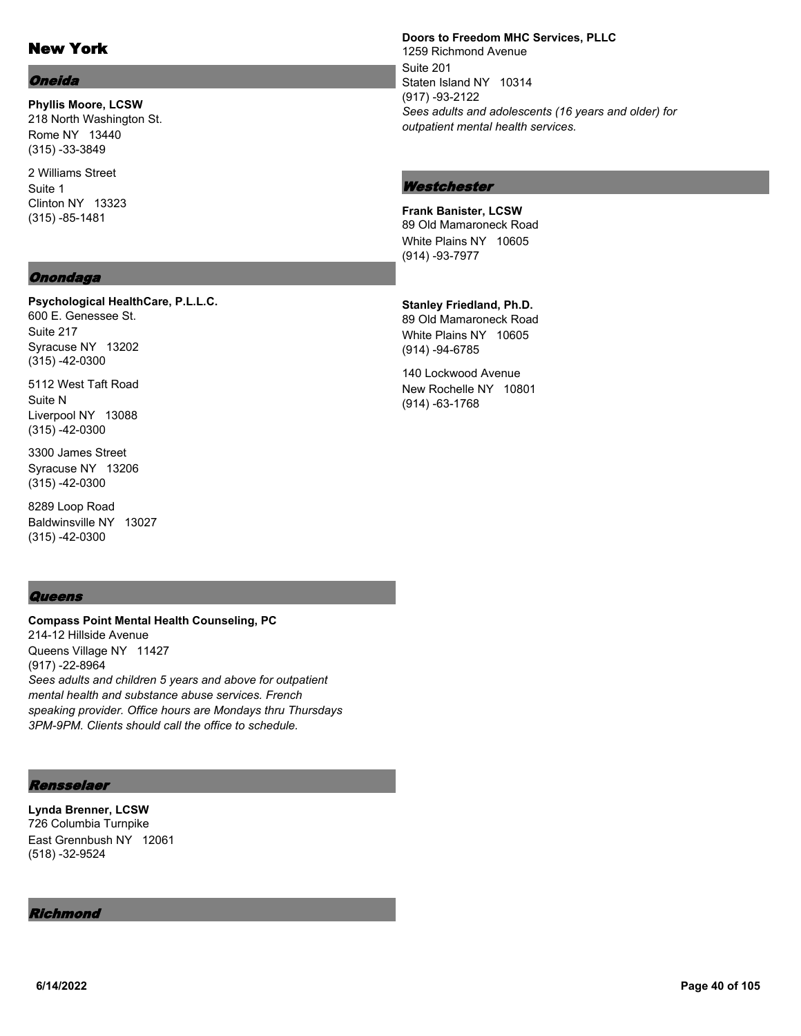# New York

## Oneida

**Phyllis Moore, LCSW**
218 North Washington St.
Rome NY 13440
(315) -33-3849

2 Williams Street
Suite 1
Clinton NY 13323
(315) -85-1481

## Onondaga

**Psychological HealthCare, P.L.L.C.**
600 E. Genessee St.
Suite 217
Syracuse NY 13202
(315) -42-0300

5112 West Taft Road
Suite N
Liverpool NY 13088
(315) -42-0300

3300 James Street
Syracuse NY 13206
(315) -42-0300

8289 Loop Road
Baldwinsville NY 13027
(315) -42-0300

## Queens

**Compass Point Mental Health Counseling, PC**
214-12 Hillside Avenue
Queens Village NY 11427
(917) -22-8964
*Sees adults and children 5 years and above for outpatient mental health and substance abuse services. French speaking provider. Office hours are Mondays thru Thursdays 3PM-9PM. Clients should call the office to schedule.*

## Rensselaer

**Lynda Brenner, LCSW**
726 Columbia Turnpike
East Grennbush NY 12061
(518) -32-9524

## Richmond

**Doors to Freedom MHC Services, PLLC**
1259 Richmond Avenue
Suite 201
Staten Island NY 10314
(917) -93-2122
*Sees adults and adolescents (16 years and older) for outpatient mental health services.*

## Westchester

**Frank Banister, LCSW**
89 Old Mamaroneck Road
White Plains NY 10605
(914) -93-7977

**Stanley Friedland, Ph.D.**
89 Old Mamaroneck Road
White Plains NY 10605
(914) -94-6785

140 Lockwood Avenue
New Rochelle NY 10801
(914) -63-1768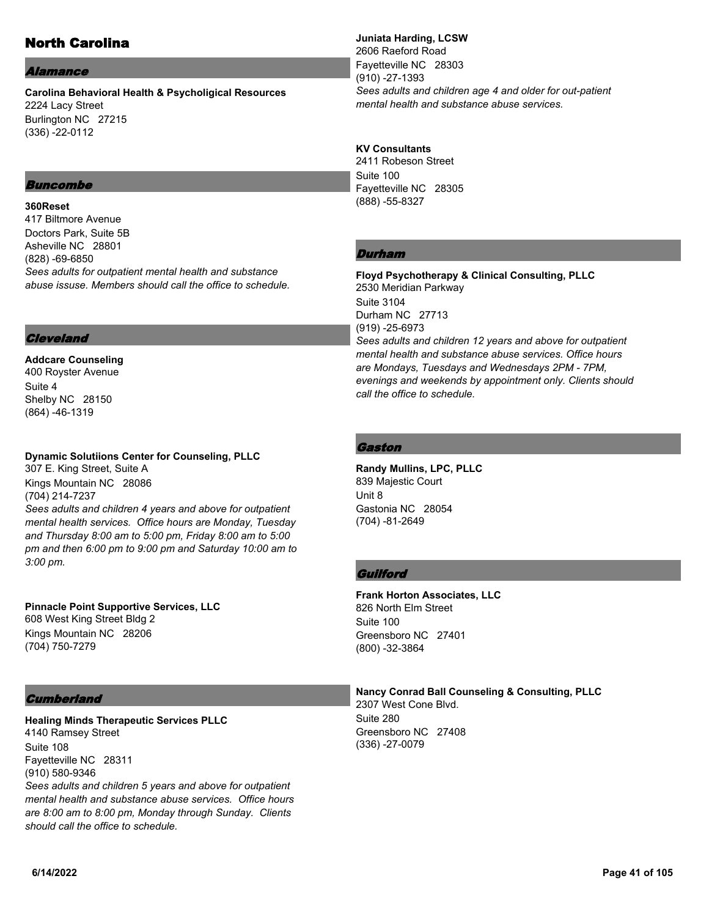# North Carolina

## Alamance

**Carolina Behavioral Health & Psycholigical Resources**
2224 Lacy Street
Burlington NC 27215
(336) -22-0112

## Buncombe

**360Reset**
417 Biltmore Avenue
Doctors Park, Suite 5B
Asheville NC 28801
(828) -69-6850
*Sees adults for outpatient mental health and substance abuse issuse. Members should call the office to schedule.*

## Cleveland

**Addcare Counseling**
400 Royster Avenue
Suite 4
Shelby NC 28150
(864) -46-1319

**Dynamic Solutiions Center for Counseling, PLLC**
307 E. King Street, Suite A
Kings Mountain NC 28086
(704) 214-7237
*Sees adults and children 4 years and above for outpatient mental health services. Office hours are Monday, Tuesday and Thursday 8:00 am to 5:00 pm, Friday 8:00 am to 5:00 pm and then 6:00 pm to 9:00 pm and Saturday 10:00 am to 3:00 pm.*

**Pinnacle Point Supportive Services, LLC**
608 West King Street Bldg 2
Kings Mountain NC 28206
(704) 750-7279

## Cumberland

**Healing Minds Therapeutic Services PLLC**
4140 Ramsey Street
Suite 108
Fayetteville NC 28311
(910) 580-9346
*Sees adults and children 5 years and above for outpatient mental health and substance abuse services. Office hours are 8:00 am to 8:00 pm, Monday through Sunday. Clients should call the office to schedule.*

**Juniata Harding, LCSW**
2606 Raeford Road
Fayetteville NC 28303
(910) -27-1393
*Sees adults and children age 4 and older for out-patient mental health and substance abuse services.*

**KV Consultants**
2411 Robeson Street
Suite 100
Fayetteville NC 28305
(888) -55-8327

## Durham

**Floyd Psychotherapy & Clinical Consulting, PLLC**
2530 Meridian Parkway
Suite 3104
Durham NC 27713
(919) -25-6973
*Sees adults and children 12 years and above for outpatient mental health and substance abuse services. Office hours are Mondays, Tuesdays and Wednesdays 2PM - 7PM, evenings and weekends by appointment only. Clients should call the office to schedule.*

## Gaston

**Randy Mullins, LPC, PLLC**
839 Majestic Court
Unit 8
Gastonia NC 28054
(704) -81-2649

## Guilford

**Frank Horton Associates, LLC**
826 North Elm Street
Suite 100
Greensboro NC 27401
(800) -32-3864

**Nancy Conrad Ball Counseling & Consulting, PLLC**
2307 West Cone Blvd.
Suite 280
Greensboro NC 27408
(336) -27-0079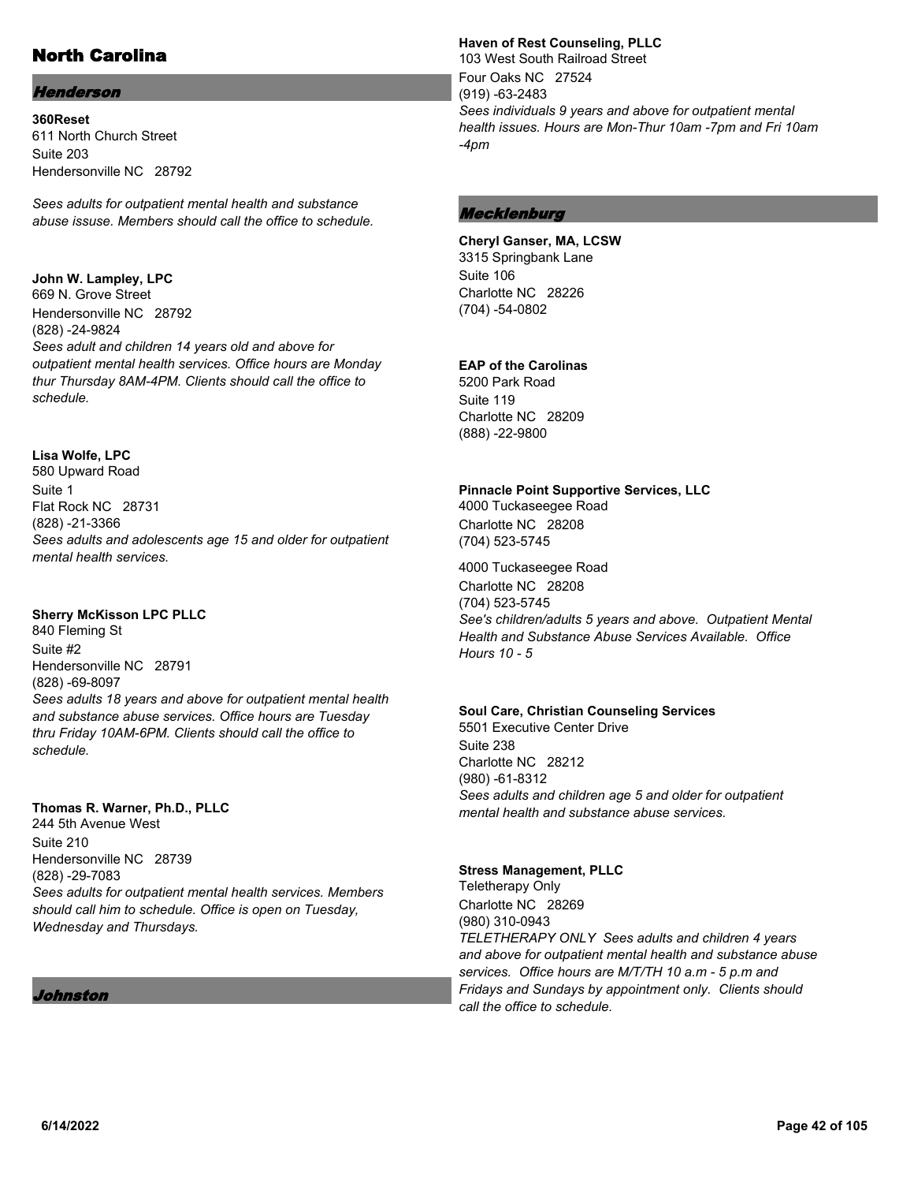# North Carolina

## *Henderson*

**360Reset**
611 North Church Street
Suite 203
Hendersonville NC 28792

*Sees adults for outpatient mental health and substance abuse issuse. Members should call the office to schedule.*

**John W. Lampley, LPC**
669 N. Grove Street
Hendersonville NC 28792
(828) -24-9824
*Sees adult and children 14 years old and above for outpatient mental health services. Office hours are Monday thur Thursday 8AM-4PM. Clients should call the office to schedule.*

**Lisa Wolfe, LPC**
580 Upward Road
Suite 1
Flat Rock NC 28731
(828) -21-3366
*Sees adults and adolescents age 15 and older for outpatient mental health services.*

**Sherry McKisson LPC PLLC**
840 Fleming St
Suite #2
Hendersonville NC 28791
(828) -69-8097
*Sees adults 18 years and above for outpatient mental health and substance abuse services. Office hours are Tuesday thru Friday 10AM-6PM. Clients should call the office to schedule.*

**Thomas R. Warner, Ph.D., PLLC**
244 5th Avenue West
Suite 210
Hendersonville NC 28739
(828) -29-7083
*Sees adults for outpatient mental health services. Members should call him to schedule. Office is open on Tuesday, Wednesday and Thursdays.*

## *Johnston*

**Haven of Rest Counseling, PLLC**
103 West South Railroad Street
Four Oaks NC 27524
(919) -63-2483
*Sees individuals 9 years and above for outpatient mental health issues. Hours are Mon-Thur 10am -7pm and Fri 10am -4pm*

## *Mecklenburg*

**Cheryl Ganser, MA, LCSW**
3315 Springbank Lane
Suite 106
Charlotte NC 28226
(704) -54-0802

**EAP of the Carolinas**
5200 Park Road
Suite 119
Charlotte NC 28209
(888) -22-9800

**Pinnacle Point Supportive Services, LLC**
4000 Tuckaseegee Road
Charlotte NC 28208
(704) 523-5745

4000 Tuckaseegee Road
Charlotte NC 28208
(704) 523-5745
*See's children/adults 5 years and above. Outpatient Mental Health and Substance Abuse Services Available. Office Hours 10 - 5*

**Soul Care, Christian Counseling Services**
5501 Executive Center Drive
Suite 238
Charlotte NC 28212
(980) -61-8312
*Sees adults and children age 5 and older for outpatient mental health and substance abuse services.*

**Stress Management, PLLC**
Teletherapy Only
Charlotte NC 28269
(980) 310-0943
*TELETHERAPY ONLY Sees adults and children 4 years and above for outpatient mental health and substance abuse services. Office hours are M/T/TH 10 a.m - 5 p.m and Fridays and Sundays by appointment only. Clients should call the office to schedule.*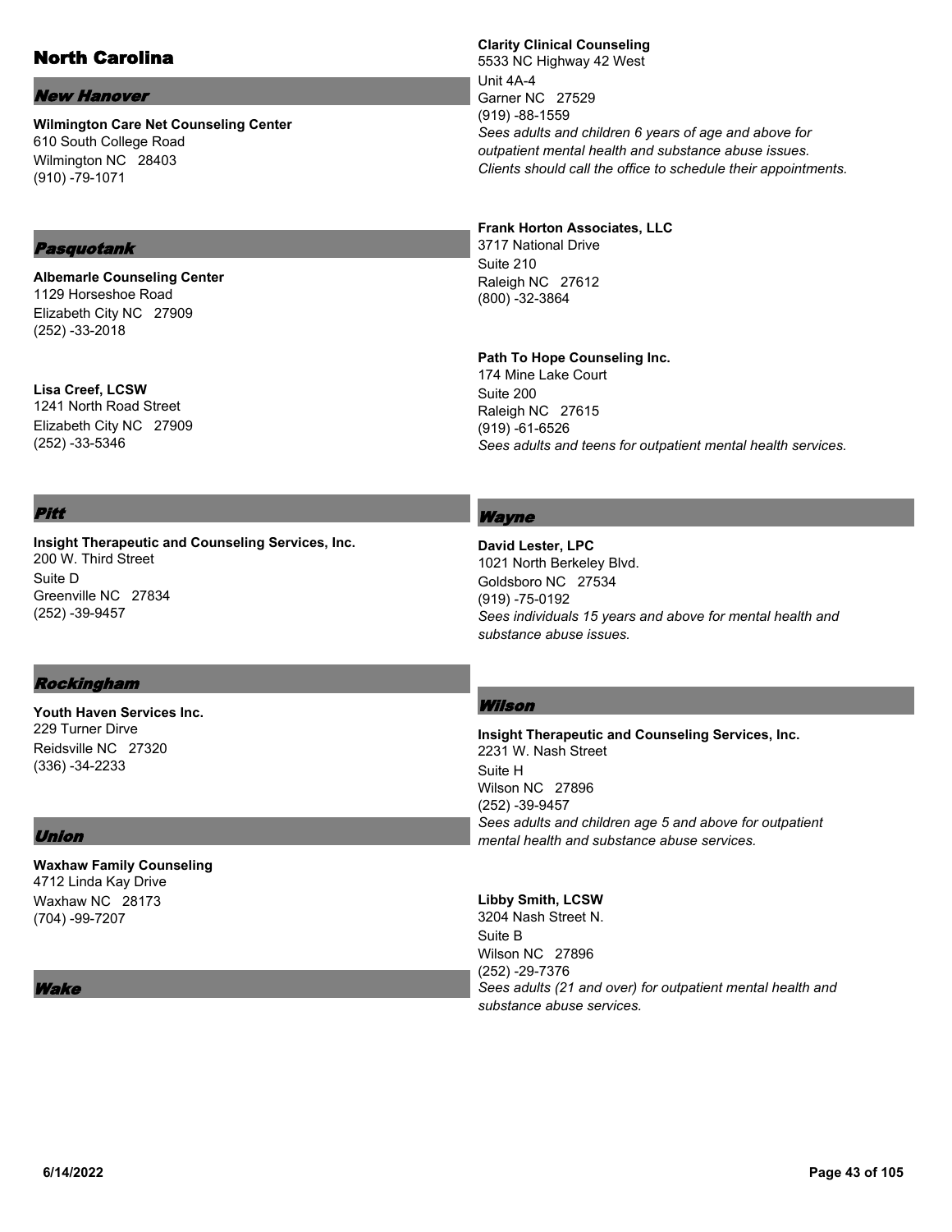# North Carolina

## *New Hanover*

**Wilmington Care Net Counseling Center**
610 South College Road
Wilmington NC 28403
(910) -79-1071

## *Pasquotank*

**Albemarle Counseling Center**
1129 Horseshoe Road
Elizabeth City NC 27909
(252) -33-2018

**Lisa Creef, LCSW**
1241 North Road Street
Elizabeth City NC 27909
(252) -33-5346

## *Pitt*

**Insight Therapeutic and Counseling Services, Inc.**
200 W. Third Street
Suite D
Greenville NC 27834
(252) -39-9457

## *Rockingham*

**Youth Haven Services Inc.**
229 Turner Dirve
Reidsville NC 27320
(336) -34-2233

## *Union*

**Waxhaw Family Counseling**
4712 Linda Kay Drive
Waxhaw NC 28173
(704) -99-7207

## *Wake*

**Clarity Clinical Counseling**
5533 NC Highway 42 West
Unit 4A-4
Garner NC 27529
(919) -88-1559
*Sees adults and children 6 years of age and above for outpatient mental health and substance abuse issues. Clients should call the office to schedule their appointments.*

**Frank Horton Associates, LLC**
3717 National Drive
Suite 210
Raleigh NC 27612
(800) -32-3864

**Path To Hope Counseling Inc.**
174 Mine Lake Court
Suite 200
Raleigh NC 27615
(919) -61-6526
*Sees adults and teens for outpatient mental health services.*

## *Wayne*

**David Lester, LPC**
1021 North Berkeley Blvd.
Goldsboro NC 27534
(919) -75-0192
*Sees individuals 15 years and above for mental health and substance abuse issues.*

## *Wilson*

**Insight Therapeutic and Counseling Services, Inc.**
2231 W. Nash Street
Suite H
Wilson NC 27896
(252) -39-9457
*Sees adults and children age 5 and above for outpatient mental health and substance abuse services.*

**Libby Smith, LCSW**
3204 Nash Street N.
Suite B
Wilson NC 27896
(252) -29-7376
*Sees adults (21 and over) for outpatient mental health and substance abuse services.*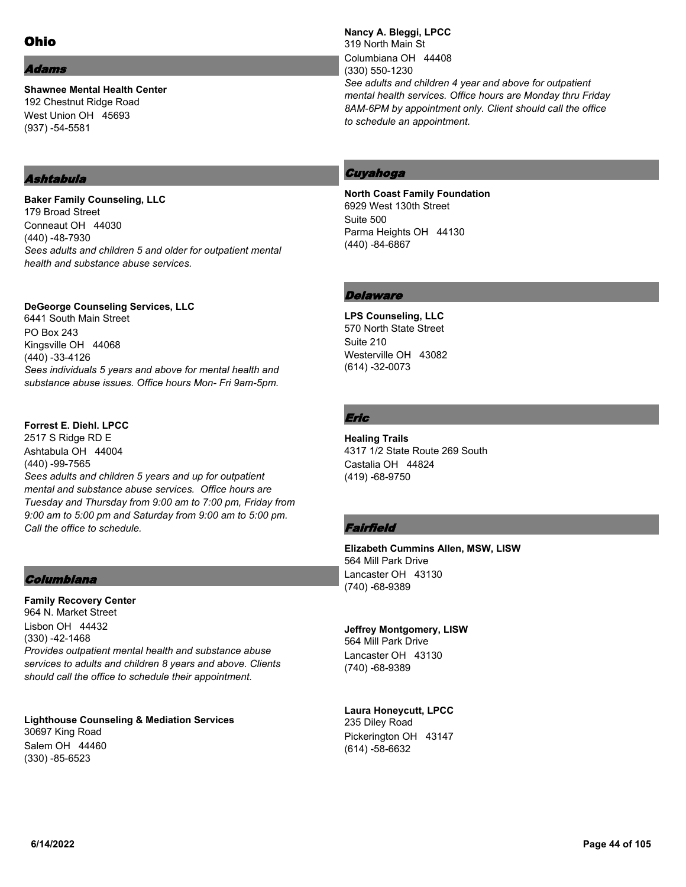# Ohio

## Adams

**Shawnee Mental Health Center**
192 Chestnut Ridge Road
West Union OH 45693
(937) -54-5581

## Ashtabula

**Baker Family Counseling, LLC**
179 Broad Street
Conneaut OH 44030
(440) -48-7930
*Sees adults and children 5 and older for outpatient mental health and substance abuse services.*

**DeGeorge Counseling Services, LLC**
6441 South Main Street
PO Box 243
Kingsville OH 44068
(440) -33-4126
*Sees individuals 5 years and above for mental health and substance abuse issues. Office hours Mon- Fri 9am-5pm.*

**Forrest E. Diehl. LPCC**
2517 S Ridge RD E
Ashtabula OH 44004
(440) -99-7565
*Sees adults and children 5 years and up for outpatient mental and substance abuse services. Office hours are Tuesday and Thursday from 9:00 am to 7:00 pm, Friday from 9:00 am to 5:00 pm and Saturday from 9:00 am to 5:00 pm. Call the office to schedule.*

## Columbiana

**Family Recovery Center**
964 N. Market Street
Lisbon OH 44432
(330) -42-1468
*Provides outpatient mental health and substance abuse services to adults and children 8 years and above. Clients should call the office to schedule their appointment.*

**Lighthouse Counseling & Mediation Services**
30697 King Road
Salem OH 44460
(330) -85-6523

**Nancy A. Bleggi, LPCC**
319 North Main St
Columbiana OH 44408
(330) 550-1230
*See adults and children 4 year and above for outpatient mental health services. Office hours are Monday thru Friday 8AM-6PM by appointment only. Client should call the office to schedule an appointment.*

## Cuyahoga

**North Coast Family Foundation**
6929 West 130th Street
Suite 500
Parma Heights OH 44130
(440) -84-6867

## Delaware

**LPS Counseling, LLC**
570 North State Street
Suite 210
Westerville OH 43082
(614) -32-0073

## Eric

**Healing Trails**
4317 1/2 State Route 269 South
Castalia OH 44824
(419) -68-9750

## Fairfield

**Elizabeth Cummins Allen, MSW, LISW**
564 Mill Park Drive
Lancaster OH 43130
(740) -68-9389

**Jeffrey Montgomery, LISW**
564 Mill Park Drive
Lancaster OH 43130
(740) -68-9389

**Laura Honeycutt, LPCC**
235 Diley Road
Pickerington OH 43147
(614) -58-6632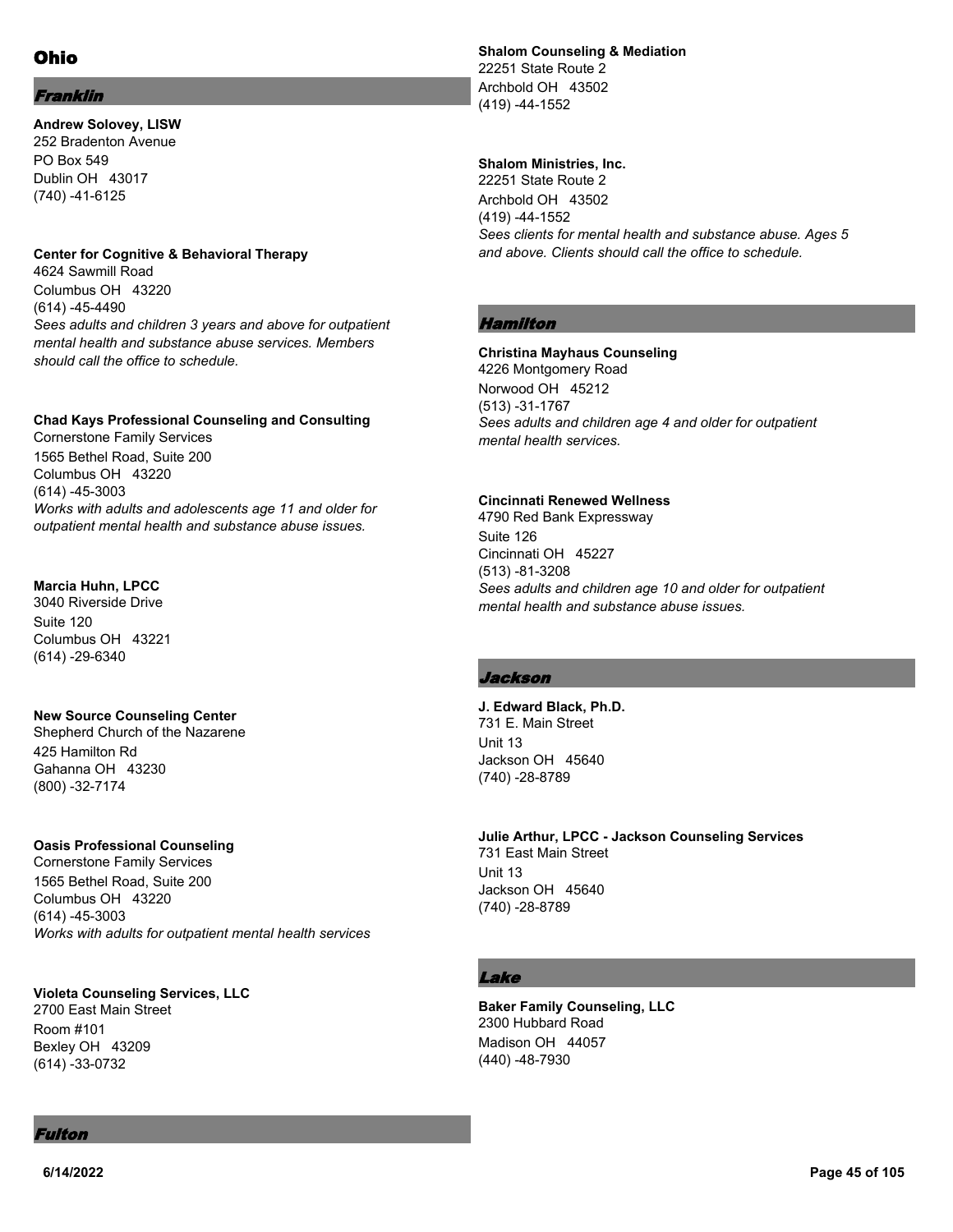# Ohio

## Franklin

**Andrew Solovey, LISW**
252 Bradenton Avenue
PO Box 549
Dublin OH 43017
(740) -41-6125

**Center for Cognitive & Behavioral Therapy**
4624 Sawmill Road
Columbus OH 43220
(614) -45-4490
*Sees adults and children 3 years and above for outpatient mental health and substance abuse services. Members should call the office to schedule.*

**Chad Kays Professional Counseling and Consulting**
Cornerstone Family Services
1565 Bethel Road, Suite 200
Columbus OH 43220
(614) -45-3003
*Works with adults and adolescents age 11 and older for outpatient mental health and substance abuse issues.*

**Marcia Huhn, LPCC**
3040 Riverside Drive
Suite 120
Columbus OH 43221
(614) -29-6340

**New Source Counseling Center**
Shepherd Church of the Nazarene
425 Hamilton Rd
Gahanna OH 43230
(800) -32-7174

**Oasis Professional Counseling**
Cornerstone Family Services
1565 Bethel Road, Suite 200
Columbus OH 43220
(614) -45-3003
*Works with adults for outpatient mental health services*

**Violeta Counseling Services, LLC**
2700 East Main Street
Room #101
Bexley OH 43209
(614) -33-0732

## Fulton

**Shalom Counseling & Mediation**
22251 State Route 2
Archbold OH 43502
(419) -44-1552

**Shalom Ministries, Inc.**
22251 State Route 2
Archbold OH 43502
(419) -44-1552
*Sees clients for mental health and substance abuse. Ages 5 and above. Clients should call the office to schedule.*

## Hamilton

**Christina Mayhaus Counseling**
4226 Montgomery Road
Norwood OH 45212
(513) -31-1767
*Sees adults and children age 4 and older for outpatient mental health services.*

**Cincinnati Renewed Wellness**
4790 Red Bank Expressway
Suite 126
Cincinnati OH 45227
(513) -81-3208
*Sees adults and children age 10 and older for outpatient mental health and substance abuse issues.*

## Jackson

**J. Edward Black, Ph.D.**
731 E. Main Street
Unit 13
Jackson OH 45640
(740) -28-8789

**Julie Arthur, LPCC - Jackson Counseling Services**
731 East Main Street
Unit 13
Jackson OH 45640
(740) -28-8789

## Lake

**Baker Family Counseling, LLC**
2300 Hubbard Road
Madison OH 44057
(440) -48-7930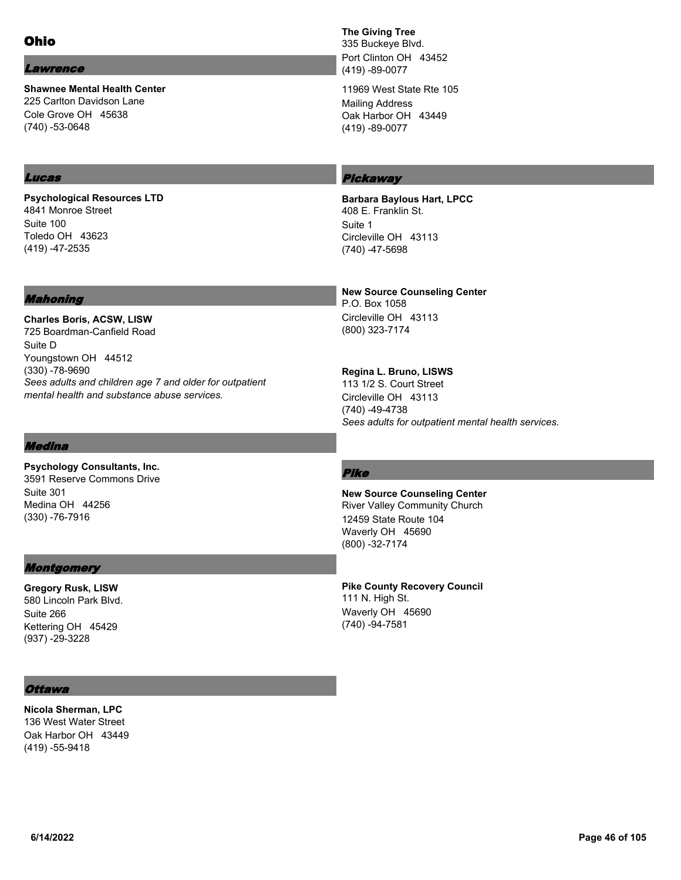# Ohio

## Lawrence

**Shawnee Mental Health Center**
225 Carlton Davidson Lane
Cole Grove OH 45638
(740) -53-0648

## Lucas

**Psychological Resources LTD**
4841 Monroe Street
Suite 100
Toledo OH 43623
(419) -47-2535

## Mahoning

**Charles Boris, ACSW, LISW**
725 Boardman-Canfield Road
Suite D
Youngstown OH 44512
(330) -78-9690
*Sees adults and children age 7 and older for outpatient mental health and substance abuse services.*

## Medina

**Psychology Consultants, Inc.**
3591 Reserve Commons Drive
Suite 301
Medina OH 44256
(330) -76-7916

## Montgomery

**Gregory Rusk, LISW**
580 Lincoln Park Blvd.
Suite 266
Kettering OH 45429
(937) -29-3228

## Ottawa

**Nicola Sherman, LPC**
136 West Water Street
Oak Harbor OH 43449
(419) -55-9418

**The Giving Tree**
335 Buckeye Blvd.
Port Clinton OH 43452
(419) -89-0077

11969 West State Rte 105
Mailing Address
Oak Harbor OH 43449
(419) -89-0077

## Pickaway

**Barbara Baylous Hart, LPCC**
408 E. Franklin St.
Suite 1
Circleville OH 43113
(740) -47-5698

**New Source Counseling Center**
P.O. Box 1058
Circleville OH 43113
(800) 323-7174

**Regina L. Bruno, LISWS**
113 1/2 S. Court Street
Circleville OH 43113
(740) -49-4738
*Sees adults for outpatient mental health services.*

## Pike

**New Source Counseling Center**
River Valley Community Church
12459 State Route 104
Waverly OH 45690
(800) -32-7174

**Pike County Recovery Council**
111 N. High St.
Waverly OH 45690
(740) -94-7581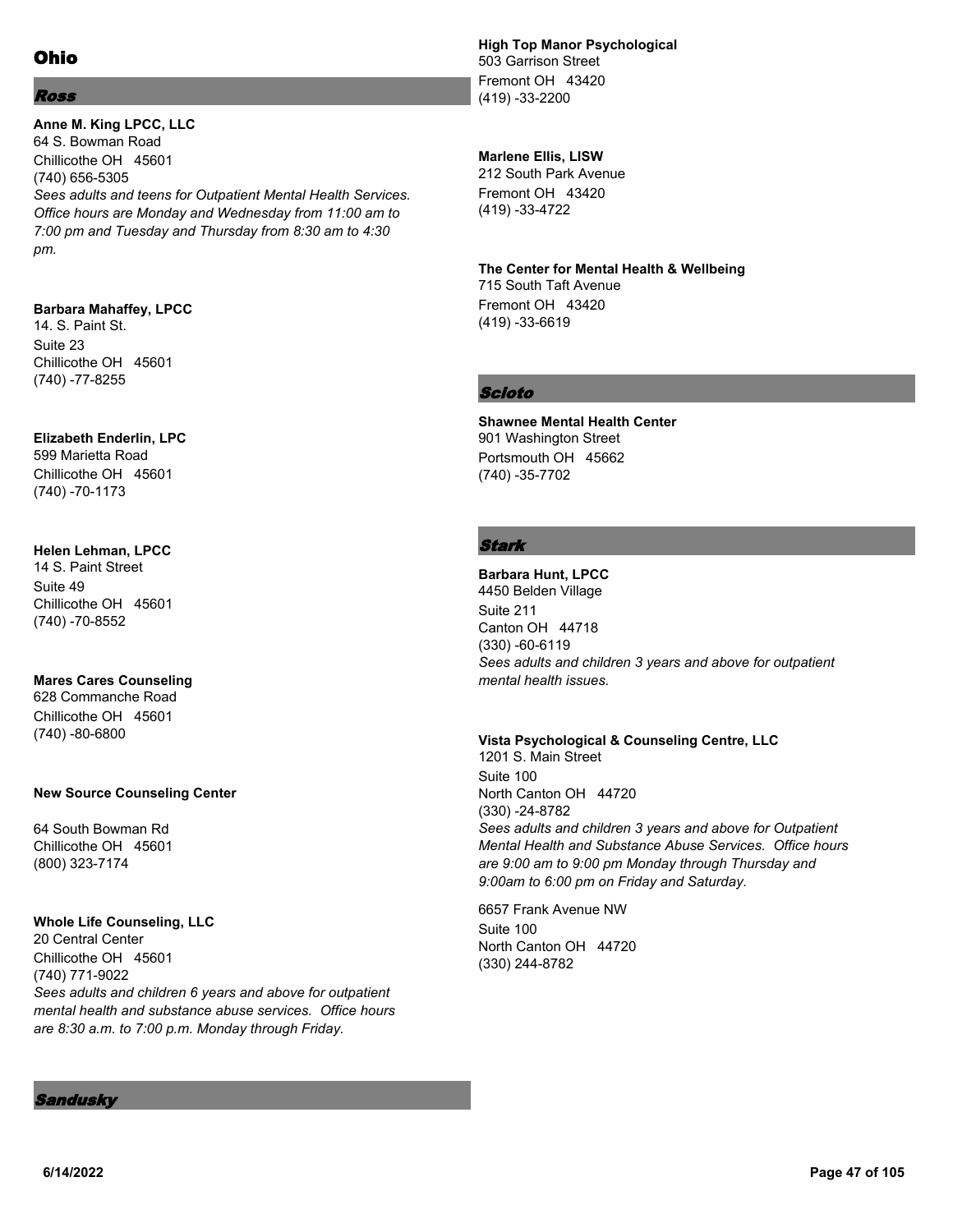# Ohio

## *Ross*

**Anne M. King LPCC, LLC**
64 S. Bowman Road
Chillicothe OH 45601
(740) 656-5305
*Sees adults and teens for Outpatient Mental Health Services. Office hours are Monday and Wednesday from 11:00 am to 7:00 pm and Tuesday and Thursday from 8:30 am to 4:30 pm.*

**Barbara Mahaffey, LPCC**
14. S. Paint St.
Suite 23
Chillicothe OH 45601
(740) -77-8255

**Elizabeth Enderlin, LPC**
599 Marietta Road
Chillicothe OH 45601
(740) -70-1173

**Helen Lehman, LPCC**
14 S. Paint Street
Suite 49
Chillicothe OH 45601
(740) -70-8552

**Mares Cares Counseling**
628 Commanche Road
Chillicothe OH 45601
(740) -80-6800

**New Source Counseling Center**

64 South Bowman Rd
Chillicothe OH 45601
(800) 323-7174

**Whole Life Counseling, LLC**
20 Central Center
Chillicothe OH 45601
(740) 771-9022
*Sees adults and children 6 years and above for outpatient mental health and substance abuse services. Office hours are 8:30 a.m. to 7:00 p.m. Monday through Friday.*

## *Sandusky*

**High Top Manor Psychological**
503 Garrison Street
Fremont OH 43420
(419) -33-2200

**Marlene Ellis, LISW**
212 South Park Avenue
Fremont OH 43420
(419) -33-4722

**The Center for Mental Health & Wellbeing**
715 South Taft Avenue
Fremont OH 43420
(419) -33-6619

## *Scioto*

**Shawnee Mental Health Center**
901 Washington Street
Portsmouth OH 45662
(740) -35-7702

## *Stark*

**Barbara Hunt, LPCC**
4450 Belden Village
Suite 211
Canton OH 44718
(330) -60-6119
*Sees adults and children 3 years and above for outpatient mental health issues.*

**Vista Psychological & Counseling Centre, LLC**
1201 S. Main Street
Suite 100
North Canton OH 44720
(330) -24-8782
*Sees adults and children 3 years and above for Outpatient Mental Health and Substance Abuse Services. Office hours are 9:00 am to 9:00 pm Monday through Thursday and 9:00am to 6:00 pm on Friday and Saturday.*

6657 Frank Avenue NW
Suite 100
North Canton OH 44720
(330) 244-8782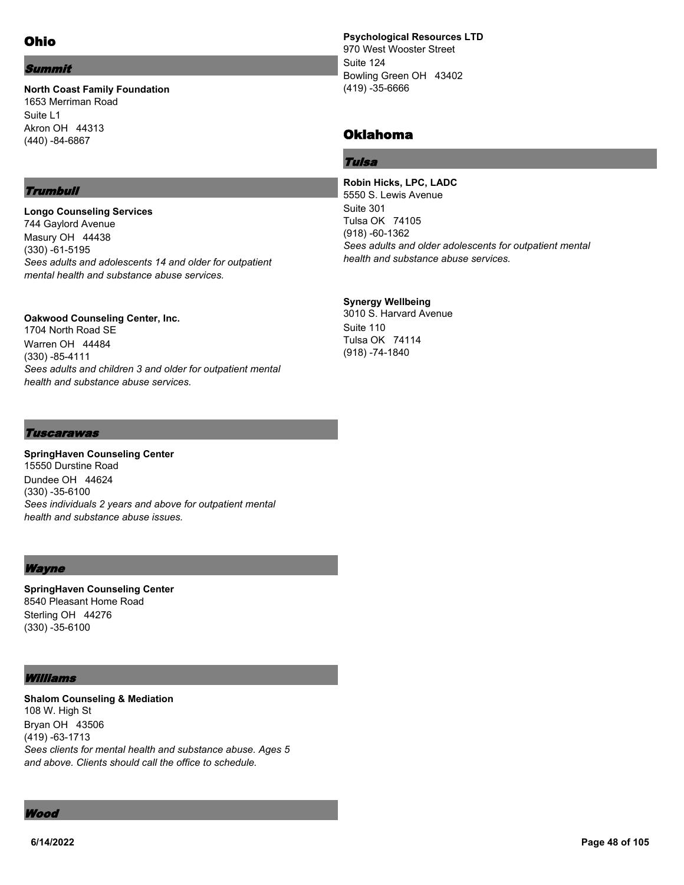## Ohio

### *Summit*

**North Coast Family Foundation**
1653 Merriman Road
Suite L1
Akron OH 44313
(440) -84-6867

### *Trumbull*

**Longo Counseling Services**
744 Gaylord Avenue
Masury OH 44438
(330) -61-5195
*Sees adults and adolescents 14 and older for outpatient mental health and substance abuse services.*

**Oakwood Counseling Center, Inc.**
1704 North Road SE
Warren OH 44484
(330) -85-4111
*Sees adults and children 3 and older for outpatient mental health and substance abuse services.*

### *Tuscarawas*

**SpringHaven Counseling Center**
15550 Durstine Road
Dundee OH 44624
(330) -35-6100
*Sees individuals 2 years and above for outpatient mental health and substance abuse issues.*

### *Wayne*

**SpringHaven Counseling Center**
8540 Pleasant Home Road
Sterling OH 44276
(330) -35-6100

### *Williams*

**Shalom Counseling & Mediation**
108 W. High St
Bryan OH 43506
(419) -63-1713
*Sees clients for mental health and substance abuse. Ages 5 and above. Clients should call the office to schedule.*

### *Wood*

**Psychological Resources LTD**
970 West Wooster Street
Suite 124
Bowling Green OH 43402
(419) -35-6666

## Oklahoma

### *Tulsa*

**Robin Hicks, LPC, LADC**
5550 S. Lewis Avenue
Suite 301
Tulsa OK 74105
(918) -60-1362
*Sees adults and older adolescents for outpatient mental health and substance abuse services.*

**Synergy Wellbeing**
3010 S. Harvard Avenue
Suite 110
Tulsa OK 74114
(918) -74-1840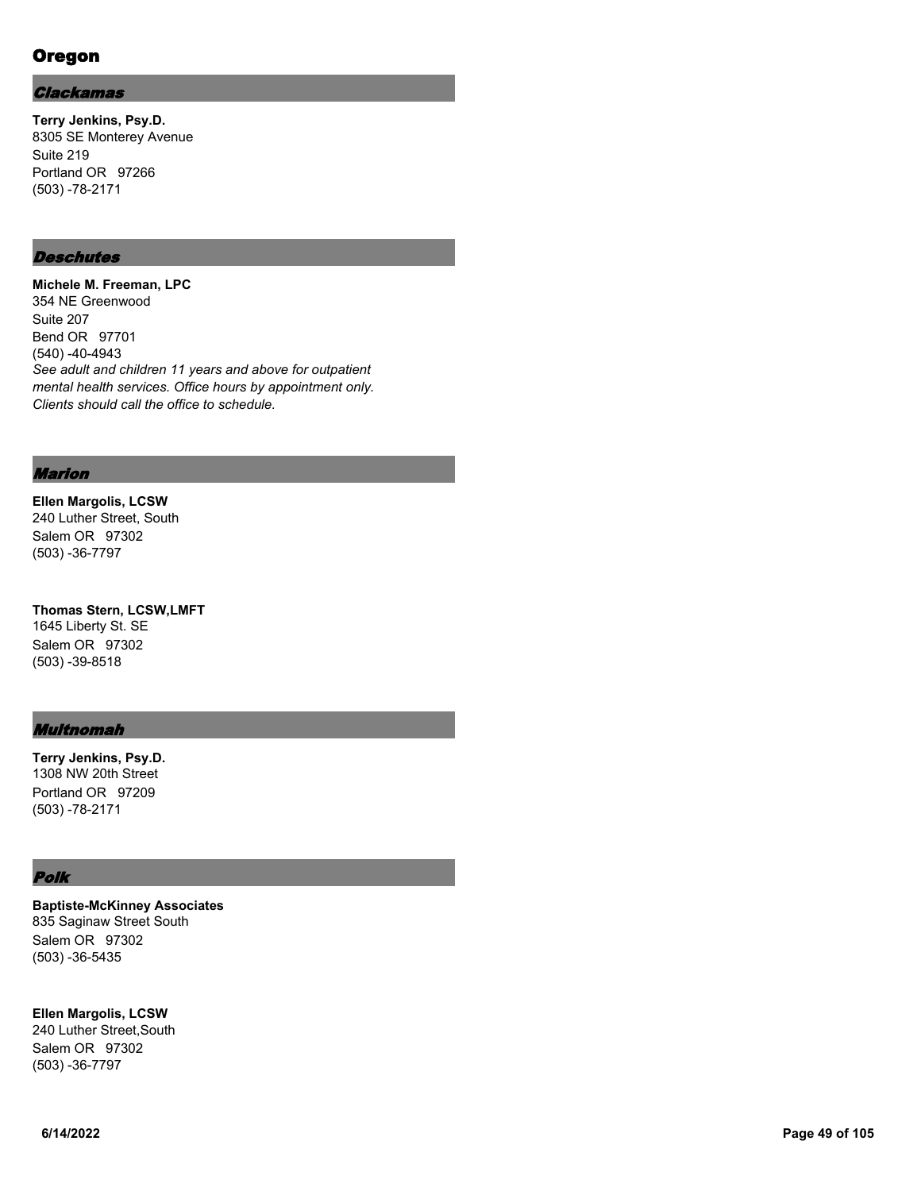# Oregon

## *Clackamas*

**Terry Jenkins, Psy.D.**
8305 SE Monterey Avenue
Suite 219
Portland OR 97266
(503) -78-2171

## *Deschutes*

**Michele M. Freeman, LPC**
354 NE Greenwood
Suite 207
Bend OR 97701
(540) -40-4943
*See adult and children 11 years and above for outpatient mental health services. Office hours by appointment only. Clients should call the office to schedule.*

## *Marion*

**Ellen Margolis, LCSW**
240 Luther Street, South
Salem OR 97302
(503) -36-7797

**Thomas Stern, LCSW,LMFT**
1645 Liberty St. SE
Salem OR 97302
(503) -39-8518

## *Multnomah*

**Terry Jenkins, Psy.D.**
1308 NW 20th Street
Portland OR 97209
(503) -78-2171

## *Polk*

**Baptiste-McKinney Associates**
835 Saginaw Street South
Salem OR 97302
(503) -36-5435

**Ellen Margolis, LCSW**
240 Luther Street,South
Salem OR 97302
(503) -36-7797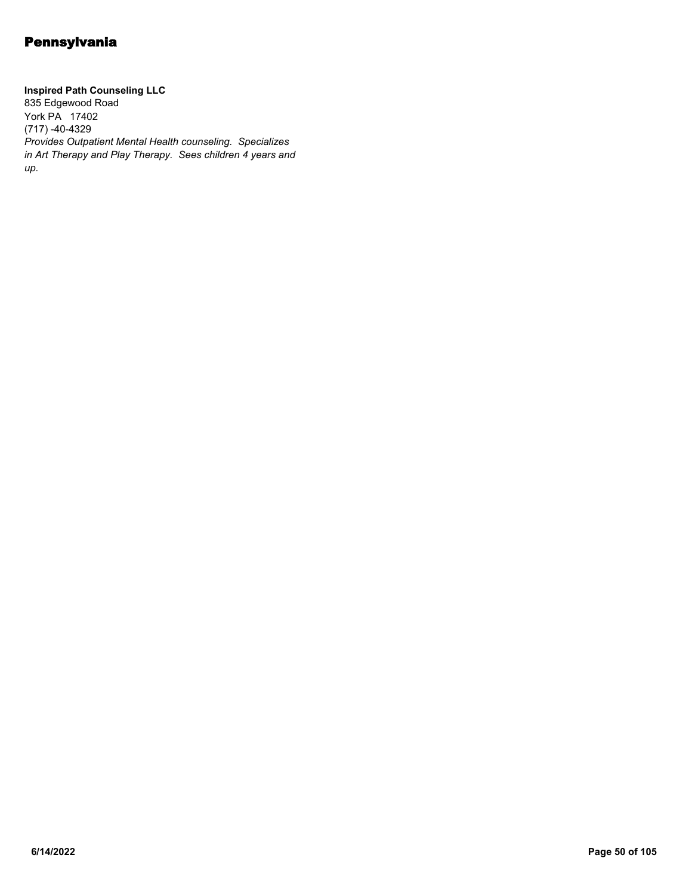# Pennsylvania

**Inspired Path Counseling LLC**
835 Edgewood Road
York PA 17402
(717) -40-4329
*Provides Outpatient Mental Health counseling. Specializes in Art Therapy and Play Therapy. Sees children 4 years and up.*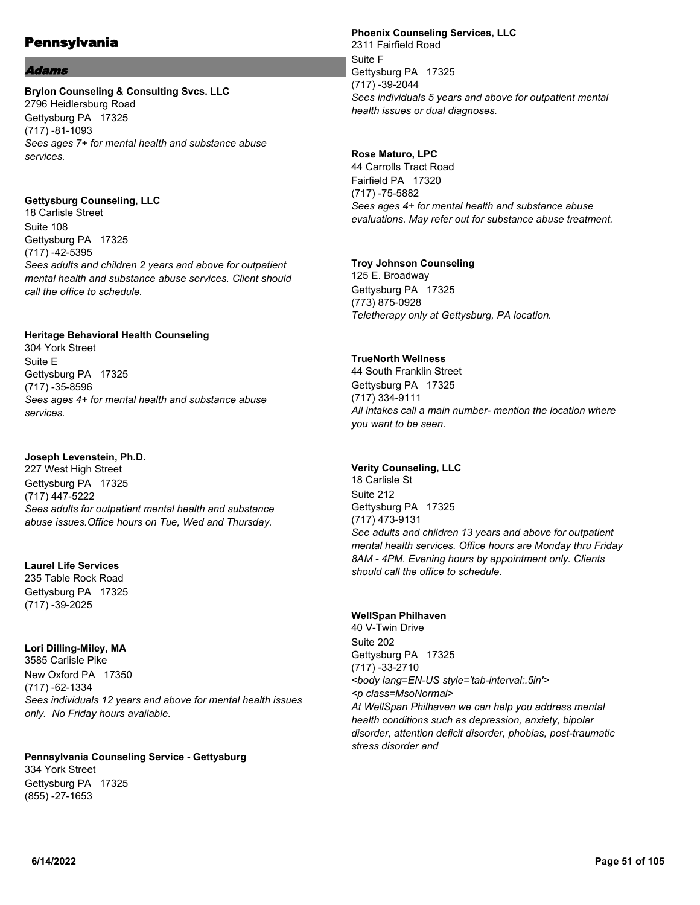# Pennsylvania

## *Adams*

**Brylon Counseling & Consulting Svcs. LLC**
2796 Heidlersburg Road
Gettysburg PA 17325
(717) -81-1093
*Sees ages 7+ for mental health and substance abuse services.*

**Gettysburg Counseling, LLC**
18 Carlisle Street
Suite 108
Gettysburg PA 17325
(717) -42-5395
*Sees adults and children 2 years and above for outpatient mental health and substance abuse services. Client should call the office to schedule.*

**Heritage Behavioral Health Counseling**
304 York Street
Suite E
Gettysburg PA 17325
(717) -35-8596
*Sees ages 4+ for mental health and substance abuse services.*

**Joseph Levenstein, Ph.D.**
227 West High Street
Gettysburg PA 17325
(717) 447-5222
*Sees adults for outpatient mental health and substance abuse issues.Office hours on Tue, Wed and Thursday.*

**Laurel Life Services**
235 Table Rock Road
Gettysburg PA 17325
(717) -39-2025

**Lori Dilling-Miley, MA**
3585 Carlisle Pike
New Oxford PA 17350
(717) -62-1334
*Sees individuals 12 years and above for mental health issues only. No Friday hours available.*

**Pennsylvania Counseling Service - Gettysburg**
334 York Street
Gettysburg PA 17325
(855) -27-1653

**Phoenix Counseling Services, LLC**
2311 Fairfield Road
Suite F
Gettysburg PA 17325
(717) -39-2044
*Sees individuals 5 years and above for outpatient mental health issues or dual diagnoses.*

**Rose Maturo, LPC**
44 Carrolls Tract Road
Fairfield PA 17320
(717) -75-5882
*Sees ages 4+ for mental health and substance abuse evaluations. May refer out for substance abuse treatment.*

**Troy Johnson Counseling**
125 E. Broadway
Gettysburg PA 17325
(773) 875-0928
*Teletherapy only at Gettysburg, PA location.*

**TrueNorth Wellness**
44 South Franklin Street
Gettysburg PA 17325
(717) 334-9111
*All intakes call a main number- mention the location where you want to be seen.*

**Verity Counseling, LLC**
18 Carlisle St
Suite 212
Gettysburg PA 17325
(717) 473-9131
*See adults and children 13 years and above for outpatient mental health services. Office hours are Monday thru Friday 8AM - 4PM. Evening hours by appointment only. Clients should call the office to schedule.*

**WellSpan Philhaven**
40 V-Twin Drive
Suite 202
Gettysburg PA 17325
(717) -33-2710
*<body lang=EN-US style='tab-interval:.5in'>*
*<p class=MsoNormal>*
*At WellSpan Philhaven we can help you address mental health conditions such as depression, anxiety, bipolar disorder, attention deficit disorder, phobias, post-traumatic stress disorder and*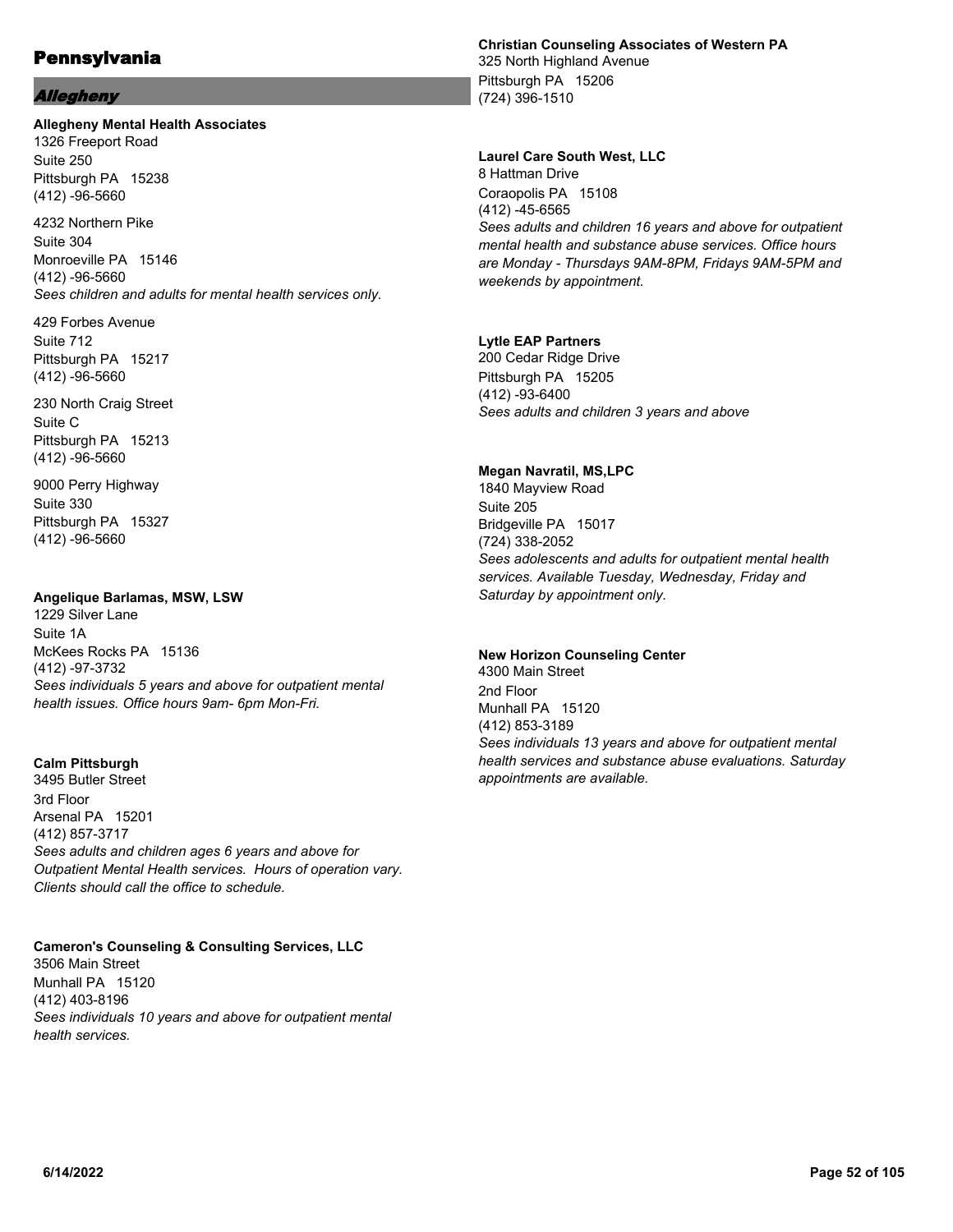# Pennsylvania

## *Allegheny*

**Allegheny Mental Health Associates**
1326 Freeport Road
Suite 250
Pittsburgh PA 15238
(412) -96-5660

4232 Northern Pike
Suite 304
Monroeville PA 15146
(412) -96-5660
*Sees children and adults for mental health services only.*

429 Forbes Avenue
Suite 712
Pittsburgh PA 15217
(412) -96-5660

230 North Craig Street
Suite C
Pittsburgh PA 15213
(412) -96-5660

9000 Perry Highway
Suite 330
Pittsburgh PA 15327
(412) -96-5660

**Angelique Barlamas, MSW, LSW**
1229 Silver Lane
Suite 1A
McKees Rocks PA 15136
(412) -97-3732
*Sees individuals 5 years and above for outpatient mental health issues. Office hours 9am- 6pm Mon-Fri.*

**Calm Pittsburgh**
3495 Butler Street
3rd Floor
Arsenal PA 15201
(412) 857-3717
*Sees adults and children ages 6 years and above for Outpatient Mental Health services. Hours of operation vary. Clients should call the office to schedule.*

**Cameron's Counseling & Consulting Services, LLC**
3506 Main Street
Munhall PA 15120
(412) 403-8196
*Sees individuals 10 years and above for outpatient mental health services.*

**Christian Counseling Associates of Western PA**
325 North Highland Avenue
Pittsburgh PA 15206
(724) 396-1510

**Laurel Care South West, LLC**
8 Hattman Drive
Coraopolis PA 15108
(412) -45-6565
*Sees adults and children 16 years and above for outpatient mental health and substance abuse services. Office hours are Monday - Thursdays 9AM-8PM, Fridays 9AM-5PM and weekends by appointment.*

**Lytle EAP Partners**
200 Cedar Ridge Drive
Pittsburgh PA 15205
(412) -93-6400
*Sees adults and children 3 years and above*

**Megan Navratil, MS,LPC**
1840 Mayview Road
Suite 205
Bridgeville PA 15017
(724) 338-2052
*Sees adolescents and adults for outpatient mental health services. Available Tuesday, Wednesday, Friday and Saturday by appointment only.*

**New Horizon Counseling Center**
4300 Main Street
2nd Floor
Munhall PA 15120
(412) 853-3189
*Sees individuals 13 years and above for outpatient mental health services and substance abuse evaluations. Saturday appointments are available.*

6/14/2022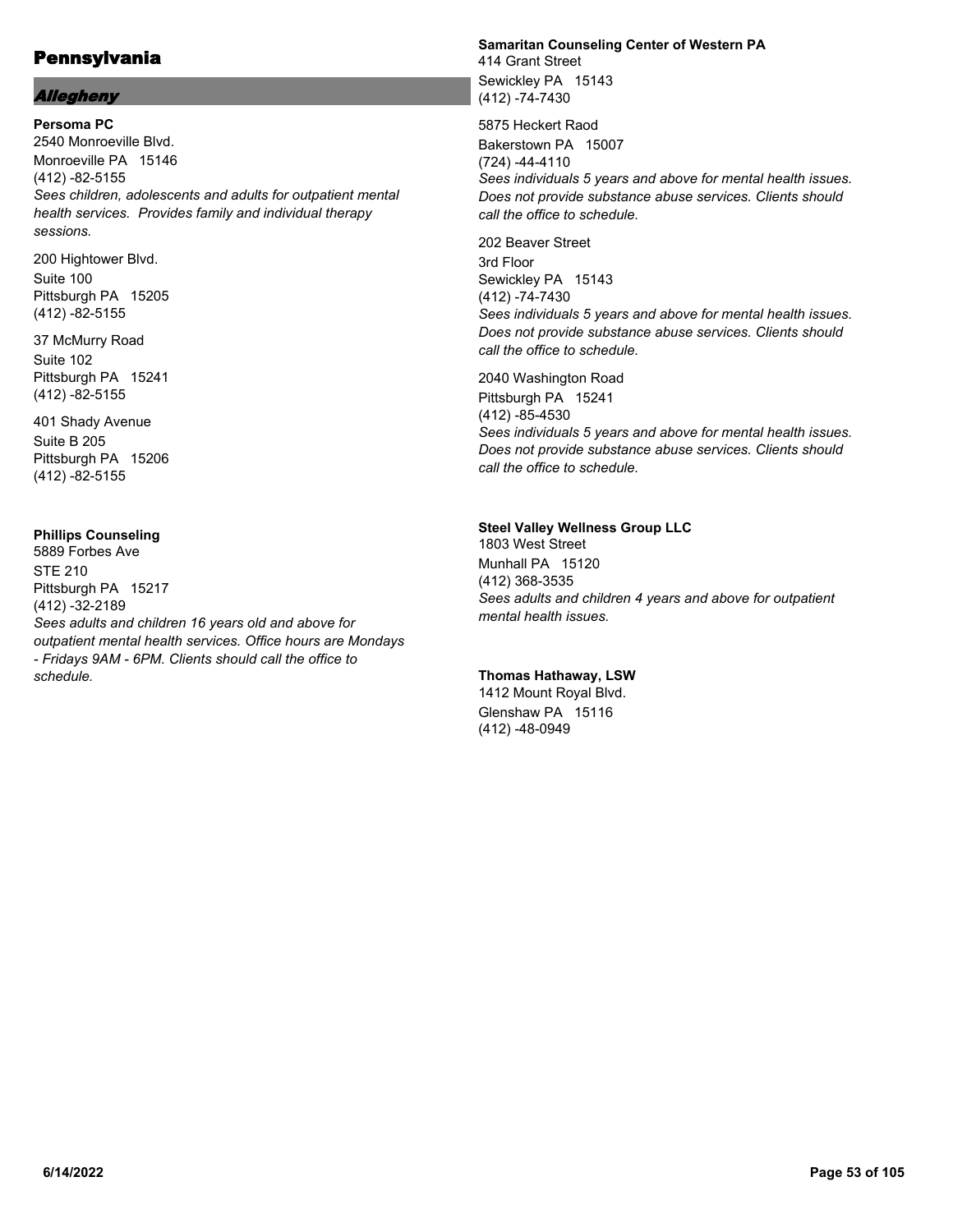# Pennsylvania

## *Allegheny*

**Persoma PC**
2540 Monroeville Blvd.
Monroeville PA 15146
(412) -82-5155
*Sees children, adolescents and adults for outpatient mental health services. Provides family and individual therapy sessions.*

200 Hightower Blvd.
Suite 100
Pittsburgh PA 15205
(412) -82-5155

37 McMurry Road
Suite 102
Pittsburgh PA 15241
(412) -82-5155

401 Shady Avenue
Suite B 205
Pittsburgh PA 15206
(412) -82-5155

**Phillips Counseling**
5889 Forbes Ave
STE 210
Pittsburgh PA 15217
(412) -32-2189
*Sees adults and children 16 years old and above for outpatient mental health services. Office hours are Mondays - Fridays 9AM - 6PM. Clients should call the office to schedule.*

**Samaritan Counseling Center of Western PA**
414 Grant Street
Sewickley PA 15143
(412) -74-7430

5875 Heckert Raod
Bakerstown PA 15007
(724) -44-4110
*Sees individuals 5 years and above for mental health issues. Does not provide substance abuse services. Clients should call the office to schedule.*

202 Beaver Street
3rd Floor
Sewickley PA 15143
(412) -74-7430
*Sees individuals 5 years and above for mental health issues. Does not provide substance abuse services. Clients should call the office to schedule.*

2040 Washington Road
Pittsburgh PA 15241
(412) -85-4530
*Sees individuals 5 years and above for mental health issues. Does not provide substance abuse services. Clients should call the office to schedule.*

**Steel Valley Wellness Group LLC**
1803 West Street
Munhall PA 15120
(412) 368-3535
*Sees adults and children 4 years and above for outpatient mental health issues.*

**Thomas Hathaway, LSW**
1412 Mount Royal Blvd.
Glenshaw PA 15116
(412) -48-0949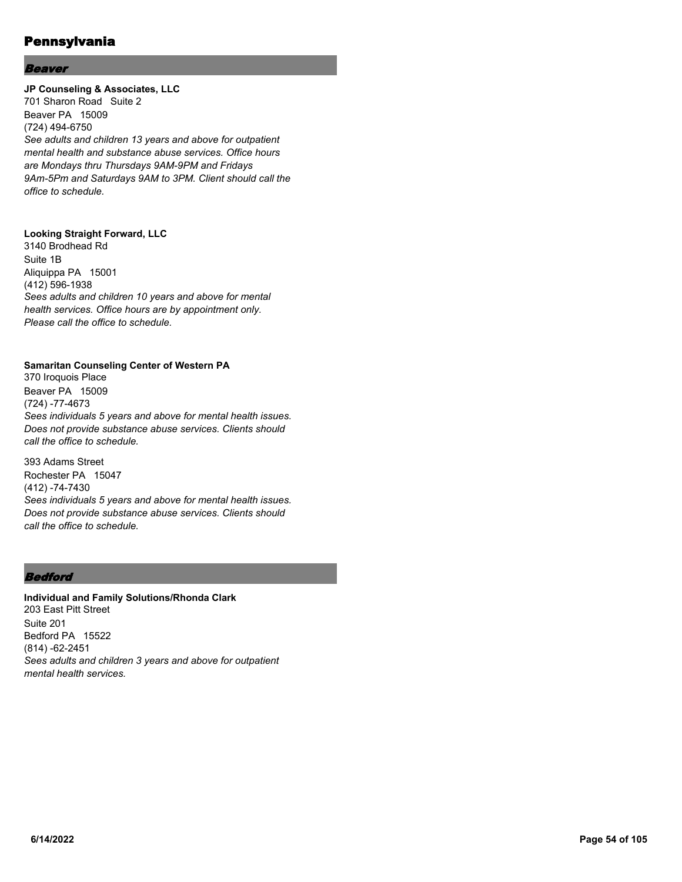# Pennsylvania

## *Beaver*

**JP Counseling & Associates, LLC**
701 Sharon Road Suite 2
Beaver PA 15009
(724) 494-6750
*See adults and children 13 years and above for outpatient mental health and substance abuse services. Office hours are Mondays thru Thursdays 9AM-9PM and Fridays 9Am-5Pm and Saturdays 9AM to 3PM. Client should call the office to schedule.*

**Looking Straight Forward, LLC**
3140 Brodhead Rd
Suite 1B
Aliquippa PA 15001
(412) 596-1938
*Sees adults and children 10 years and above for mental health services. Office hours are by appointment only. Please call the office to schedule.*

**Samaritan Counseling Center of Western PA**
370 Iroquois Place
Beaver PA 15009
(724) -77-4673
*Sees individuals 5 years and above for mental health issues. Does not provide substance abuse services. Clients should call the office to schedule.*

393 Adams Street
Rochester PA 15047
(412) -74-7430
*Sees individuals 5 years and above for mental health issues. Does not provide substance abuse services. Clients should call the office to schedule.*

## *Bedford*

**Individual and Family Solutions/Rhonda Clark**
203 East Pitt Street
Suite 201
Bedford PA 15522
(814) -62-2451
*Sees adults and children 3 years and above for outpatient mental health services.*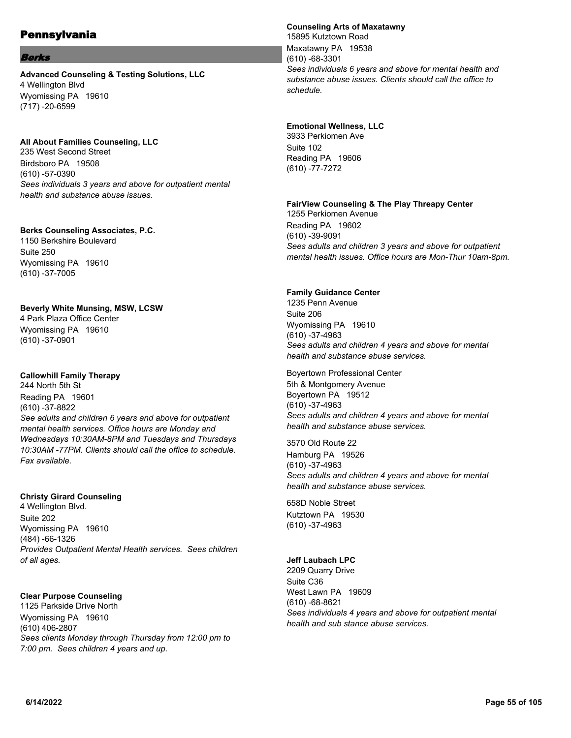# Pennsylvania

## *Berks*

**Advanced Counseling & Testing Solutions, LLC**
4 Wellington Blvd
Wyomissing PA 19610
(717) -20-6599

**All About Families Counseling, LLC**
235 West Second Street
Birdsboro PA 19508
(610) -57-0390
*Sees individuals 3 years and above for outpatient mental health and substance abuse issues.*

**Berks Counseling Associates, P.C.**
1150 Berkshire Boulevard
Suite 250
Wyomissing PA 19610
(610) -37-7005

**Beverly White Munsing, MSW, LCSW**
4 Park Plaza Office Center
Wyomissing PA 19610
(610) -37-0901

**Callowhill Family Therapy**
244 North 5th St
Reading PA 19601
(610) -37-8822
*See adults and children 6 years and above for outpatient mental health services. Office hours are Monday and Wednesdays 10:30AM-8PM and Tuesdays and Thursdays 10:30AM -77PM. Clients should call the office to schedule. Fax available.*

**Christy Girard Counseling**
4 Wellington Blvd.
Suite 202
Wyomissing PA 19610
(484) -66-1326
*Provides Outpatient Mental Health services. Sees children of all ages.*

**Clear Purpose Counseling**
1125 Parkside Drive North
Wyomissing PA 19610
(610) 406-2807
*Sees clients Monday through Thursday from 12:00 pm to 7:00 pm. Sees children 4 years and up.*

**Counseling Arts of Maxatawny**
15895 Kutztown Road
Maxatawny PA 19538
(610) -68-3301
*Sees individuals 6 years and above for mental health and substance abuse issues. Clients should call the office to schedule.*

**Emotional Wellness, LLC**
3933 Perkiomen Ave
Suite 102
Reading PA 19606
(610) -77-7272

**FairView Counseling & The Play Threapy Center**
1255 Perkiomen Avenue
Reading PA 19602
(610) -39-9091
*Sees adults and children 3 years and above for outpatient mental health issues. Office hours are Mon-Thur 10am-8pm.*

**Family Guidance Center**
1235 Penn Avenue
Suite 206
Wyomissing PA 19610
(610) -37-4963
*Sees adults and children 4 years and above for mental health and substance abuse services.*

Boyertown Professional Center
5th & Montgomery Avenue
Boyertown PA 19512
(610) -37-4963
*Sees adults and children 4 years and above for mental health and substance abuse services.*

3570 Old Route 22
Hamburg PA 19526
(610) -37-4963
*Sees adults and children 4 years and above for mental health and substance abuse services.*

658D Noble Street
Kutztown PA 19530
(610) -37-4963

**Jeff Laubach LPC**
2209 Quarry Drive
Suite C36
West Lawn PA 19609
(610) -68-8621
*Sees individuals 4 years and above for outpatient mental health and sub stance abuse services.*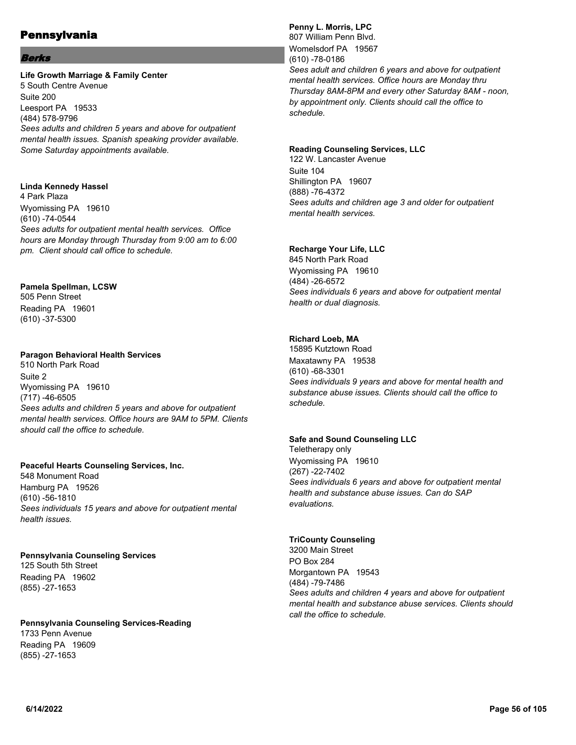# Pennsylvania

## *Berks*

**Life Growth Marriage & Family Center**
5 South Centre Avenue
Suite 200
Leesport PA 19533
(484) 578-9796
*Sees adults and children 5 years and above for outpatient mental health issues. Spanish speaking provider available. Some Saturday appointments available.*

**Linda Kennedy Hassel**
4 Park Plaza
Wyomissing PA 19610
(610) -74-0544
*Sees adults for outpatient mental health services. Office hours are Monday through Thursday from 9:00 am to 6:00 pm. Client should call office to schedule.*

**Pamela Spellman, LCSW**
505 Penn Street
Reading PA 19601
(610) -37-5300

**Paragon Behavioral Health Services**
510 North Park Road
Suite 2
Wyomissing PA 19610
(717) -46-6505
*Sees adults and children 5 years and above for outpatient mental health services. Office hours are 9AM to 5PM. Clients should call the office to schedule.*

**Peaceful Hearts Counseling Services, Inc.**
548 Monument Road
Hamburg PA 19526
(610) -56-1810
*Sees individuals 15 years and above for outpatient mental health issues.*

**Pennsylvania Counseling Services**
125 South 5th Street
Reading PA 19602
(855) -27-1653

**Pennsylvania Counseling Services-Reading**
1733 Penn Avenue
Reading PA 19609
(855) -27-1653

**Penny L. Morris, LPC**
807 William Penn Blvd.
Womelsdorf PA 19567
(610) -78-0186
*Sees adult and children 6 years and above for outpatient mental health services. Office hours are Monday thru Thursday 8AM-8PM and every other Saturday 8AM - noon, by appointment only. Clients should call the office to schedule.*

**Reading Counseling Services, LLC**
122 W. Lancaster Avenue
Suite 104
Shillington PA 19607
(888) -76-4372
*Sees adults and children age 3 and older for outpatient mental health services.*

**Recharge Your Life, LLC**
845 North Park Road
Wyomissing PA 19610
(484) -26-6572
*Sees individuals 6 years and above for outpatient mental health or dual diagnosis.*

**Richard Loeb, MA**
15895 Kutztown Road
Maxatawny PA 19538
(610) -68-3301
*Sees individuals 9 years and above for mental health and substance abuse issues. Clients should call the office to schedule.*

**Safe and Sound Counseling LLC**
Teletherapy only
Wyomissing PA 19610
(267) -22-7402
*Sees individuals 6 years and above for outpatient mental health and substance abuse issues. Can do SAP evaluations.*

**TriCounty Counseling**
3200 Main Street
PO Box 284
Morgantown PA 19543
(484) -79-7486
*Sees adults and children 4 years and above for outpatient mental health and substance abuse services. Clients should call the office to schedule.*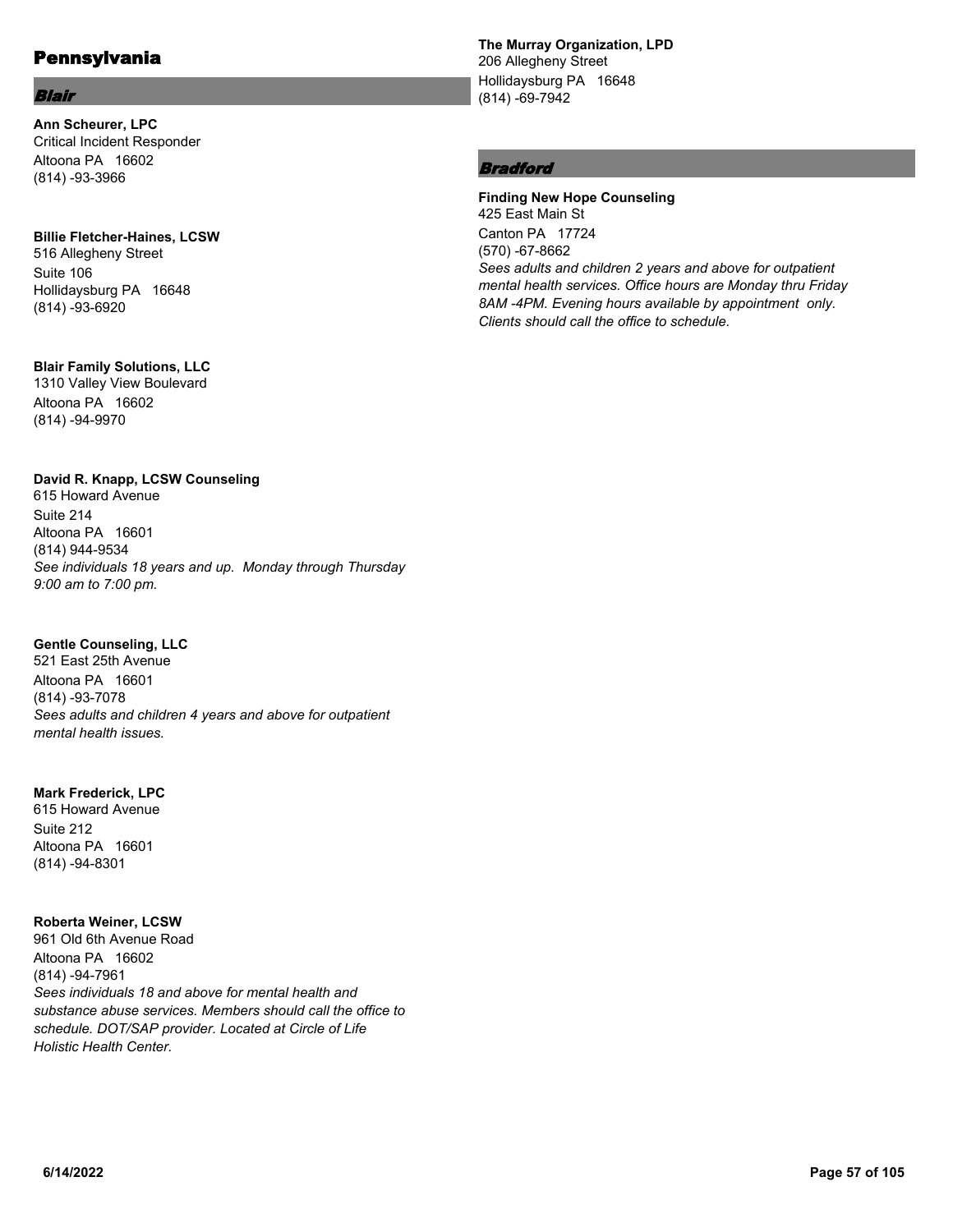# Pennsylvania

## *Blair*

**Ann Scheurer, LPC**
Critical Incident Responder
Altoona PA 16602
(814) -93-3966

**Billie Fletcher-Haines, LCSW**
516 Allegheny Street
Suite 106
Hollidaysburg PA 16648
(814) -93-6920

**Blair Family Solutions, LLC**
1310 Valley View Boulevard
Altoona PA 16602
(814) -94-9970

**David R. Knapp, LCSW Counseling**
615 Howard Avenue
Suite 214
Altoona PA 16601
(814) 944-9534
*See individuals 18 years and up. Monday through Thursday 9:00 am to 7:00 pm.*

**Gentle Counseling, LLC**
521 East 25th Avenue
Altoona PA 16601
(814) -93-7078
*Sees adults and children 4 years and above for outpatient mental health issues.*

**Mark Frederick, LPC**
615 Howard Avenue
Suite 212
Altoona PA 16601
(814) -94-8301

**Roberta Weiner, LCSW**
961 Old 6th Avenue Road
Altoona PA 16602
(814) -94-7961
*Sees individuals 18 and above for mental health and substance abuse services. Members should call the office to schedule. DOT/SAP provider. Located at Circle of Life Holistic Health Center.*

**The Murray Organization, LPD**
206 Allegheny Street
Hollidaysburg PA 16648
(814) -69-7942

## *Bradford*

**Finding New Hope Counseling**
425 East Main St
Canton PA 17724
(570) -67-8662
*Sees adults and children 2 years and above for outpatient mental health services. Office hours are Monday thru Friday 8AM -4PM. Evening hours available by appointment only. Clients should call the office to schedule.*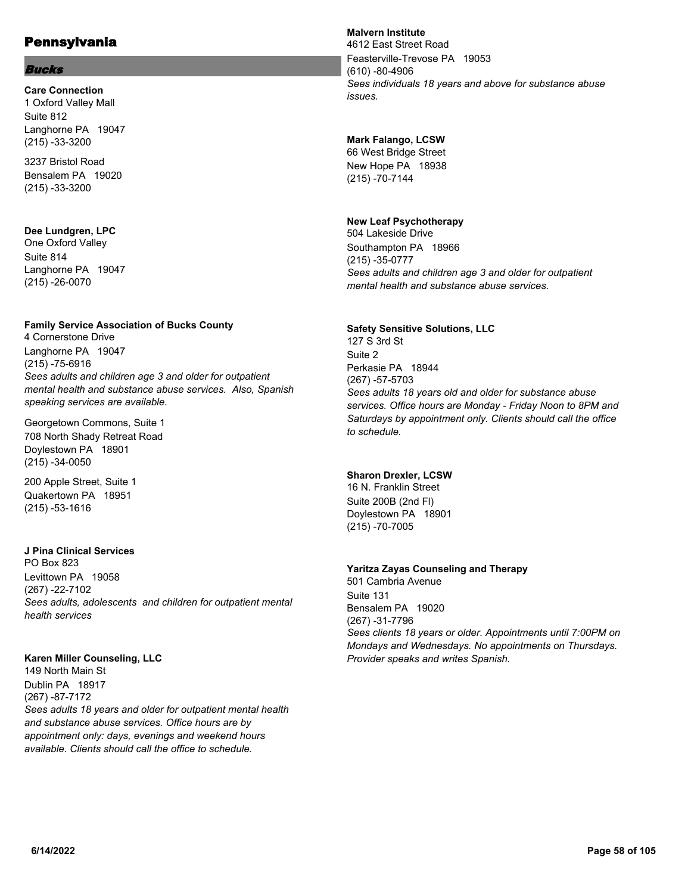# Pennsylvania

## *Bucks*

**Care Connection**
1 Oxford Valley Mall
Suite 812
Langhorne PA 19047
(215) -33-3200

3237 Bristol Road
Bensalem PA 19020
(215) -33-3200

**Dee Lundgren, LPC**
One Oxford Valley
Suite 814
Langhorne PA 19047
(215) -26-0070

**Family Service Association of Bucks County**
4 Cornerstone Drive
Langhorne PA 19047
(215) -75-6916
*Sees adults and children age 3 and older for outpatient mental health and substance abuse services. Also, Spanish speaking services are available.*

Georgetown Commons, Suite 1
708 North Shady Retreat Road
Doylestown PA 18901
(215) -34-0050

200 Apple Street, Suite 1
Quakertown PA 18951
(215) -53-1616

**J Pina Clinical Services**
PO Box 823
Levittown PA 19058
(267) -22-7102
*Sees adults, adolescents and children for outpatient mental health services*

**Karen Miller Counseling, LLC**
149 North Main St
Dublin PA 18917
(267) -87-7172
*Sees adults 18 years and older for outpatient mental health and substance abuse services. Office hours are by appointment only: days, evenings and weekend hours available. Clients should call the office to schedule.*

**Malvern Institute**
4612 East Street Road
Feasterville-Trevose PA 19053
(610) -80-4906
*Sees individuals 18 years and above for substance abuse issues.*

**Mark Falango, LCSW**
66 West Bridge Street
New Hope PA 18938
(215) -70-7144

**New Leaf Psychotherapy**
504 Lakeside Drive
Southampton PA 18966
(215) -35-0777
*Sees adults and children age 3 and older for outpatient mental health and substance abuse services.*

**Safety Sensitive Solutions, LLC**
127 S 3rd St
Suite 2
Perkasie PA 18944
(267) -57-5703
*Sees adults 18 years old and older for substance abuse services. Office hours are Monday - Friday Noon to 8PM and Saturdays by appointment only. Clients should call the office to schedule.*

**Sharon Drexler, LCSW**
16 N. Franklin Street
Suite 200B (2nd Fl)
Doylestown PA 18901
(215) -70-7005

**Yaritza Zayas Counseling and Therapy**
501 Cambria Avenue
Suite 131
Bensalem PA 19020
(267) -31-7796
*Sees clients 18 years or older. Appointments until 7:00PM on Mondays and Wednesdays. No appointments on Thursdays. Provider speaks and writes Spanish.*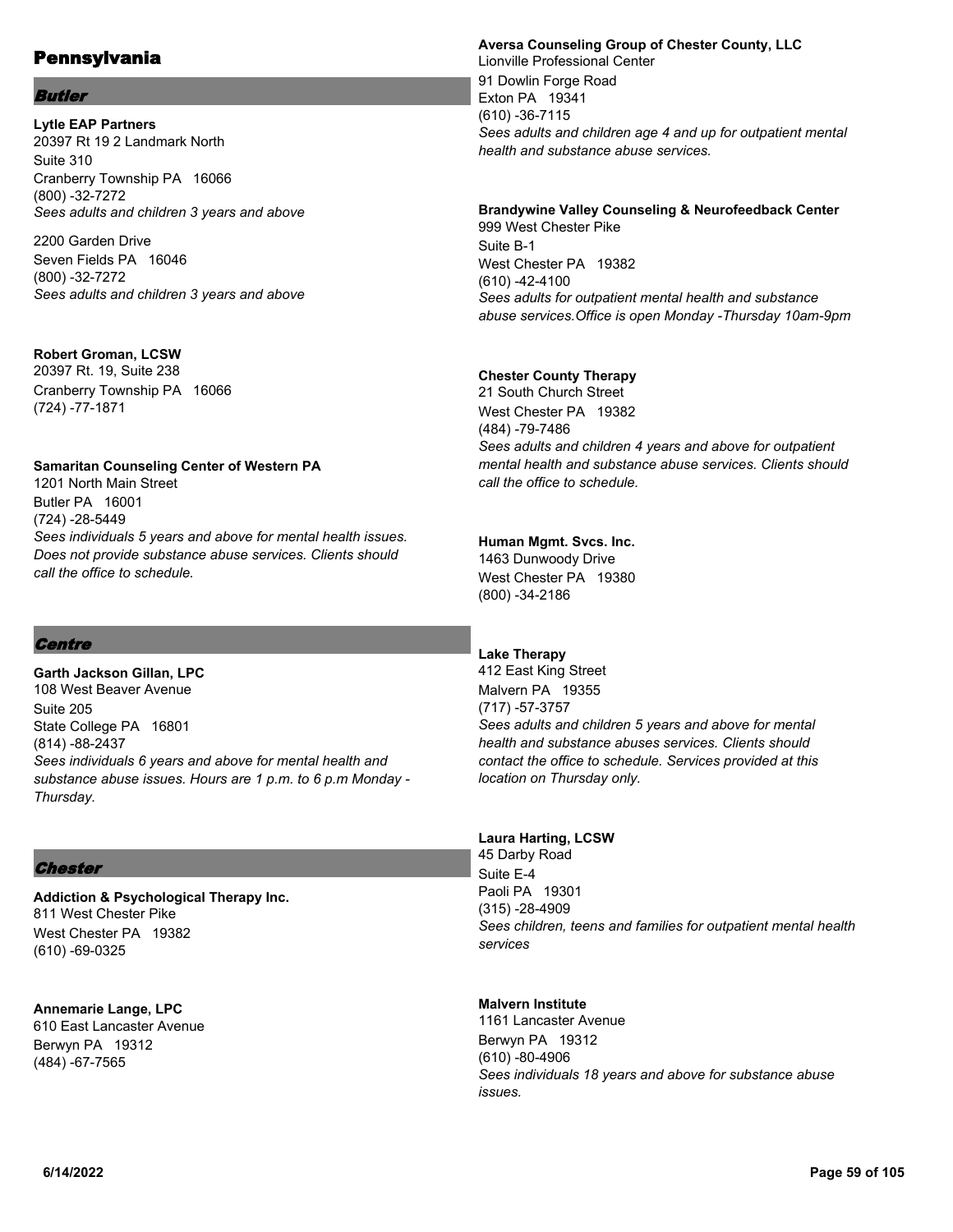# Pennsylvania

## Butler

**Lytle EAP Partners**
20397 Rt 19 2 Landmark North
Suite 310
Cranberry Township PA 16066
(800) -32-7272
*Sees adults and children 3 years and above*

2200 Garden Drive
Seven Fields PA 16046
(800) -32-7272
*Sees adults and children 3 years and above*

**Robert Groman, LCSW**
20397 Rt. 19, Suite 238
Cranberry Township PA 16066
(724) -77-1871

**Samaritan Counseling Center of Western PA**
1201 North Main Street
Butler PA 16001
(724) -28-5449
*Sees individuals 5 years and above for mental health issues. Does not provide substance abuse services. Clients should call the office to schedule.*

## Centre

**Garth Jackson Gillan, LPC**
108 West Beaver Avenue
Suite 205
State College PA 16801
(814) -88-2437
*Sees individuals 6 years and above for mental health and substance abuse issues. Hours are 1 p.m. to 6 p.m Monday - Thursday.*

## Chester

**Addiction & Psychological Therapy Inc.**
811 West Chester Pike
West Chester PA 19382
(610) -69-0325

**Annemarie Lange, LPC**
610 East Lancaster Avenue
Berwyn PA 19312
(484) -67-7565

**Aversa Counseling Group of Chester County, LLC**
Lionville Professional Center
91 Dowlin Forge Road
Exton PA 19341
(610) -36-7115
*Sees adults and children age 4 and up for outpatient mental health and substance abuse services.*

**Brandywine Valley Counseling & Neurofeedback Center**
999 West Chester Pike
Suite B-1
West Chester PA 19382
(610) -42-4100
*Sees adults for outpatient mental health and substance abuse services.Office is open Monday -Thursday 10am-9pm*

**Chester County Therapy**
21 South Church Street
West Chester PA 19382
(484) -79-7486
*Sees adults and children 4 years and above for outpatient mental health and substance abuse services. Clients should call the office to schedule.*

**Human Mgmt. Svcs. Inc.**
1463 Dunwoody Drive
West Chester PA 19380
(800) -34-2186

**Lake Therapy**
412 East King Street
Malvern PA 19355
(717) -57-3757
*Sees adults and children 5 years and above for mental health and substance abuses services. Clients should contact the office to schedule. Services provided at this location on Thursday only.*

**Laura Harting, LCSW**
45 Darby Road
Suite E-4
Paoli PA 19301
(315) -28-4909
*Sees children, teens and families for outpatient mental health services*

**Malvern Institute**
1161 Lancaster Avenue
Berwyn PA 19312
(610) -80-4906
*Sees individuals 18 years and above for substance abuse issues.*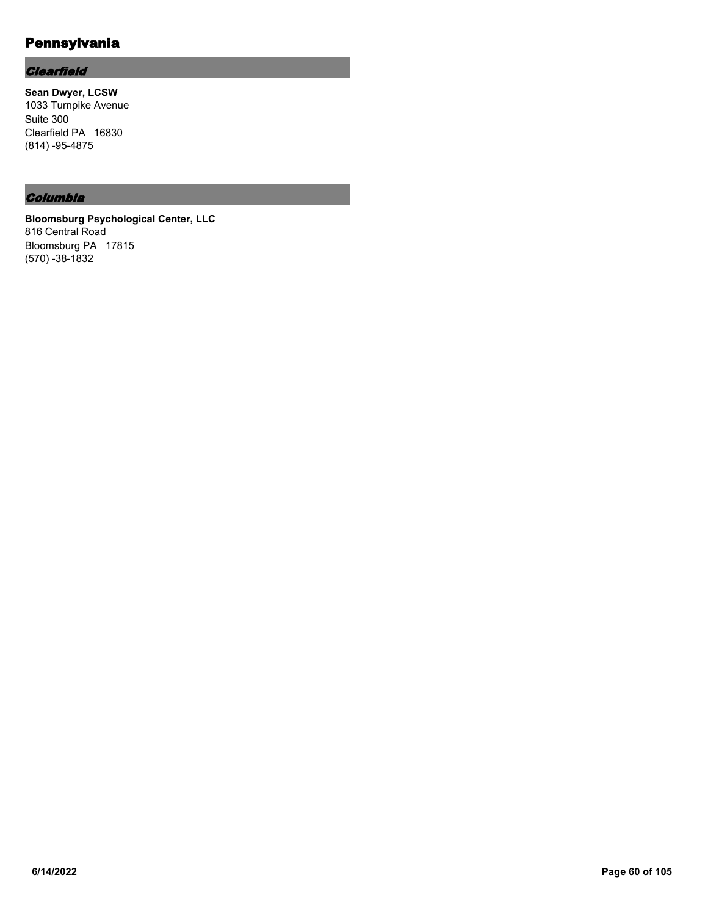# Pennsylvania

## *Clearfield*

**Sean Dwyer, LCSW**
1033 Turnpike Avenue
Suite 300
Clearfield PA 16830
(814) -95-4875

## *Columbia*

**Bloomsburg Psychological Center, LLC**
816 Central Road
Bloomsburg PA 17815
(570) -38-1832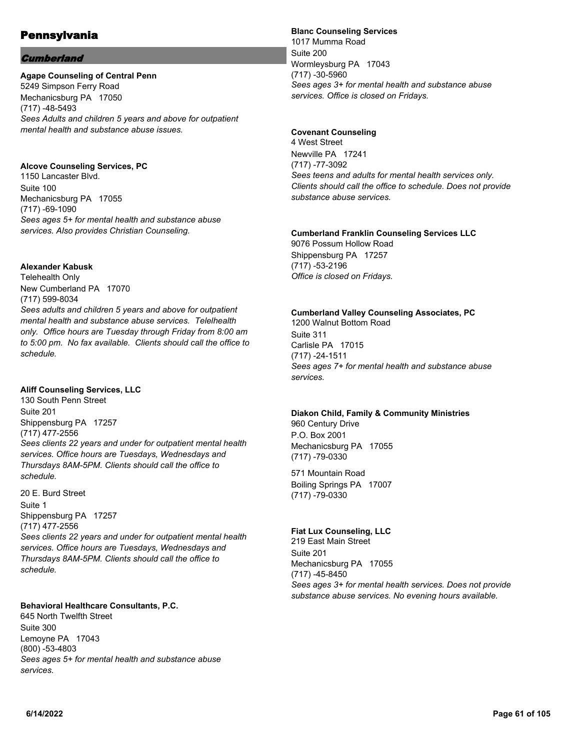# Pennsylvania

## *Cumberland*

**Agape Counseling of Central Penn**
5249 Simpson Ferry Road
Mechanicsburg PA 17050
(717) -48-5493
*Sees Adults and children 5 years and above for outpatient mental health and substance abuse issues.*

**Alcove Counseling Services, PC**
1150 Lancaster Blvd.
Suite 100
Mechanicsburg PA 17055
(717) -69-1090
*Sees ages 5+ for mental health and substance abuse services. Also provides Christian Counseling.*

**Alexander Kabusk**
Telehealth Only
New Cumberland PA 17070
(717) 599-8034
*Sees adults and children 5 years and above for outpatient mental health and substance abuse services. Telelhealth only. Office hours are Tuesday through Friday from 8:00 am to 5:00 pm. No fax available. Clients should call the office to schedule.*

**Aliff Counseling Services, LLC**
130 South Penn Street
Suite 201
Shippensburg PA 17257
(717) 477-2556
*Sees clients 22 years and under for outpatient mental health services. Office hours are Tuesdays, Wednesdays and Thursdays 8AM-5PM. Clients should call the office to schedule.*

20 E. Burd Street
Suite 1
Shippensburg PA 17257
(717) 477-2556
*Sees clients 22 years and under for outpatient mental health services. Office hours are Tuesdays, Wednesdays and Thursdays 8AM-5PM. Clients should call the office to schedule.*

**Behavioral Healthcare Consultants, P.C.**
645 North Twelfth Street
Suite 300
Lemoyne PA 17043
(800) -53-4803
*Sees ages 5+ for mental health and substance abuse services.*

**Blanc Counseling Services**
1017 Mumma Road
Suite 200
Wormleysburg PA 17043
(717) -30-5960
*Sees ages 3+ for mental health and substance abuse services. Office is closed on Fridays.*

**Covenant Counseling**
4 West Street
Newville PA 17241
(717) -77-3092
*Sees teens and adults for mental health services only. Clients should call the office to schedule. Does not provide substance abuse services.*

**Cumberland Franklin Counseling Services LLC**
9076 Possum Hollow Road
Shippensburg PA 17257
(717) -53-2196
*Office is closed on Fridays.*

**Cumberland Valley Counseling Associates, PC**
1200 Walnut Bottom Road
Suite 311
Carlisle PA 17015
(717) -24-1511
*Sees ages 7+ for mental health and substance abuse services.*

**Diakon Child, Family & Community Ministries**
960 Century Drive
P.O. Box 2001
Mechanicsburg PA 17055
(717) -79-0330

571 Mountain Road
Boiling Springs PA 17007
(717) -79-0330

**Fiat Lux Counseling, LLC**
219 East Main Street
Suite 201
Mechanicsburg PA 17055
(717) -45-8450
*Sees ages 3+ for mental health services. Does not provide substance abuse services. No evening hours available.*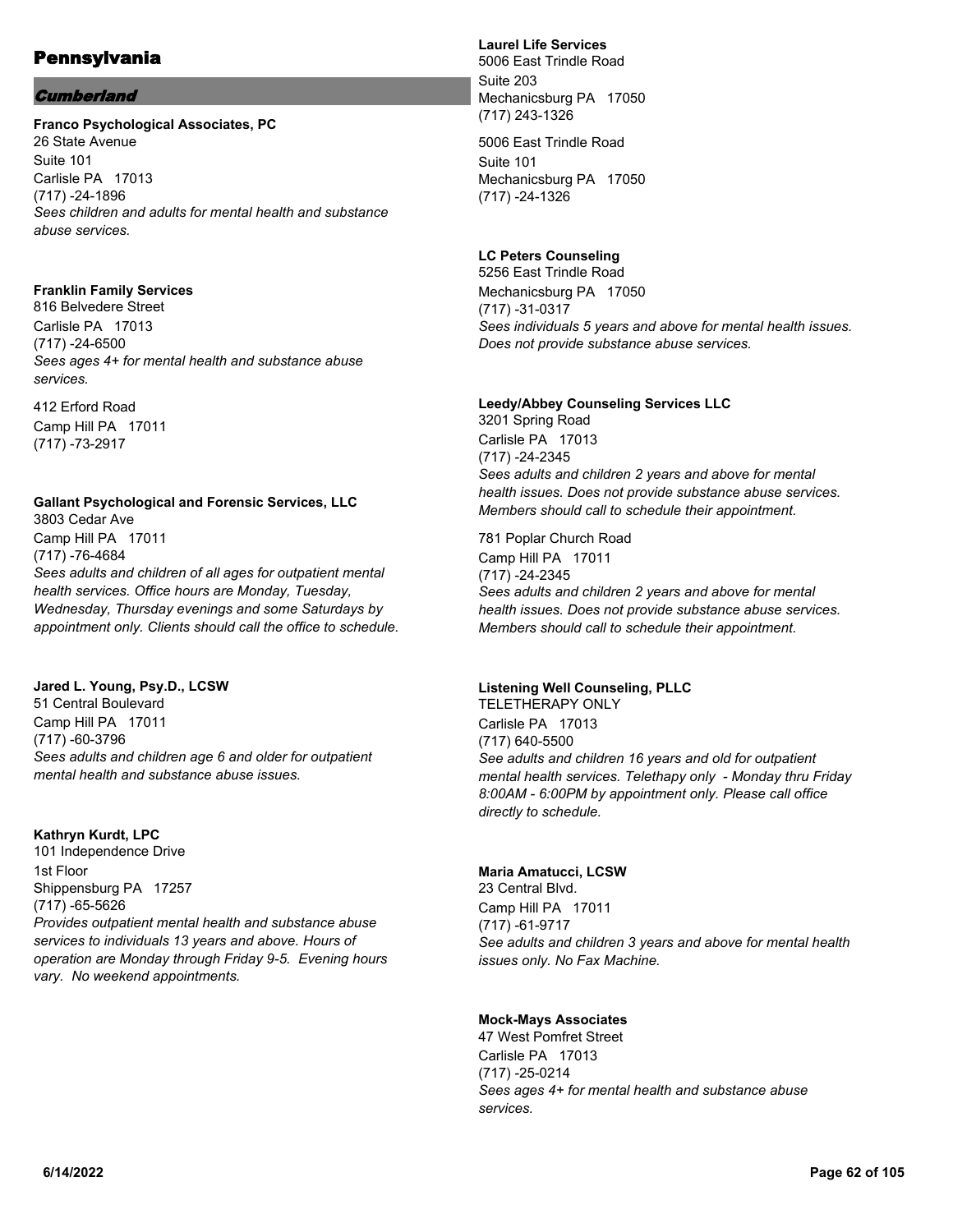# Pennsylvania

## *Cumberland*

**Franco Psychological Associates, PC**
26 State Avenue
Suite 101
Carlisle PA 17013
(717) -24-1896
*Sees children and adults for mental health and substance abuse services.*

**Franklin Family Services**
816 Belvedere Street
Carlisle PA 17013
(717) -24-6500
*Sees ages 4+ for mental health and substance abuse services.*

412 Erford Road
Camp Hill PA 17011
(717) -73-2917

**Gallant Psychological and Forensic Services, LLC**
3803 Cedar Ave
Camp Hill PA 17011
(717) -76-4684
*Sees adults and children of all ages for outpatient mental health services. Office hours are Monday, Tuesday, Wednesday, Thursday evenings and some Saturdays by appointment only. Clients should call the office to schedule.*

**Jared L. Young, Psy.D., LCSW**
51 Central Boulevard
Camp Hill PA 17011
(717) -60-3796
*Sees adults and children age 6 and older for outpatient mental health and substance abuse issues.*

**Kathryn Kurdt, LPC**
101 Independence Drive
1st Floor
Shippensburg PA 17257
(717) -65-5626
*Provides outpatient mental health and substance abuse services to individuals 13 years and above. Hours of operation are Monday through Friday 9-5. Evening hours vary. No weekend appointments.*

**Laurel Life Services**
5006 East Trindle Road
Suite 203
Mechanicsburg PA 17050
(717) 243-1326

5006 East Trindle Road
Suite 101
Mechanicsburg PA 17050
(717) -24-1326

**LC Peters Counseling**
5256 East Trindle Road
Mechanicsburg PA 17050
(717) -31-0317
*Sees individuals 5 years and above for mental health issues. Does not provide substance abuse services.*

**Leedy/Abbey Counseling Services LLC**
3201 Spring Road
Carlisle PA 17013
(717) -24-2345
*Sees adults and children 2 years and above for mental health issues. Does not provide substance abuse services. Members should call to schedule their appointment.*

781 Poplar Church Road
Camp Hill PA 17011
(717) -24-2345
*Sees adults and children 2 years and above for mental health issues. Does not provide substance abuse services. Members should call to schedule their appointment.*

**Listening Well Counseling, PLLC**
TELETHERAPY ONLY
Carlisle PA 17013
(717) 640-5500
*See adults and children 16 years and old for outpatient mental health services. Telethapy only - Monday thru Friday 8:00AM - 6:00PM by appointment only. Please call office directly to schedule.*

**Maria Amatucci, LCSW**
23 Central Blvd.
Camp Hill PA 17011
(717) -61-9717
*See adults and children 3 years and above for mental health issues only. No Fax Machine.*

**Mock-Mays Associates**
47 West Pomfret Street
Carlisle PA 17013
(717) -25-0214
*Sees ages 4+ for mental health and substance abuse services.*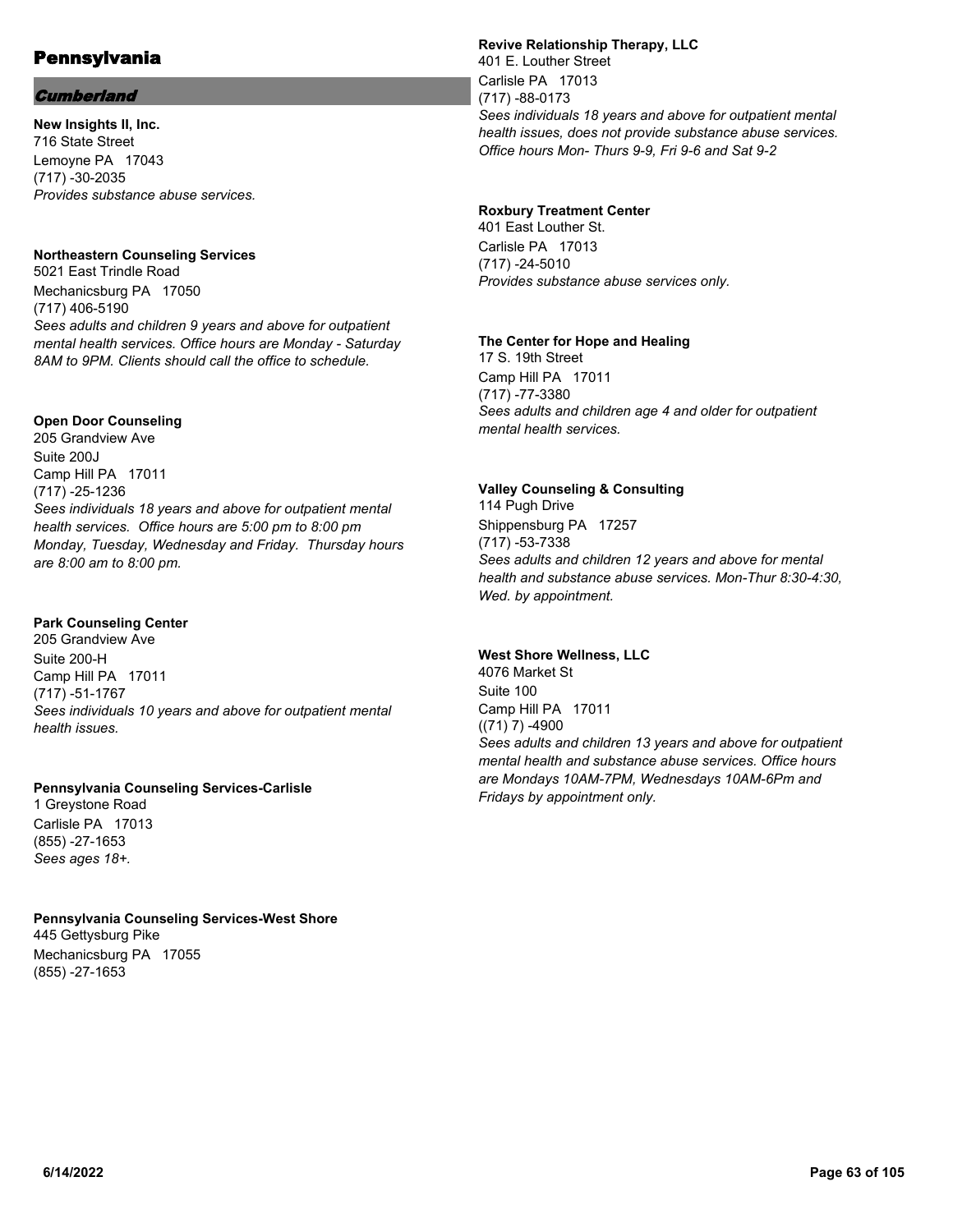# Pennsylvania

## *Cumberland*

**New Insights II, Inc.**
716 State Street
Lemoyne PA 17043
(717) -30-2035
*Provides substance abuse services.*

**Northeastern Counseling Services**
5021 East Trindle Road
Mechanicsburg PA 17050
(717) 406-5190
*Sees adults and children 9 years and above for outpatient mental health services. Office hours are Monday - Saturday 8AM to 9PM. Clients should call the office to schedule.*

**Open Door Counseling**
205 Grandview Ave
Suite 200J
Camp Hill PA 17011
(717) -25-1236
*Sees individuals 18 years and above for outpatient mental health services. Office hours are 5:00 pm to 8:00 pm Monday, Tuesday, Wednesday and Friday. Thursday hours are 8:00 am to 8:00 pm.*

**Park Counseling Center**
205 Grandview Ave
Suite 200-H
Camp Hill PA 17011
(717) -51-1767
*Sees individuals 10 years and above for outpatient mental health issues.*

**Pennsylvania Counseling Services-Carlisle**
1 Greystone Road
Carlisle PA 17013
(855) -27-1653
*Sees ages 18+.*

**Pennsylvania Counseling Services-West Shore**
445 Gettysburg Pike
Mechanicsburg PA 17055
(855) -27-1653

**Revive Relationship Therapy, LLC**
401 E. Louther Street
Carlisle PA 17013
(717) -88-0173
*Sees individuals 18 years and above for outpatient mental health issues, does not provide substance abuse services. Office hours Mon- Thurs 9-9, Fri 9-6 and Sat 9-2*

**Roxbury Treatment Center**
401 East Louther St.
Carlisle PA 17013
(717) -24-5010
*Provides substance abuse services only.*

**The Center for Hope and Healing**
17 S. 19th Street
Camp Hill PA 17011
(717) -77-3380
*Sees adults and children age 4 and older for outpatient mental health services.*

**Valley Counseling & Consulting**
114 Pugh Drive
Shippensburg PA 17257
(717) -53-7338
*Sees adults and children 12 years and above for mental health and substance abuse services. Mon-Thur 8:30-4:30, Wed. by appointment.*

**West Shore Wellness, LLC**
4076 Market St
Suite 100
Camp Hill PA 17011
((71) 7) -4900
*Sees adults and children 13 years and above for outpatient mental health and substance abuse services. Office hours are Mondays 10AM-7PM, Wednesdays 10AM-6Pm and Fridays by appointment only.*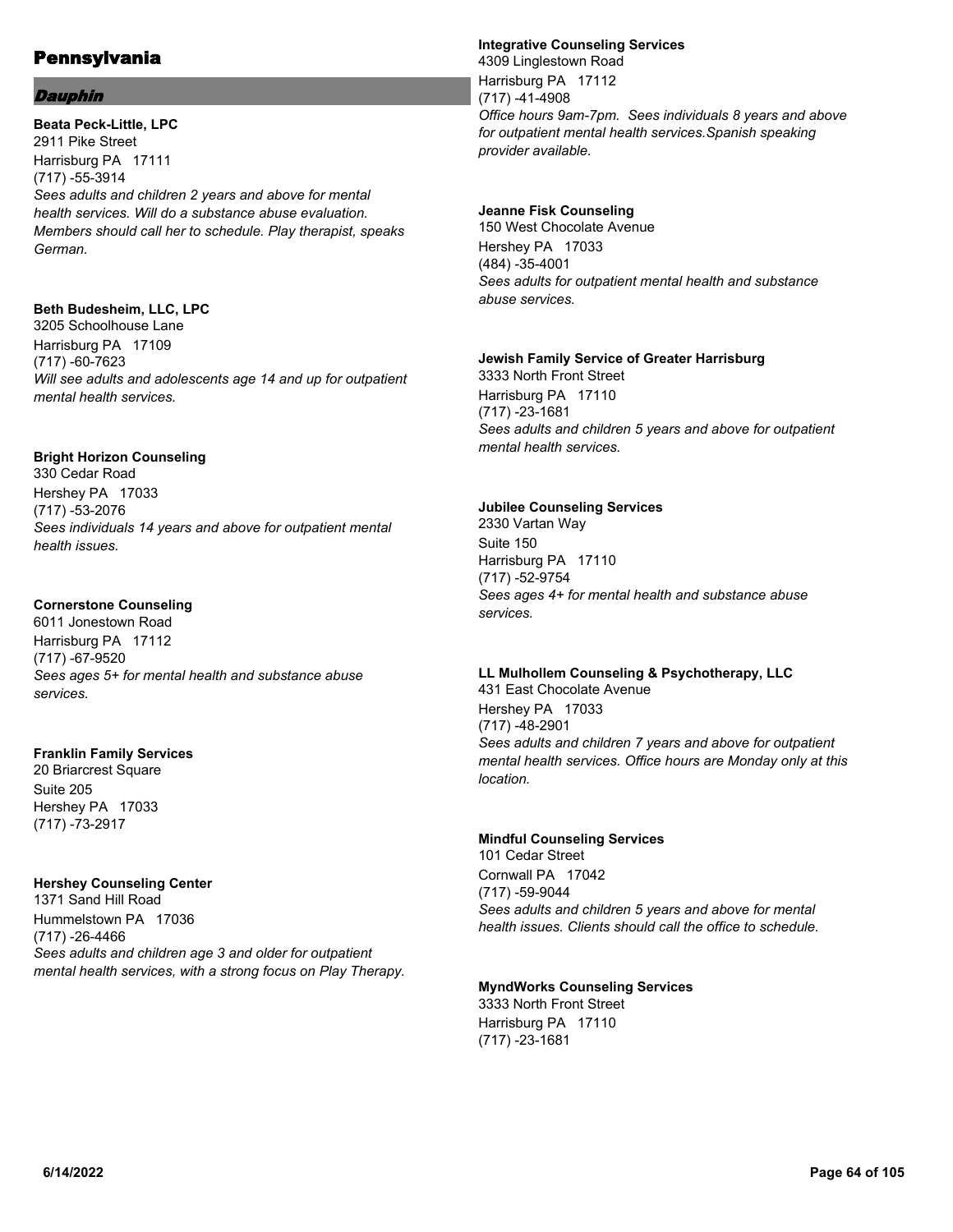# Pennsylvania

## *Dauphin*

**Beata Peck-Little, LPC**
2911 Pike Street
Harrisburg PA 17111
(717) -55-3914
*Sees adults and children 2 years and above for mental health services. Will do a substance abuse evaluation. Members should call her to schedule. Play therapist, speaks German.*

**Beth Budesheim, LLC, LPC**
3205 Schoolhouse Lane
Harrisburg PA 17109
(717) -60-7623
*Will see adults and adolescents age 14 and up for outpatient mental health services.*

**Bright Horizon Counseling**
330 Cedar Road
Hershey PA 17033
(717) -53-2076
*Sees individuals 14 years and above for outpatient mental health issues.*

**Cornerstone Counseling**
6011 Jonestown Road
Harrisburg PA 17112
(717) -67-9520
*Sees ages 5+ for mental health and substance abuse services.*

**Franklin Family Services**
20 Briarcrest Square
Suite 205
Hershey PA 17033
(717) -73-2917

**Hershey Counseling Center**
1371 Sand Hill Road
Hummelstown PA 17036
(717) -26-4466
*Sees adults and children age 3 and older for outpatient mental health services, with a strong focus on Play Therapy.*

**Integrative Counseling Services**
4309 Linglestown Road
Harrisburg PA 17112
(717) -41-4908
*Office hours 9am-7pm. Sees individuals 8 years and above for outpatient mental health services.Spanish speaking provider available.*

**Jeanne Fisk Counseling**
150 West Chocolate Avenue
Hershey PA 17033
(484) -35-4001
*Sees adults for outpatient mental health and substance abuse services.*

**Jewish Family Service of Greater Harrisburg**
3333 North Front Street
Harrisburg PA 17110
(717) -23-1681
*Sees adults and children 5 years and above for outpatient mental health services.*

**Jubilee Counseling Services**
2330 Vartan Way
Suite 150
Harrisburg PA 17110
(717) -52-9754
*Sees ages 4+ for mental health and substance abuse services.*

**LL Mulhollem Counseling & Psychotherapy, LLC**
431 East Chocolate Avenue
Hershey PA 17033
(717) -48-2901
*Sees adults and children 7 years and above for outpatient mental health services. Office hours are Monday only at this location.*

**Mindful Counseling Services**
101 Cedar Street
Cornwall PA 17042
(717) -59-9044
*Sees adults and children 5 years and above for mental health issues. Clients should call the office to schedule.*

**MyndWorks Counseling Services**
3333 North Front Street
Harrisburg PA 17110
(717) -23-1681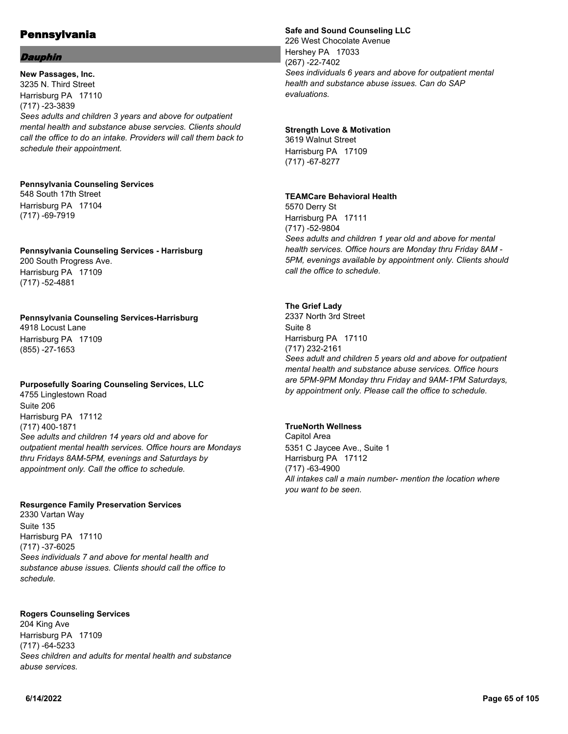# Pennsylvania

## *Dauphin*

**New Passages, Inc.**
3235 N. Third Street
Harrisburg PA 17110
(717) -23-3839
*Sees adults and children 3 years and above for outpatient mental health and substance abuse servcies. Clients should call the office to do an intake. Providers will call them back to schedule their appointment.*

**Pennsylvania Counseling Services**
548 South 17th Street
Harrisburg PA 17104
(717) -69-7919

**Pennsylvania Counseling Services - Harrisburg**
200 South Progress Ave.
Harrisburg PA 17109
(717) -52-4881

**Pennsylvania Counseling Services-Harrisburg**
4918 Locust Lane
Harrisburg PA 17109
(855) -27-1653

**Purposefully Soaring Counseling Services, LLC**
4755 Linglestown Road
Suite 206
Harrisburg PA 17112
(717) 400-1871
*See adults and children 14 years old and above for outpatient mental health services. Office hours are Mondays thru Fridays 8AM-5PM, evenings and Saturdays by appointment only. Call the office to schedule.*

**Resurgence Family Preservation Services**
2330 Vartan Way
Suite 135
Harrisburg PA 17110
(717) -37-6025
*Sees individuals 7 and above for mental health and substance abuse issues. Clients should call the office to schedule.*

**Rogers Counseling Services**
204 King Ave
Harrisburg PA 17109
(717) -64-5233
*Sees children and adults for mental health and substance abuse services.*

**Safe and Sound Counseling LLC**
226 West Chocolate Avenue
Hershey PA 17033
(267) -22-7402
*Sees individuals 6 years and above for outpatient mental health and substance abuse issues. Can do SAP evaluations.*

**Strength Love & Motivation**
3619 Walnut Street
Harrisburg PA 17109
(717) -67-8277

**TEAMCare Behavioral Health**
5570 Derry St
Harrisburg PA 17111
(717) -52-9804
*Sees adults and children 1 year old and above for mental health services. Office hours are Monday thru Friday 8AM - 5PM, evenings available by appointment only. Clients should call the office to schedule.*

**The Grief Lady**
2337 North 3rd Street
Suite 8
Harrisburg PA 17110
(717) 232-2161
*Sees adult and children 5 years old and above for outpatient mental health and substance abuse services. Office hours are 5PM-9PM Monday thru Friday and 9AM-1PM Saturdays, by appointment only. Please call the office to schedule.*

**TrueNorth Wellness**
Capitol Area
5351 C Jaycee Ave., Suite 1
Harrisburg PA 17112
(717) -63-4900
*All intakes call a main number- mention the location where you want to be seen.*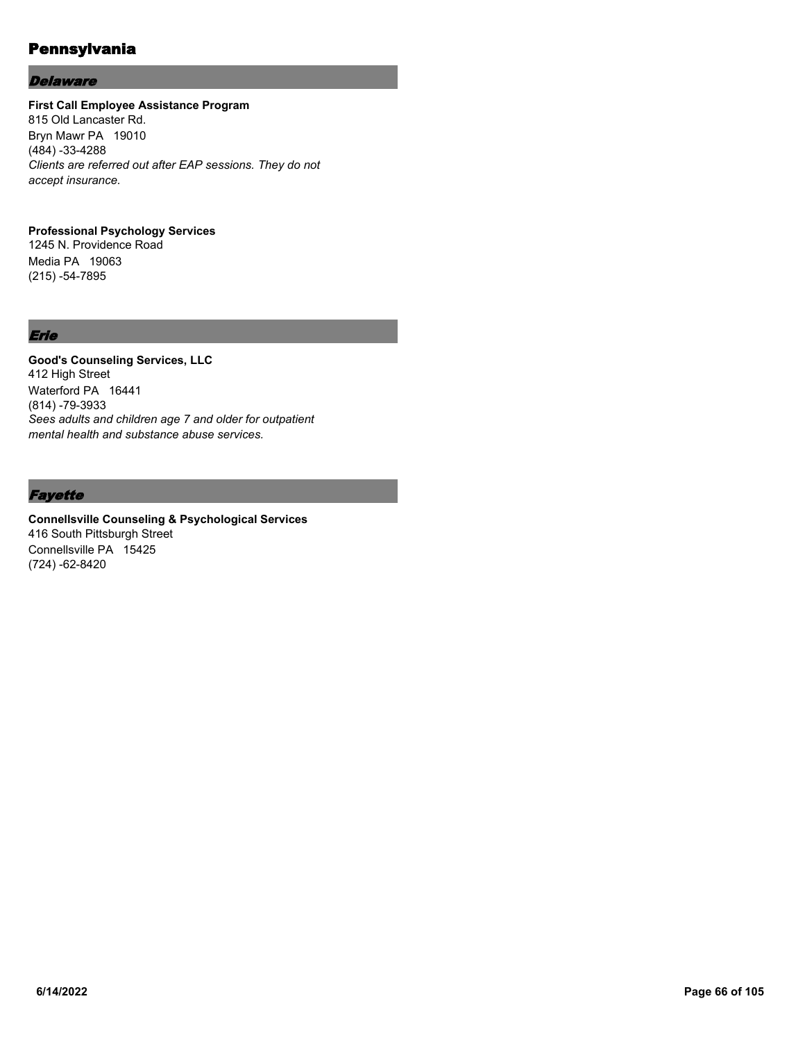# Pennsylvania

## *Delaware*

**First Call Employee Assistance Program**
815 Old Lancaster Rd.
Bryn Mawr PA 19010
(484) -33-4288
*Clients are referred out after EAP sessions. They do not accept insurance.*

**Professional Psychology Services**
1245 N. Providence Road
Media PA 19063
(215) -54-7895

## *Erie*

**Good's Counseling Services, LLC**
412 High Street
Waterford PA 16441
(814) -79-3933
*Sees adults and children age 7 and older for outpatient mental health and substance abuse services.*

## *Fayette*

**Connellsville Counseling & Psychological Services**
416 South Pittsburgh Street
Connellsville PA 15425
(724) -62-8420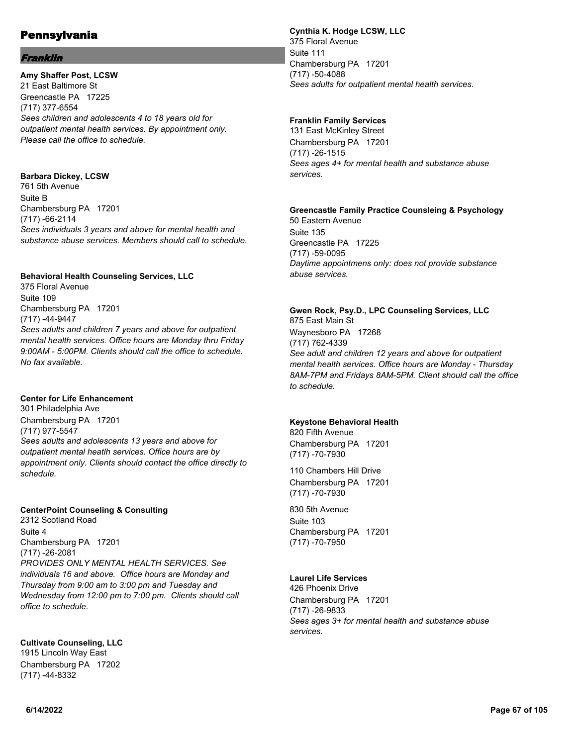# Pennsylvania

## *Franklin*

**Amy Shaffer Post, LCSW**
21 East Baltimore St
Greencastle PA 17225
(717) 377-6554
*Sees children and adolescents 4 to 18 years old for outpatient mental health services. By appointment only. Please call the office to schedule.*

**Barbara Dickey, LCSW**
761 5th Avenue
Suite B
Chambersburg PA 17201
(717) -66-2114
*Sees individuals 3 years and above for mental health and substance abuse services. Members should call to schedule.*

**Behavioral Health Counseling Services, LLC**
375 Floral Avenue
Suite 109
Chambersburg PA 17201
(717) -44-9447
*Sees adults and children 7 years and above for outpatient mental health services. Office hours are Monday thru Friday 9:00AM - 5:00PM. Clients should call the office to schedule. No fax available.*

**Center for Life Enhancement**
301 Philadelphia Ave
Chambersburg PA 17201
(717) 977-5547
*Sees adults and adolescents 13 years and above for outpatient mental heatlh services. Office hours are by appointment only. Clients should contact the office directly to schedule.*

**CenterPoint Counseling & Consulting**
2312 Scotland Road
Suite 4
Chambersburg PA 17201
(717) -26-2081
*PROVIDES ONLY MENTAL HEALTH SERVICES. See individuals 16 and above. Office hours are Monday and Thursday from 9:00 am to 3:00 pm and Tuesday and Wednesday from 12:00 pm to 7:00 pm. Clients should call office to schedule.*

**Cultivate Counseling, LLC**
1915 Lincoln Way East
Chambersburg PA 17202
(717) -44-8332

**Cynthia K. Hodge LCSW, LLC**
375 Floral Avenue
Suite 111
Chambersburg PA 17201
(717) -50-4088
*Sees adults for outpatient mental health services.*

**Franklin Family Services**
131 East McKinley Street
Chambersburg PA 17201
(717) -26-1515
*Sees ages 4+ for mental health and substance abuse services.*

**Greencastle Family Practice Counsleing & Psychology**
50 Eastern Avenue
Suite 135
Greencastle PA 17225
(717) -59-0095
*Daytime appointmens only: does not provide substance abuse services.*

**Gwen Rock, Psy.D., LPC Counseling Services, LLC**
875 East Main St
Waynesboro PA 17268
(717) 762-4339
*See adult and children 12 years and above for outpatient mental health services. Office hours are Monday - Thursday 8AM-7PM and Fridays 8AM-5PM. Client should call the office to schedule.*

**Keystone Behavioral Health**
820 Fifth Avenue
Chambersburg PA 17201
(717) -70-7930

110 Chambers Hill Drive
Chambersburg PA 17201
(717) -70-7930

830 5th Avenue
Suite 103
Chambersburg PA 17201
(717) -70-7950

**Laurel Life Services**
426 Phoenix Drive
Chambersburg PA 17201
(717) -26-9833
*Sees ages 3+ for mental health and substance abuse services.*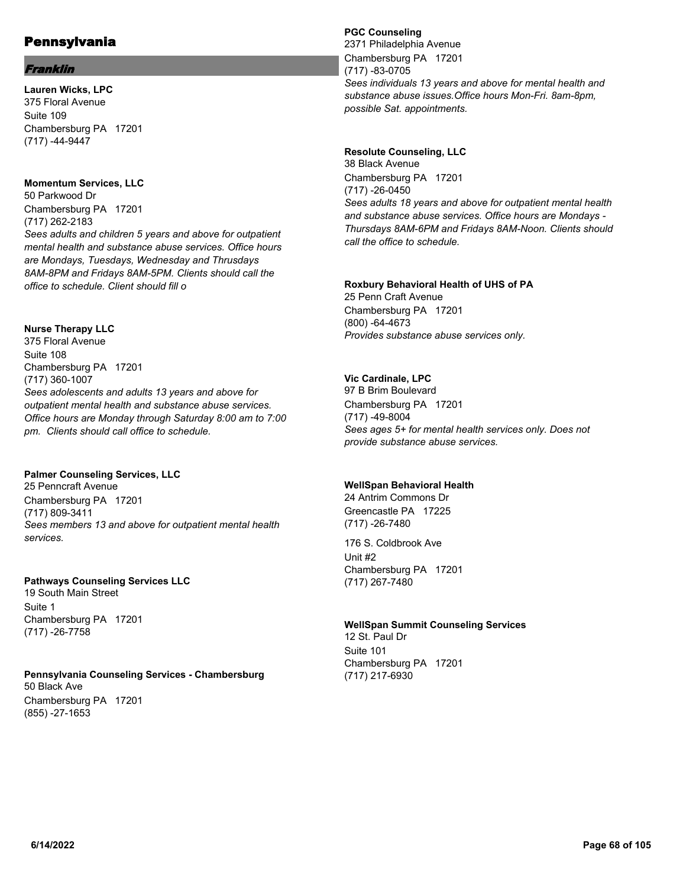# Pennsylvania

## *Franklin*

**Lauren Wicks, LPC**
375 Floral Avenue
Suite 109
Chambersburg PA 17201
(717) -44-9447

**Momentum Services, LLC**
50 Parkwood Dr
Chambersburg PA 17201
(717) 262-2183
*Sees adults and children 5 years and above for outpatient mental health and substance abuse services. Office hours are Mondays, Tuesdays, Wednesday and Thrusdays 8AM-8PM and Fridays 8AM-5PM. Clients should call the office to schedule. Client should fill o*

**Nurse Therapy LLC**
375 Floral Avenue
Suite 108
Chambersburg PA 17201
(717) 360-1007
*Sees adolescents and adults 13 years and above for outpatient mental health and substance abuse services. Office hours are Monday through Saturday 8:00 am to 7:00 pm. Clients should call office to schedule.*

**Palmer Counseling Services, LLC**
25 Penncraft Avenue
Chambersburg PA 17201
(717) 809-3411
*Sees members 13 and above for outpatient mental health services.*

**Pathways Counseling Services LLC**
19 South Main Street
Suite 1
Chambersburg PA 17201
(717) -26-7758

**Pennsylvania Counseling Services - Chambersburg**
50 Black Ave
Chambersburg PA 17201
(855) -27-1653

**PGC Counseling**
2371 Philadelphia Avenue
Chambersburg PA 17201
(717) -83-0705
*Sees individuals 13 years and above for mental health and substance abuse issues.Office hours Mon-Fri. 8am-8pm, possible Sat. appointments.*

**Resolute Counseling, LLC**
38 Black Avenue
Chambersburg PA 17201
(717) -26-0450
*Sees adults 18 years and above for outpatient mental health and substance abuse services. Office hours are Mondays - Thursdays 8AM-6PM and Fridays 8AM-Noon. Clients should call the office to schedule.*

**Roxbury Behavioral Health of UHS of PA**
25 Penn Craft Avenue
Chambersburg PA 17201
(800) -64-4673
*Provides substance abuse services only.*

**Vic Cardinale, LPC**
97 B Brim Boulevard
Chambersburg PA 17201
(717) -49-8004
*Sees ages 5+ for mental health services only. Does not provide substance abuse services.*

**WellSpan Behavioral Health**
24 Antrim Commons Dr
Greencastle PA 17225
(717) -26-7480

176 S. Coldbrook Ave
Unit #2
Chambersburg PA 17201
(717) 267-7480

**WellSpan Summit Counseling Services**
12 St. Paul Dr
Suite 101
Chambersburg PA 17201
(717) 217-6930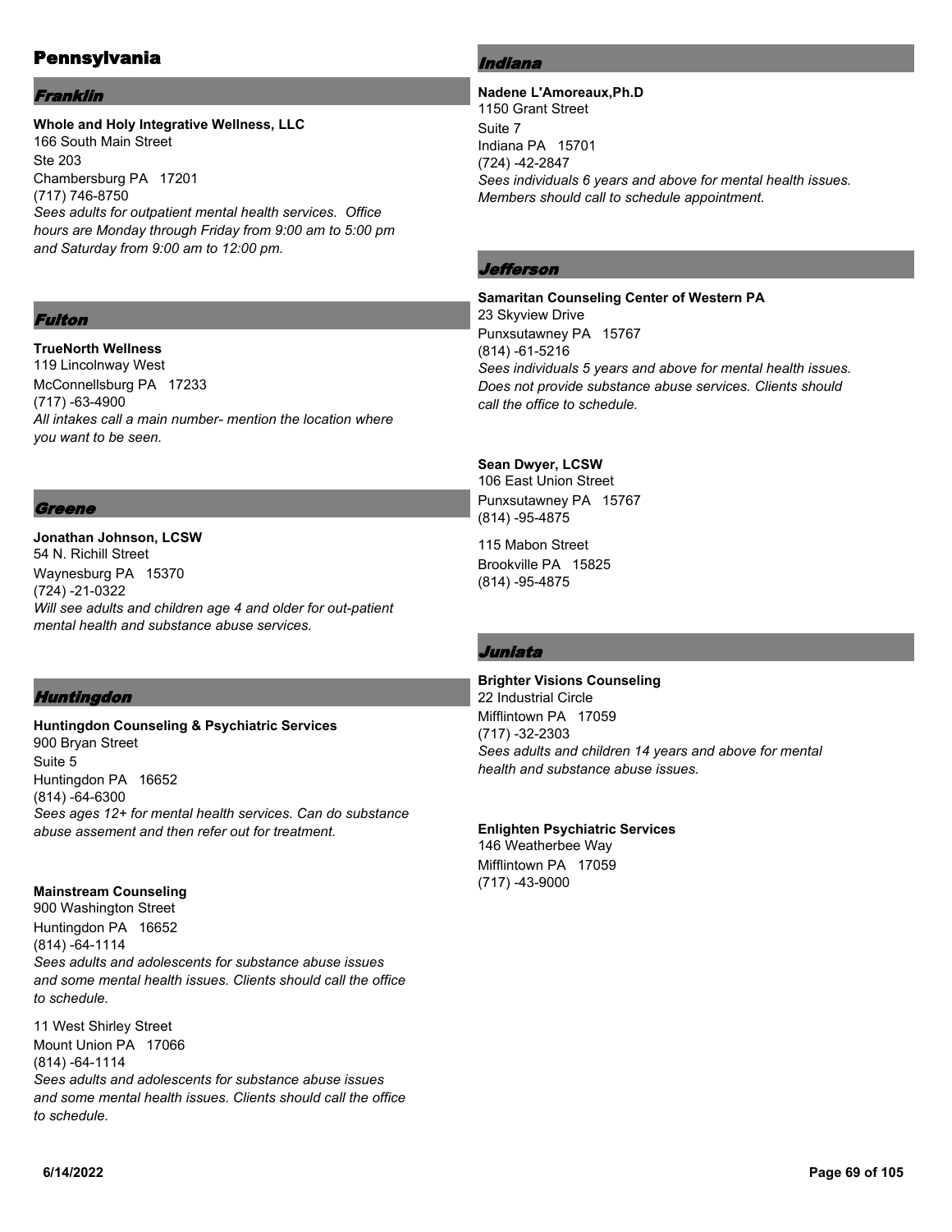# Pennsylvania

## Franklin

**Whole and Holy Integrative Wellness, LLC**
166 South Main Street
Ste 203
Chambersburg PA 17201
(717) 746-8750
*Sees adults for outpatient mental health services. Office hours are Monday through Friday from 9:00 am to 5:00 pm and Saturday from 9:00 am to 12:00 pm.*

## Fulton

**TrueNorth Wellness**
119 Lincolnway West
McConnellsburg PA 17233
(717) -63-4900
*All intakes call a main number- mention the location where you want to be seen.*

## Greene

**Jonathan Johnson, LCSW**
54 N. Richill Street
Waynesburg PA 15370
(724) -21-0322
*Will see adults and children age 4 and older for out-patient mental health and substance abuse services.*

## Huntingdon

**Huntingdon Counseling & Psychiatric Services**
900 Bryan Street
Suite 5
Huntingdon PA 16652
(814) -64-6300
*Sees ages 12+ for mental health services. Can do substance abuse assement and then refer out for treatment.*

**Mainstream Counseling**
900 Washington Street
Huntingdon PA 16652
(814) -64-1114
*Sees adults and adolescents for substance abuse issues and some mental health issues. Clients should call the office to schedule.*

11 West Shirley Street
Mount Union PA 17066
(814) -64-1114
*Sees adults and adolescents for substance abuse issues and some mental health issues. Clients should call the office to schedule.*

## Indiana

**Nadene L'Amoreaux,Ph.D**
1150 Grant Street
Suite 7
Indiana PA 15701
(724) -42-2847
*Sees individuals 6 years and above for mental health issues. Members should call to schedule appointment.*

## Jefferson

**Samaritan Counseling Center of Western PA**
23 Skyview Drive
Punxsutawney PA 15767
(814) -61-5216
*Sees individuals 5 years and above for mental health issues. Does not provide substance abuse services. Clients should call the office to schedule.*

**Sean Dwyer, LCSW**
106 East Union Street
Punxsutawney PA 15767
(814) -95-4875

115 Mabon Street
Brookville PA 15825
(814) -95-4875

## Juniata

**Brighter Visions Counseling**
22 Industrial Circle
Mifflintown PA 17059
(717) -32-2303
*Sees adults and children 14 years and above for mental health and substance abuse issues.*

**Enlighten Psychiatric Services**
146 Weatherbee Way
Mifflintown PA 17059
(717) -43-9000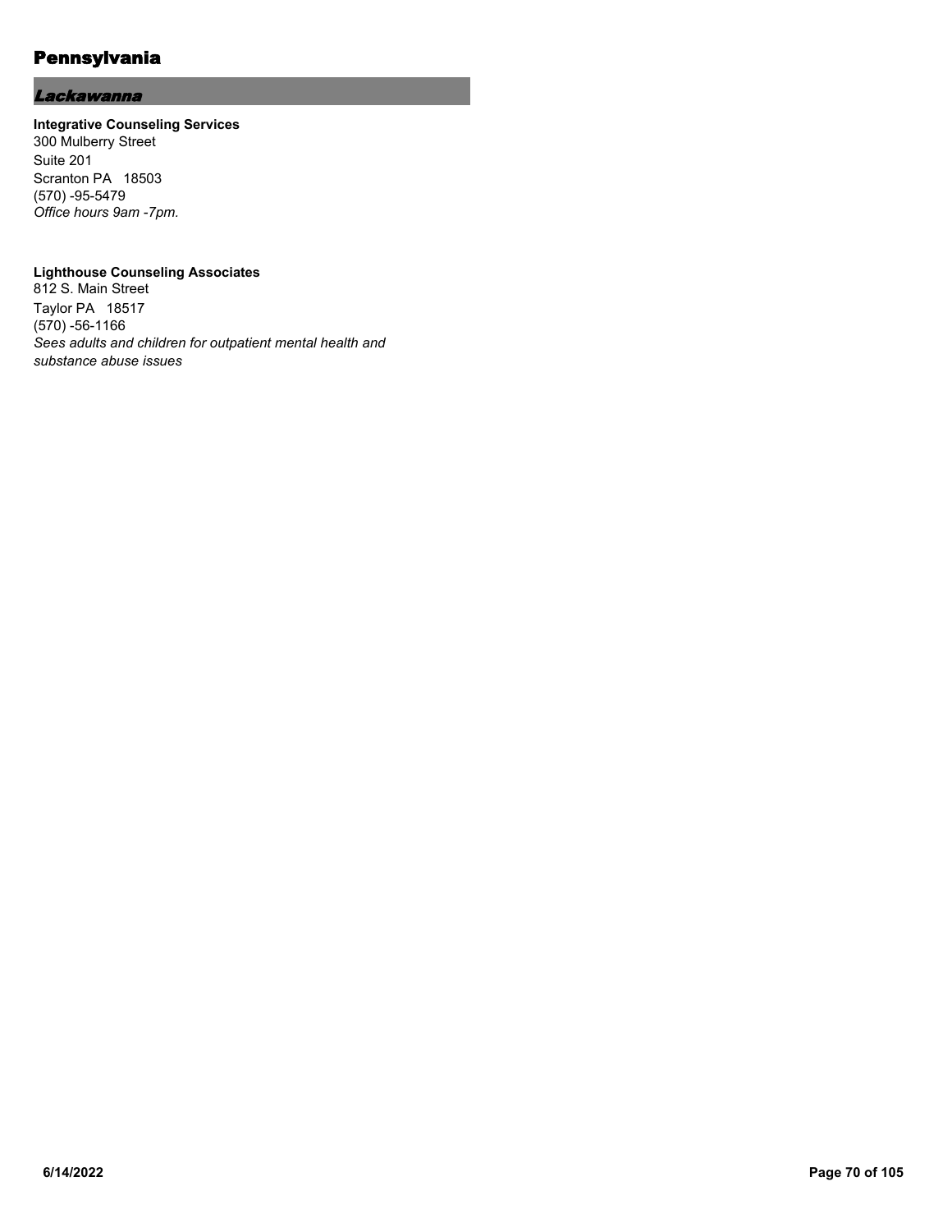## Pennsylvania

### *Lackawanna*

**Integrative Counseling Services**
300 Mulberry Street
Suite 201
Scranton PA 18503
(570) -95-5479
*Office hours 9am -7pm.*

**Lighthouse Counseling Associates**
812 S. Main Street
Taylor PA 18517
(570) -56-1166
*Sees adults and children for outpatient mental health and substance abuse issues*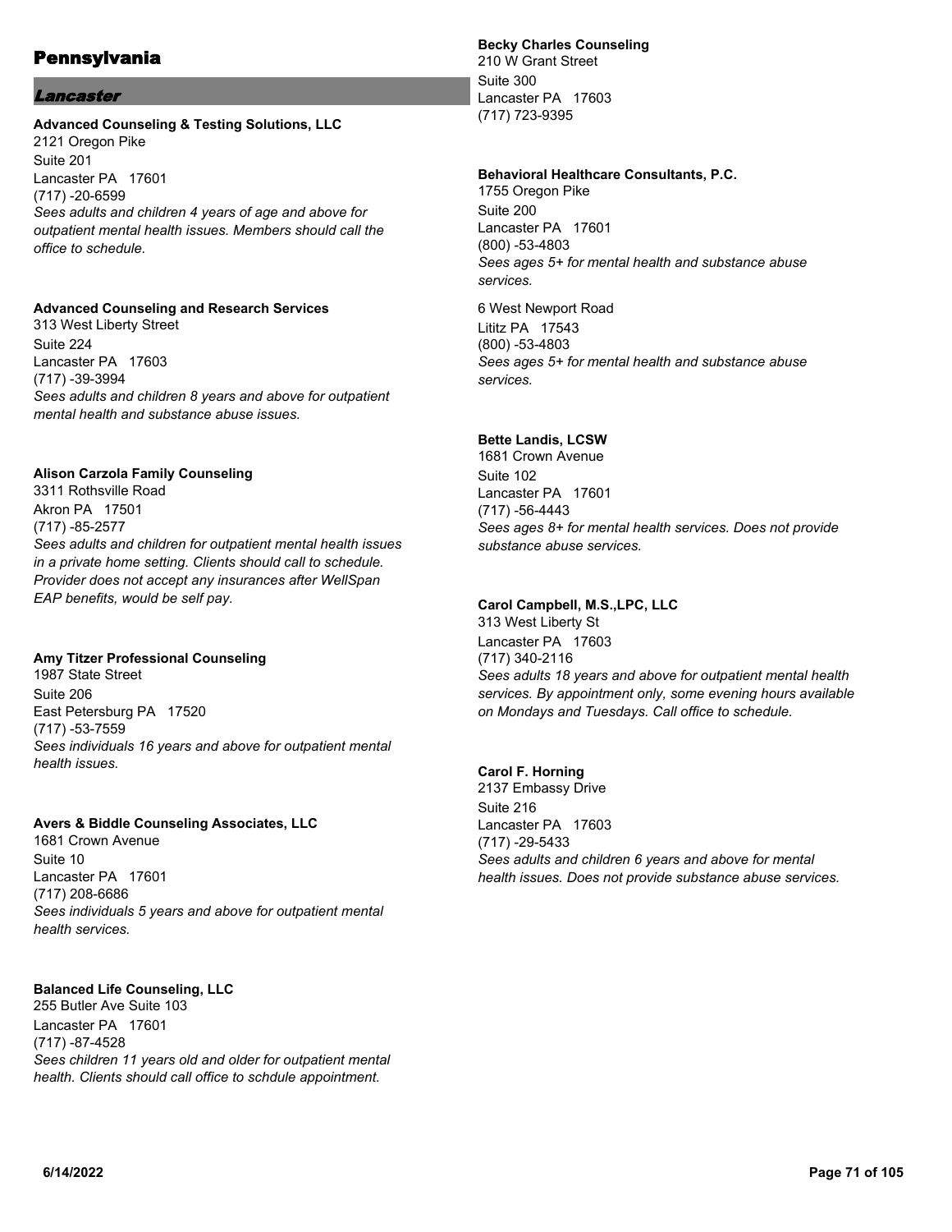# Pennsylvania

## Lancaster

**Advanced Counseling & Testing Solutions, LLC**
2121 Oregon Pike
Suite 201
Lancaster PA 17601
(717) -20-6599
*Sees adults and children 4 years of age and above for outpatient mental health issues. Members should call the office to schedule.*

**Advanced Counseling and Research Services**
313 West Liberty Street
Suite 224
Lancaster PA 17603
(717) -39-3994
*Sees adults and children 8 years and above for outpatient mental health and substance abuse issues.*

**Alison Carzola Family Counseling**
3311 Rothsville Road
Akron PA 17501
(717) -85-2577
*Sees adults and children for outpatient mental health issues in a private home setting. Clients should call to schedule. Provider does not accept any insurances after WellSpan EAP benefits, would be self pay.*

**Amy Titzer Professional Counseling**
1987 State Street
Suite 206
East Petersburg PA 17520
(717) -53-7559
*Sees individuals 16 years and above for outpatient mental health issues.*

**Avers & Biddle Counseling Associates, LLC**
1681 Crown Avenue
Suite 10
Lancaster PA 17601
(717) 208-6686
*Sees individuals 5 years and above for outpatient mental health services.*

**Balanced Life Counseling, LLC**
255 Butler Ave Suite 103
Lancaster PA 17601
(717) -87-4528
*Sees children 11 years old and older for outpatient mental health. Clients should call office to schdule appointment.*

**Becky Charles Counseling**
210 W Grant Street
Suite 300
Lancaster PA 17603
(717) 723-9395

**Behavioral Healthcare Consultants, P.C.**
1755 Oregon Pike
Suite 200
Lancaster PA 17601
(800) -53-4803
*Sees ages 5+ for mental health and substance abuse services.*

6 West Newport Road
Lititz PA 17543
(800) -53-4803
*Sees ages 5+ for mental health and substance abuse services.*

**Bette Landis, LCSW**
1681 Crown Avenue
Suite 102
Lancaster PA 17601
(717) -56-4443
*Sees ages 8+ for mental health services. Does not provide substance abuse services.*

**Carol Campbell, M.S.,LPC, LLC**
313 West Liberty St
Lancaster PA 17603
(717) 340-2116
*Sees adults 18 years and above for outpatient mental health services. By appointment only, some evening hours available on Mondays and Tuesdays. Call office to schedule.*

**Carol F. Horning**
2137 Embassy Drive
Suite 216
Lancaster PA 17603
(717) -29-5433
*Sees adults and children 6 years and above for mental health issues. Does not provide substance abuse services.*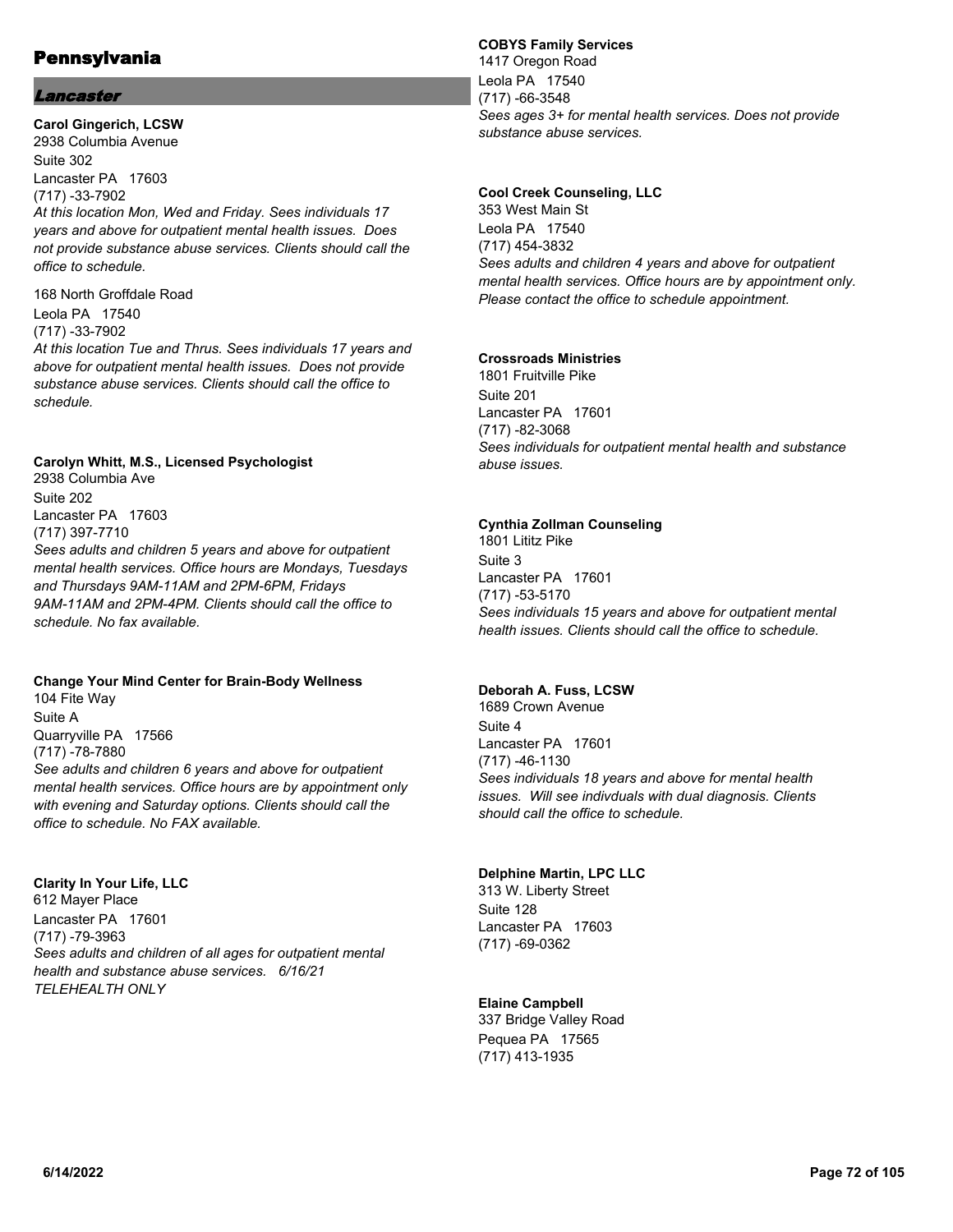# Pennsylvania

## *Lancaster*

**Carol Gingerich, LCSW**
2938 Columbia Avenue
Suite 302
Lancaster PA 17603
(717) -33-7902
*At this location Mon, Wed and Friday. Sees individuals 17 years and above for outpatient mental health issues. Does not provide substance abuse services. Clients should call the office to schedule.*

168 North Groffdale Road
Leola PA 17540
(717) -33-7902
*At this location Tue and Thrus. Sees individuals 17 years and above for outpatient mental health issues. Does not provide substance abuse services. Clients should call the office to schedule.*

**Carolyn Whitt, M.S., Licensed Psychologist**
2938 Columbia Ave
Suite 202
Lancaster PA 17603
(717) 397-7710
*Sees adults and children 5 years and above for outpatient mental health services. Office hours are Mondays, Tuesdays and Thursdays 9AM-11AM and 2PM-6PM, Fridays 9AM-11AM and 2PM-4PM. Clients should call the office to schedule. No fax available.*

**Change Your Mind Center for Brain-Body Wellness**
104 Fite Way
Suite A
Quarryville PA 17566
(717) -78-7880
*See adults and children 6 years and above for outpatient mental health services. Office hours are by appointment only with evening and Saturday options. Clients should call the office to schedule. No FAX available.*

**Clarity In Your Life, LLC**
612 Mayer Place
Lancaster PA 17601
(717) -79-3963
*Sees adults and children of all ages for outpatient mental health and substance abuse services. 6/16/21 TELEHEALTH ONLY*

**COBYS Family Services**
1417 Oregon Road
Leola PA 17540
(717) -66-3548
*Sees ages 3+ for mental health services. Does not provide substance abuse services.*

**Cool Creek Counseling, LLC**
353 West Main St
Leola PA 17540
(717) 454-3832
*Sees adults and children 4 years and above for outpatient mental health services. Office hours are by appointment only. Please contact the office to schedule appointment.*

**Crossroads Ministries**
1801 Fruitville Pike
Suite 201
Lancaster PA 17601
(717) -82-3068
*Sees individuals for outpatient mental health and substance abuse issues.*

**Cynthia Zollman Counseling**
1801 Lititz Pike
Suite 3
Lancaster PA 17601
(717) -53-5170
*Sees individuals 15 years and above for outpatient mental health issues. Clients should call the office to schedule.*

**Deborah A. Fuss, LCSW**
1689 Crown Avenue
Suite 4
Lancaster PA 17601
(717) -46-1130
*Sees individuals 18 years and above for mental health issues. Will see indivduals with dual diagnosis. Clients should call the office to schedule.*

**Delphine Martin, LPC LLC**
313 W. Liberty Street
Suite 128
Lancaster PA 17603
(717) -69-0362

**Elaine Campbell**
337 Bridge Valley Road
Pequea PA 17565
(717) 413-1935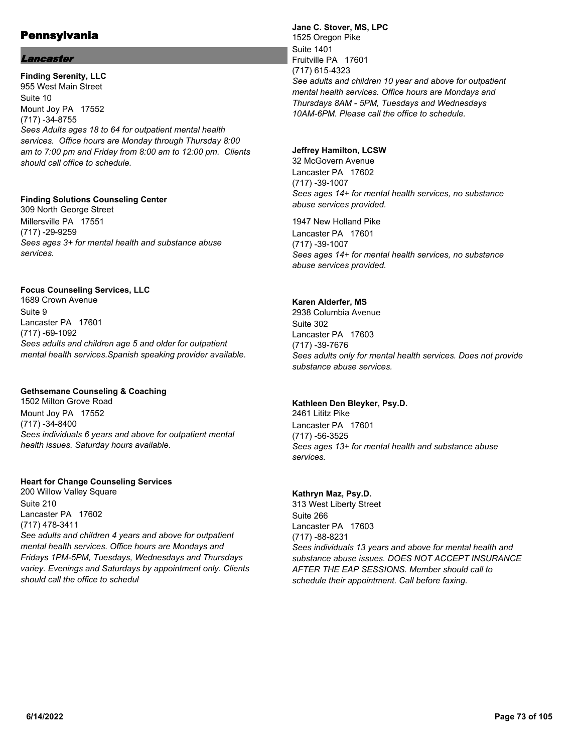# Pennsylvania

## *Lancaster*

**Finding Serenity, LLC**
955 West Main Street
Suite 10
Mount Joy PA 17552
(717) -34-8755
*Sees Adults ages 18 to 64 for outpatient mental health services. Office hours are Monday through Thursday 8:00 am to 7:00 pm and Friday from 8:00 am to 12:00 pm. Clients should call office to schedule.*

**Finding Solutions Counseling Center**
309 North George Street
Millersville PA 17551
(717) -29-9259
*Sees ages 3+ for mental health and substance abuse services.*

**Focus Counseling Services, LLC**
1689 Crown Avenue
Suite 9
Lancaster PA 17601
(717) -69-1092
*Sees adults and children age 5 and older for outpatient mental health services.Spanish speaking provider available.*

**Gethsemane Counseling & Coaching**
1502 Milton Grove Road
Mount Joy PA 17552
(717) -34-8400
*Sees individuals 6 years and above for outpatient mental health issues. Saturday hours available.*

**Heart for Change Counseling Services**
200 Willow Valley Square
Suite 210
Lancaster PA 17602
(717) 478-3411
*See adults and children 4 years and above for outpatient mental health services. Office hours are Mondays and Fridays 1PM-5PM, Tuesdays, Wednesdays and Thursdays variey. Evenings and Saturdays by appointment only. Clients should call the office to schedul*

**Jane C. Stover, MS, LPC**
1525 Oregon Pike
Suite 1401
Fruitville PA 17601
(717) 615-4323
*See adults and children 10 year and above for outpatient mental health services. Office hours are Mondays and Thursdays 8AM - 5PM, Tuesdays and Wednesdays 10AM-6PM. Please call the office to schedule.*

**Jeffrey Hamilton, LCSW**
32 McGovern Avenue
Lancaster PA 17602
(717) -39-1007
*Sees ages 14+ for mental health services, no substance abuse services provided.*

1947 New Holland Pike
Lancaster PA 17601
(717) -39-1007
*Sees ages 14+ for mental health services, no substance abuse services provided.*

**Karen Alderfer, MS**
2938 Columbia Avenue
Suite 302
Lancaster PA 17603
(717) -39-7676
*Sees adults only for mental health services. Does not provide substance abuse services.*

**Kathleen Den Bleyker, Psy.D.**
2461 Lititz Pike
Lancaster PA 17601
(717) -56-3525
*Sees ages 13+ for mental health and substance abuse services.*

**Kathryn Maz, Psy.D.**
313 West Liberty Street
Suite 266
Lancaster PA 17603
(717) -88-8231
*Sees individuals 13 years and above for mental health and substance abuse issues. DOES NOT ACCEPT INSURANCE AFTER THE EAP SESSIONS. Member should call to schedule their appointment. Call before faxing.*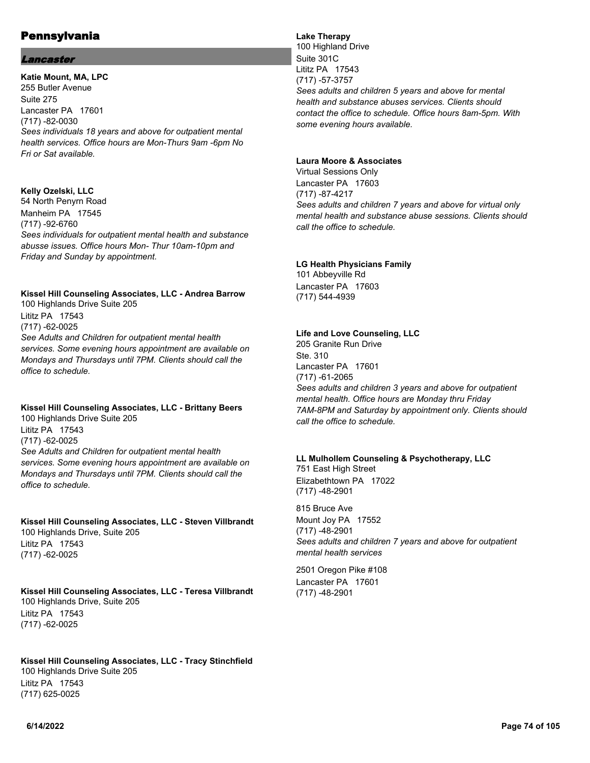# Pennsylvania

## *Lancaster*

**Katie Mount, MA, LPC**
255 Butler Avenue
Suite 275
Lancaster PA 17601
(717) -82-0030
*Sees individuals 18 years and above for outpatient mental health services. Office hours are Mon-Thurs 9am -6pm No Fri or Sat available.*

**Kelly Ozelski, LLC**
54 North Penyrn Road
Manheim PA 17545
(717) -92-6760
*Sees individuals for outpatient mental health and substance abusse issues. Office hours Mon- Thur 10am-10pm and Friday and Sunday by appointment.*

**Kissel Hill Counseling Associates, LLC - Andrea Barrow**
100 Highlands Drive Suite 205
Lititz PA 17543
(717) -62-0025
*See Adults and Children for outpatient mental health services. Some evening hours appointment are available on Mondays and Thursdays until 7PM. Clients should call the office to schedule.*

**Kissel Hill Counseling Associates, LLC - Brittany Beers**
100 Highlands Drive Suite 205
Lititz PA 17543
(717) -62-0025
*See Adults and Children for outpatient mental health services. Some evening hours appointment are available on Mondays and Thursdays until 7PM. Clients should call the office to schedule.*

**Kissel Hill Counseling Associates, LLC - Steven Villbrandt**
100 Highlands Drive, Suite 205
Lititz PA 17543
(717) -62-0025

**Kissel Hill Counseling Associates, LLC - Teresa Villbrandt**
100 Highlands Drive, Suite 205
Lititz PA 17543
(717) -62-0025

**Kissel Hill Counseling Associates, LLC - Tracy Stinchfield**
100 Highlands Drive Suite 205
Lititz PA 17543
(717) 625-0025

**Lake Therapy**
100 Highland Drive
Suite 301C
Lititz PA 17543
(717) -57-3757
*Sees adults and children 5 years and above for mental health and substance abuses services. Clients should contact the office to schedule. Office hours 8am-5pm. With some evening hours available.*

**Laura Moore & Associates**
Virtual Sessions Only
Lancaster PA 17603
(717) -87-4217
*Sees adults and children 7 years and above for virtual only mental health and substance abuse sessions. Clients should call the office to schedule.*

**LG Health Physicians Family**
101 Abbeyville Rd
Lancaster PA 17603
(717) 544-4939

**Life and Love Counseling, LLC**
205 Granite Run Drive
Ste. 310
Lancaster PA 17601
(717) -61-2065
*Sees adults and children 3 years and above for outpatient mental health. Office hours are Monday thru Friday 7AM-8PM and Saturday by appointment only. Clients should call the office to schedule.*

**LL Mulhollem Counseling & Psychotherapy, LLC**
751 East High Street
Elizabethtown PA 17022
(717) -48-2901

815 Bruce Ave
Mount Joy PA 17552
(717) -48-2901
*Sees adults and children 7 years and above for outpatient mental health services*

2501 Oregon Pike #108
Lancaster PA 17601
(717) -48-2901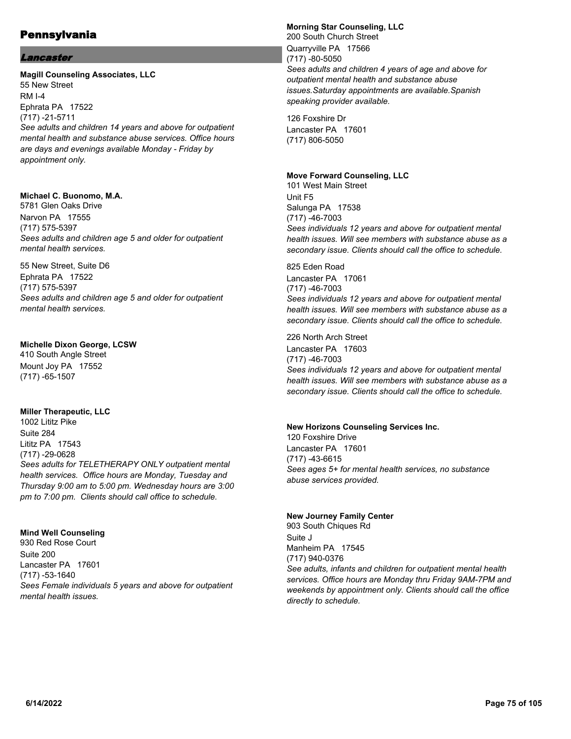# Pennsylvania

## *Lancaster*

**Magill Counseling Associates, LLC**
55 New Street
RM I-4
Ephrata PA 17522
(717) -21-5711
*See adults and children 14 years and above for outpatient mental health and substance abuse services. Office hours are days and evenings available Monday - Friday by appointment only.*

**Michael C. Buonomo, M.A.**
5781 Glen Oaks Drive
Narvon PA 17555
(717) 575-5397
*Sees adults and children age 5 and older for outpatient mental health services.*

55 New Street, Suite D6
Ephrata PA 17522
(717) 575-5397
*Sees adults and children age 5 and older for outpatient mental health services.*

**Michelle Dixon George, LCSW**
410 South Angle Street
Mount Joy PA 17552
(717) -65-1507

**Miller Therapeutic, LLC**
1002 Lititz Pike
Suite 284
Lititz PA 17543
(717) -29-0628
*Sees adults for TELETHERAPY ONLY outpatient mental health services. Office hours are Monday, Tuesday and Thursday 9:00 am to 5:00 pm. Wednesday hours are 3:00 pm to 7:00 pm. Clients should call office to schedule.*

**Mind Well Counseling**
930 Red Rose Court
Suite 200
Lancaster PA 17601
(717) -53-1640
*Sees Female individuals 5 years and above for outpatient mental health issues.*

**Morning Star Counseling, LLC**
200 South Church Street
Quarryville PA 17566
(717) -80-5050
*Sees adults and children 4 years of age and above for outpatient mental health and substance abuse issues.Saturday appointments are available.Spanish speaking provider available.*

126 Foxshire Dr
Lancaster PA 17601
(717) 806-5050

**Move Forward Counseling, LLC**
101 West Main Street
Unit F5
Salunga PA 17538
(717) -46-7003
*Sees individuals 12 years and above for outpatient mental health issues. Will see members with substance abuse as a secondary issue. Clients should call the office to schedule.*

825 Eden Road
Lancaster PA 17061
(717) -46-7003
*Sees individuals 12 years and above for outpatient mental health issues. Will see members with substance abuse as a secondary issue. Clients should call the office to schedule.*

226 North Arch Street
Lancaster PA 17603
(717) -46-7003
*Sees individuals 12 years and above for outpatient mental health issues. Will see members with substance abuse as a secondary issue. Clients should call the office to schedule.*

**New Horizons Counseling Services Inc.**
120 Foxshire Drive
Lancaster PA 17601
(717) -43-6615
*Sees ages 5+ for mental health services, no substance abuse services provided.*

**New Journey Family Center**
903 South Chiques Rd
Suite J
Manheim PA 17545
(717) 940-0376
*See adults, infants and children for outpatient mental health services. Office hours are Monday thru Friday 9AM-7PM and weekends by appointment only. Clients should call the office directly to schedule.*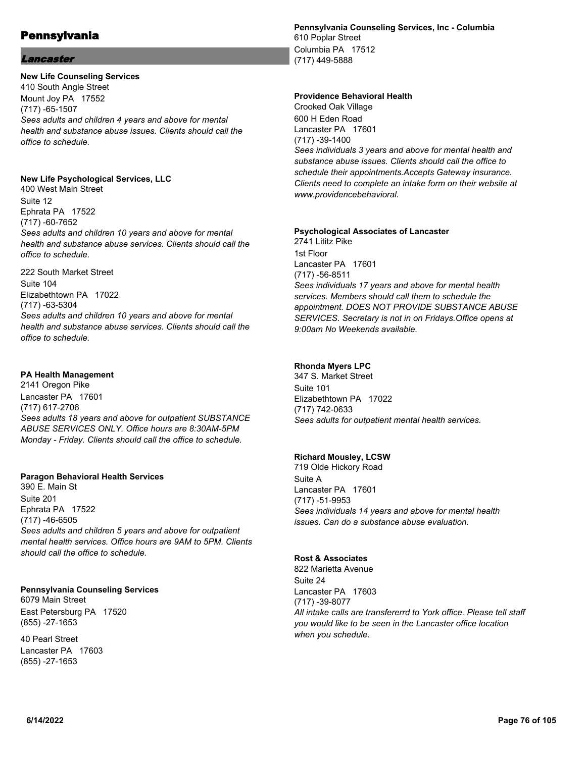# Pennsylvania

## Lancaster

**New Life Counseling Services**
410 South Angle Street
Mount Joy PA 17552
(717) -65-1507
*Sees adults and children 4 years and above for mental health and substance abuse issues. Clients should call the office to schedule.*

**New Life Psychological Services, LLC**
400 West Main Street
Suite 12
Ephrata PA 17522
(717) -60-7652
*Sees adults and children 10 years and above for mental health and substance abuse services. Clients should call the office to schedule.*

222 South Market Street
Suite 104
Elizabethtown PA 17022
(717) -63-5304
*Sees adults and children 10 years and above for mental health and substance abuse services. Clients should call the office to schedule.*

**PA Health Management**
2141 Oregon Pike
Lancaster PA 17601
(717) 617-2706
*Sees adults 18 years and above for outpatient SUBSTANCE ABUSE SERVICES ONLY. Office hours are 8:30AM-5PM Monday - Friday. Clients should call the office to schedule.*

**Paragon Behavioral Health Services**
390 E. Main St
Suite 201
Ephrata PA 17522
(717) -46-6505
*Sees adults and children 5 years and above for outpatient mental health services. Office hours are 9AM to 5PM. Clients should call the office to schedule.*

**Pennsylvania Counseling Services**
6079 Main Street
East Petersburg PA 17520
(855) -27-1653

40 Pearl Street
Lancaster PA 17603
(855) -27-1653

**Pennsylvania Counseling Services, Inc - Columbia**
610 Poplar Street
Columbia PA 17512
(717) 449-5888

**Providence Behavioral Health**
Crooked Oak Village
600 H Eden Road
Lancaster PA 17601
(717) -39-1400
*Sees individuals 3 years and above for mental health and substance abuse issues. Clients should call the office to schedule their appointments.Accepts Gateway insurance. Clients need to complete an intake form on their website at www.providencebehavioral.*

**Psychological Associates of Lancaster**
2741 Lititz Pike
1st Floor
Lancaster PA 17601
(717) -56-8511
*Sees individuals 17 years and above for mental health services. Members should call them to schedule the appointment. DOES NOT PROVIDE SUBSTANCE ABUSE SERVICES. Secretary is not in on Fridays.Office opens at 9:00am No Weekends available.*

**Rhonda Myers LPC**
347 S. Market Street
Suite 101
Elizabethtown PA 17022
(717) 742-0633
*Sees adults for outpatient mental health services.*

**Richard Mousley, LCSW**
719 Olde Hickory Road
Suite A
Lancaster PA 17601
(717) -51-9953
*Sees individuals 14 years and above for mental health issues. Can do a substance abuse evaluation.*

**Rost & Associates**
822 Marietta Avenue
Suite 24
Lancaster PA 17603
(717) -39-8077
*All intake calls are transfererrd to York office. Please tell staff you would like to be seen in the Lancaster office location when you schedule.*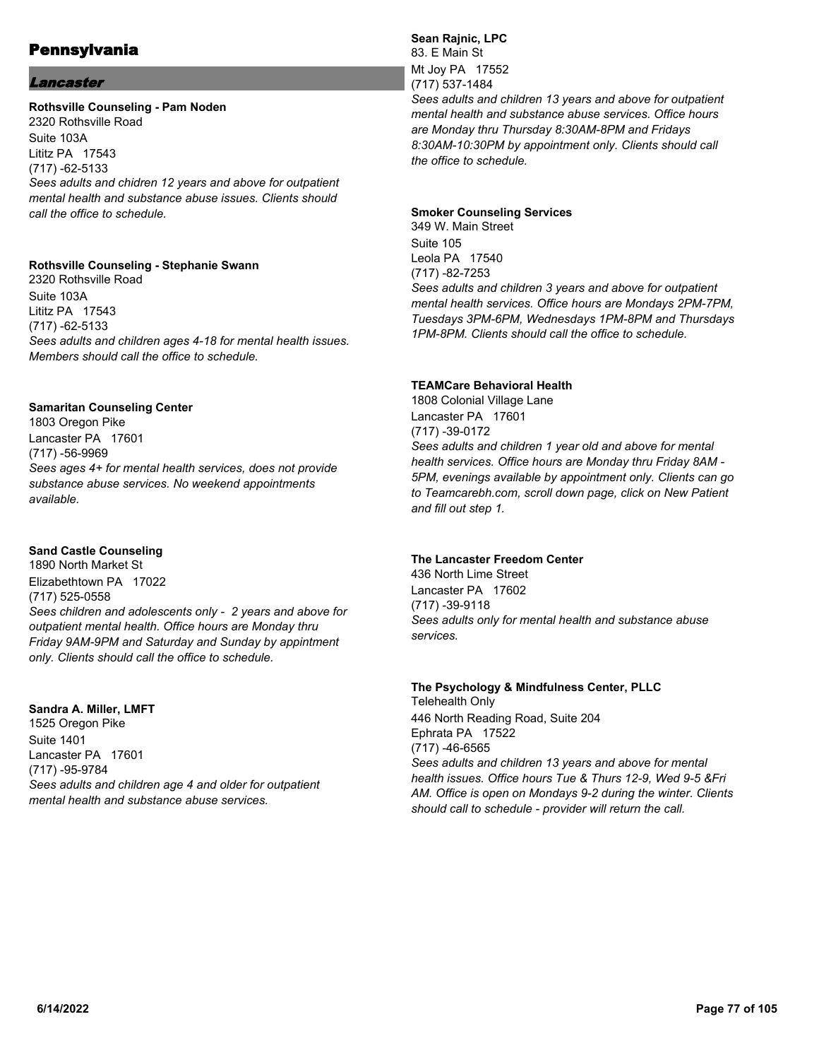# Pennsylvania

## *Lancaster*

**Rothsville Counseling - Pam Noden**
2320 Rothsville Road
Suite 103A
Lititz PA 17543
(717) -62-5133
*Sees adults and chidren 12 years and above for outpatient mental health and substance abuse issues. Clients should call the office to schedule.*

**Rothsville Counseling - Stephanie Swann**
2320 Rothsville Road
Suite 103A
Lititz PA 17543
(717) -62-5133
*Sees adults and children ages 4-18 for mental health issues. Members should call the office to schedule.*

**Samaritan Counseling Center**
1803 Oregon Pike
Lancaster PA 17601
(717) -56-9969
*Sees ages 4+ for mental health services, does not provide substance abuse services. No weekend appointments available.*

**Sand Castle Counseling**
1890 North Market St
Elizabethtown PA 17022
(717) 525-0558
*Sees children and adolescents only - 2 years and above for outpatient mental health. Office hours are Monday thru Friday 9AM-9PM and Saturday and Sunday by appintment only. Clients should call the office to schedule.*

**Sandra A. Miller, LMFT**
1525 Oregon Pike
Suite 1401
Lancaster PA 17601
(717) -95-9784
*Sees adults and children age 4 and older for outpatient mental health and substance abuse services.*

**Sean Rajnic, LPC**
83. E Main St
Mt Joy PA 17552
(717) 537-1484
*Sees adults and children 13 years and above for outpatient mental health and substance abuse services. Office hours are Monday thru Thursday 8:30AM-8PM and Fridays 8:30AM-10:30PM by appointment only. Clients should call the office to schedule.*

**Smoker Counseling Services**
349 W. Main Street
Suite 105
Leola PA 17540
(717) -82-7253
*Sees adults and children 3 years and above for outpatient mental health services. Office hours are Mondays 2PM-7PM, Tuesdays 3PM-6PM, Wednesdays 1PM-8PM and Thursdays 1PM-8PM. Clients should call the office to schedule.*

**TEAMCare Behavioral Health**
1808 Colonial Village Lane
Lancaster PA 17601
(717) -39-0172
*Sees adults and children 1 year old and above for mental health services. Office hours are Monday thru Friday 8AM - 5PM, evenings available by appointment only. Clients can go to Teamcarebh.com, scroll down page, click on New Patient and fill out step 1.*

**The Lancaster Freedom Center**
436 North Lime Street
Lancaster PA 17602
(717) -39-9118
*Sees adults only for mental health and substance abuse services.*

**The Psychology & Mindfulness Center, PLLC**
Telehealth Only
446 North Reading Road, Suite 204
Ephrata PA 17522
(717) -46-6565
*Sees adults and children 13 years and above for mental health issues. Office hours Tue & Thurs 12-9, Wed 9-5 &Fri AM. Office is open on Mondays 9-2 during the winter. Clients should call to schedule - provider will return the call.*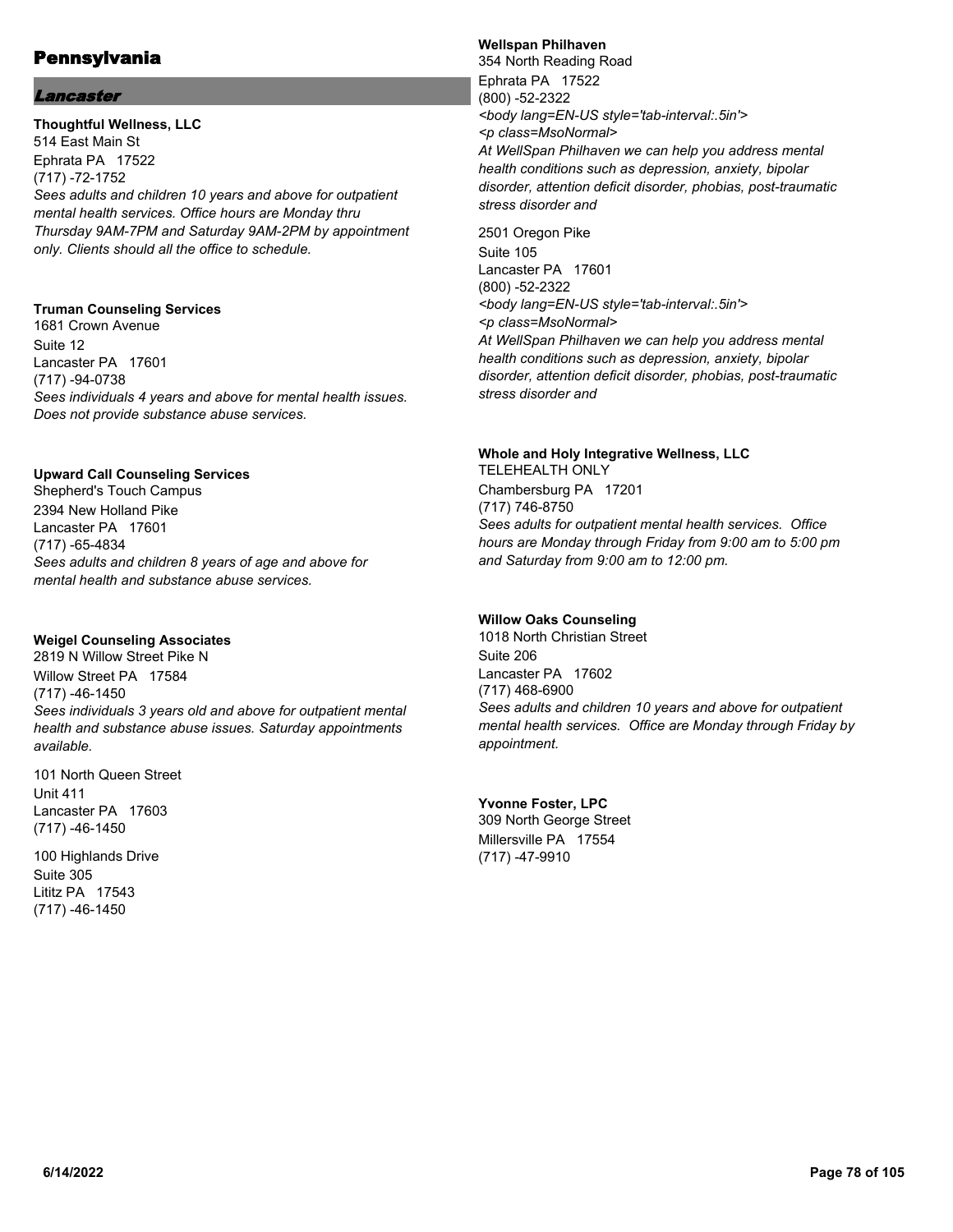# Pennsylvania

## *Lancaster*

**Thoughtful Wellness, LLC**
514 East Main St
Ephrata PA 17522
(717) -72-1752
*Sees adults and children 10 years and above for outpatient mental health services. Office hours are Monday thru Thursday 9AM-7PM and Saturday 9AM-2PM by appointment only. Clients should all the office to schedule.*

**Truman Counseling Services**
1681 Crown Avenue
Suite 12
Lancaster PA 17601
(717) -94-0738
*Sees individuals 4 years and above for mental health issues. Does not provide substance abuse services.*

**Upward Call Counseling Services**
Shepherd's Touch Campus
2394 New Holland Pike
Lancaster PA 17601
(717) -65-4834
*Sees adults and children 8 years of age and above for mental health and substance abuse services.*

**Weigel Counseling Associates**
2819 N Willow Street Pike N
Willow Street PA 17584
(717) -46-1450
*Sees individuals 3 years old and above for outpatient mental health and substance abuse issues. Saturday appointments available.*

101 North Queen Street
Unit 411
Lancaster PA 17603
(717) -46-1450

100 Highlands Drive
Suite 305
Lititz PA 17543
(717) -46-1450

**Wellspan Philhaven**
354 North Reading Road
Ephrata PA 17522
(800) -52-2322
*<body lang=EN-US style='tab-interval:.5in'>*
*<p class=MsoNormal>*
*At WellSpan Philhaven we can help you address mental health conditions such as depression, anxiety, bipolar disorder, attention deficit disorder, phobias, post-traumatic stress disorder and*

2501 Oregon Pike
Suite 105
Lancaster PA 17601
(800) -52-2322
*<body lang=EN-US style='tab-interval:.5in'>*
*<p class=MsoNormal>*
*At WellSpan Philhaven we can help you address mental health conditions such as depression, anxiety, bipolar disorder, attention deficit disorder, phobias, post-traumatic stress disorder and*

**Whole and Holy Integrative Wellness, LLC**
TELEHEALTH ONLY
Chambersburg PA 17201
(717) 746-8750
*Sees adults for outpatient mental health services. Office hours are Monday through Friday from 9:00 am to 5:00 pm and Saturday from 9:00 am to 12:00 pm.*

**Willow Oaks Counseling**
1018 North Christian Street
Suite 206
Lancaster PA 17602
(717) 468-6900
*Sees adults and children 10 years and above for outpatient mental health services. Office are Monday through Friday by appointment.*

**Yvonne Foster, LPC**
309 North George Street
Millersville PA 17554
(717) -47-9910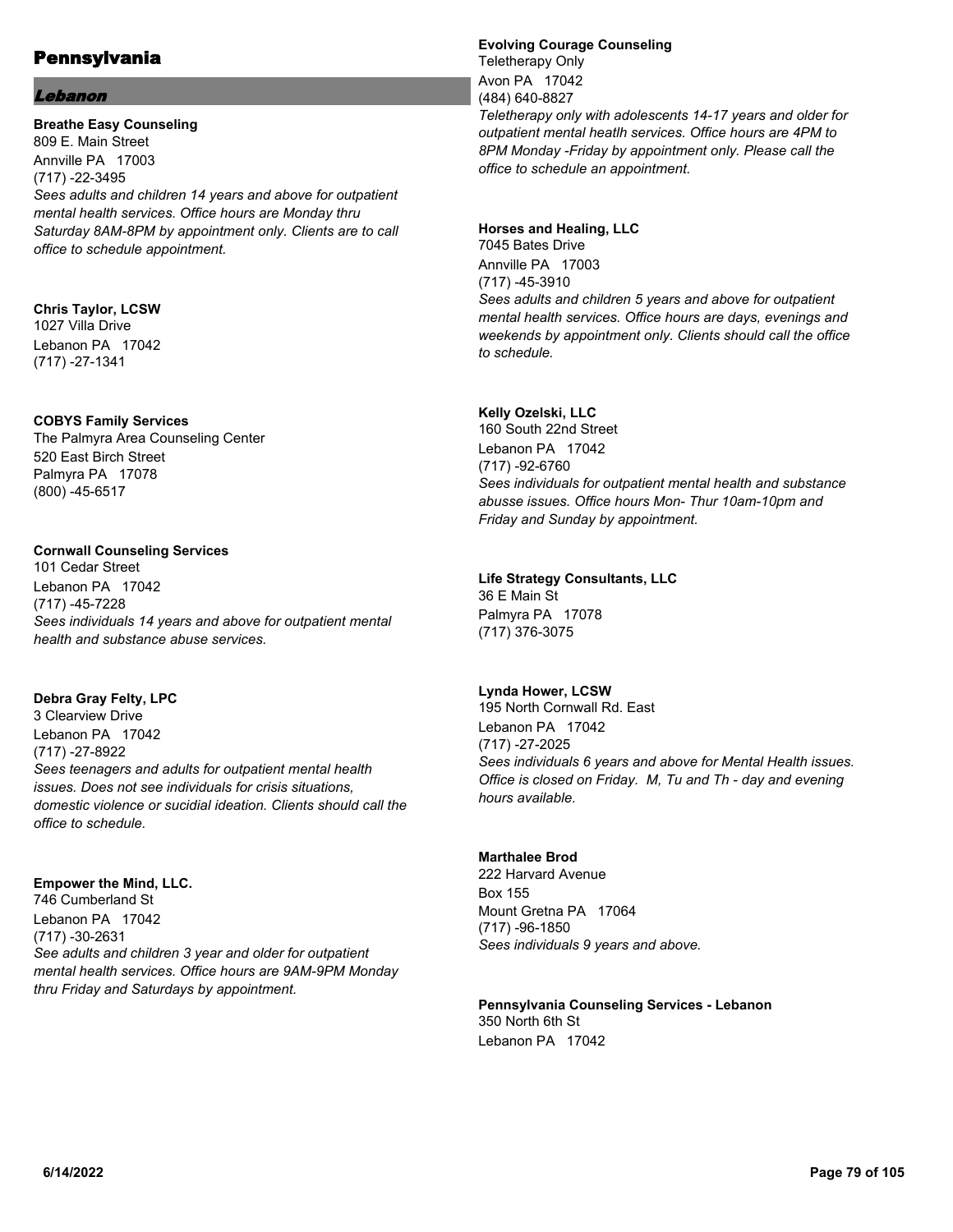# Pennsylvania

## *Lebanon*

**Breathe Easy Counseling**
809 E. Main Street
Annville PA 17003
(717) -22-3495
*Sees adults and children 14 years and above for outpatient mental health services. Office hours are Monday thru Saturday 8AM-8PM by appointment only. Clients are to call office to schedule appointment.*

**Chris Taylor, LCSW**
1027 Villa Drive
Lebanon PA 17042
(717) -27-1341

**COBYS Family Services**
The Palmyra Area Counseling Center
520 East Birch Street
Palmyra PA 17078
(800) -45-6517

**Cornwall Counseling Services**
101 Cedar Street
Lebanon PA 17042
(717) -45-7228
*Sees individuals 14 years and above for outpatient mental health and substance abuse services.*

**Debra Gray Felty, LPC**
3 Clearview Drive
Lebanon PA 17042
(717) -27-8922
*Sees teenagers and adults for outpatient mental health issues. Does not see individuals for crisis situations, domestic violence or sucidial ideation. Clients should call the office to schedule.*

**Empower the Mind, LLC.**
746 Cumberland St
Lebanon PA 17042
(717) -30-2631
*See adults and children 3 year and older for outpatient mental health services. Office hours are 9AM-9PM Monday thru Friday and Saturdays by appointment.*

**Evolving Courage Counseling**
Teletherapy Only
Avon PA 17042
(484) 640-8827
*Teletherapy only with adolescents 14-17 years and older for outpatient mental heatlh services. Office hours are 4PM to 8PM Monday -Friday by appointment only. Please call the office to schedule an appointment.*

**Horses and Healing, LLC**
7045 Bates Drive
Annville PA 17003
(717) -45-3910
*Sees adults and children 5 years and above for outpatient mental health services. Office hours are days, evenings and weekends by appointment only. Clients should call the office to schedule.*

**Kelly Ozelski, LLC**
160 South 22nd Street
Lebanon PA 17042
(717) -92-6760
*Sees individuals for outpatient mental health and substance abusse issues. Office hours Mon- Thur 10am-10pm and Friday and Sunday by appointment.*

**Life Strategy Consultants, LLC**
36 E Main St
Palmyra PA 17078
(717) 376-3075

**Lynda Hower, LCSW**
195 North Cornwall Rd. East
Lebanon PA 17042
(717) -27-2025
*Sees individuals 6 years and above for Mental Health issues. Office is closed on Friday. M, Tu and Th - day and evening hours available.*

**Marthalee Brod**
222 Harvard Avenue
Box 155
Mount Gretna PA 17064
(717) -96-1850
*Sees individuals 9 years and above.*

**Pennsylvania Counseling Services - Lebanon**
350 North 6th St
Lebanon PA 17042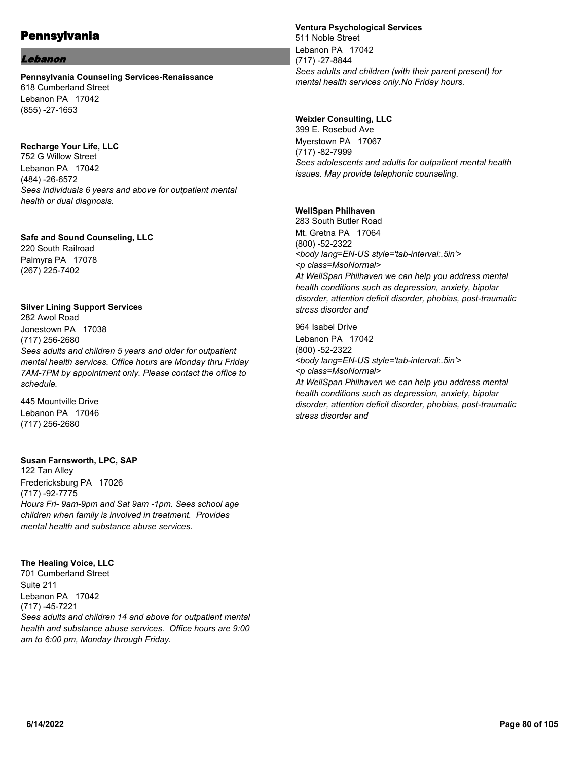# Pennsylvania

## Lebanon

**Pennsylvania Counseling Services-Renaissance**
618 Cumberland Street
Lebanon PA 17042
(855) -27-1653

**Recharge Your Life, LLC**
752 G Willow Street
Lebanon PA 17042
(484) -26-6572
*Sees individuals 6 years and above for outpatient mental health or dual diagnosis.*

**Safe and Sound Counseling, LLC**
220 South Railroad
Palmyra PA 17078
(267) 225-7402

**Silver Lining Support Services**
282 Awol Road
Jonestown PA 17038
(717) 256-2680
*Sees adults and children 5 years and older for outpatient mental health services. Office hours are Monday thru Friday 7AM-7PM by appointment only. Please contact the office to schedule.*

445 Mountville Drive
Lebanon PA 17046
(717) 256-2680

**Susan Farnsworth, LPC, SAP**
122 Tan Alley
Fredericksburg PA 17026
(717) -92-7775
*Hours Fri- 9am-9pm and Sat 9am -1pm. Sees school age children when family is involved in treatment. Provides mental health and substance abuse services.*

**The Healing Voice, LLC**
701 Cumberland Street
Suite 211
Lebanon PA 17042
(717) -45-7221
*Sees adults and children 14 and above for outpatient mental health and substance abuse services. Office hours are 9:00 am to 6:00 pm, Monday through Friday.*

**Ventura Psychological Services**
511 Noble Street
Lebanon PA 17042
(717) -27-8844
*Sees adults and children (with their parent present) for mental health services only.No Friday hours.*

**Weixler Consulting, LLC**
399 E. Rosebud Ave
Myerstown PA 17067
(717) -82-7999
*Sees adolescents and adults for outpatient mental health issues. May provide telephonic counseling.*

**WellSpan Philhaven**
283 South Butler Road
Mt. Gretna PA 17064
(800) -52-2322
*<body lang=EN-US style='tab-interval:.5in'>*
*<p class=MsoNormal>*
*At WellSpan Philhaven we can help you address mental health conditions such as depression, anxiety, bipolar disorder, attention deficit disorder, phobias, post-traumatic stress disorder and*

964 Isabel Drive
Lebanon PA 17042
(800) -52-2322
*<body lang=EN-US style='tab-interval:.5in'>*
*<p class=MsoNormal>*
*At WellSpan Philhaven we can help you address mental health conditions such as depression, anxiety, bipolar disorder, attention deficit disorder, phobias, post-traumatic stress disorder and*

6/14/2022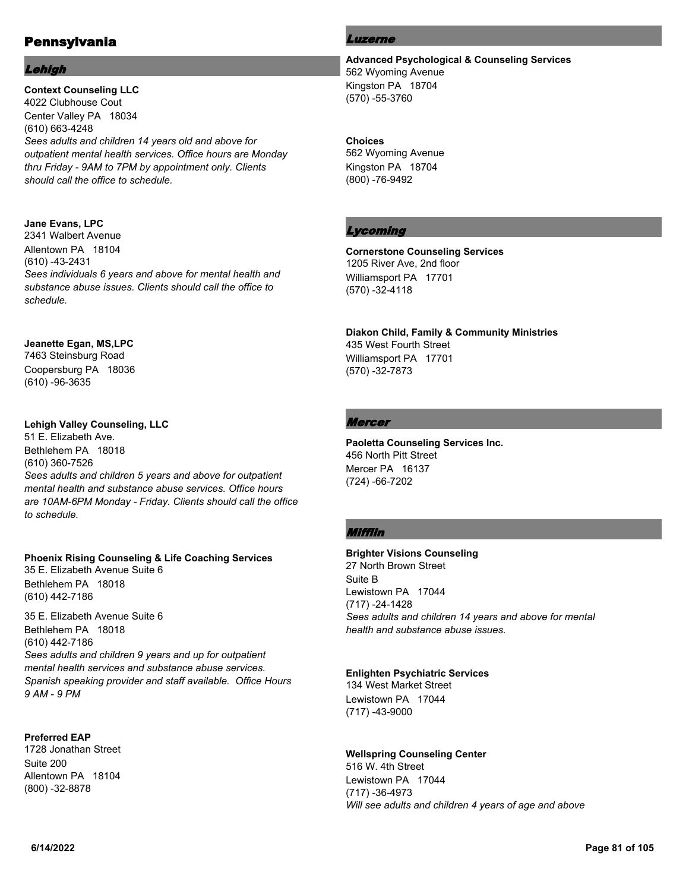# Pennsylvania

## *Lehigh*

**Context Counseling LLC**
4022 Clubhouse Cout
Center Valley PA 18034
(610) 663-4248
*Sees adults and children 14 years old and above for outpatient mental health services. Office hours are Monday thru Friday - 9AM to 7PM by appointment only. Clients should call the office to schedule.*

**Jane Evans, LPC**
2341 Walbert Avenue
Allentown PA 18104
(610) -43-2431
*Sees individuals 6 years and above for mental health and substance abuse issues. Clients should call the office to schedule.*

**Jeanette Egan, MS,LPC**
7463 Steinsburg Road
Coopersburg PA 18036
(610) -96-3635

**Lehigh Valley Counseling, LLC**
51 E. Elizabeth Ave.
Bethlehem PA 18018
(610) 360-7526
*Sees adults and children 5 years and above for outpatient mental health and substance abuse services. Office hours are 10AM-6PM Monday - Friday. Clients should call the office to schedule.*

**Phoenix Rising Counseling & Life Coaching Services**
35 E. Elizabeth Avenue Suite 6
Bethlehem PA 18018
(610) 442-7186

35 E. Elizabeth Avenue Suite 6
Bethlehem PA 18018
(610) 442-7186
*Sees adults and children 9 years and up for outpatient mental health services and substance abuse services. Spanish speaking provider and staff available. Office Hours 9 AM - 9 PM*

**Preferred EAP**
1728 Jonathan Street
Suite 200
Allentown PA 18104
(800) -32-8878

## *Luzerne*

**Advanced Psychological & Counseling Services**
562 Wyoming Avenue
Kingston PA 18704
(570) -55-3760

**Choices**
562 Wyoming Avenue
Kingston PA 18704
(800) -76-9492

## *Lycoming*

**Cornerstone Counseling Services**
1205 River Ave, 2nd floor
Williamsport PA 17701
(570) -32-4118

**Diakon Child, Family & Community Ministries**
435 West Fourth Street
Williamsport PA 17701
(570) -32-7873

## *Mercer*

**Paoletta Counseling Services Inc.**
456 North Pitt Street
Mercer PA 16137
(724) -66-7202

## *Mifflin*

**Brighter Visions Counseling**
27 North Brown Street
Suite B
Lewistown PA 17044
(717) -24-1428
*Sees adults and children 14 years and above for mental health and substance abuse issues.*

**Enlighten Psychiatric Services**
134 West Market Street
Lewistown PA 17044
(717) -43-9000

**Wellspring Counseling Center**
516 W. 4th Street
Lewistown PA 17044
(717) -36-4973
*Will see adults and children 4 years of age and above*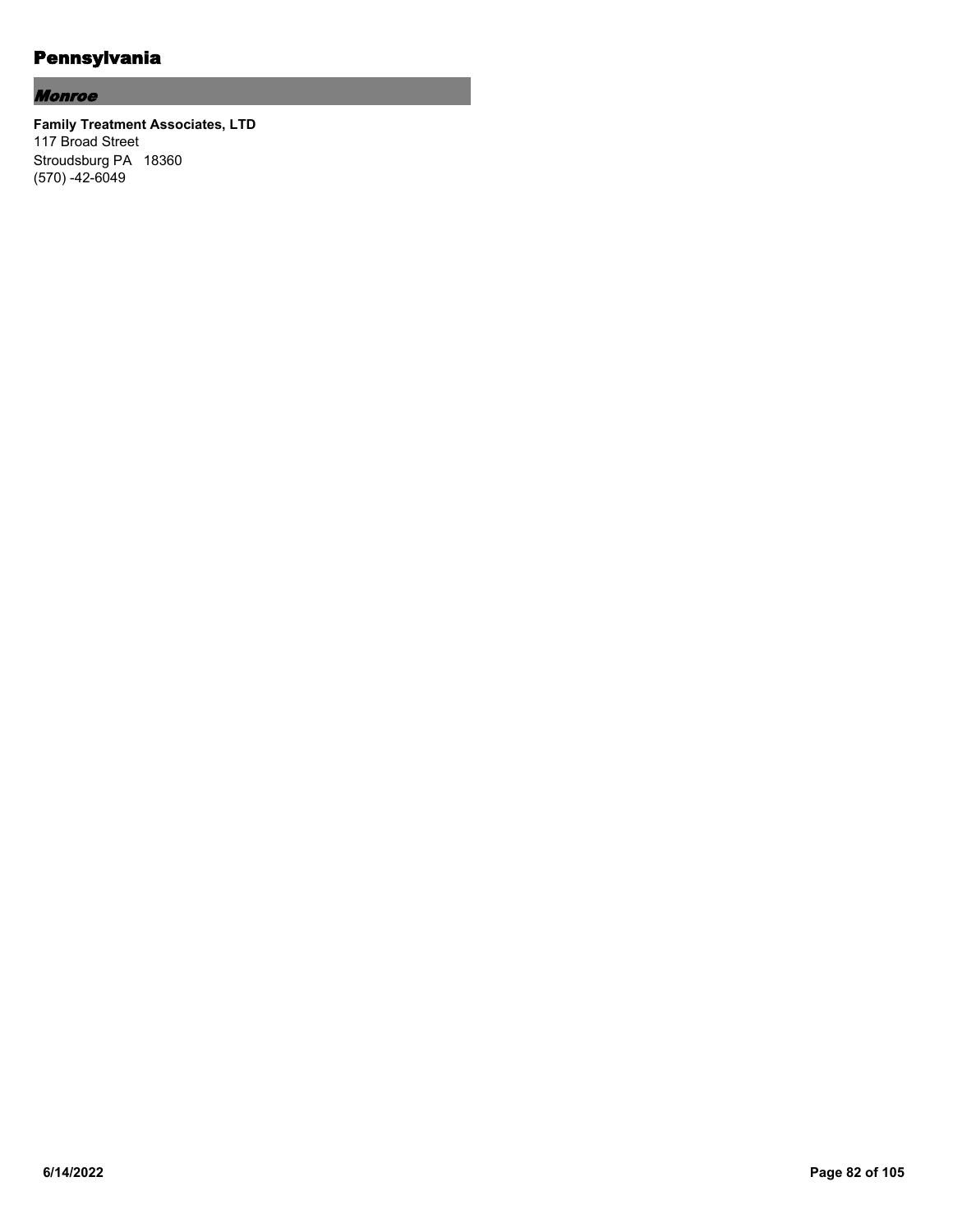## Pennsylvania

### *Monroe*

**Family Treatment Associates, LTD**
117 Broad Street
Stroudsburg PA 18360
(570) -42-6049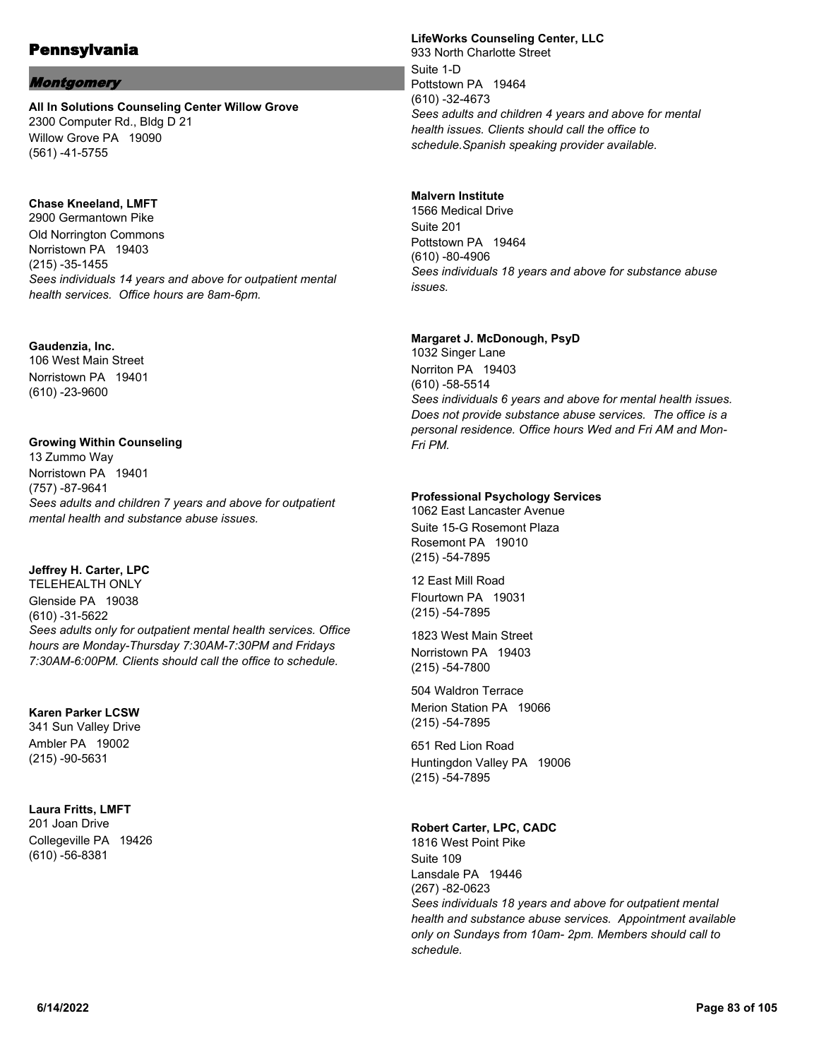# Pennsylvania

## *Montgomery*

**All In Solutions Counseling Center Willow Grove**
2300 Computer Rd., Bldg D 21
Willow Grove PA 19090
(561) -41-5755

**Chase Kneeland, LMFT**
2900 Germantown Pike
Old Norrington Commons
Norristown PA 19403
(215) -35-1455
*Sees individuals 14 years and above for outpatient mental health services. Office hours are 8am-6pm.*

**Gaudenzia, Inc.**
106 West Main Street
Norristown PA 19401
(610) -23-9600

**Growing Within Counseling**
13 Zummo Way
Norristown PA 19401
(757) -87-9641
*Sees adults and children 7 years and above for outpatient mental health and substance abuse issues.*

**Jeffrey H. Carter, LPC**
TELEHEALTH ONLY
Glenside PA 19038
(610) -31-5622
*Sees adults only for outpatient mental health services. Office hours are Monday-Thursday 7:30AM-7:30PM and Fridays 7:30AM-6:00PM. Clients should call the office to schedule.*

**Karen Parker LCSW**
341 Sun Valley Drive
Ambler PA 19002
(215) -90-5631

**Laura Fritts, LMFT**
201 Joan Drive
Collegeville PA 19426
(610) -56-8381

**LifeWorks Counseling Center, LLC**
933 North Charlotte Street
Suite 1-D
Pottstown PA 19464
(610) -32-4673
*Sees adults and children 4 years and above for mental health issues. Clients should call the office to schedule.Spanish speaking provider available.*

**Malvern Institute**
1566 Medical Drive
Suite 201
Pottstown PA 19464
(610) -80-4906
*Sees individuals 18 years and above for substance abuse issues.*

**Margaret J. McDonough, PsyD**
1032 Singer Lane
Norriton PA 19403
(610) -58-5514
*Sees individuals 6 years and above for mental health issues. Does not provide substance abuse services. The office is a personal residence. Office hours Wed and Fri AM and Mon-Fri PM.*

**Professional Psychology Services**
1062 East Lancaster Avenue
Suite 15-G Rosemont Plaza
Rosemont PA 19010
(215) -54-7895

12 East Mill Road
Flourtown PA 19031
(215) -54-7895

1823 West Main Street
Norristown PA 19403
(215) -54-7800

504 Waldron Terrace
Merion Station PA 19066
(215) -54-7895

651 Red Lion Road
Huntingdon Valley PA 19006
(215) -54-7895

**Robert Carter, LPC, CADC**
1816 West Point Pike
Suite 109
Lansdale PA 19446
(267) -82-0623
*Sees individuals 18 years and above for outpatient mental health and substance abuse services. Appointment available only on Sundays from 10am- 2pm. Members should call to schedule.*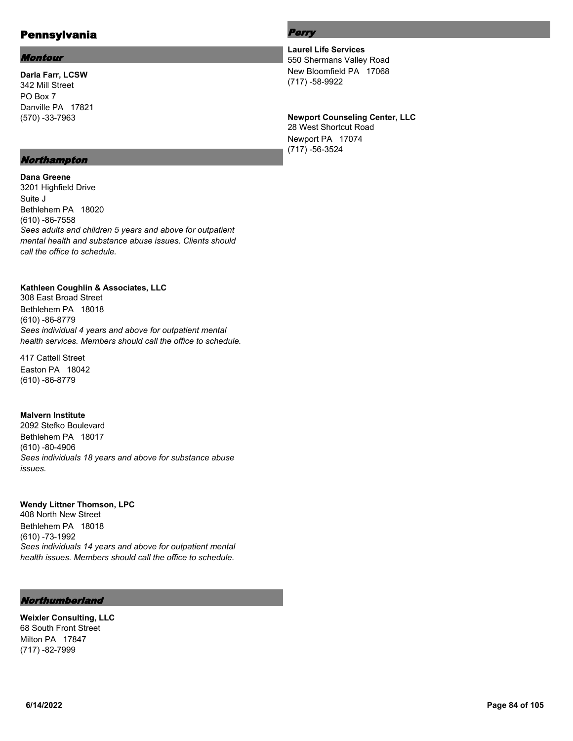# Pennsylvania

## Montour

**Darla Farr, LCSW**
342 Mill Street
PO Box 7
Danville PA 17821
(570) -33-7963

## Northampton

**Dana Greene**
3201 Highfield Drive
Suite J
Bethlehem PA 18020
(610) -86-7558
*Sees adults and children 5 years and above for outpatient mental health and substance abuse issues. Clients should call the office to schedule.*

**Kathleen Coughlin & Associates, LLC**
308 East Broad Street
Bethlehem PA 18018
(610) -86-8779
*Sees individual 4 years and above for outpatient mental health services. Members should call the office to schedule.*

417 Cattell Street
Easton PA 18042
(610) -86-8779

**Malvern Institute**
2092 Stefko Boulevard
Bethlehem PA 18017
(610) -80-4906
*Sees individuals 18 years and above for substance abuse issues.*

**Wendy Littner Thomson, LPC**
408 North New Street
Bethlehem PA 18018
(610) -73-1992
*Sees individuals 14 years and above for outpatient mental health issues. Members should call the office to schedule.*

## Northumberland

**Weixler Consulting, LLC**
68 South Front Street
Milton PA 17847
(717) -82-7999

## Perry

**Laurel Life Services**
550 Shermans Valley Road
New Bloomfield PA 17068
(717) -58-9922

**Newport Counseling Center, LLC**
28 West Shortcut Road
Newport PA 17074
(717) -56-3524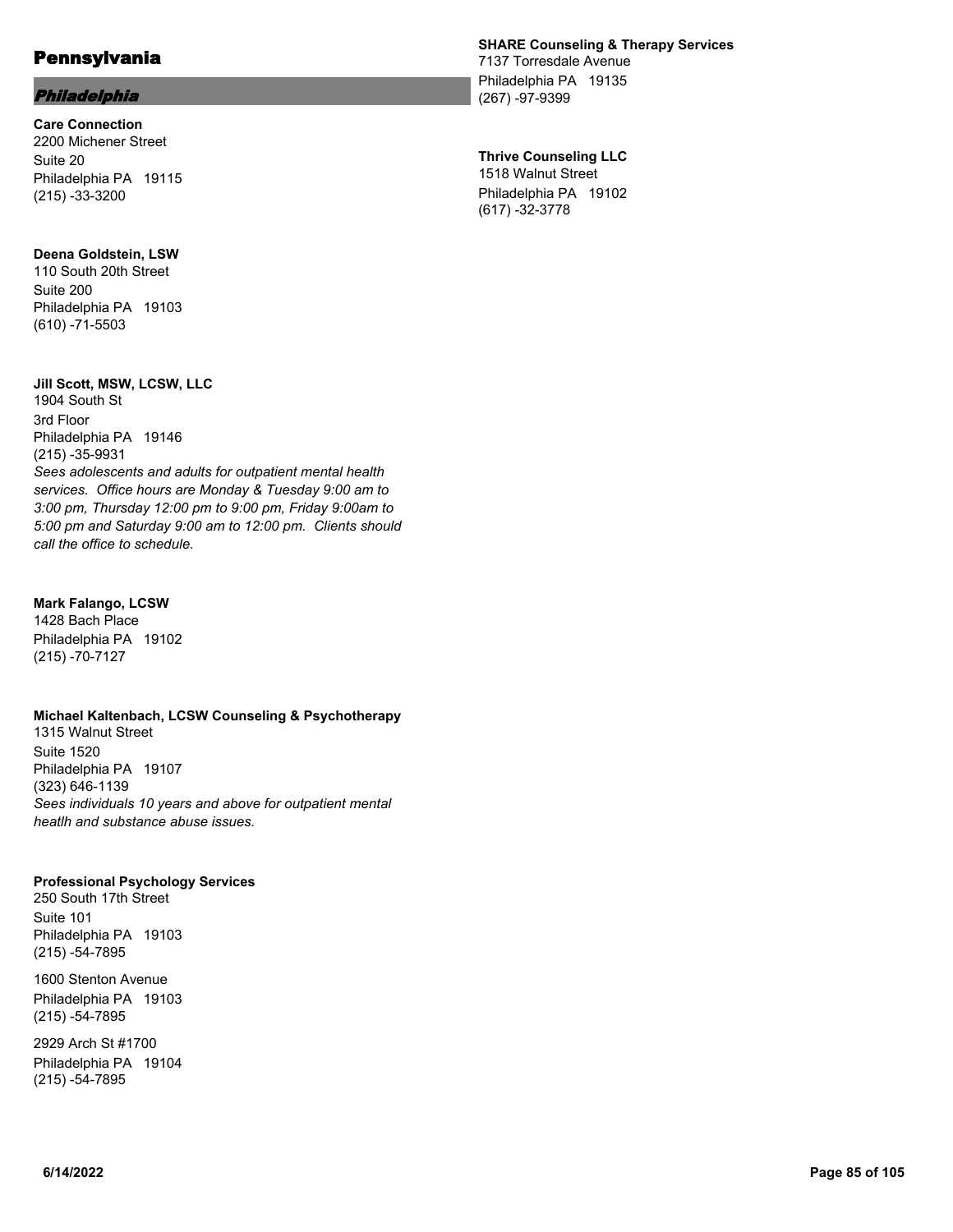# Pennsylvania

## *Philadelphia*

**Care Connection**
2200 Michener Street
Suite 20
Philadelphia PA 19115
(215) -33-3200

**Deena Goldstein, LSW**
110 South 20th Street
Suite 200
Philadelphia PA 19103
(610) -71-5503

**Jill Scott, MSW, LCSW, LLC**
1904 South St
3rd Floor
Philadelphia PA 19146
(215) -35-9931
*Sees adolescents and adults for outpatient mental health services. Office hours are Monday & Tuesday 9:00 am to 3:00 pm, Thursday 12:00 pm to 9:00 pm, Friday 9:00am to 5:00 pm and Saturday 9:00 am to 12:00 pm. Clients should call the office to schedule.*

**Mark Falango, LCSW**
1428 Bach Place
Philadelphia PA 19102
(215) -70-7127

**Michael Kaltenbach, LCSW Counseling & Psychotherapy**
1315 Walnut Street
Suite 1520
Philadelphia PA 19107
(323) 646-1139
*Sees individuals 10 years and above for outpatient mental heatlh and substance abuse issues.*

**Professional Psychology Services**
250 South 17th Street
Suite 101
Philadelphia PA 19103
(215) -54-7895

1600 Stenton Avenue
Philadelphia PA 19103
(215) -54-7895

2929 Arch St #1700
Philadelphia PA 19104
(215) -54-7895

**SHARE Counseling & Therapy Services**
7137 Torresdale Avenue
Philadelphia PA 19135
(267) -97-9399

**Thrive Counseling LLC**
1518 Walnut Street
Philadelphia PA 19102
(617) -32-3778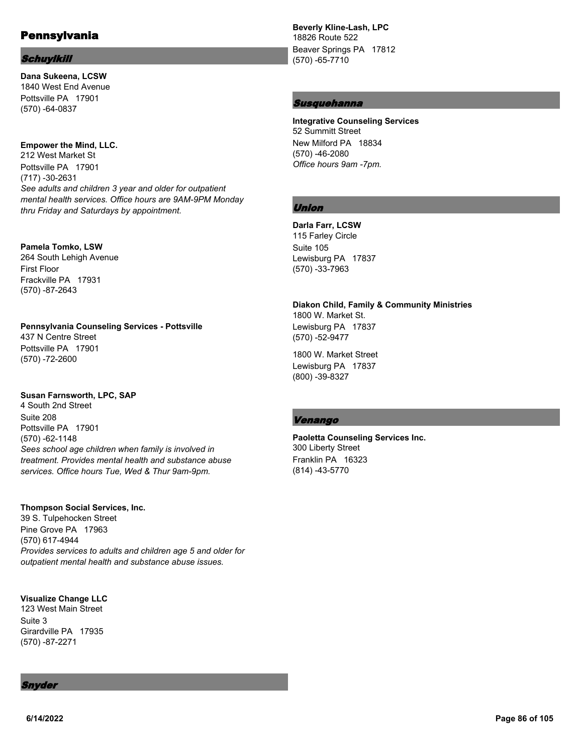# Pennsylvania

## Schuylkill

**Dana Sukeena, LCSW**
1840 West End Avenue
Pottsville PA 17901
(570) -64-0837

**Empower the Mind, LLC.**
212 West Market St
Pottsville PA 17901
(717) -30-2631
*See adults and children 3 year and older for outpatient mental health services. Office hours are 9AM-9PM Monday thru Friday and Saturdays by appointment.*

**Pamela Tomko, LSW**
264 South Lehigh Avenue
First Floor
Frackville PA 17931
(570) -87-2643

**Pennsylvania Counseling Services - Pottsville**
437 N Centre Street
Pottsville PA 17901
(570) -72-2600

**Susan Farnsworth, LPC, SAP**
4 South 2nd Street
Suite 208
Pottsville PA 17901
(570) -62-1148
*Sees school age children when family is involved in treatment. Provides mental health and substance abuse services. Office hours Tue, Wed & Thur 9am-9pm.*

**Thompson Social Services, Inc.**
39 S. Tulpehocken Street
Pine Grove PA 17963
(570) 617-4944
*Provides services to adults and children age 5 and older for outpatient mental health and substance abuse issues.*

**Visualize Change LLC**
123 West Main Street
Suite 3
Girardville PA 17935
(570) -87-2271

## Snyder

**Beverly Kline-Lash, LPC**
18826 Route 522
Beaver Springs PA 17812
(570) -65-7710

## Susquehanna

**Integrative Counseling Services**
52 Summitt Street
New Milford PA 18834
(570) -46-2080
*Office hours 9am -7pm.*

## Union

**Darla Farr, LCSW**
115 Farley Circle
Suite 105
Lewisburg PA 17837
(570) -33-7963

**Diakon Child, Family & Community Ministries**
1800 W. Market St.
Lewisburg PA 17837
(570) -52-9477

1800 W. Market Street
Lewisburg PA 17837
(800) -39-8327

## Venango

**Paoletta Counseling Services Inc.**
300 Liberty Street
Franklin PA 16323
(814) -43-5770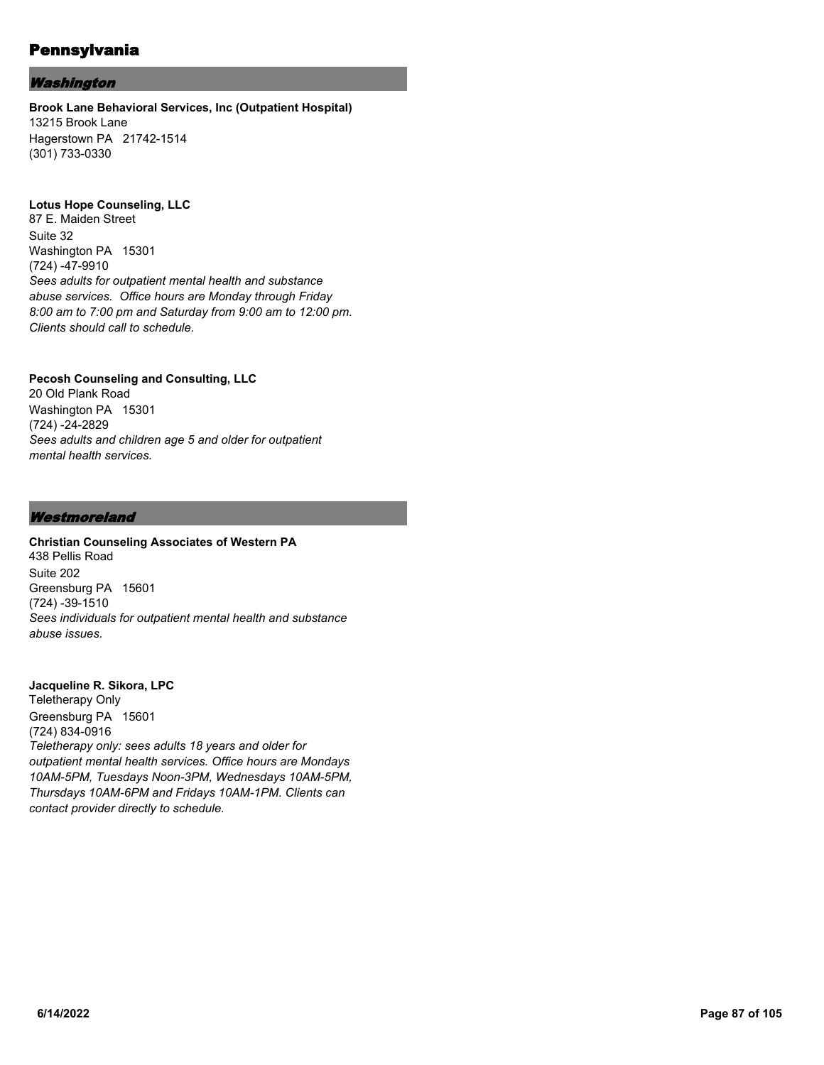# Pennsylvania

## *Washington*

**Brook Lane Behavioral Services, Inc (Outpatient Hospital)**
13215 Brook Lane
Hagerstown PA 21742-1514
(301) 733-0330

**Lotus Hope Counseling, LLC**
87 E. Maiden Street
Suite 32
Washington PA 15301
(724) -47-9910
*Sees adults for outpatient mental health and substance abuse services. Office hours are Monday through Friday 8:00 am to 7:00 pm and Saturday from 9:00 am to 12:00 pm. Clients should call to schedule.*

**Pecosh Counseling and Consulting, LLC**
20 Old Plank Road
Washington PA 15301
(724) -24-2829
*Sees adults and children age 5 and older for outpatient mental health services.*

## *Westmoreland*

**Christian Counseling Associates of Western PA**
438 Pellis Road
Suite 202
Greensburg PA 15601
(724) -39-1510
*Sees individuals for outpatient mental health and substance abuse issues.*

**Jacqueline R. Sikora, LPC**
Teletherapy Only
Greensburg PA 15601
(724) 834-0916
*Teletherapy only: sees adults 18 years and older for outpatient mental health services. Office hours are Mondays 10AM-5PM, Tuesdays Noon-3PM, Wednesdays 10AM-5PM, Thursdays 10AM-6PM and Fridays 10AM-1PM. Clients can contact provider directly to schedule.*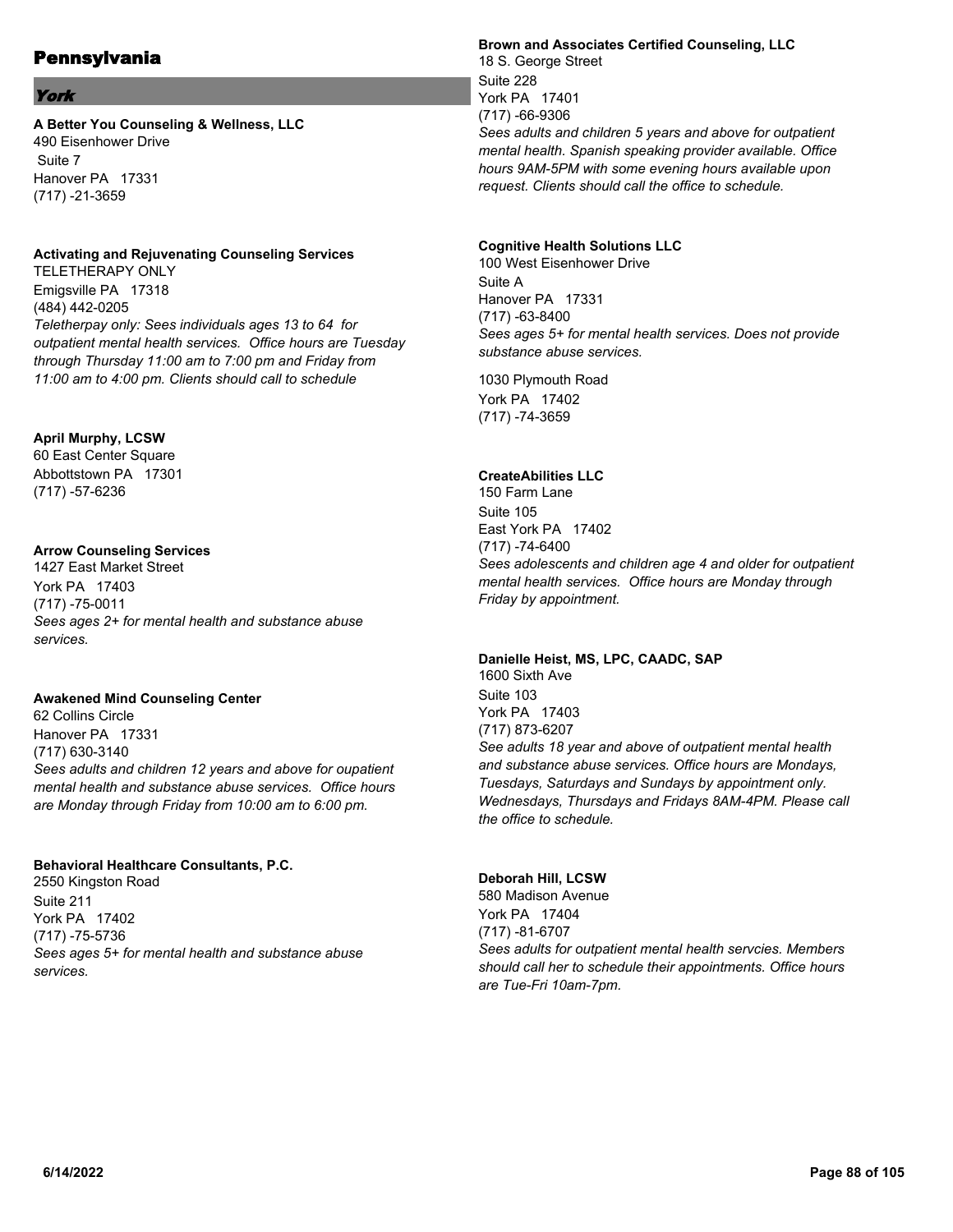# Pennsylvania

## York

**A Better You Counseling & Wellness, LLC**
490 Eisenhower Drive
Suite 7
Hanover PA 17331
(717) -21-3659

**Activating and Rejuvenating Counseling Services**
TELETHERAPY ONLY
Emigsville PA 17318
(484) 442-0205
*Teletherpay only: Sees individuals ages 13 to 64 for outpatient mental health services. Office hours are Tuesday through Thursday 11:00 am to 7:00 pm and Friday from 11:00 am to 4:00 pm. Clients should call to schedule*

**April Murphy, LCSW**
60 East Center Square
Abbottstown PA 17301
(717) -57-6236

**Arrow Counseling Services**
1427 East Market Street
York PA 17403
(717) -75-0011
*Sees ages 2+ for mental health and substance abuse services.*

**Awakened Mind Counseling Center**
62 Collins Circle
Hanover PA 17331
(717) 630-3140
*Sees adults and children 12 years and above for oupatient mental health and substance abuse services. Office hours are Monday through Friday from 10:00 am to 6:00 pm.*

**Behavioral Healthcare Consultants, P.C.**
2550 Kingston Road
Suite 211
York PA 17402
(717) -75-5736
*Sees ages 5+ for mental health and substance abuse services.*

**Brown and Associates Certified Counseling, LLC**
18 S. George Street
Suite 228
York PA 17401
(717) -66-9306
*Sees adults and children 5 years and above for outpatient mental health. Spanish speaking provider available. Office hours 9AM-5PM with some evening hours available upon request. Clients should call the office to schedule.*

**Cognitive Health Solutions LLC**
100 West Eisenhower Drive
Suite A
Hanover PA 17331
(717) -63-8400
*Sees ages 5+ for mental health services. Does not provide substance abuse services.*

1030 Plymouth Road
York PA 17402
(717) -74-3659

**CreateAbilities LLC**
150 Farm Lane
Suite 105
East York PA 17402
(717) -74-6400
*Sees adolescents and children age 4 and older for outpatient mental health services. Office hours are Monday through Friday by appointment.*

**Danielle Heist, MS, LPC, CAADC, SAP**
1600 Sixth Ave
Suite 103
York PA 17403
(717) 873-6207
*See adults 18 year and above of outpatient mental health and substance abuse services. Office hours are Mondays, Tuesdays, Saturdays and Sundays by appointment only. Wednesdays, Thursdays and Fridays 8AM-4PM. Please call the office to schedule.*

**Deborah Hill, LCSW**
580 Madison Avenue
York PA 17404
(717) -81-6707
*Sees adults for outpatient mental health servcies. Members should call her to schedule their appointments. Office hours are Tue-Fri 10am-7pm.*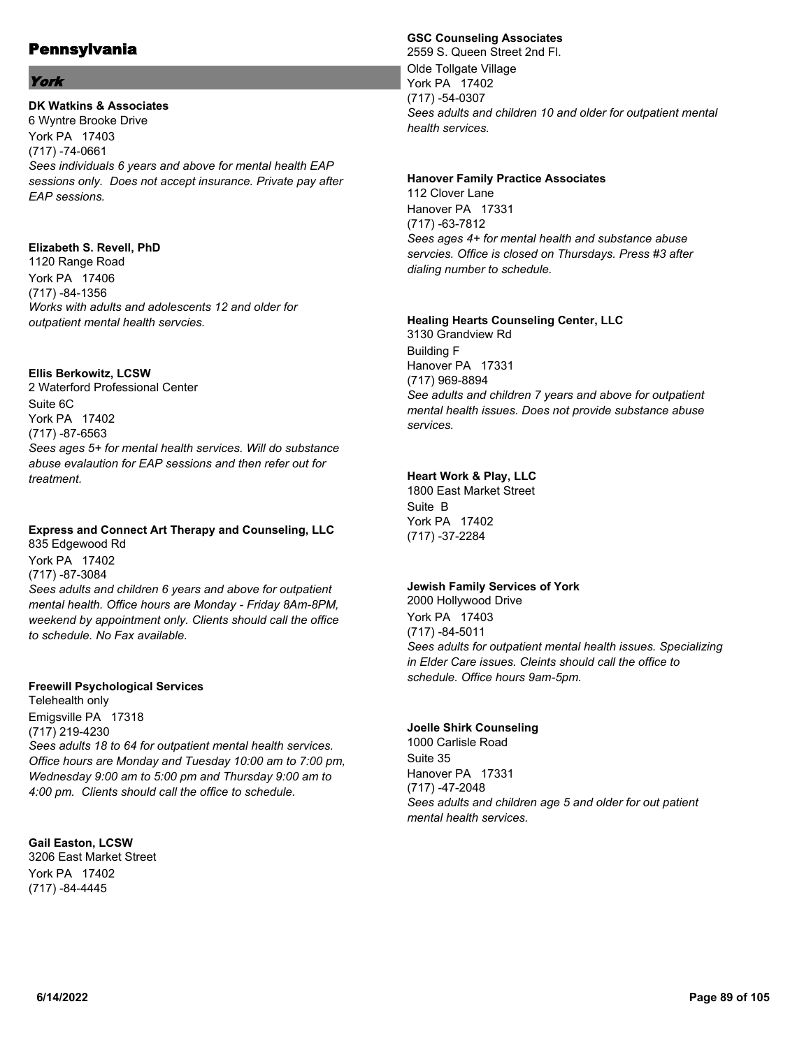# Pennsylvania

## *York*

**DK Watkins & Associates**
6 Wyntre Brooke Drive
York PA 17403
(717) -74-0661
*Sees individuals 6 years and above for mental health EAP sessions only. Does not accept insurance. Private pay after EAP sessions.*

**Elizabeth S. Revell, PhD**
1120 Range Road
York PA 17406
(717) -84-1356
*Works with adults and adolescents 12 and older for outpatient mental health servcies.*

**Ellis Berkowitz, LCSW**
2 Waterford Professional Center
Suite 6C
York PA 17402
(717) -87-6563
*Sees ages 5+ for mental health services. Will do substance abuse evalaution for EAP sessions and then refer out for treatment.*

**Express and Connect Art Therapy and Counseling, LLC**
835 Edgewood Rd
York PA 17402
(717) -87-3084
*Sees adults and children 6 years and above for outpatient mental health. Office hours are Monday - Friday 8Am-8PM, weekend by appointment only. Clients should call the office to schedule. No Fax available.*

**Freewill Psychological Services**
Telehealth only
Emigsville PA 17318
(717) 219-4230
*Sees adults 18 to 64 for outpatient mental health services. Office hours are Monday and Tuesday 10:00 am to 7:00 pm, Wednesday 9:00 am to 5:00 pm and Thursday 9:00 am to 4:00 pm. Clients should call the office to schedule.*

**Gail Easton, LCSW**
3206 East Market Street
York PA 17402
(717) -84-4445

**GSC Counseling Associates**
2559 S. Queen Street 2nd Fl.
Olde Tollgate Village
York PA 17402
(717) -54-0307
*Sees adults and children 10 and older for outpatient mental health services.*

**Hanover Family Practice Associates**
112 Clover Lane
Hanover PA 17331
(717) -63-7812
*Sees ages 4+ for mental health and substance abuse servcies. Office is closed on Thursdays. Press #3 after dialing number to schedule.*

**Healing Hearts Counseling Center, LLC**
3130 Grandview Rd
Building F
Hanover PA 17331
(717) 969-8894
*See adults and children 7 years and above for outpatient mental health issues. Does not provide substance abuse services.*

**Heart Work & Play, LLC**
1800 East Market Street
Suite B
York PA 17402
(717) -37-2284

**Jewish Family Services of York**
2000 Hollywood Drive
York PA 17403
(717) -84-5011
*Sees adults for outpatient mental health issues. Specializing in Elder Care issues. Cleints should call the office to schedule. Office hours 9am-5pm.*

**Joelle Shirk Counseling**
1000 Carlisle Road
Suite 35
Hanover PA 17331
(717) -47-2048
*Sees adults and children age 5 and older for out patient mental health services.*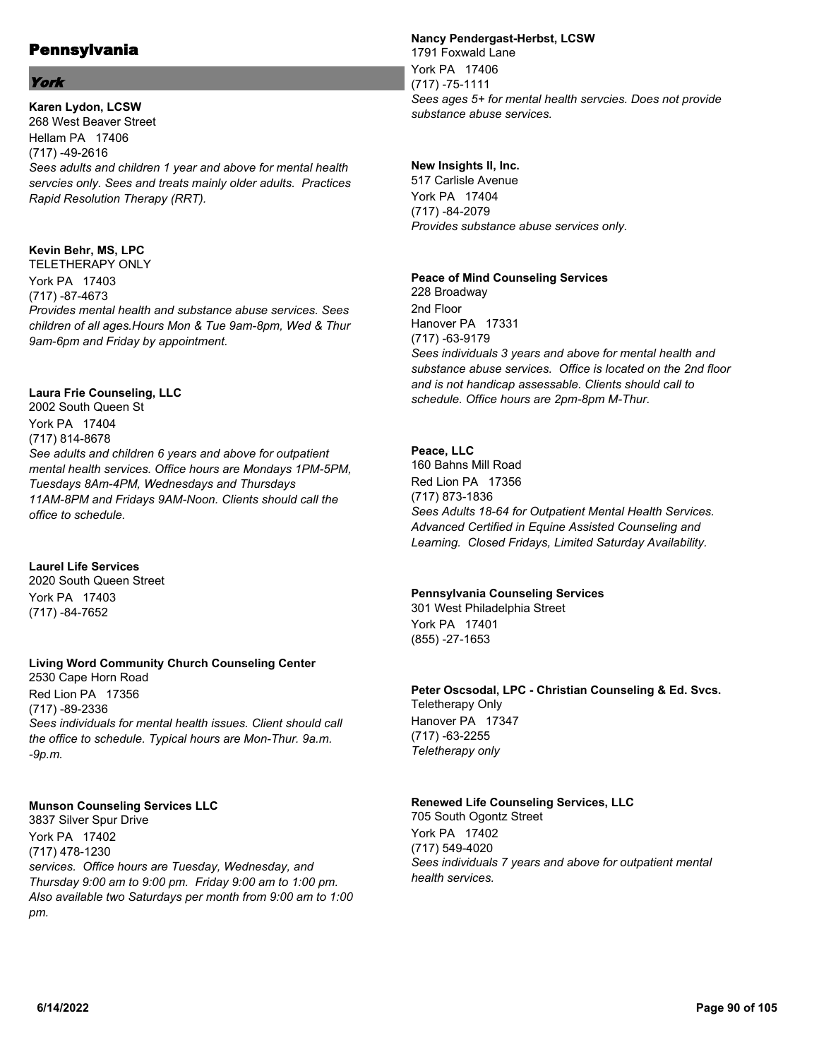# Pennsylvania

## York

**Karen Lydon, LCSW**
268 West Beaver Street
Hellam PA 17406
(717) -49-2616
*Sees adults and children 1 year and above for mental health servcies only. Sees and treats mainly older adults. Practices Rapid Resolution Therapy (RRT).*

**Kevin Behr, MS, LPC**
TELETHERAPY ONLY
York PA 17403
(717) -87-4673
*Provides mental health and substance abuse services. Sees children of all ages.Hours Mon & Tue 9am-8pm, Wed & Thur 9am-6pm and Friday by appointment.*

**Laura Frie Counseling, LLC**
2002 South Queen St
York PA 17404
(717) 814-8678
*See adults and children 6 years and above for outpatient mental health services. Office hours are Mondays 1PM-5PM, Tuesdays 8Am-4PM, Wednesdays and Thursdays 11AM-8PM and Fridays 9AM-Noon. Clients should call the office to schedule.*

**Laurel Life Services**
2020 South Queen Street
York PA 17403
(717) -84-7652

**Living Word Community Church Counseling Center**
2530 Cape Horn Road
Red Lion PA 17356
(717) -89-2336
*Sees individuals for mental health issues. Client should call the office to schedule. Typical hours are Mon-Thur. 9a.m. -9p.m.*

**Munson Counseling Services LLC**
3837 Silver Spur Drive
York PA 17402
(717) 478-1230
*services. Office hours are Tuesday, Wednesday, and Thursday 9:00 am to 9:00 pm. Friday 9:00 am to 1:00 pm. Also available two Saturdays per month from 9:00 am to 1:00 pm.*

**Nancy Pendergast-Herbst, LCSW**
1791 Foxwald Lane
York PA 17406
(717) -75-1111
*Sees ages 5+ for mental health servcies. Does not provide substance abuse services.*

**New Insights II, Inc.**
517 Carlisle Avenue
York PA 17404
(717) -84-2079
*Provides substance abuse services only.*

**Peace of Mind Counseling Services**
228 Broadway
2nd Floor
Hanover PA 17331
(717) -63-9179
*Sees individuals 3 years and above for mental health and substance abuse services. Office is located on the 2nd floor and is not handicap assessable. Clients should call to schedule. Office hours are 2pm-8pm M-Thur.*

**Peace, LLC**
160 Bahns Mill Road
Red Lion PA 17356
(717) 873-1836
*Sees Adults 18-64 for Outpatient Mental Health Services. Advanced Certified in Equine Assisted Counseling and Learning. Closed Fridays, Limited Saturday Availability.*

**Pennsylvania Counseling Services**
301 West Philadelphia Street
York PA 17401
(855) -27-1653

**Peter Oscsodal, LPC - Christian Counseling & Ed. Svcs.**
Teletherapy Only
Hanover PA 17347
(717) -63-2255
*Teletherapy only*

**Renewed Life Counseling Services, LLC**
705 South Ogontz Street
York PA 17402
(717) 549-4020
*Sees individuals 7 years and above for outpatient mental health services.*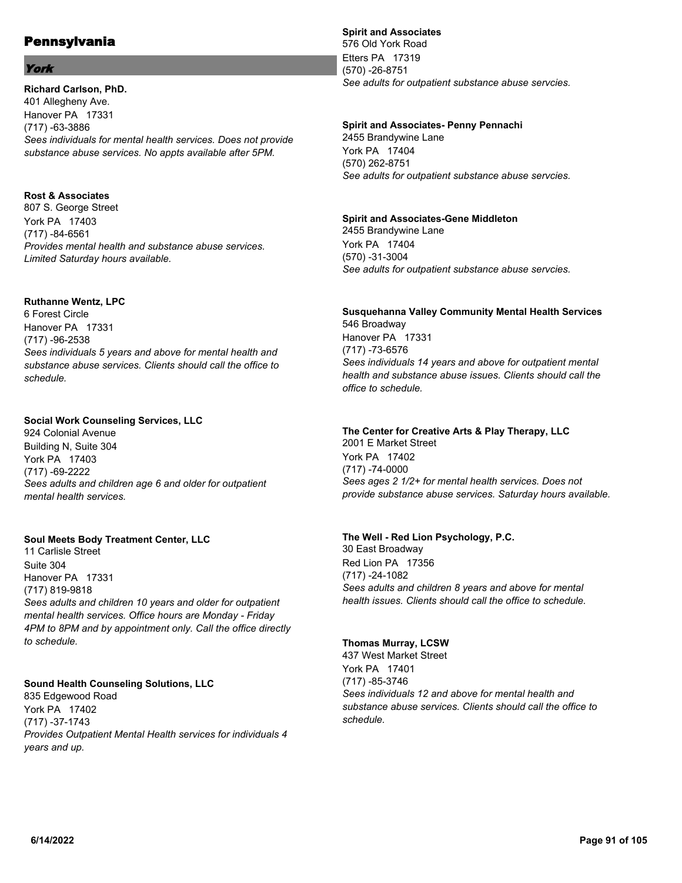# Pennsylvania

## York

**Richard Carlson, PhD.**
401 Allegheny Ave.
Hanover PA 17331
(717) -63-3886
*Sees individuals for mental health services. Does not provide substance abuse services. No appts available after 5PM.*

**Rost & Associates**
807 S. George Street
York PA 17403
(717) -84-6561
*Provides mental health and substance abuse services. Limited Saturday hours available.*

**Ruthanne Wentz, LPC**
6 Forest Circle
Hanover PA 17331
(717) -96-2538
*Sees individuals 5 years and above for mental health and substance abuse services. Clients should call the office to schedule.*

**Social Work Counseling Services, LLC**
924 Colonial Avenue
Building N, Suite 304
York PA 17403
(717) -69-2222
*Sees adults and children age 6 and older for outpatient mental health services.*

**Soul Meets Body Treatment Center, LLC**
11 Carlisle Street
Suite 304
Hanover PA 17331
(717) 819-9818
*Sees adults and children 10 years and older for outpatient mental health services. Office hours are Monday - Friday 4PM to 8PM and by appointment only. Call the office directly to schedule.*

**Sound Health Counseling Solutions, LLC**
835 Edgewood Road
York PA 17402
(717) -37-1743
*Provides Outpatient Mental Health services for individuals 4 years and up.*

**Spirit and Associates**
576 Old York Road
Etters PA 17319
(570) -26-8751
*See adults for outpatient substance abuse servcies.*

**Spirit and Associates- Penny Pennachi**
2455 Brandywine Lane
York PA 17404
(570) 262-8751
*See adults for outpatient substance abuse servcies.*

**Spirit and Associates-Gene Middleton**
2455 Brandywine Lane
York PA 17404
(570) -31-3004
*See adults for outpatient substance abuse servcies.*

**Susquehanna Valley Community Mental Health Services**
546 Broadway
Hanover PA 17331
(717) -73-6576
*Sees individuals 14 years and above for outpatient mental health and substance abuse issues. Clients should call the office to schedule.*

**The Center for Creative Arts & Play Therapy, LLC**
2001 E Market Street
York PA 17402
(717) -74-0000
*Sees ages 2 1/2+ for mental health services. Does not provide substance abuse services. Saturday hours available.*

**The Well - Red Lion Psychology, P.C.**
30 East Broadway
Red Lion PA 17356
(717) -24-1082
*Sees adults and children 8 years and above for mental health issues. Clients should call the office to schedule.*

**Thomas Murray, LCSW**
437 West Market Street
York PA 17401
(717) -85-3746
*Sees individuals 12 and above for mental health and substance abuse services. Clients should call the office to schedule.*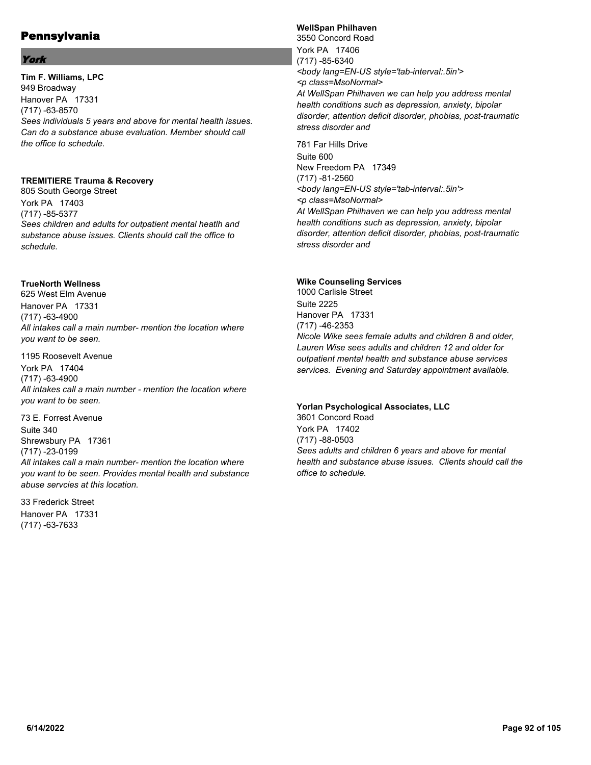# Pennsylvania

## *York*

**Tim F. Williams, LPC**
949 Broadway
Hanover PA 17331
(717) -63-8570
*Sees individuals 5 years and above for mental health issues. Can do a substance abuse evaluation. Member should call the office to schedule.*

**TREMITIERE Trauma & Recovery**
805 South George Street
York PA 17403
(717) -85-5377
*Sees children and adults for outpatient mental heatlh and substance abuse issues. Clients should call the office to schedule.*

**TrueNorth Wellness**
625 West Elm Avenue
Hanover PA 17331
(717) -63-4900
*All intakes call a main number- mention the location where you want to be seen.*

1195 Roosevelt Avenue
York PA 17404
(717) -63-4900
*All intakes call a main number - mention the location where you want to be seen.*

73 E. Forrest Avenue
Suite 340
Shrewsbury PA 17361
(717) -23-0199
*All intakes call a main number- mention the location where you want to be seen. Provides mental health and substance abuse servcies at this location.*

33 Frederick Street
Hanover PA 17331
(717) -63-7633

**WellSpan Philhaven**
3550 Concord Road
York PA 17406
(717) -85-6340
*<body lang=EN-US style='tab-interval:.5in'>*
*<p class=MsoNormal>*
*At WellSpan Philhaven we can help you address mental health conditions such as depression, anxiety, bipolar disorder, attention deficit disorder, phobias, post-traumatic stress disorder and*

781 Far Hills Drive
Suite 600
New Freedom PA 17349
(717) -81-2560
*<body lang=EN-US style='tab-interval:.5in'>*
*<p class=MsoNormal>*
*At WellSpan Philhaven we can help you address mental health conditions such as depression, anxiety, bipolar disorder, attention deficit disorder, phobias, post-traumatic stress disorder and*

**Wike Counseling Services**
1000 Carlisle Street
Suite 2225
Hanover PA 17331
(717) -46-2353
*Nicole Wike sees female adults and children 8 and older, Lauren Wise sees adults and children 12 and older for outpatient mental health and substance abuse services services. Evening and Saturday appointment available.*

**Yorlan Psychological Associates, LLC**
3601 Concord Road
York PA 17402
(717) -88-0503
*Sees adults and children 6 years and above for mental health and substance abuse issues. Clients should call the office to schedule.*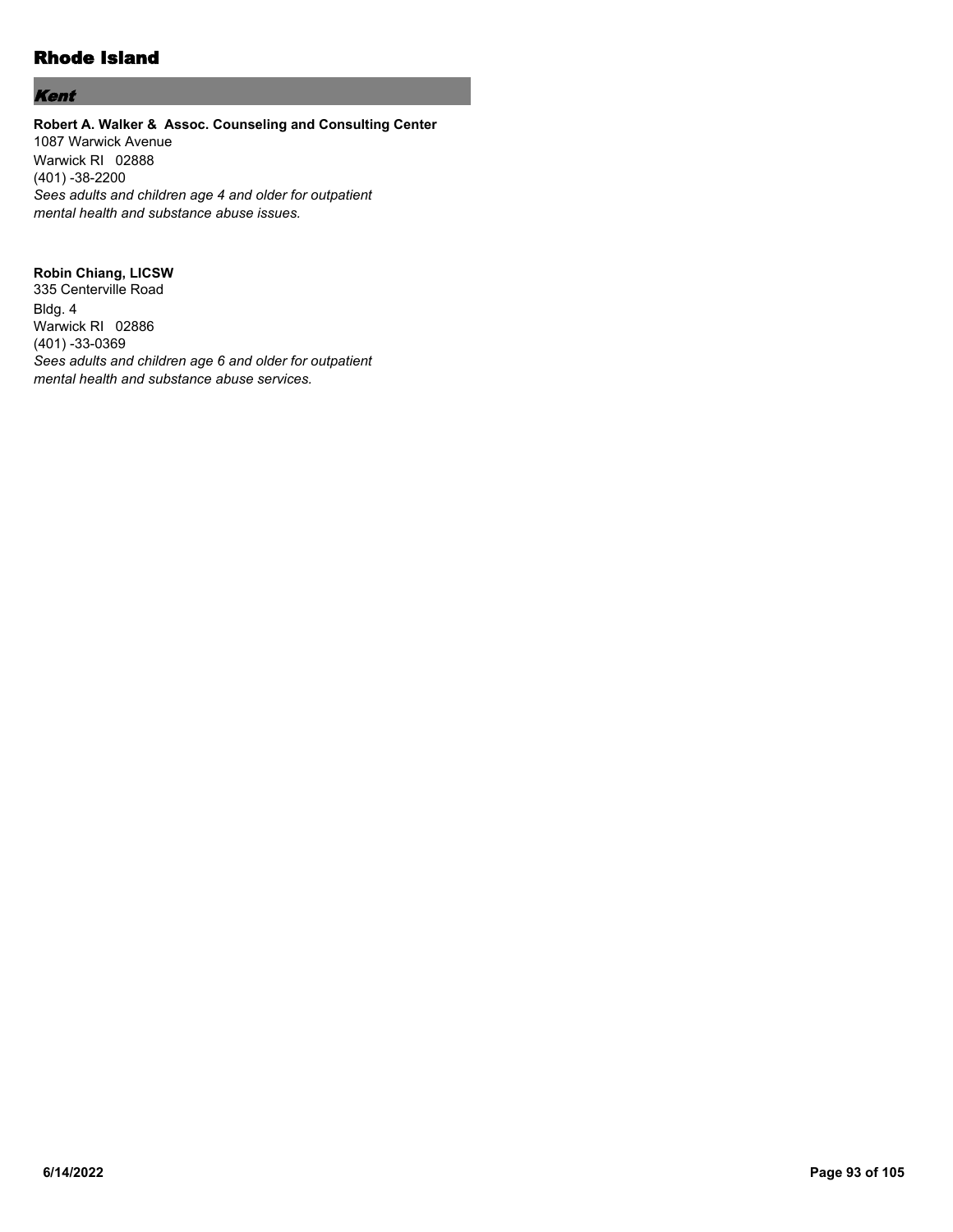# Rhode Island

## *Kent*

**Robert A. Walker & Assoc. Counseling and Consulting Center**
1087 Warwick Avenue
Warwick RI 02888
(401) -38-2200
*Sees adults and children age 4 and older for outpatient mental health and substance abuse issues.*

**Robin Chiang, LICSW**
335 Centerville Road
Bldg. 4
Warwick RI 02886
(401) -33-0369
*Sees adults and children age 6 and older for outpatient mental health and substance abuse services.*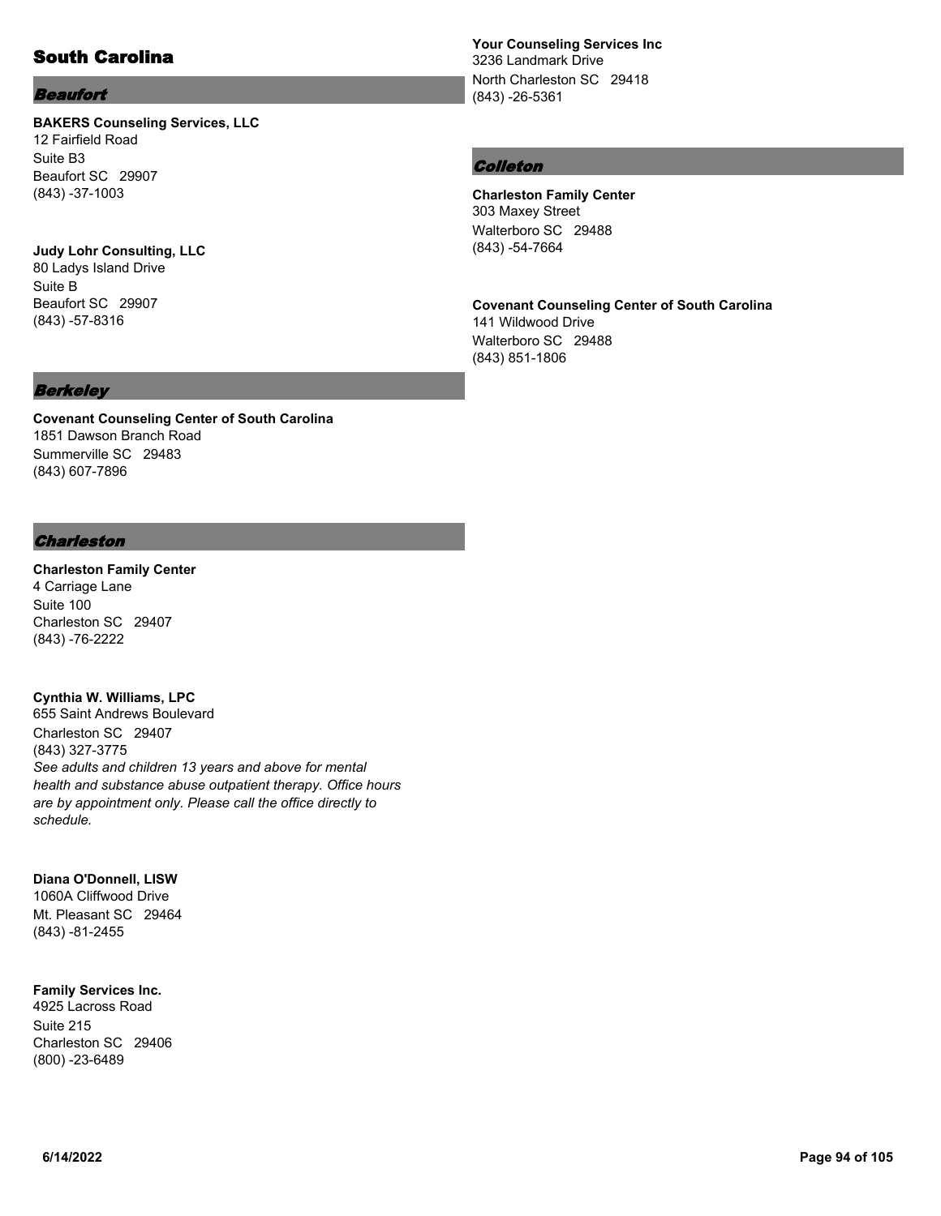## South Carolina

### Beaufort

**BAKERS Counseling Services, LLC**
12 Fairfield Road
Suite B3
Beaufort SC 29907
(843) -37-1003

**Judy Lohr Consulting, LLC**
80 Ladys Island Drive
Suite B
Beaufort SC 29907
(843) -57-8316

### Berkeley

**Covenant Counseling Center of South Carolina**
1851 Dawson Branch Road
Summerville SC 29483
(843) 607-7896

### Charleston

**Charleston Family Center**
4 Carriage Lane
Suite 100
Charleston SC 29407
(843) -76-2222

**Cynthia W. Williams, LPC**
655 Saint Andrews Boulevard
Charleston SC 29407
(843) 327-3775
*See adults and children 13 years and above for mental health and substance abuse outpatient therapy. Office hours are by appointment only. Please call the office directly to schedule.*

**Diana O'Donnell, LISW**
1060A Cliffwood Drive
Mt. Pleasant SC 29464
(843) -81-2455

**Family Services Inc.**
4925 Lacross Road
Suite 215
Charleston SC 29406
(800) -23-6489

**Your Counseling Services Inc**
3236 Landmark Drive
North Charleston SC 29418
(843) -26-5361

### Colleton

**Charleston Family Center**
303 Maxey Street
Walterboro SC 29488
(843) -54-7664

**Covenant Counseling Center of South Carolina**
141 Wildwood Drive
Walterboro SC 29488
(843) 851-1806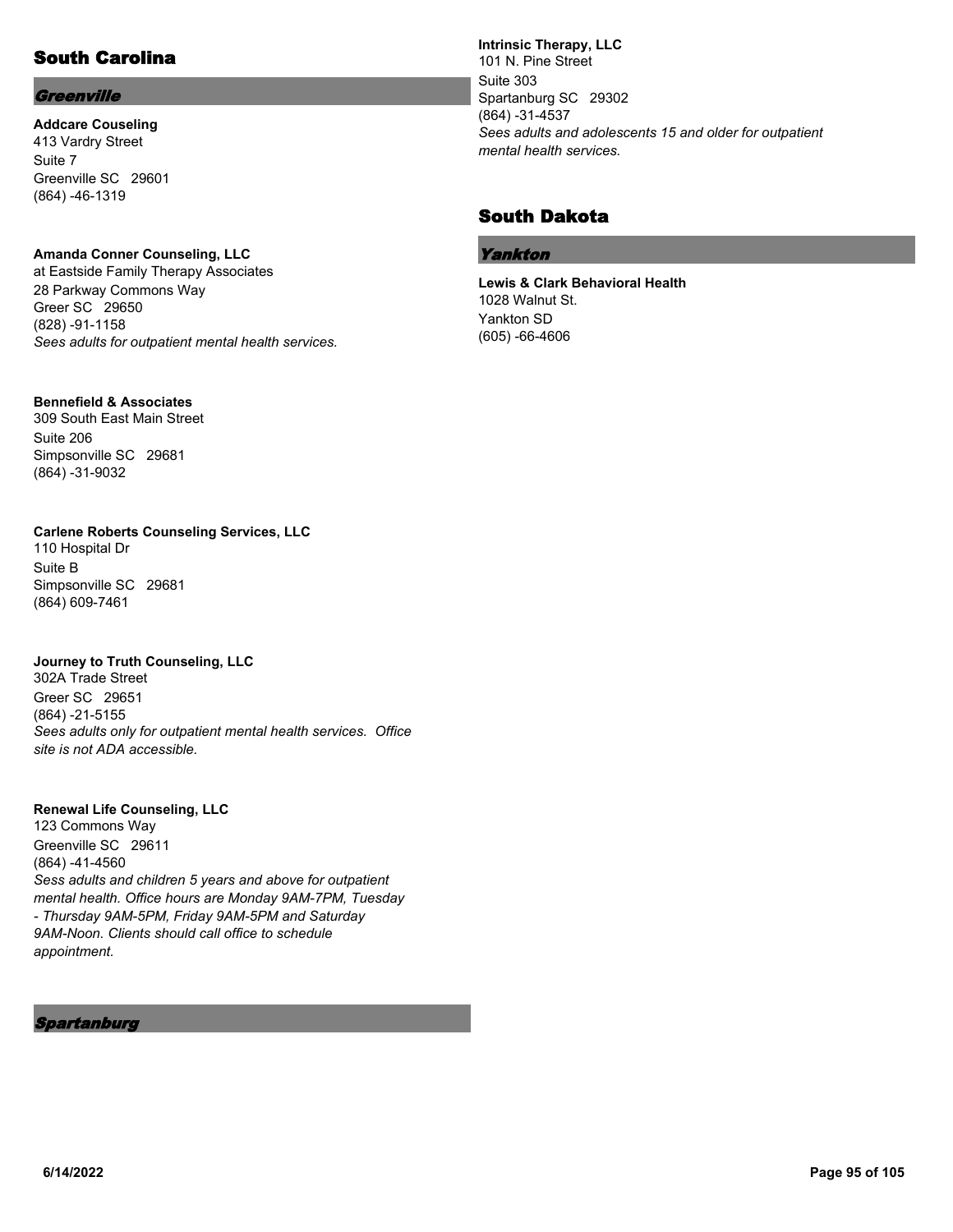## South Carolina

### Greenville

**Addcare Couseling**
413 Vardry Street
Suite 7
Greenville SC 29601
(864) -46-1319

**Amanda Conner Counseling, LLC**
at Eastside Family Therapy Associates
28 Parkway Commons Way
Greer SC 29650
(828) -91-1158
*Sees adults for outpatient mental health services.*

**Bennefield & Associates**
309 South East Main Street
Suite 206
Simpsonville SC 29681
(864) -31-9032

**Carlene Roberts Counseling Services, LLC**
110 Hospital Dr
Suite B
Simpsonville SC 29681
(864) 609-7461

**Journey to Truth Counseling, LLC**
302A Trade Street
Greer SC 29651
(864) -21-5155
*Sees adults only for outpatient mental health services. Office site is not ADA accessible.*

**Renewal Life Counseling, LLC**
123 Commons Way
Greenville SC 29611
(864) -41-4560
*Sess adults and children 5 years and above for outpatient mental health. Office hours are Monday 9AM-7PM, Tuesday - Thursday 9AM-5PM, Friday 9AM-5PM and Saturday 9AM-Noon. Clients should call office to schedule appointment.*

### Spartanburg

**Intrinsic Therapy, LLC**
101 N. Pine Street
Suite 303
Spartanburg SC 29302
(864) -31-4537
*Sees adults and adolescents 15 and older for outpatient mental health services.*

## South Dakota

### Yankton

**Lewis & Clark Behavioral Health**
1028 Walnut St.
Yankton SD
(605) -66-4606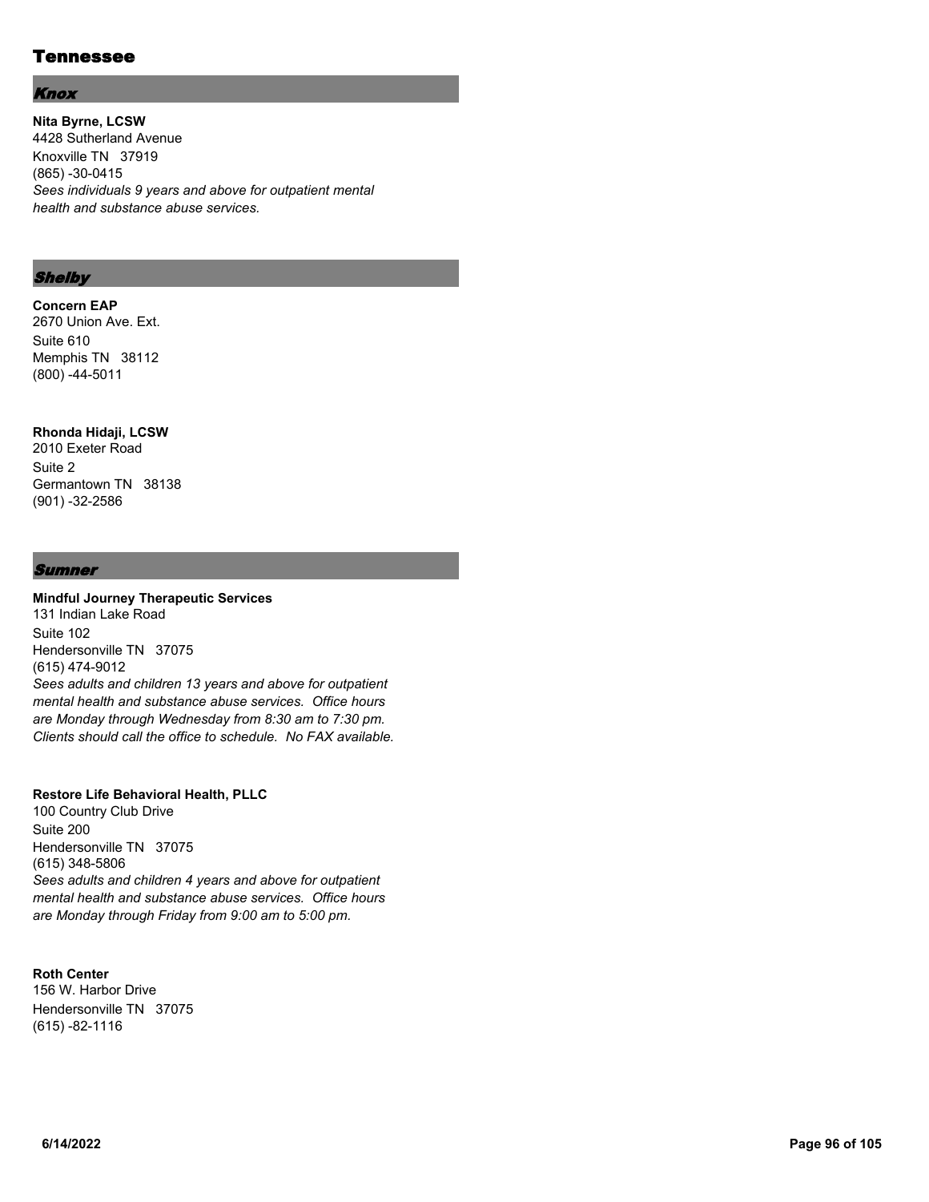# Tennessee

## *Knox*

**Nita Byrne, LCSW**
4428 Sutherland Avenue
Knoxville TN 37919
(865) -30-0415
*Sees individuals 9 years and above for outpatient mental health and substance abuse services.*

## *Shelby*

**Concern EAP**
2670 Union Ave. Ext.
Suite 610
Memphis TN 38112
(800) -44-5011

**Rhonda Hidaji, LCSW**
2010 Exeter Road
Suite 2
Germantown TN 38138
(901) -32-2586

## *Sumner*

**Mindful Journey Therapeutic Services**
131 Indian Lake Road
Suite 102
Hendersonville TN 37075
(615) 474-9012
*Sees adults and children 13 years and above for outpatient mental health and substance abuse services. Office hours are Monday through Wednesday from 8:30 am to 7:30 pm. Clients should call the office to schedule. No FAX available.*

**Restore Life Behavioral Health, PLLC**
100 Country Club Drive
Suite 200
Hendersonville TN 37075
(615) 348-5806
*Sees adults and children 4 years and above for outpatient mental health and substance abuse services. Office hours are Monday through Friday from 9:00 am to 5:00 pm.*

**Roth Center**
156 W. Harbor Drive
Hendersonville TN 37075
(615) -82-1116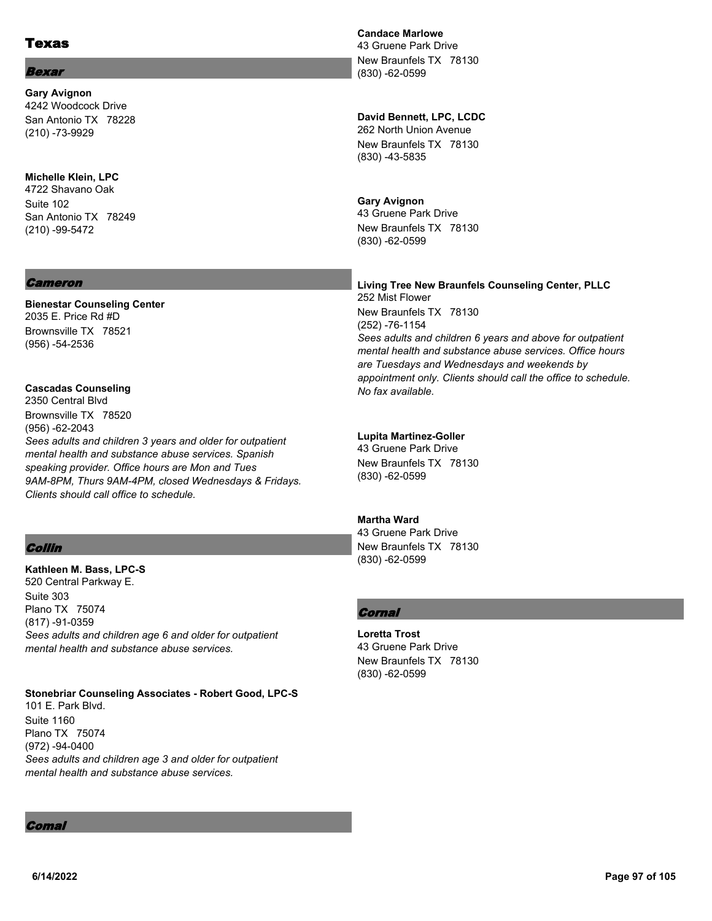# Texas

### *Bexar*

**Gary Avignon**
4242 Woodcock Drive
San Antonio TX 78228
(210) -73-9929

**Michelle Klein, LPC**
4722 Shavano Oak
Suite 102
San Antonio TX 78249
(210) -99-5472

### *Cameron*

**Bienestar Counseling Center**
2035 E. Price Rd #D
Brownsville TX 78521
(956) -54-2536

**Cascadas Counseling**
2350 Central Blvd
Brownsville TX 78520
(956) -62-2043
*Sees adults and children 3 years and older for outpatient mental health and substance abuse services. Spanish speaking provider. Office hours are Mon and Tues 9AM-8PM, Thurs 9AM-4PM, closed Wednesdays & Fridays. Clients should call office to schedule.*

### *Collin*

**Kathleen M. Bass, LPC-S**
520 Central Parkway E.
Suite 303
Plano TX 75074
(817) -91-0359
*Sees adults and children age 6 and older for outpatient mental health and substance abuse services.*

**Stonebriar Counseling Associates - Robert Good, LPC-S**
101 E. Park Blvd.
Suite 1160
Plano TX 75074
(972) -94-0400
*Sees adults and children age 3 and older for outpatient mental health and substance abuse services.*

### *Comal*

**Candace Marlowe**
43 Gruene Park Drive
New Braunfels TX 78130
(830) -62-0599

**David Bennett, LPC, LCDC**
262 North Union Avenue
New Braunfels TX 78130
(830) -43-5835

**Gary Avignon**
43 Gruene Park Drive
New Braunfels TX 78130
(830) -62-0599

**Living Tree New Braunfels Counseling Center, PLLC**
252 Mist Flower
New Braunfels TX 78130
(252) -76-1154
*Sees adults and children 6 years and above for outpatient mental health and substance abuse services. Office hours are Tuesdays and Wednesdays and weekends by appointment only. Clients should call the office to schedule. No fax available.*

**Lupita Martinez-Goller**
43 Gruene Park Drive
New Braunfels TX 78130
(830) -62-0599

**Martha Ward**
43 Gruene Park Drive
New Braunfels TX 78130
(830) -62-0599

### *Cornal*

**Loretta Trost**
43 Gruene Park Drive
New Braunfels TX 78130
(830) -62-0599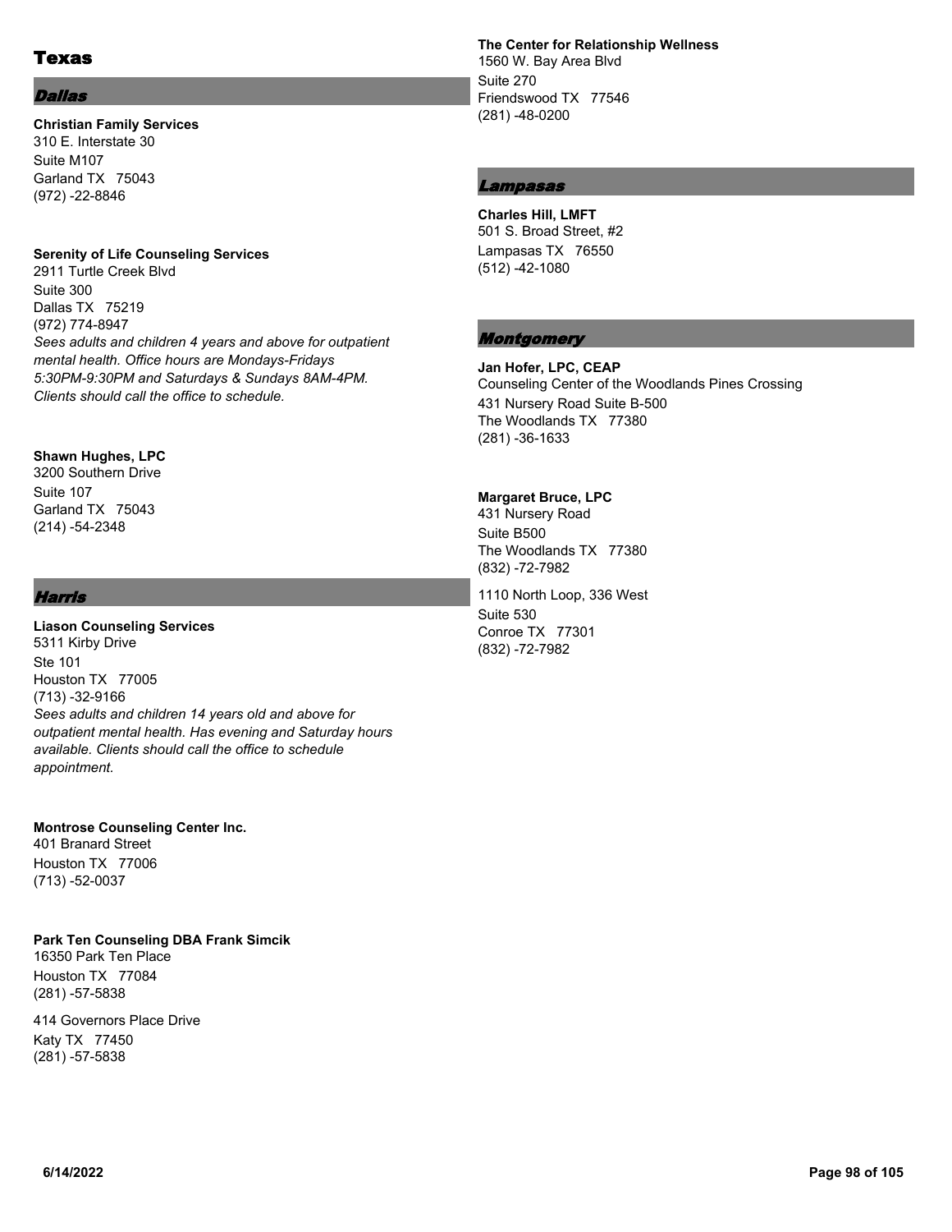# Texas

## *Dallas*

**Christian Family Services**
310 E. Interstate 30
Suite M107
Garland TX 75043
(972) -22-8846

**Serenity of Life Counseling Services**
2911 Turtle Creek Blvd
Suite 300
Dallas TX 75219
(972) 774-8947
*Sees adults and children 4 years and above for outpatient mental health. Office hours are Mondays-Fridays 5:30PM-9:30PM and Saturdays & Sundays 8AM-4PM. Clients should call the office to schedule.*

**Shawn Hughes, LPC**
3200 Southern Drive
Suite 107
Garland TX 75043
(214) -54-2348

## *Harris*

**Liason Counseling Services**
5311 Kirby Drive
Ste 101
Houston TX 77005
(713) -32-9166
*Sees adults and children 14 years old and above for outpatient mental health. Has evening and Saturday hours available. Clients should call the office to schedule appointment.*

**Montrose Counseling Center Inc.**
401 Branard Street
Houston TX 77006
(713) -52-0037

**Park Ten Counseling DBA Frank Simcik**
16350 Park Ten Place
Houston TX 77084
(281) -57-5838

414 Governors Place Drive
Katy TX 77450
(281) -57-5838

**The Center for Relationship Wellness**
1560 W. Bay Area Blvd
Suite 270
Friendswood TX 77546
(281) -48-0200

## *Lampasas*

**Charles Hill, LMFT**
501 S. Broad Street, #2
Lampasas TX 76550
(512) -42-1080

## *Montgomery*

**Jan Hofer, LPC, CEAP**
Counseling Center of the Woodlands Pines Crossing
431 Nursery Road Suite B-500
The Woodlands TX 77380
(281) -36-1633

**Margaret Bruce, LPC**
431 Nursery Road
Suite B500
The Woodlands TX 77380
(832) -72-7982

1110 North Loop, 336 West
Suite 530
Conroe TX 77301
(832) -72-7982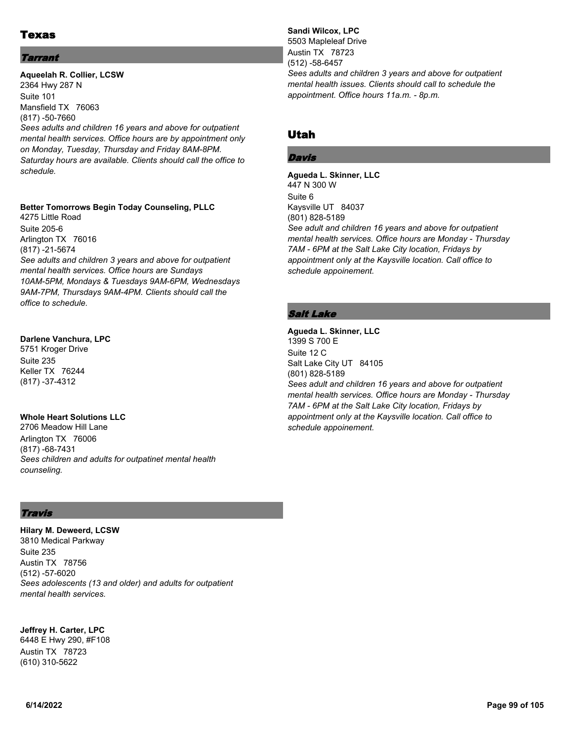# Texas

### Tarrant

**Aqueelah R. Collier, LCSW**
2364 Hwy 287 N
Suite 101
Mansfield TX 76063
(817) -50-7660
*Sees adults and children 16 years and above for outpatient mental health services. Office hours are by appointment only on Monday, Tuesday, Thursday and Friday 8AM-8PM. Saturday hours are available. Clients should call the office to schedule.*

**Better Tomorrows Begin Today Counseling, PLLC**
4275 Little Road
Suite 205-6
Arlington TX 76016
(817) -21-5674
*See adults and children 3 years and above for outpatient mental health services. Office hours are Sundays 10AM-5PM, Mondays & Tuesdays 9AM-6PM, Wednesdays 9AM-7PM, Thursdays 9AM-4PM. Clients should call the office to schedule.*

**Darlene Vanchura, LPC**
5751 Kroger Drive
Suite 235
Keller TX 76244
(817) -37-4312

**Whole Heart Solutions LLC**
2706 Meadow Hill Lane
Arlington TX 76006
(817) -68-7431
*Sees children and adults for outpatinet mental health counseling.*

### Travis

**Hilary M. Deweerd, LCSW**
3810 Medical Parkway
Suite 235
Austin TX 78756
(512) -57-6020
*Sees adolescents (13 and older) and adults for outpatient mental health services.*

**Jeffrey H. Carter, LPC**
6448 E Hwy 290, #F108
Austin TX 78723
(610) 310-5622

**Sandi Wilcox, LPC**
5503 Mapleleaf Drive
Austin TX 78723
(512) -58-6457
*Sees adults and children 3 years and above for outpatient mental health issues. Clients should call to schedule the appointment. Office hours 11a.m. - 8p.m.*

# Utah

### Davis

**Agueda L. Skinner, LLC**
447 N 300 W
Suite 6
Kaysville UT 84037
(801) 828-5189
*See adult and children 16 years and above for outpatient mental health services. Office hours are Monday - Thursday 7AM - 6PM at the Salt Lake City location, Fridays by appointment only at the Kaysville location. Call office to schedule appoinement.*

### Salt Lake

**Agueda L. Skinner, LLC**
1399 S 700 E
Suite 12 C
Salt Lake City UT 84105
(801) 828-5189
*Sees adult and children 16 years and above for outpatient mental health services. Office hours are Monday - Thursday 7AM - 6PM at the Salt Lake City location, Fridays by appointment only at the Kaysville location. Call office to schedule appoinement.*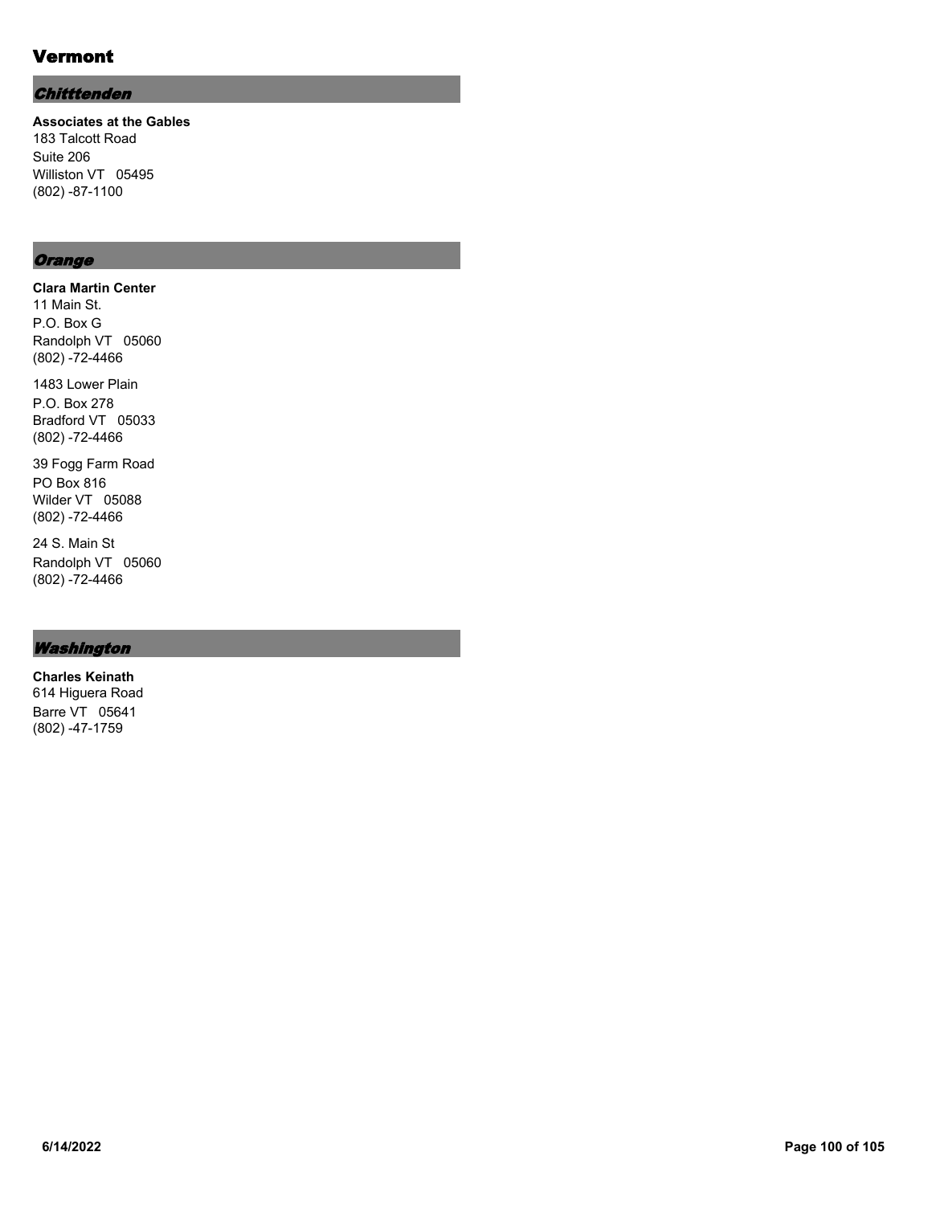# Vermont

## *Chitttenden*

**Associates at the Gables**
183 Talcott Road
Suite 206
Williston VT 05495
(802) -87-1100

## *Orange*

**Clara Martin Center**
11 Main St.
P.O. Box G
Randolph VT 05060
(802) -72-4466

1483 Lower Plain
P.O. Box 278
Bradford VT 05033
(802) -72-4466

39 Fogg Farm Road
PO Box 816
Wilder VT 05088
(802) -72-4466

24 S. Main St
Randolph VT 05060
(802) -72-4466

## *Washington*

**Charles Keinath**
614 Higuera Road
Barre VT 05641
(802) -47-1759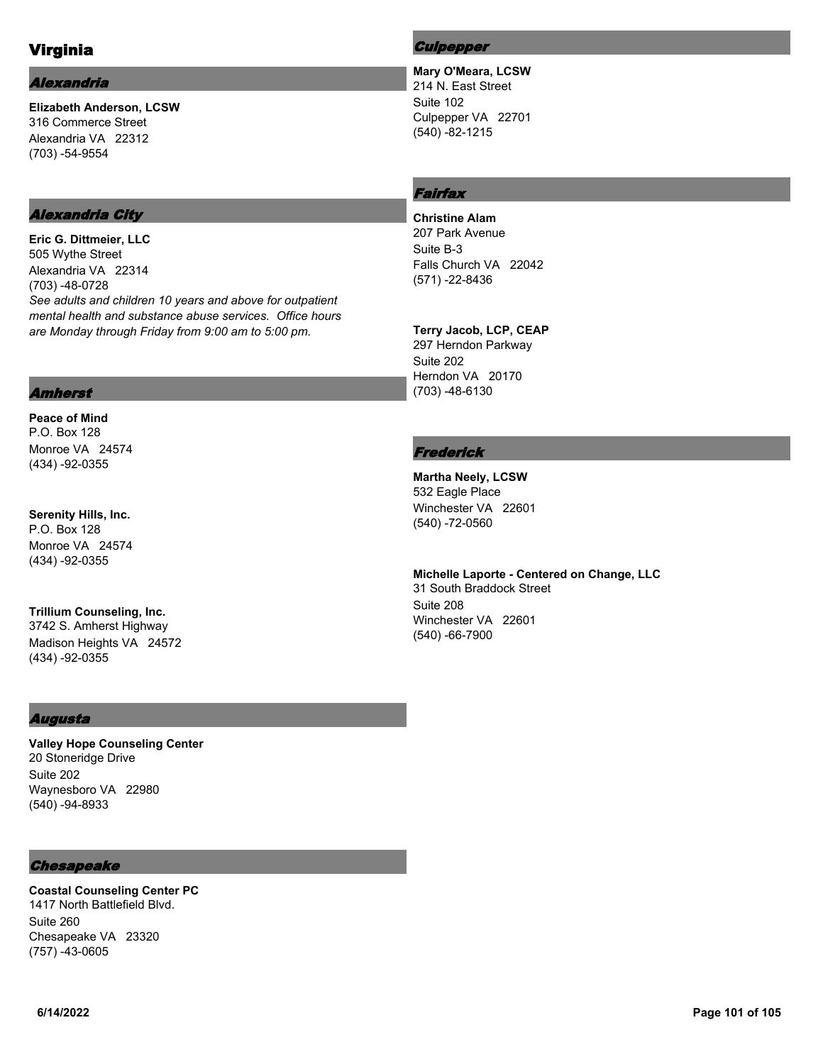# Virginia

## Alexandria

**Elizabeth Anderson, LCSW**
316 Commerce Street
Alexandria VA 22312
(703) -54-9554

## Alexandria City

**Eric G. Dittmeier, LLC**
505 Wythe Street
Alexandria VA 22314
(703) -48-0728
*See adults and children 10 years and above for outpatient mental health and substance abuse services. Office hours are Monday through Friday from 9:00 am to 5:00 pm.*

## Amherst

**Peace of Mind**
P.O. Box 128
Monroe VA 24574
(434) -92-0355

**Serenity Hills, Inc.**
P.O. Box 128
Monroe VA 24574
(434) -92-0355

**Trillium Counseling, Inc.**
3742 S. Amherst Highway
Madison Heights VA 24572
(434) -92-0355

## Augusta

**Valley Hope Counseling Center**
20 Stoneridge Drive
Suite 202
Waynesboro VA 22980
(540) -94-8933

## Chesapeake

**Coastal Counseling Center PC**
1417 North Battlefield Blvd.
Suite 260
Chesapeake VA 23320
(757) -43-0605

## Culpepper

**Mary O'Meara, LCSW**
214 N. East Street
Suite 102
Culpepper VA 22701
(540) -82-1215

## Fairfax

**Christine Alam**
207 Park Avenue
Suite B-3
Falls Church VA 22042
(571) -22-8436

**Terry Jacob, LCP, CEAP**
297 Herndon Parkway
Suite 202
Herndon VA 20170
(703) -48-6130

## Frederick

**Martha Neely, LCSW**
532 Eagle Place
Winchester VA 22601
(540) -72-0560

**Michelle Laporte - Centered on Change, LLC**
31 South Braddock Street
Suite 208
Winchester VA 22601
(540) -66-7900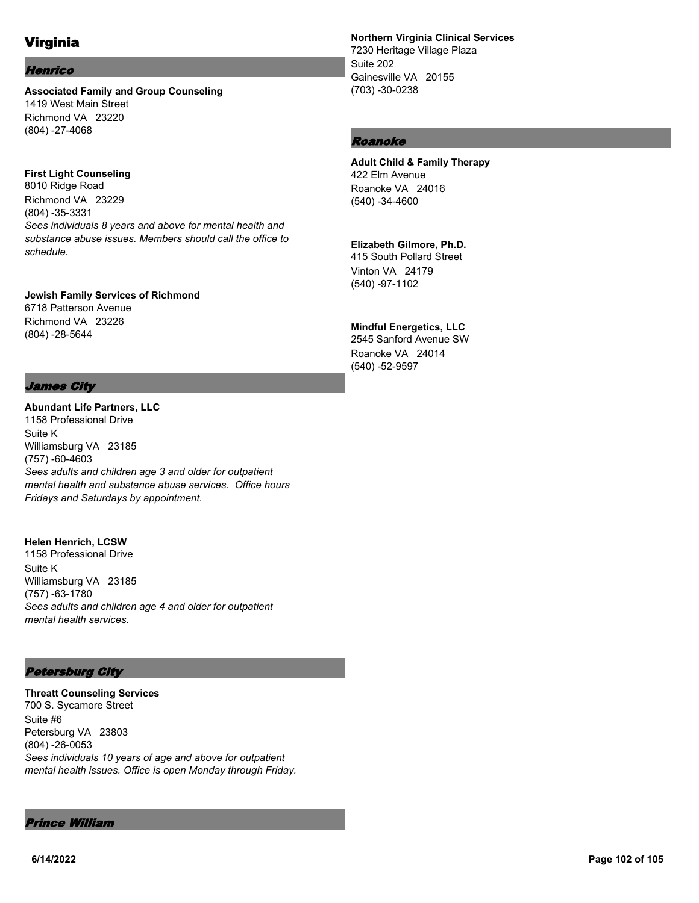# Virginia

## *Henrico*

**Associated Family and Group Counseling**
1419 West Main Street
Richmond VA 23220
(804) -27-4068

**First Light Counseling**
8010 Ridge Road
Richmond VA 23229
(804) -35-3331
*Sees individuals 8 years and above for mental health and substance abuse issues. Members should call the office to schedule.*

**Jewish Family Services of Richmond**
6718 Patterson Avenue
Richmond VA 23226
(804) -28-5644

## *James City*

**Abundant Life Partners, LLC**
1158 Professional Drive
Suite K
Williamsburg VA 23185
(757) -60-4603
*Sees adults and children age 3 and older for outpatient mental health and substance abuse services. Office hours Fridays and Saturdays by appointment.*

**Helen Henrich, LCSW**
1158 Professional Drive
Suite K
Williamsburg VA 23185
(757) -63-1780
*Sees adults and children age 4 and older for outpatient mental health services.*

## *Petersburg City*

**Threatt Counseling Services**
700 S. Sycamore Street
Suite #6
Petersburg VA 23803
(804) -26-0053
*Sees individuals 10 years of age and above for outpatient mental health issues. Office is open Monday through Friday.*

## *Prince William*

**Northern Virginia Clinical Services**
7230 Heritage Village Plaza
Suite 202
Gainesville VA 20155
(703) -30-0238

## *Roanoke*

**Adult Child & Family Therapy**
422 Elm Avenue
Roanoke VA 24016
(540) -34-4600

**Elizabeth Gilmore, Ph.D.**
415 South Pollard Street
Vinton VA 24179
(540) -97-1102

**Mindful Energetics, LLC**
2545 Sanford Avenue SW
Roanoke VA 24014
(540) -52-9597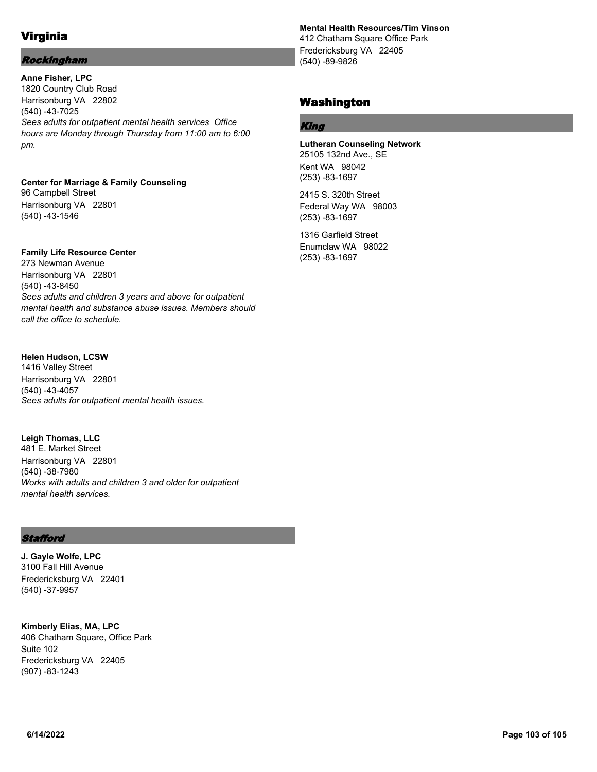# Virginia

## *Rockingham*

**Anne Fisher, LPC**
1820 Country Club Road
Harrisonburg VA 22802
(540) -43-7025
*Sees adults for outpatient mental health services Office hours are Monday through Thursday from 11:00 am to 6:00 pm.*

**Center for Marriage & Family Counseling**
96 Campbell Street
Harrisonburg VA 22801
(540) -43-1546

**Family Life Resource Center**
273 Newman Avenue
Harrisonburg VA 22801
(540) -43-8450
*Sees adults and children 3 years and above for outpatient mental health and substance abuse issues. Members should call the office to schedule.*

**Helen Hudson, LCSW**
1416 Valley Street
Harrisonburg VA 22801
(540) -43-4057
*Sees adults for outpatient mental health issues.*

**Leigh Thomas, LLC**
481 E. Market Street
Harrisonburg VA 22801
(540) -38-7980
*Works with adults and children 3 and older for outpatient mental health services.*

## *Stafford*

**J. Gayle Wolfe, LPC**
3100 Fall Hill Avenue
Fredericksburg VA 22401
(540) -37-9957

**Kimberly Elias, MA, LPC**
406 Chatham Square, Office Park
Suite 102
Fredericksburg VA 22405
(907) -83-1243

**Mental Health Resources/Tim Vinson**
412 Chatham Square Office Park
Fredericksburg VA 22405
(540) -89-9826

# Washington

## *King*

**Lutheran Counseling Network**
25105 132nd Ave., SE
Kent WA 98042
(253) -83-1697

2415 S. 320th Street
Federal Way WA 98003
(253) -83-1697

1316 Garfield Street
Enumclaw WA 98022
(253) -83-1697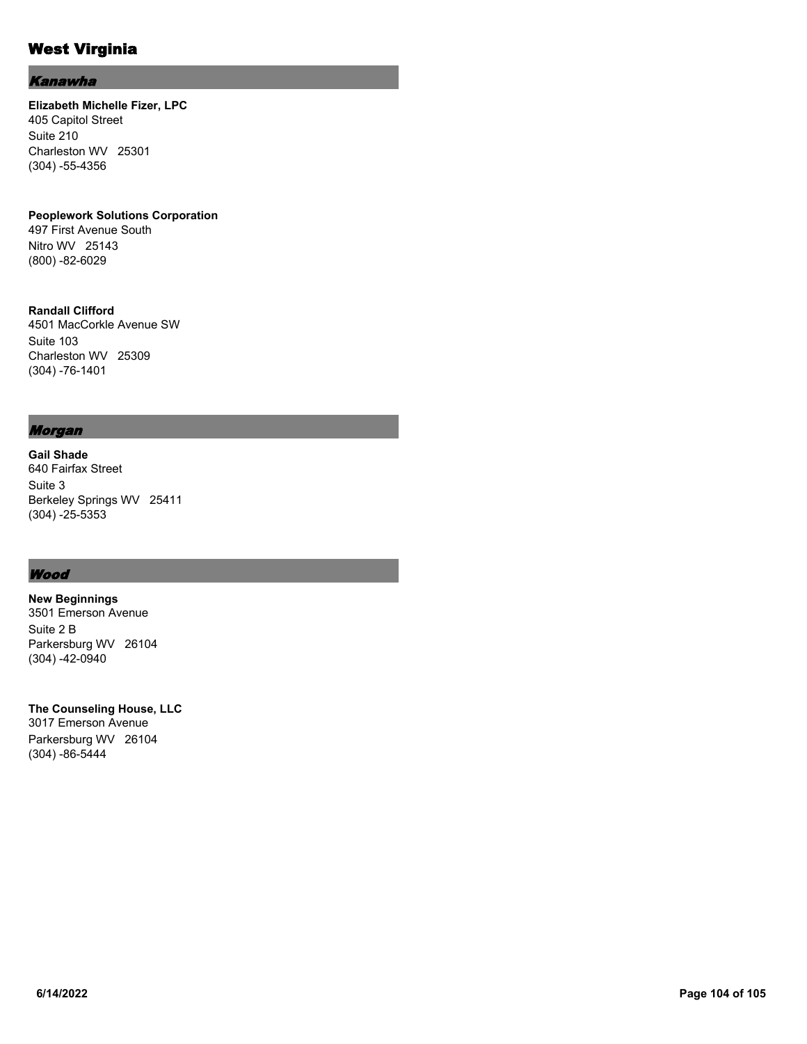# West Virginia

## *Kanawha*

**Elizabeth Michelle Fizer, LPC**
405 Capitol Street
Suite 210
Charleston WV 25301
(304) -55-4356

**Peoplework Solutions Corporation**
497 First Avenue South
Nitro WV 25143
(800) -82-6029

**Randall Clifford**
4501 MacCorkle Avenue SW
Suite 103
Charleston WV 25309
(304) -76-1401

## *Morgan*

**Gail Shade**
640 Fairfax Street
Suite 3
Berkeley Springs WV 25411
(304) -25-5353

## *Wood*

**New Beginnings**
3501 Emerson Avenue
Suite 2 B
Parkersburg WV 26104
(304) -42-0940

**The Counseling House, LLC**
3017 Emerson Avenue
Parkersburg WV 26104
(304) -86-5444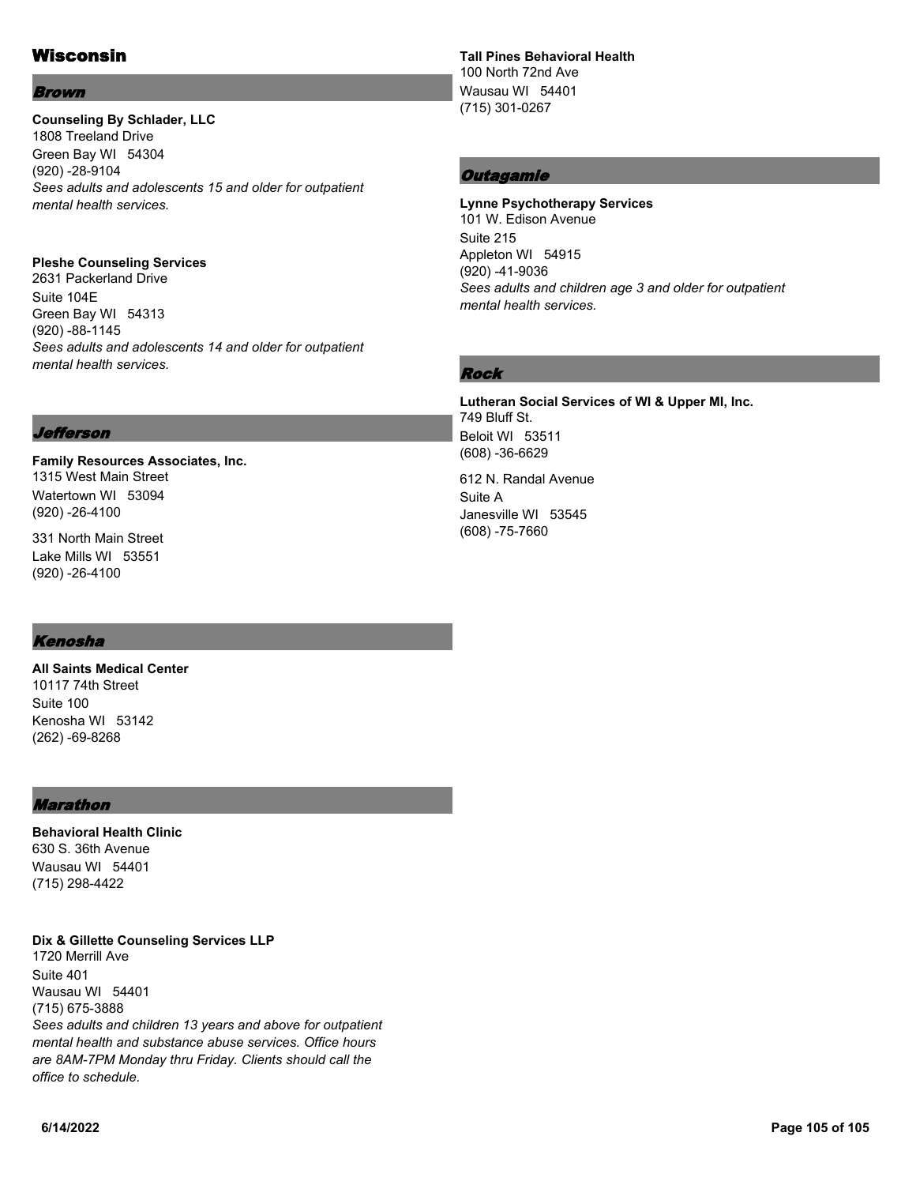# Wisconsin

## Brown

**Counseling By Schlader, LLC**
1808 Treeland Drive
Green Bay WI 54304
(920) -28-9104
*Sees adults and adolescents 15 and older for outpatient mental health services.*

**Pleshe Counseling Services**
2631 Packerland Drive
Suite 104E
Green Bay WI 54313
(920) -88-1145
*Sees adults and adolescents 14 and older for outpatient mental health services.*

## Jefferson

**Family Resources Associates, Inc.**
1315 West Main Street
Watertown WI 53094
(920) -26-4100

331 North Main Street
Lake Mills WI 53551
(920) -26-4100

## Kenosha

**All Saints Medical Center**
10117 74th Street
Suite 100
Kenosha WI 53142
(262) -69-8268

## Marathon

**Behavioral Health Clinic**
630 S. 36th Avenue
Wausau WI 54401
(715) 298-4422

**Dix & Gillette Counseling Services LLP**
1720 Merrill Ave
Suite 401
Wausau WI 54401
(715) 675-3888
*Sees adults and children 13 years and above for outpatient mental health and substance abuse services. Office hours are 8AM-7PM Monday thru Friday. Clients should call the office to schedule.*

**Tall Pines Behavioral Health**
100 North 72nd Ave
Wausau WI 54401
(715) 301-0267

## Outagamie

**Lynne Psychotherapy Services**
101 W. Edison Avenue
Suite 215
Appleton WI 54915
(920) -41-9036
*Sees adults and children age 3 and older for outpatient mental health services.*

## Rock

**Lutheran Social Services of WI & Upper MI, Inc.**
749 Bluff St.
Beloit WI 53511
(608) -36-6629

612 N. Randal Avenue
Suite A
Janesville WI 53545
(608) -75-7660